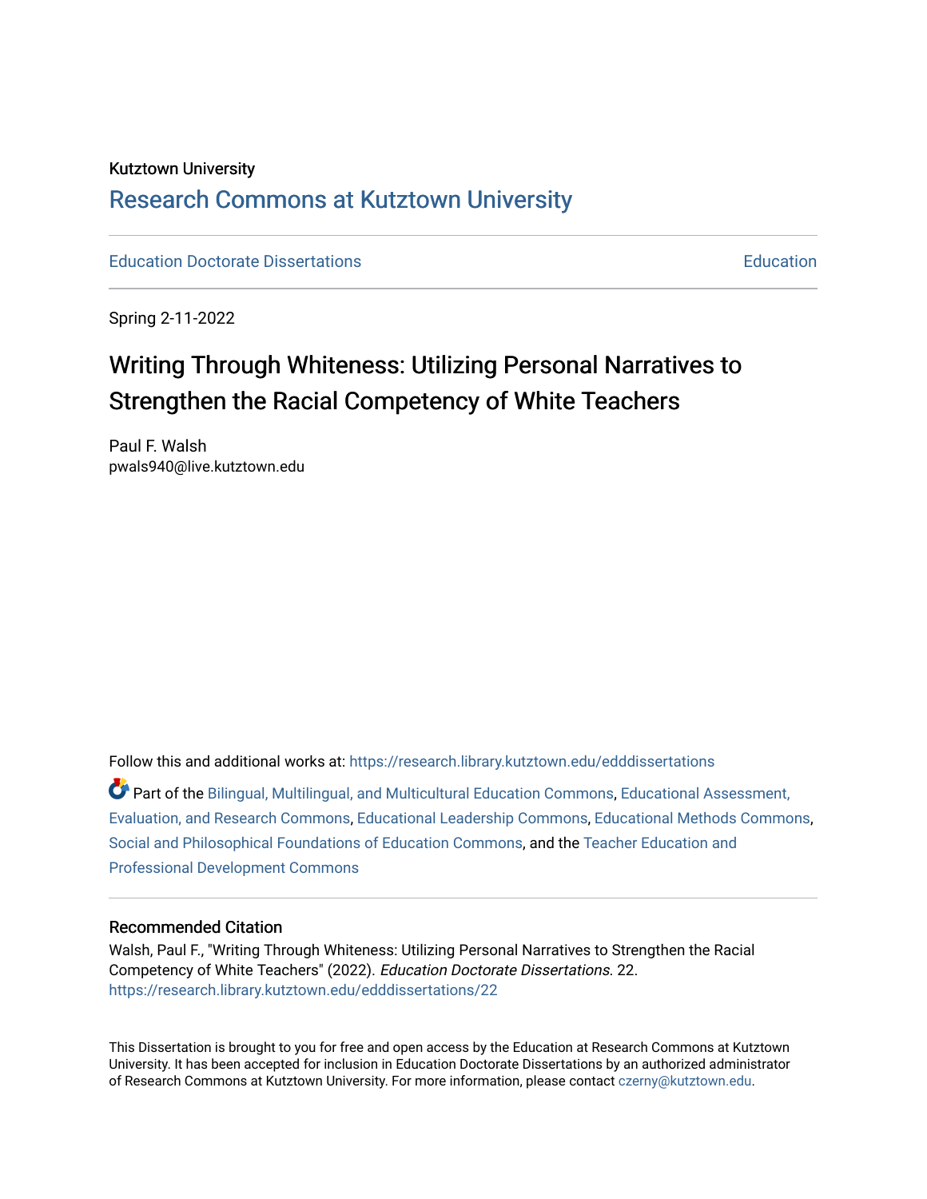Kutztown University

# Research Commons at Kutztown University

Education Doctorate Dissertations | Education

Spring 2-11-2022

## Writing Through Whiteness: Utilizing Personal Narratives to Strengthen the Racial Competency of White Teachers

Paul F. Walsh
pwals940@live.kutztown.edu

Follow this and additional works at: https://research.library.kutztown.edu/edddissertations

Part of the Bilingual, Multilingual, and Multicultural Education Commons, Educational Assessment, Evaluation, and Research Commons, Educational Leadership Commons, Educational Methods Commons, Social and Philosophical Foundations of Education Commons, and the Teacher Education and Professional Development Commons

### Recommended Citation

Walsh, Paul F., "Writing Through Whiteness: Utilizing Personal Narratives to Strengthen the Racial Competency of White Teachers" (2022). *Education Doctorate Dissertations*. 22.
https://research.library.kutztown.edu/edddissertations/22

This Dissertation is brought to you for free and open access by the Education at Research Commons at Kutztown University. It has been accepted for inclusion in Education Doctorate Dissertations by an authorized administrator of Research Commons at Kutztown University. For more information, please contact czerny@kutztown.edu.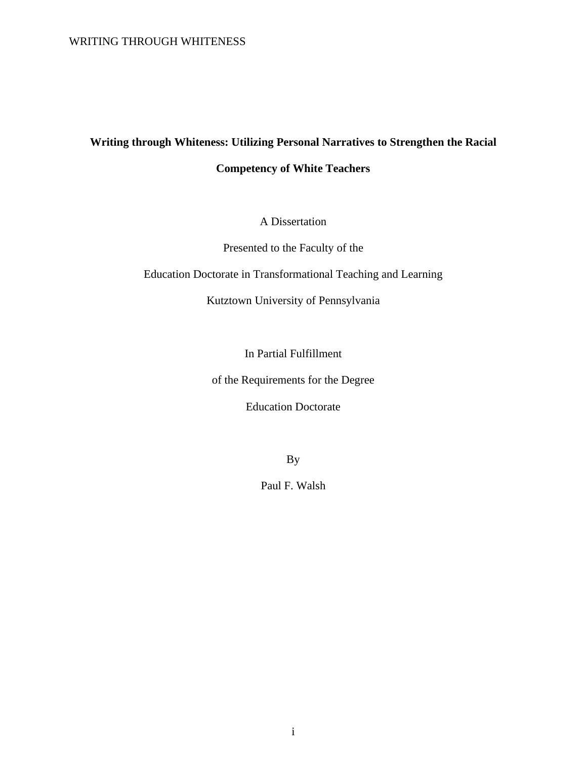**Writing through Whiteness: Utilizing Personal Narratives to Strengthen the Racial Competency of White Teachers**

A Dissertation

Presented to the Faculty of the

Education Doctorate in Transformational Teaching and Learning

Kutztown University of Pennsylvania

In Partial Fulfillment

of the Requirements for the Degree

Education Doctorate

By

Paul F. Walsh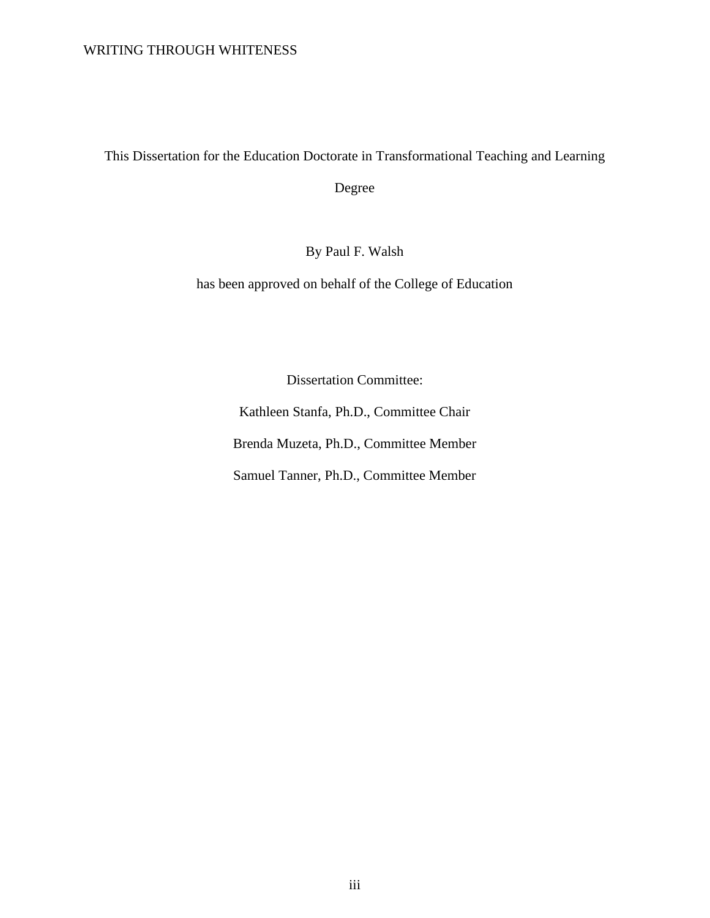This Dissertation for the Education Doctorate in Transformational Teaching and Learning Degree

By Paul F. Walsh

has been approved on behalf of the College of Education

Dissertation Committee:

Kathleen Stanfa, Ph.D., Committee Chair

Brenda Muzeta, Ph.D., Committee Member

Samuel Tanner, Ph.D., Committee Member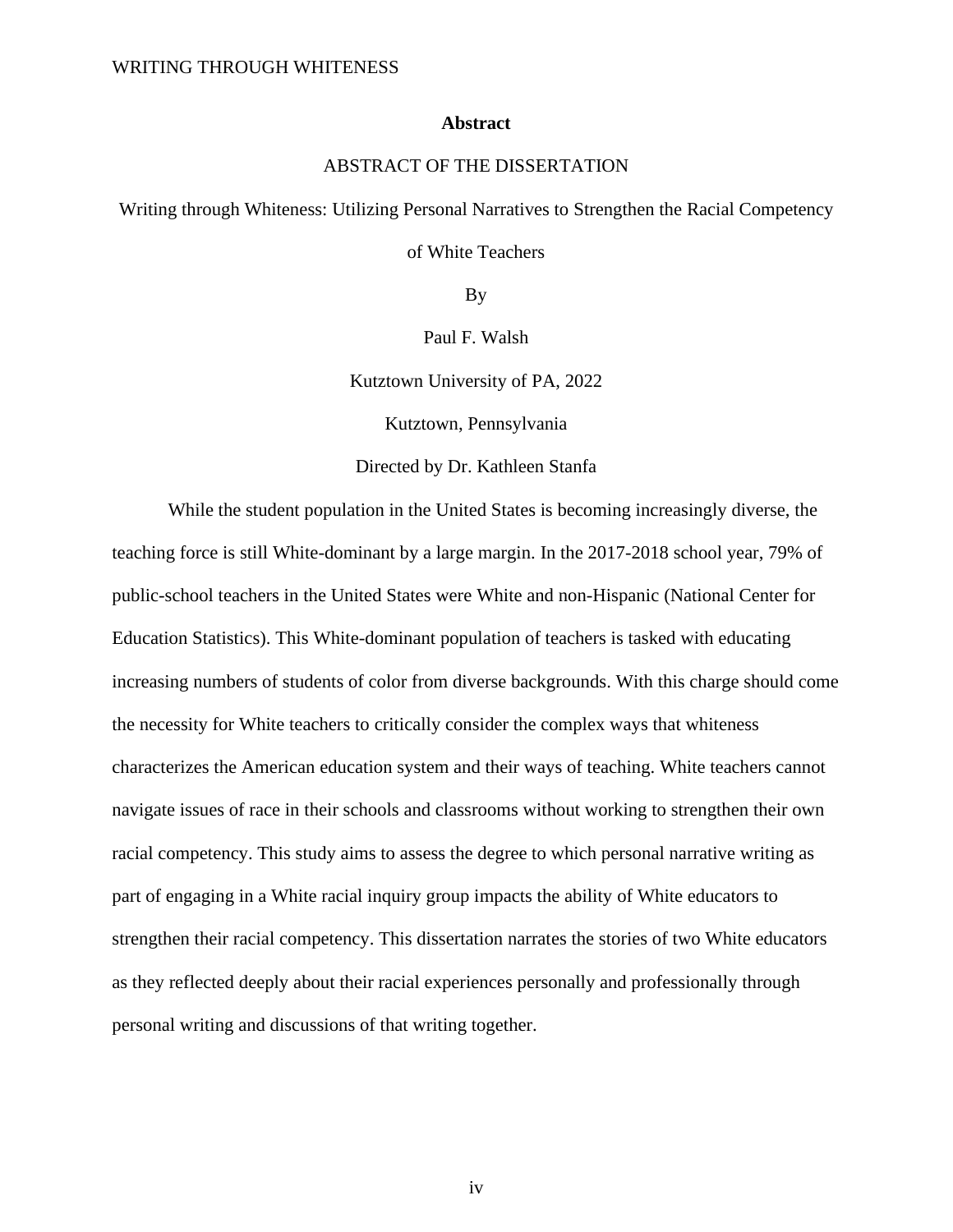# Abstract

ABSTRACT OF THE DISSERTATION

Writing through Whiteness: Utilizing Personal Narratives to Strengthen the Racial Competency of White Teachers

By

Paul F. Walsh

Kutztown University of PA, 2022

Kutztown, Pennsylvania

Directed by Dr. Kathleen Stanfa

While the student population in the United States is becoming increasingly diverse, the teaching force is still White-dominant by a large margin. In the 2017-2018 school year, 79% of public-school teachers in the United States were White and non-Hispanic (National Center for Education Statistics). This White-dominant population of teachers is tasked with educating increasing numbers of students of color from diverse backgrounds. With this charge should come the necessity for White teachers to critically consider the complex ways that whiteness characterizes the American education system and their ways of teaching. White teachers cannot navigate issues of race in their schools and classrooms without working to strengthen their own racial competency. This study aims to assess the degree to which personal narrative writing as part of engaging in a White racial inquiry group impacts the ability of White educators to strengthen their racial competency. This dissertation narrates the stories of two White educators as they reflected deeply about their racial experiences personally and professionally through personal writing and discussions of that writing together.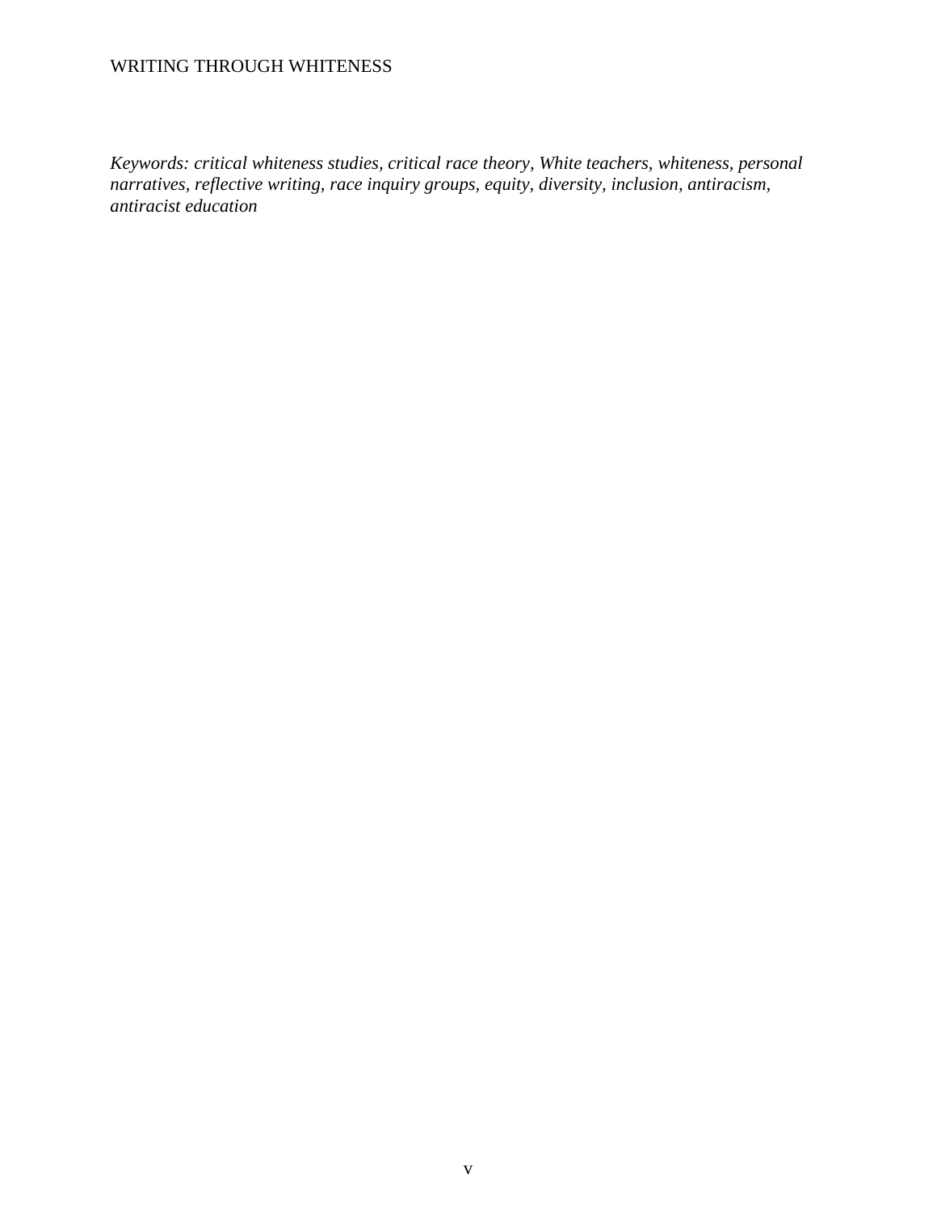*Keywords: critical whiteness studies, critical race theory, White teachers, whiteness, personal narratives, reflective writing, race inquiry groups, equity, diversity, inclusion, antiracism, antiracist education*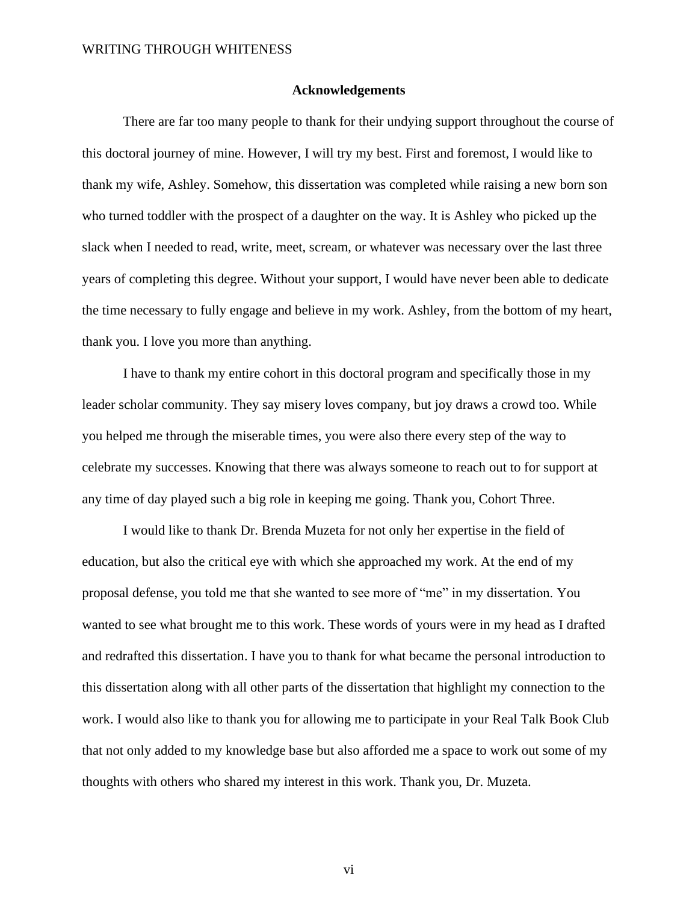## Acknowledgements

There are far too many people to thank for their undying support throughout the course of this doctoral journey of mine. However, I will try my best. First and foremost, I would like to thank my wife, Ashley. Somehow, this dissertation was completed while raising a new born son who turned toddler with the prospect of a daughter on the way. It is Ashley who picked up the slack when I needed to read, write, meet, scream, or whatever was necessary over the last three years of completing this degree. Without your support, I would have never been able to dedicate the time necessary to fully engage and believe in my work. Ashley, from the bottom of my heart, thank you. I love you more than anything.

I have to thank my entire cohort in this doctoral program and specifically those in my leader scholar community. They say misery loves company, but joy draws a crowd too. While you helped me through the miserable times, you were also there every step of the way to celebrate my successes. Knowing that there was always someone to reach out to for support at any time of day played such a big role in keeping me going. Thank you, Cohort Three.

I would like to thank Dr. Brenda Muzeta for not only her expertise in the field of education, but also the critical eye with which she approached my work. At the end of my proposal defense, you told me that she wanted to see more of "me" in my dissertation. You wanted to see what brought me to this work. These words of yours were in my head as I drafted and redrafted this dissertation. I have you to thank for what became the personal introduction to this dissertation along with all other parts of the dissertation that highlight my connection to the work. I would also like to thank you for allowing me to participate in your Real Talk Book Club that not only added to my knowledge base but also afforded me a space to work out some of my thoughts with others who shared my interest in this work. Thank you, Dr. Muzeta.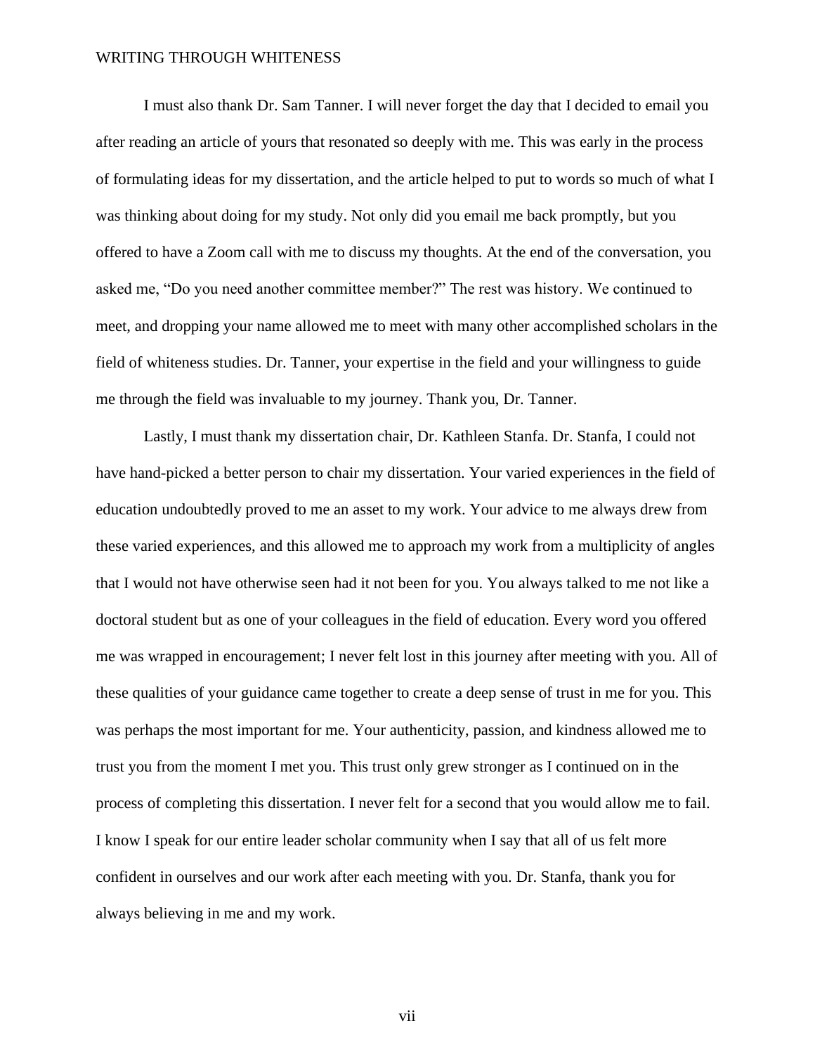I must also thank Dr. Sam Tanner. I will never forget the day that I decided to email you after reading an article of yours that resonated so deeply with me. This was early in the process of formulating ideas for my dissertation, and the article helped to put to words so much of what I was thinking about doing for my study. Not only did you email me back promptly, but you offered to have a Zoom call with me to discuss my thoughts. At the end of the conversation, you asked me, "Do you need another committee member?" The rest was history. We continued to meet, and dropping your name allowed me to meet with many other accomplished scholars in the field of whiteness studies. Dr. Tanner, your expertise in the field and your willingness to guide me through the field was invaluable to my journey. Thank you, Dr. Tanner.

Lastly, I must thank my dissertation chair, Dr. Kathleen Stanfa. Dr. Stanfa, I could not have hand-picked a better person to chair my dissertation. Your varied experiences in the field of education undoubtedly proved to me an asset to my work. Your advice to me always drew from these varied experiences, and this allowed me to approach my work from a multiplicity of angles that I would not have otherwise seen had it not been for you. You always talked to me not like a doctoral student but as one of your colleagues in the field of education. Every word you offered me was wrapped in encouragement; I never felt lost in this journey after meeting with you. All of these qualities of your guidance came together to create a deep sense of trust in me for you. This was perhaps the most important for me. Your authenticity, passion, and kindness allowed me to trust you from the moment I met you. This trust only grew stronger as I continued on in the process of completing this dissertation. I never felt for a second that you would allow me to fail. I know I speak for our entire leader scholar community when I say that all of us felt more confident in ourselves and our work after each meeting with you. Dr. Stanfa, thank you for always believing in me and my work.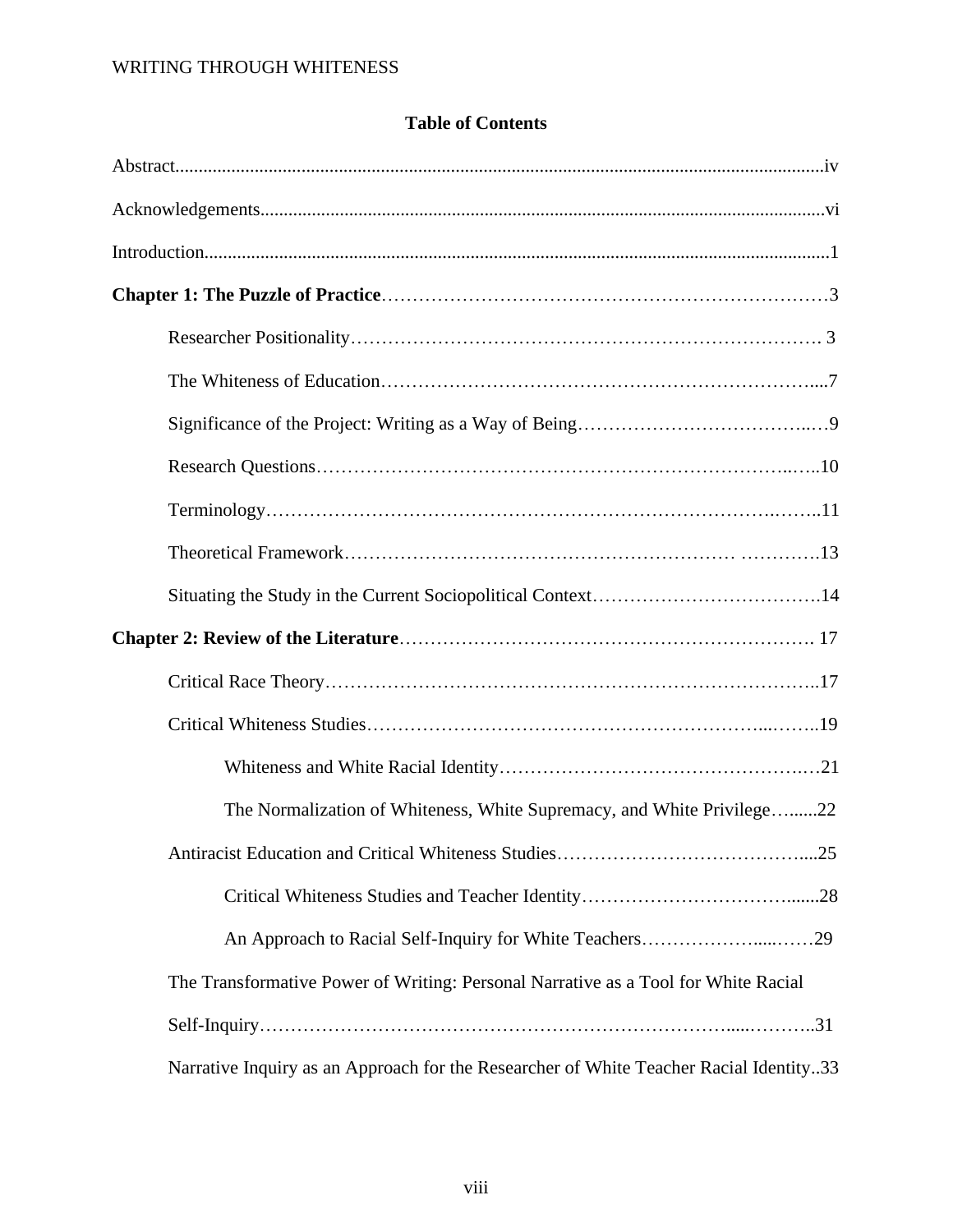**Table of Contents**

Abstract....iv

Acknowledgements....vi

Introduction....1

**Chapter 1: The Puzzle of Practice**....3

- Researcher Positionality....3
- The Whiteness of Education....7
- Significance of the Project: Writing as a Way of Being....9
- Research Questions....10
- Terminology....11
- Theoretical Framework....13
- Situating the Study in the Current Sociopolitical Context....14

**Chapter 2: Review of the Literature**....17

- Critical Race Theory....17
- Critical Whiteness Studies....19
  - Whiteness and White Racial Identity....21
  - The Normalization of Whiteness, White Supremacy, and White Privilege....22
- Antiracist Education and Critical Whiteness Studies....25
  - Critical Whiteness Studies and Teacher Identity....28
  - An Approach to Racial Self-Inquiry for White Teachers....29
- The Transformative Power of Writing: Personal Narrative as a Tool for White Racial Self-Inquiry....31
- Narrative Inquiry as an Approach for the Researcher of White Teacher Racial Identity..33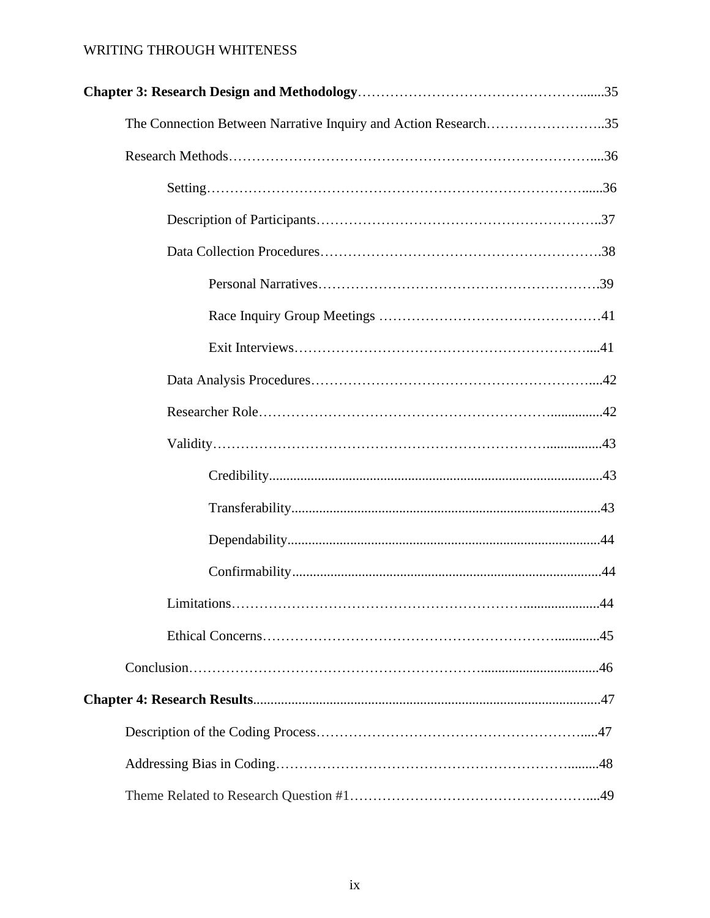**Chapter 3: Research Design and Methodology**……………………………………………......35

The Connection Between Narrative Inquiry and Action Research……………………..35

Research Methods……………………………………………………………………....36

Setting…………………………………………………………………………......36

Description of Participants……………………………………………………..37

Data Collection Procedures…………………………………………………….38

Personal Narratives…………………………………………………….39

Race Inquiry Group Meetings ………………………………………41

Exit Interviews………………………………………………………....41

Data Analysis Procedures……………………………………………………....42

Researcher Role…………………………………………………….................42

Validity………………………………………………………………................43

Credibility...............................................................................................43

Transferability........................................................................................43

Dependability.........................................................................................44

Confirmability........................................................................................44

Limitations…………………………………………………….....................44

Ethical Concerns…………………………………………………….............45

Conclusion…………………………………………………….................................46

**Chapter 4: Research Results**....................................................................................................47

Description of the Coding Process…………………………………………………....47

Addressing Bias in Coding………………………………………………………….........48

Theme Related to Research Question #1……………………………………………....49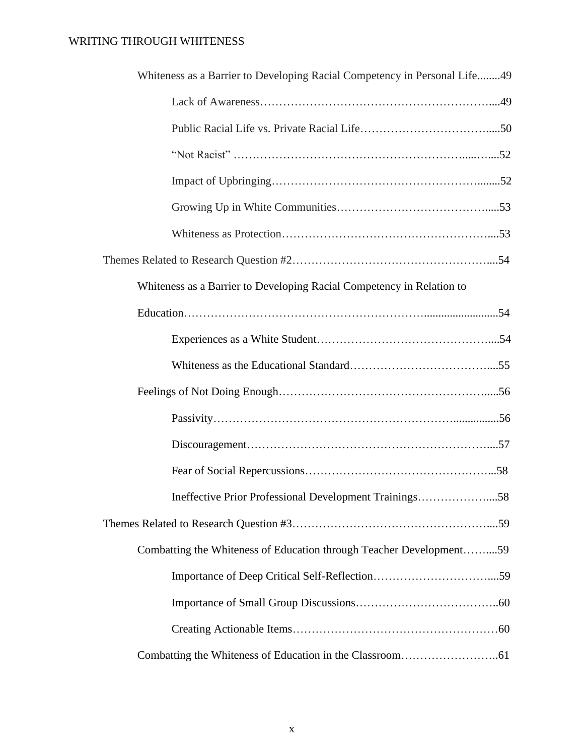Whiteness as a Barrier to Developing Racial Competency in Personal Life........49

Lack of Awareness.........................................................49

Public Racial Life vs. Private Racial Life.........................................50

"Not Racist" .........................................................52

Impact of Upbringing.........................................................52

Growing Up in White Communities.........................................53

Whiteness as Protection.........................................................53

Themes Related to Research Question #2.........................................54

Whiteness as a Barrier to Developing Racial Competency in Relation to Education.........................................................54

Experiences as a White Student.........................................54

Whiteness as the Educational Standard.........................................55

Feelings of Not Doing Enough.........................................................56

Passivity.........................................................56

Discouragement.........................................................57

Fear of Social Repercussions.........................................58

Ineffective Prior Professional Development Trainings.........................58

Themes Related to Research Question #3.........................................59

Combatting the Whiteness of Education through Teacher Development..........59

Importance of Deep Critical Self-Reflection.........................................59

Importance of Small Group Discussions.........................................60

Creating Actionable Items.........................................................60

Combatting the Whiteness of Education in the Classroom.........................61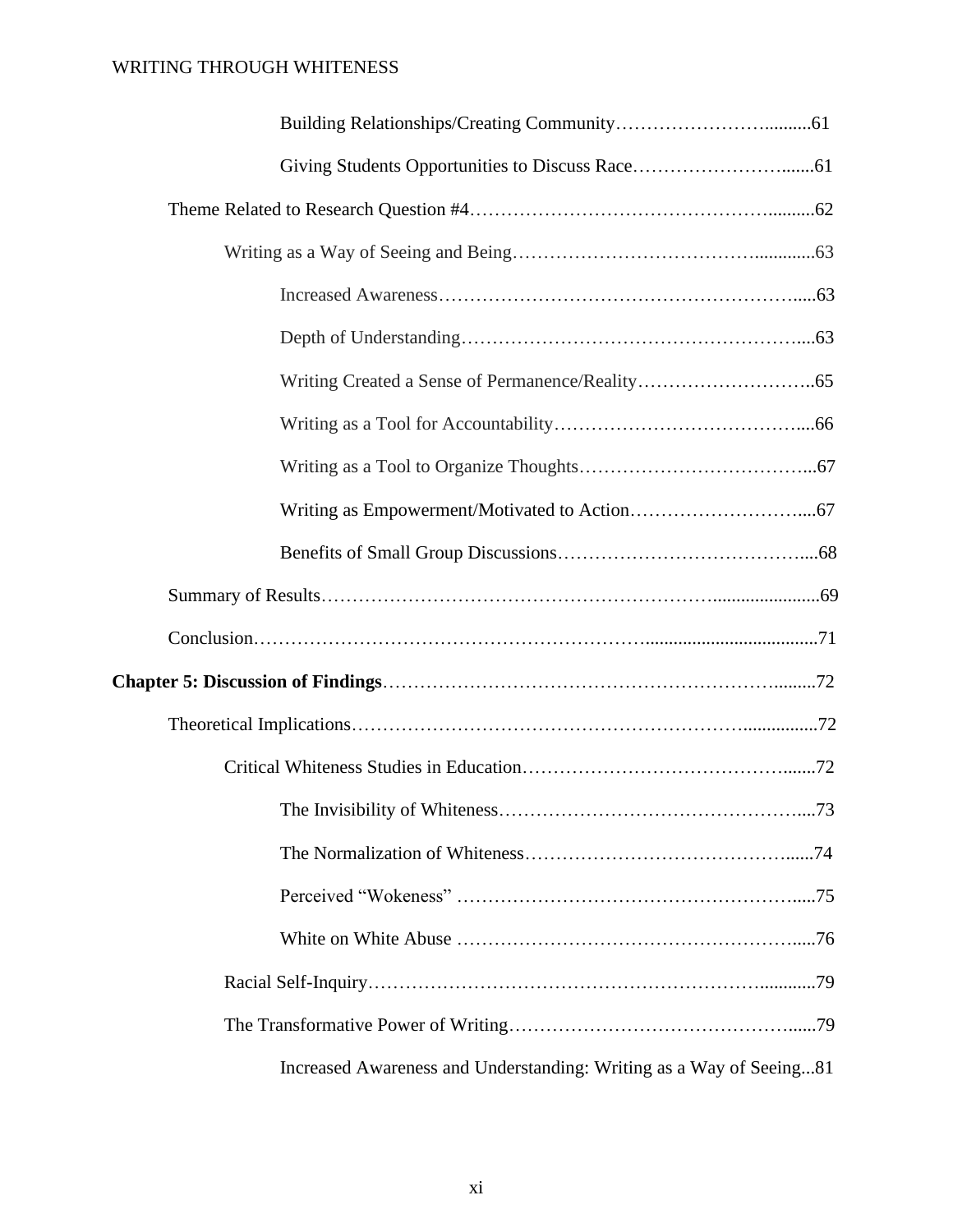Building Relationships/Creating Community……………………..........61

Giving Students Opportunities to Discuss Race……………………......61

Theme Related to Research Question #4………………………………………..........62

Writing as a Way of Seeing and Being……………………………….............63

Increased Awareness…………………………………………………….....63

Depth of Understanding………………………………………………....63

Writing Created a Sense of Permanence/Reality………………………..65

Writing as a Tool for Accountability…………………………………....66

Writing as a Tool to Organize Thoughts………………………………...67

Writing as Empowerment/Motivated to Action………………………....67

Benefits of Small Group Discussions…………………………………....68

Summary of Results……………………………………………………......................69

Conclusion……………………………………………………....................................71

**Chapter 5: Discussion of Findings**……………………………………………………..........72

Theoretical Implications…………………………………………………….................72

Critical Whiteness Studies in Education…………………………………......72

The Invisibility of Whiteness…………………………………………....73

The Normalization of Whiteness……………………………………......74

Perceived "Wokeness" …………………………………………….......75

White on White Abuse ……………………………………………….....76

Racial Self-Inquiry…………………………………………………….............79

The Transformative Power of Writing……………………………………......79

Increased Awareness and Understanding: Writing as a Way of Seeing...81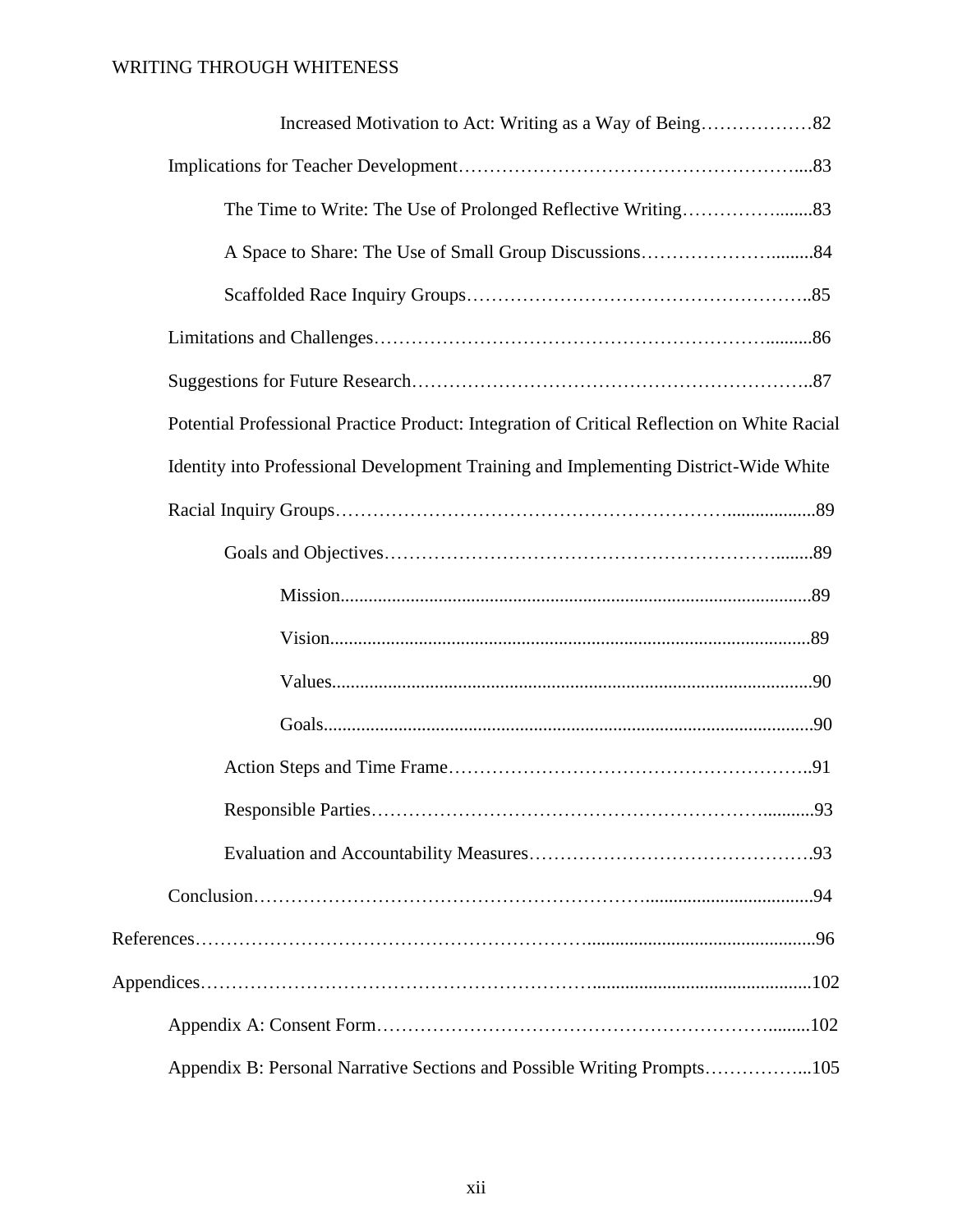Increased Motivation to Act: Writing as a Way of Being……………….82

Implications for Teacher Development……………………………………………....83

The Time to Write: The Use of Prolonged Reflective Writing……………........83

A Space to Share: The Use of Small Group Discussions…………………..........84

Scaffolded Race Inquiry Groups……………………………………………….85

Limitations and Challenges……………………………………………………..........86

Suggestions for Future Research……………………………………………………..87

Potential Professional Practice Product: Integration of Critical Reflection on White Racial Identity into Professional Development Training and Implementing District-Wide White Racial Inquiry Groups……………………………………………………...................89

Goals and Objectives………………………………………………………........89

Mission...................................................................................................89

Vision.....................................................................................................89

Values.....................................................................................................90

Goals......................................................................................................90

Action Steps and Time Frame…………………………………………………..91

Responsible Parties……………………………………………………...........93

Evaluation and Accountability Measures……………………………………….93

Conclusion……………………………………………………...................................94

References……………………………………………………….................................................96

Appendices………………………………………………………..............................................102

Appendix A: Consent Form………………………………………………………..........102

Appendix B: Personal Narrative Sections and Possible Writing Prompts……………...105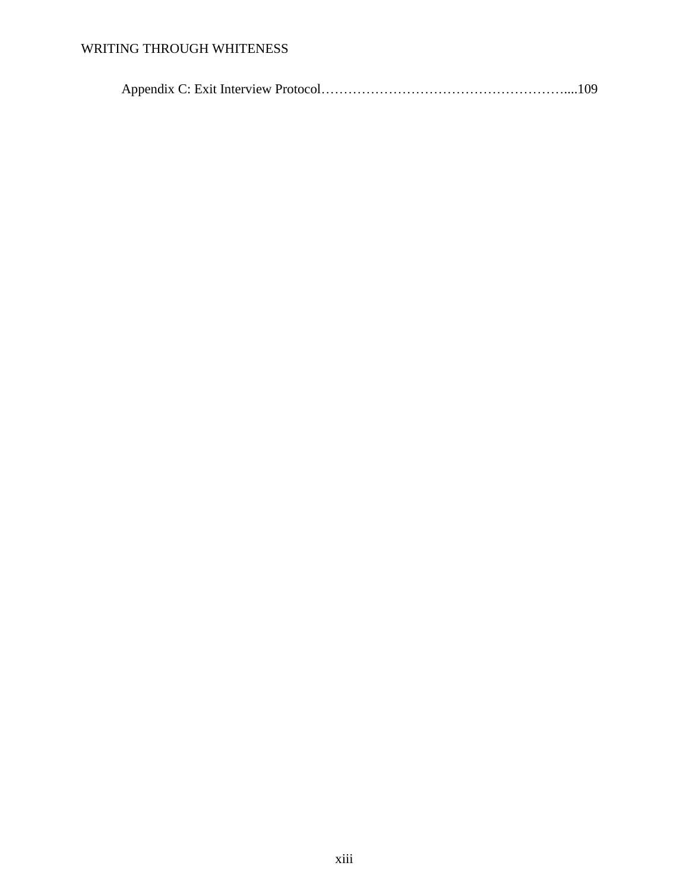Appendix C: Exit Interview Protocol……………………………………………….....109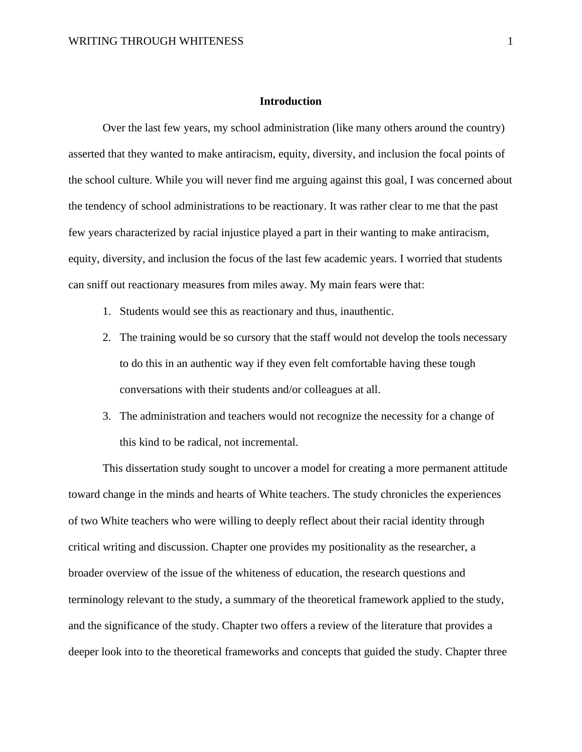## Introduction

Over the last few years, my school administration (like many others around the country) asserted that they wanted to make antiracism, equity, diversity, and inclusion the focal points of the school culture. While you will never find me arguing against this goal, I was concerned about the tendency of school administrations to be reactionary. It was rather clear to me that the past few years characterized by racial injustice played a part in their wanting to make antiracism, equity, diversity, and inclusion the focus of the last few academic years. I worried that students can sniff out reactionary measures from miles away. My main fears were that:

1. Students would see this as reactionary and thus, inauthentic.
2. The training would be so cursory that the staff would not develop the tools necessary to do this in an authentic way if they even felt comfortable having these tough conversations with their students and/or colleagues at all.
3. The administration and teachers would not recognize the necessity for a change of this kind to be radical, not incremental.

This dissertation study sought to uncover a model for creating a more permanent attitude toward change in the minds and hearts of White teachers. The study chronicles the experiences of two White teachers who were willing to deeply reflect about their racial identity through critical writing and discussion. Chapter one provides my positionality as the researcher, a broader overview of the issue of the whiteness of education, the research questions and terminology relevant to the study, a summary of the theoretical framework applied to the study, and the significance of the study. Chapter two offers a review of the literature that provides a deeper look into to the theoretical frameworks and concepts that guided the study. Chapter three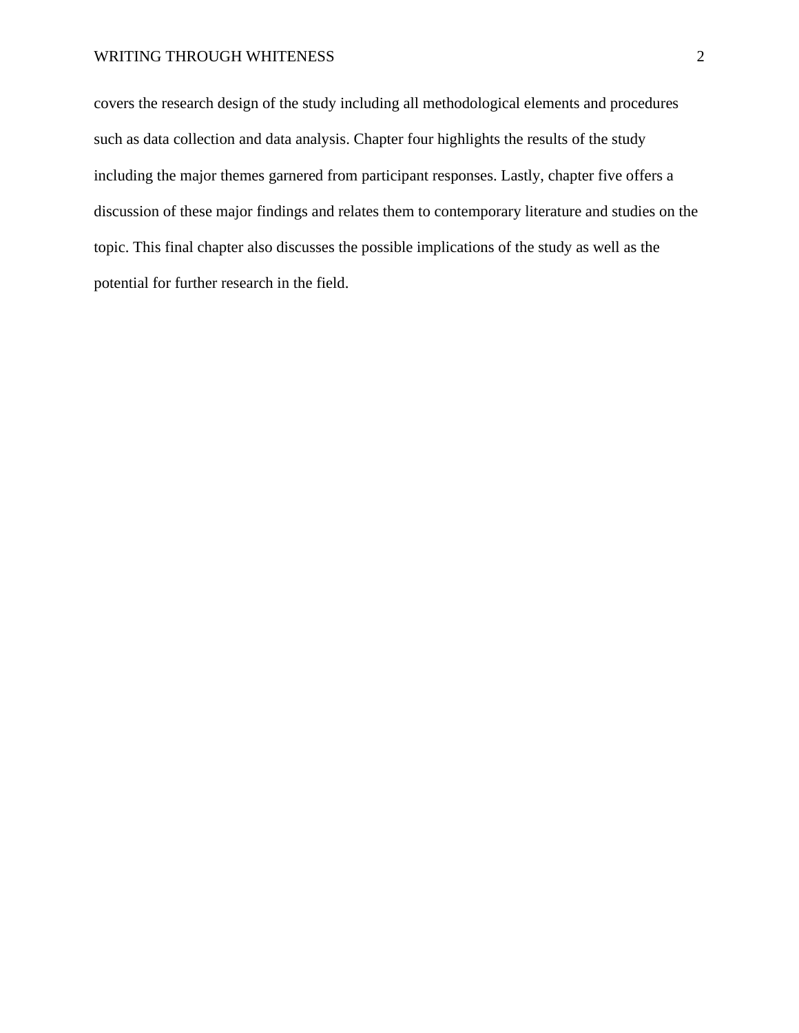covers the research design of the study including all methodological elements and procedures such as data collection and data analysis. Chapter four highlights the results of the study including the major themes garnered from participant responses. Lastly, chapter five offers a discussion of these major findings and relates them to contemporary literature and studies on the topic. This final chapter also discusses the possible implications of the study as well as the potential for further research in the field.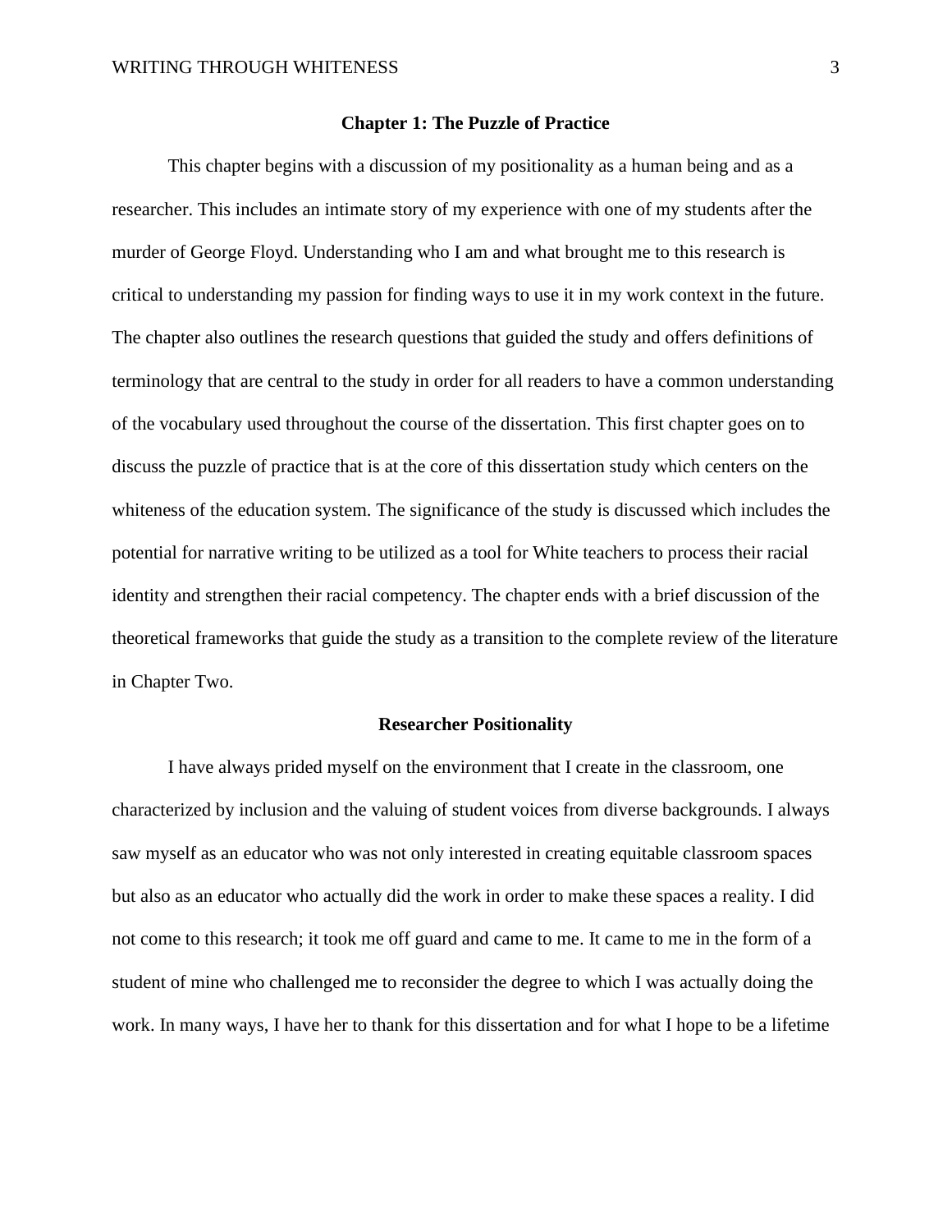## Chapter 1: The Puzzle of Practice

This chapter begins with a discussion of my positionality as a human being and as a researcher. This includes an intimate story of my experience with one of my students after the murder of George Floyd. Understanding who I am and what brought me to this research is critical to understanding my passion for finding ways to use it in my work context in the future. The chapter also outlines the research questions that guided the study and offers definitions of terminology that are central to the study in order for all readers to have a common understanding of the vocabulary used throughout the course of the dissertation. This first chapter goes on to discuss the puzzle of practice that is at the core of this dissertation study which centers on the whiteness of the education system. The significance of the study is discussed which includes the potential for narrative writing to be utilized as a tool for White teachers to process their racial identity and strengthen their racial competency. The chapter ends with a brief discussion of the theoretical frameworks that guide the study as a transition to the complete review of the literature in Chapter Two.

### Researcher Positionality

I have always prided myself on the environment that I create in the classroom, one characterized by inclusion and the valuing of student voices from diverse backgrounds. I always saw myself as an educator who was not only interested in creating equitable classroom spaces but also as an educator who actually did the work in order to make these spaces a reality. I did not come to this research; it took me off guard and came to me. It came to me in the form of a student of mine who challenged me to reconsider the degree to which I was actually doing the work. In many ways, I have her to thank for this dissertation and for what I hope to be a lifetime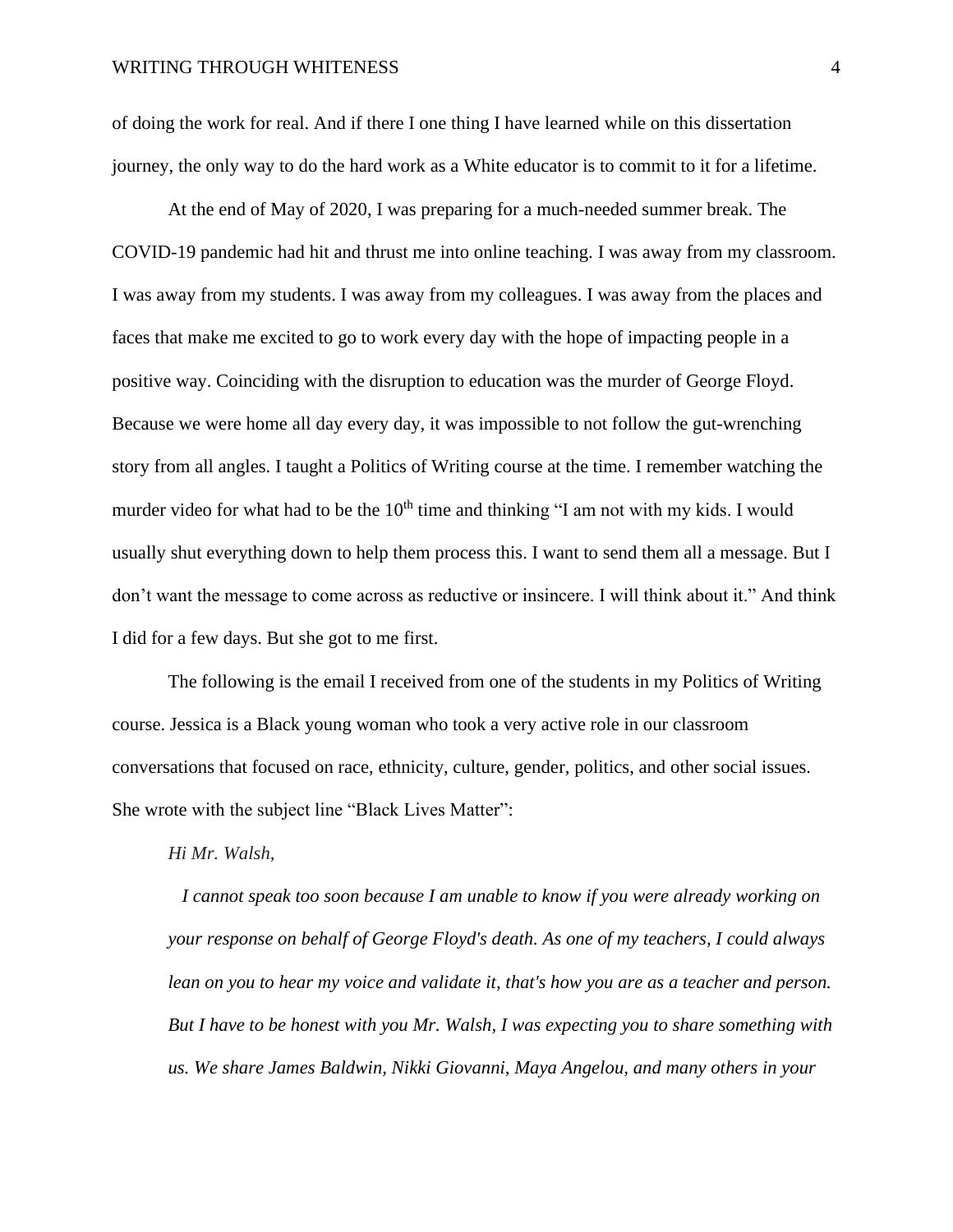of doing the work for real. And if there I one thing I have learned while on this dissertation journey, the only way to do the hard work as a White educator is to commit to it for a lifetime.

At the end of May of 2020, I was preparing for a much-needed summer break. The COVID-19 pandemic had hit and thrust me into online teaching. I was away from my classroom. I was away from my students. I was away from my colleagues. I was away from the places and faces that make me excited to go to work every day with the hope of impacting people in a positive way. Coinciding with the disruption to education was the murder of George Floyd. Because we were home all day every day, it was impossible to not follow the gut-wrenching story from all angles. I taught a Politics of Writing course at the time. I remember watching the murder video for what had to be the 10th time and thinking "I am not with my kids. I would usually shut everything down to help them process this. I want to send them all a message. But I don't want the message to come across as reductive or insincere. I will think about it." And think I did for a few days. But she got to me first.

The following is the email I received from one of the students in my Politics of Writing course. Jessica is a Black young woman who took a very active role in our classroom conversations that focused on race, ethnicity, culture, gender, politics, and other social issues. She wrote with the subject line "Black Lives Matter":

> *Hi Mr. Walsh,*
>
> *I cannot speak too soon because I am unable to know if you were already working on your response on behalf of George Floyd's death. As one of my teachers, I could always lean on you to hear my voice and validate it, that's how you are as a teacher and person. But I have to be honest with you Mr. Walsh, I was expecting you to share something with us. We share James Baldwin, Nikki Giovanni, Maya Angelou, and many others in your*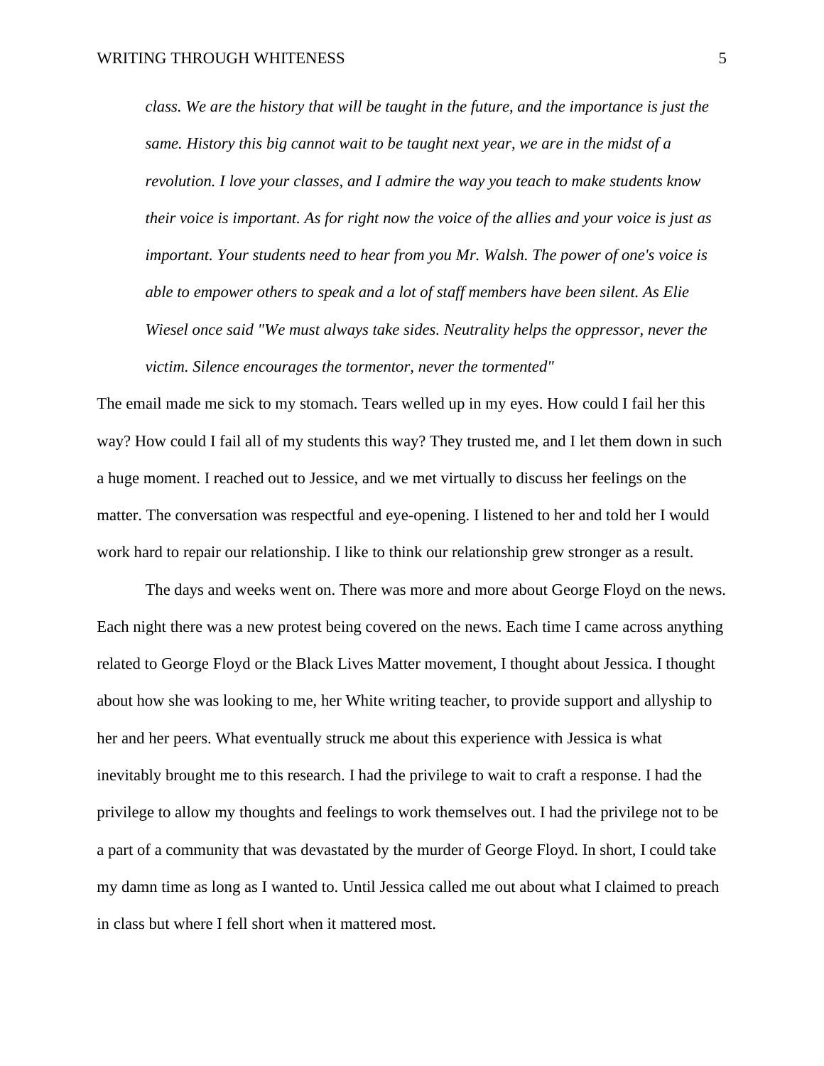> *class. We are the history that will be taught in the future, and the importance is just the same. History this big cannot wait to be taught next year, we are in the midst of a revolution. I love your classes, and I admire the way you teach to make students know their voice is important. As for right now the voice of the allies and your voice is just as important. Your students need to hear from you Mr. Walsh. The power of one's voice is able to empower others to speak and a lot of staff members have been silent. As Elie Wiesel once said "We must always take sides. Neutrality helps the oppressor, never the victim. Silence encourages the tormentor, never the tormented"*

The email made me sick to my stomach. Tears welled up in my eyes. How could I fail her this way? How could I fail all of my students this way? They trusted me, and I let them down in such a huge moment. I reached out to Jessice, and we met virtually to discuss her feelings on the matter. The conversation was respectful and eye-opening. I listened to her and told her I would work hard to repair our relationship. I like to think our relationship grew stronger as a result.

The days and weeks went on. There was more and more about George Floyd on the news. Each night there was a new protest being covered on the news. Each time I came across anything related to George Floyd or the Black Lives Matter movement, I thought about Jessica. I thought about how she was looking to me, her White writing teacher, to provide support and allyship to her and her peers. What eventually struck me about this experience with Jessica is what inevitably brought me to this research. I had the privilege to wait to craft a response. I had the privilege to allow my thoughts and feelings to work themselves out. I had the privilege not to be a part of a community that was devastated by the murder of George Floyd. In short, I could take my damn time as long as I wanted to. Until Jessica called me out about what I claimed to preach in class but where I fell short when it mattered most.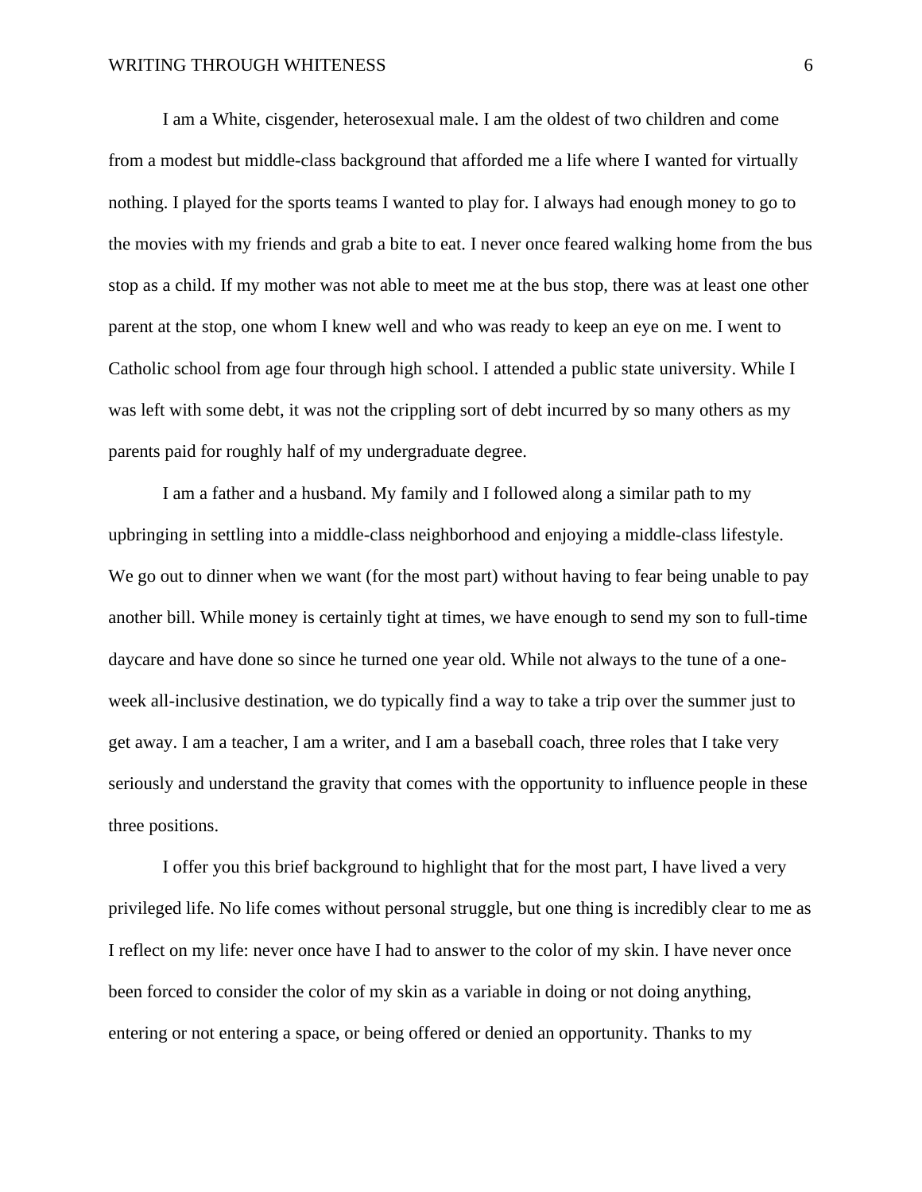I am a White, cisgender, heterosexual male. I am the oldest of two children and come from a modest but middle-class background that afforded me a life where I wanted for virtually nothing. I played for the sports teams I wanted to play for. I always had enough money to go to the movies with my friends and grab a bite to eat. I never once feared walking home from the bus stop as a child. If my mother was not able to meet me at the bus stop, there was at least one other parent at the stop, one whom I knew well and who was ready to keep an eye on me. I went to Catholic school from age four through high school. I attended a public state university. While I was left with some debt, it was not the crippling sort of debt incurred by so many others as my parents paid for roughly half of my undergraduate degree.

I am a father and a husband. My family and I followed along a similar path to my upbringing in settling into a middle-class neighborhood and enjoying a middle-class lifestyle. We go out to dinner when we want (for the most part) without having to fear being unable to pay another bill. While money is certainly tight at times, we have enough to send my son to full-time daycare and have done so since he turned one year old. While not always to the tune of a one-week all-inclusive destination, we do typically find a way to take a trip over the summer just to get away. I am a teacher, I am a writer, and I am a baseball coach, three roles that I take very seriously and understand the gravity that comes with the opportunity to influence people in these three positions.

I offer you this brief background to highlight that for the most part, I have lived a very privileged life. No life comes without personal struggle, but one thing is incredibly clear to me as I reflect on my life: never once have I had to answer to the color of my skin. I have never once been forced to consider the color of my skin as a variable in doing or not doing anything, entering or not entering a space, or being offered or denied an opportunity. Thanks to my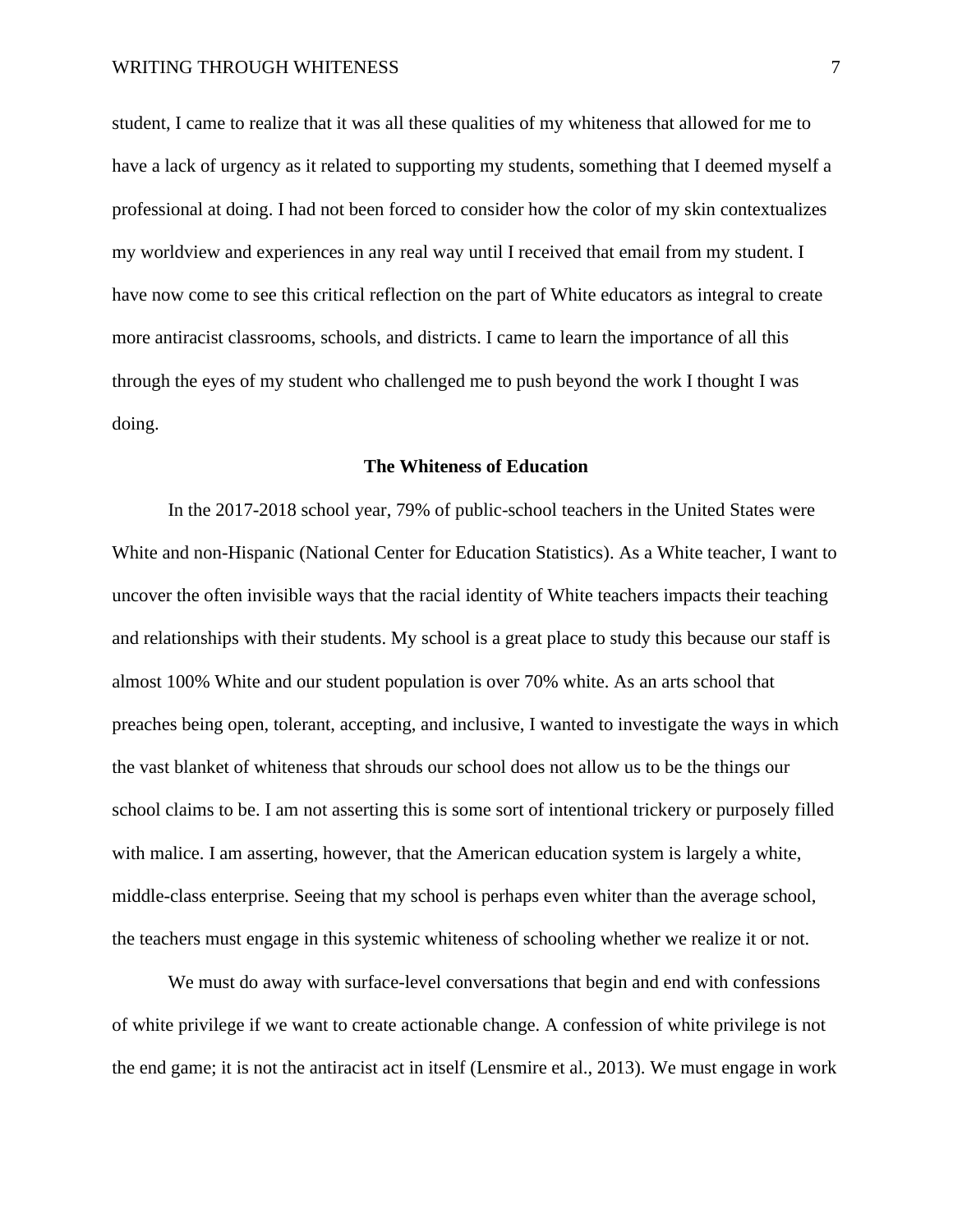student, I came to realize that it was all these qualities of my whiteness that allowed for me to have a lack of urgency as it related to supporting my students, something that I deemed myself a professional at doing. I had not been forced to consider how the color of my skin contextualizes my worldview and experiences in any real way until I received that email from my student. I have now come to see this critical reflection on the part of White educators as integral to create more antiracist classrooms, schools, and districts. I came to learn the importance of all this through the eyes of my student who challenged me to push beyond the work I thought I was doing.

## The Whiteness of Education

In the 2017-2018 school year, 79% of public-school teachers in the United States were White and non-Hispanic (National Center for Education Statistics). As a White teacher, I want to uncover the often invisible ways that the racial identity of White teachers impacts their teaching and relationships with their students. My school is a great place to study this because our staff is almost 100% White and our student population is over 70% white. As an arts school that preaches being open, tolerant, accepting, and inclusive, I wanted to investigate the ways in which the vast blanket of whiteness that shrouds our school does not allow us to be the things our school claims to be. I am not asserting this is some sort of intentional trickery or purposely filled with malice. I am asserting, however, that the American education system is largely a white, middle-class enterprise. Seeing that my school is perhaps even whiter than the average school, the teachers must engage in this systemic whiteness of schooling whether we realize it or not.

We must do away with surface-level conversations that begin and end with confessions of white privilege if we want to create actionable change. A confession of white privilege is not the end game; it is not the antiracist act in itself (Lensmire et al., 2013). We must engage in work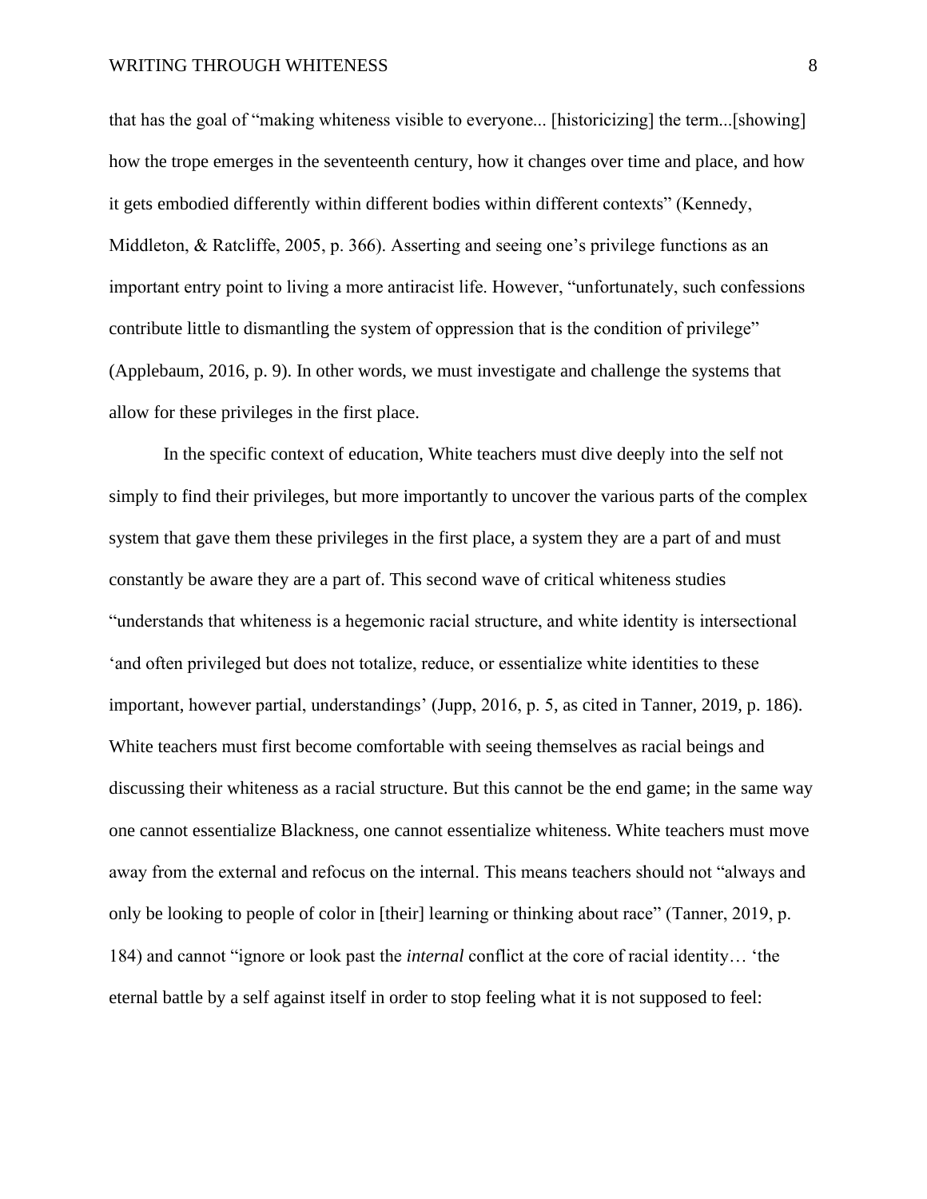that has the goal of "making whiteness visible to everyone... [historicizing] the term...[showing] how the trope emerges in the seventeenth century, how it changes over time and place, and how it gets embodied differently within different bodies within different contexts" (Kennedy, Middleton, & Ratcliffe, 2005, p. 366). Asserting and seeing one's privilege functions as an important entry point to living a more antiracist life. However, "unfortunately, such confessions contribute little to dismantling the system of oppression that is the condition of privilege" (Applebaum, 2016, p. 9). In other words, we must investigate and challenge the systems that allow for these privileges in the first place.

In the specific context of education, White teachers must dive deeply into the self not simply to find their privileges, but more importantly to uncover the various parts of the complex system that gave them these privileges in the first place, a system they are a part of and must constantly be aware they are a part of. This second wave of critical whiteness studies "understands that whiteness is a hegemonic racial structure, and white identity is intersectional 'and often privileged but does not totalize, reduce, or essentialize white identities to these important, however partial, understandings' (Jupp, 2016, p. 5, as cited in Tanner, 2019, p. 186). White teachers must first become comfortable with seeing themselves as racial beings and discussing their whiteness as a racial structure. But this cannot be the end game; in the same way one cannot essentialize Blackness, one cannot essentialize whiteness. White teachers must move away from the external and refocus on the internal. This means teachers should not "always and only be looking to people of color in [their] learning or thinking about race" (Tanner, 2019, p. 184) and cannot "ignore or look past the *internal* conflict at the core of racial identity… 'the eternal battle by a self against itself in order to stop feeling what it is not supposed to feel: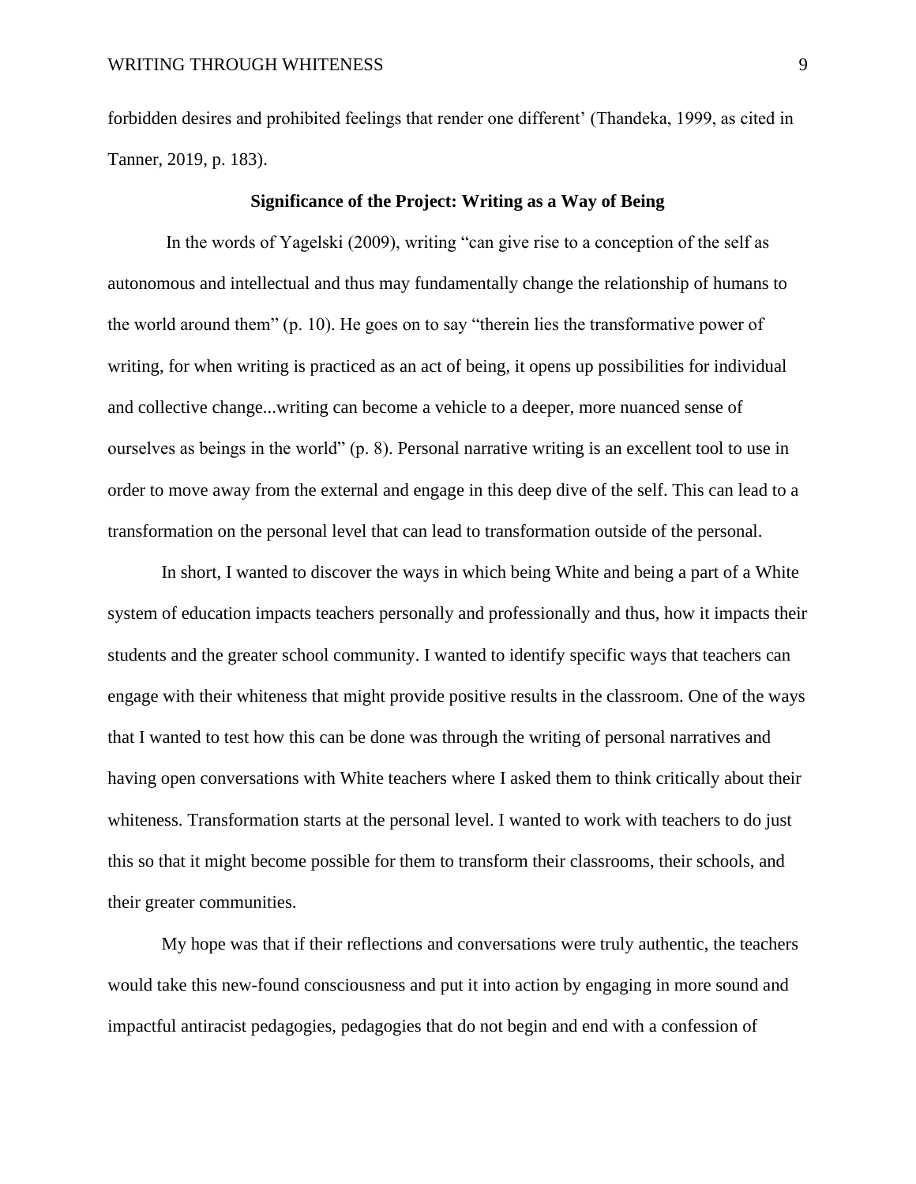forbidden desires and prohibited feelings that render one different' (Thandeka, 1999, as cited in Tanner, 2019, p. 183).

## Significance of the Project: Writing as a Way of Being

In the words of Yagelski (2009), writing "can give rise to a conception of the self as autonomous and intellectual and thus may fundamentally change the relationship of humans to the world around them" (p. 10). He goes on to say "therein lies the transformative power of writing, for when writing is practiced as an act of being, it opens up possibilities for individual and collective change...writing can become a vehicle to a deeper, more nuanced sense of ourselves as beings in the world" (p. 8). Personal narrative writing is an excellent tool to use in order to move away from the external and engage in this deep dive of the self. This can lead to a transformation on the personal level that can lead to transformation outside of the personal.

In short, I wanted to discover the ways in which being White and being a part of a White system of education impacts teachers personally and professionally and thus, how it impacts their students and the greater school community. I wanted to identify specific ways that teachers can engage with their whiteness that might provide positive results in the classroom. One of the ways that I wanted to test how this can be done was through the writing of personal narratives and having open conversations with White teachers where I asked them to think critically about their whiteness. Transformation starts at the personal level. I wanted to work with teachers to do just this so that it might become possible for them to transform their classrooms, their schools, and their greater communities.

My hope was that if their reflections and conversations were truly authentic, the teachers would take this new-found consciousness and put it into action by engaging in more sound and impactful antiracist pedagogies, pedagogies that do not begin and end with a confession of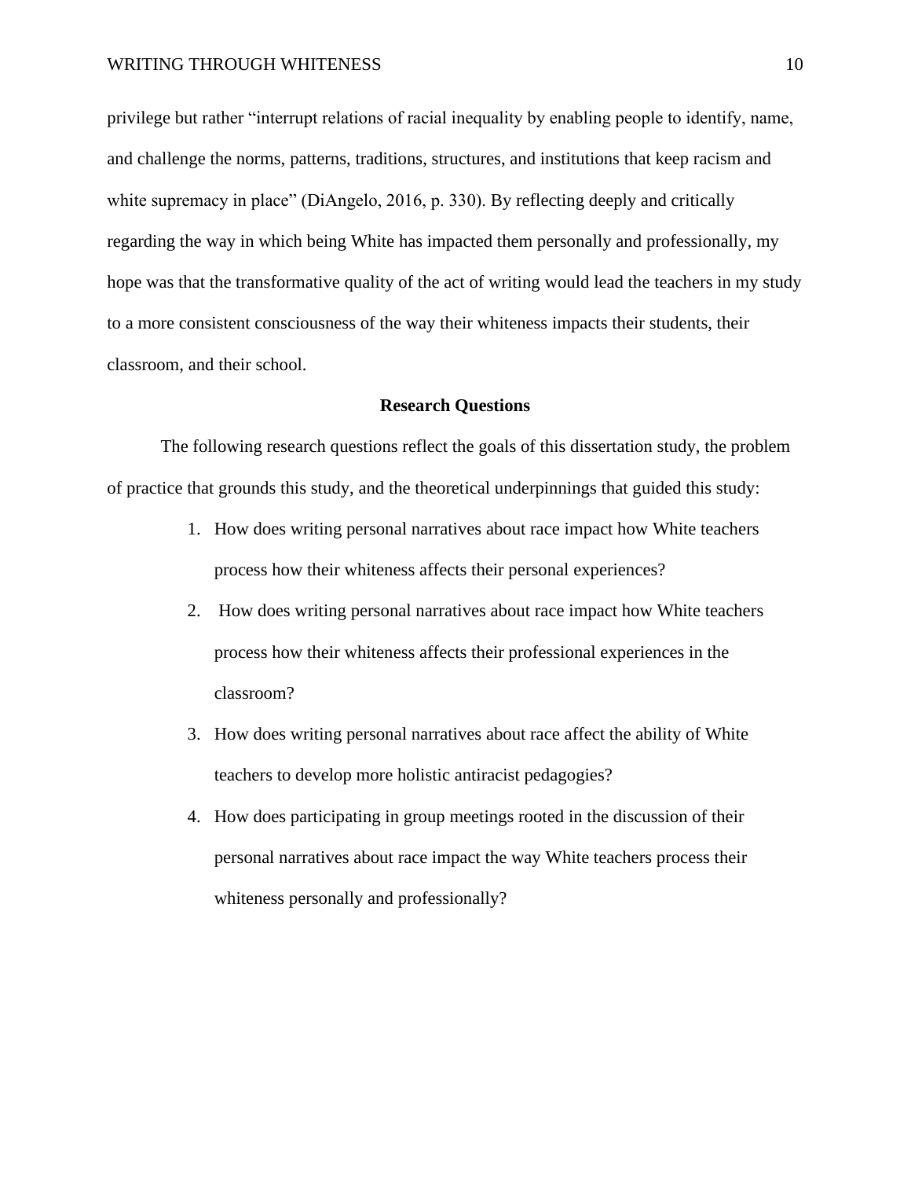privilege but rather "interrupt relations of racial inequality by enabling people to identify, name, and challenge the norms, patterns, traditions, structures, and institutions that keep racism and white supremacy in place" (DiAngelo, 2016, p. 330). By reflecting deeply and critically regarding the way in which being White has impacted them personally and professionally, my hope was that the transformative quality of the act of writing would lead the teachers in my study to a more consistent consciousness of the way their whiteness impacts their students, their classroom, and their school.

## Research Questions

The following research questions reflect the goals of this dissertation study, the problem of practice that grounds this study, and the theoretical underpinnings that guided this study:

1. How does writing personal narratives about race impact how White teachers process how their whiteness affects their personal experiences?
2. How does writing personal narratives about race impact how White teachers process how their whiteness affects their professional experiences in the classroom?
3. How does writing personal narratives about race affect the ability of White teachers to develop more holistic antiracist pedagogies?
4. How does participating in group meetings rooted in the discussion of their personal narratives about race impact the way White teachers process their whiteness personally and professionally?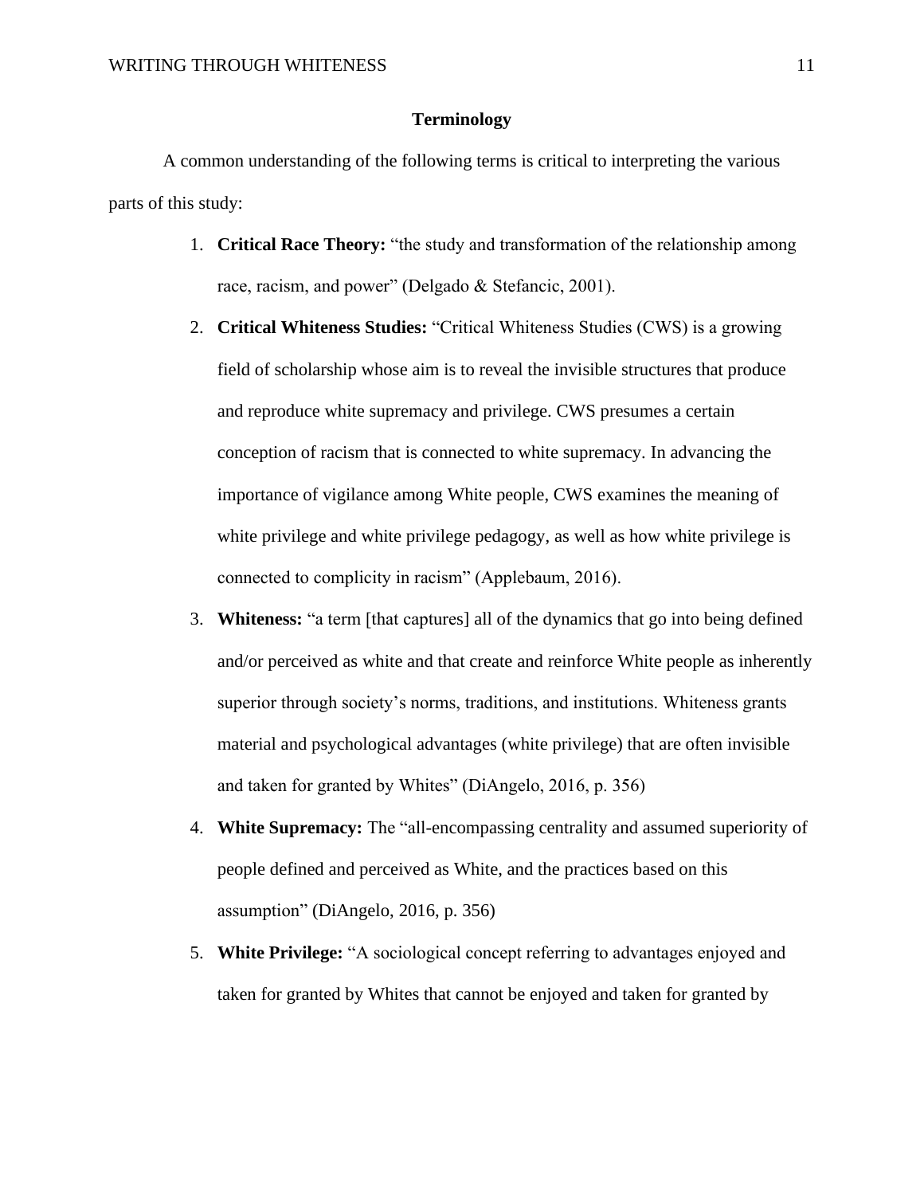## Terminology

A common understanding of the following terms is critical to interpreting the various parts of this study:

1. **Critical Race Theory:** "the study and transformation of the relationship among race, racism, and power" (Delgado & Stefancic, 2001).
2. **Critical Whiteness Studies:** "Critical Whiteness Studies (CWS) is a growing field of scholarship whose aim is to reveal the invisible structures that produce and reproduce white supremacy and privilege. CWS presumes a certain conception of racism that is connected to white supremacy. In advancing the importance of vigilance among White people, CWS examines the meaning of white privilege and white privilege pedagogy, as well as how white privilege is connected to complicity in racism" (Applebaum, 2016).
3. **Whiteness:** "a term [that captures] all of the dynamics that go into being defined and/or perceived as white and that create and reinforce White people as inherently superior through society's norms, traditions, and institutions. Whiteness grants material and psychological advantages (white privilege) that are often invisible and taken for granted by Whites" (DiAngelo, 2016, p. 356)
4. **White Supremacy:** The "all-encompassing centrality and assumed superiority of people defined and perceived as White, and the practices based on this assumption" (DiAngelo, 2016, p. 356)
5. **White Privilege:** "A sociological concept referring to advantages enjoyed and taken for granted by Whites that cannot be enjoyed and taken for granted by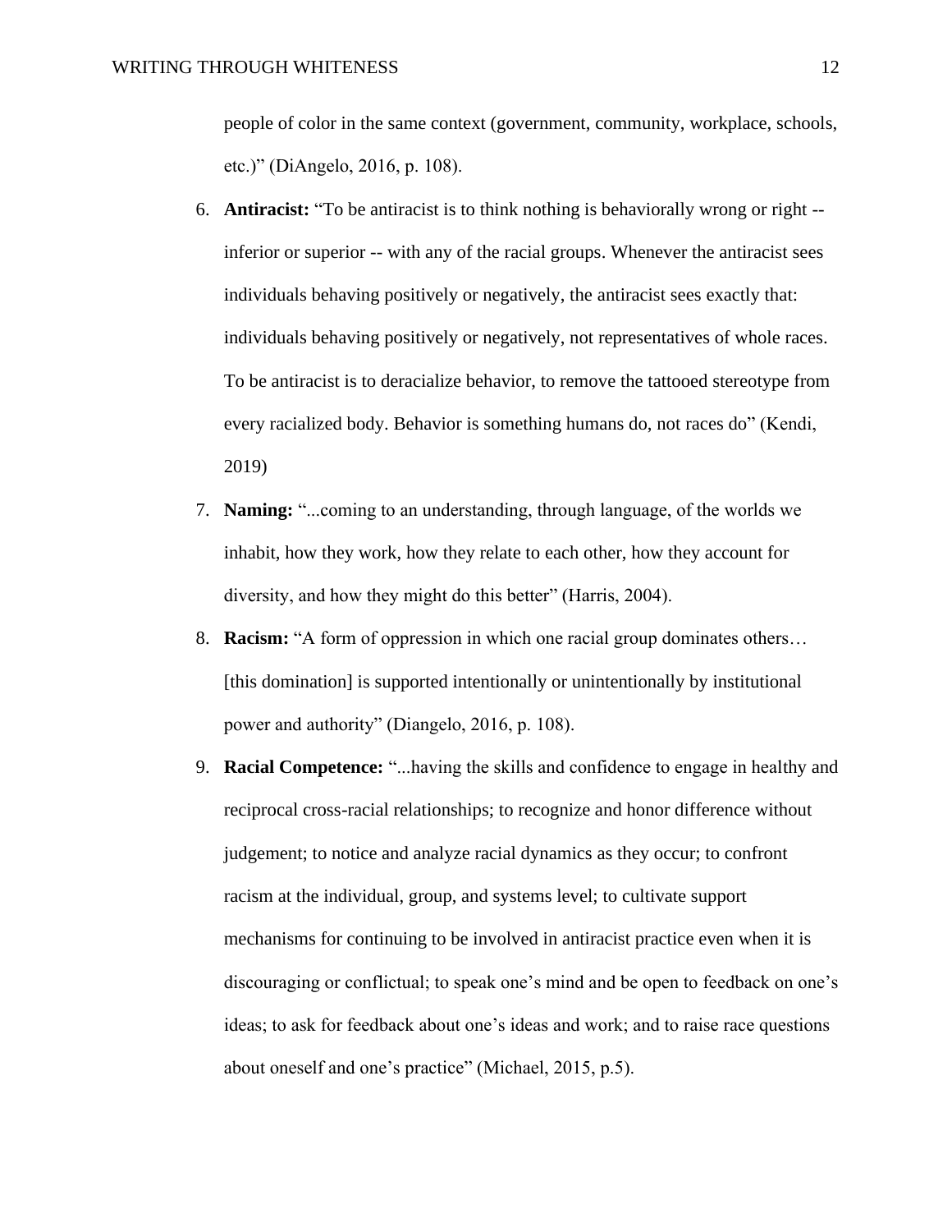people of color in the same context (government, community, workplace, schools, etc.)" (DiAngelo, 2016, p. 108).

6. **Antiracist:** "To be antiracist is to think nothing is behaviorally wrong or right -- inferior or superior -- with any of the racial groups. Whenever the antiracist sees individuals behaving positively or negatively, the antiracist sees exactly that: individuals behaving positively or negatively, not representatives of whole races. To be antiracist is to deracialize behavior, to remove the tattooed stereotype from every racialized body. Behavior is something humans do, not races do" (Kendi, 2019)
7. **Naming:** "...coming to an understanding, through language, of the worlds we inhabit, how they work, how they relate to each other, how they account for diversity, and how they might do this better" (Harris, 2004).
8. **Racism:** "A form of oppression in which one racial group dominates others… [this domination] is supported intentionally or unintentionally by institutional power and authority" (Diangelo, 2016, p. 108).
9. **Racial Competence:** "...having the skills and confidence to engage in healthy and reciprocal cross-racial relationships; to recognize and honor difference without judgement; to notice and analyze racial dynamics as they occur; to confront racism at the individual, group, and systems level; to cultivate support mechanisms for continuing to be involved in antiracist practice even when it is discouraging or conflictual; to speak one's mind and be open to feedback on one's ideas; to ask for feedback about one's ideas and work; and to raise race questions about oneself and one's practice" (Michael, 2015, p.5).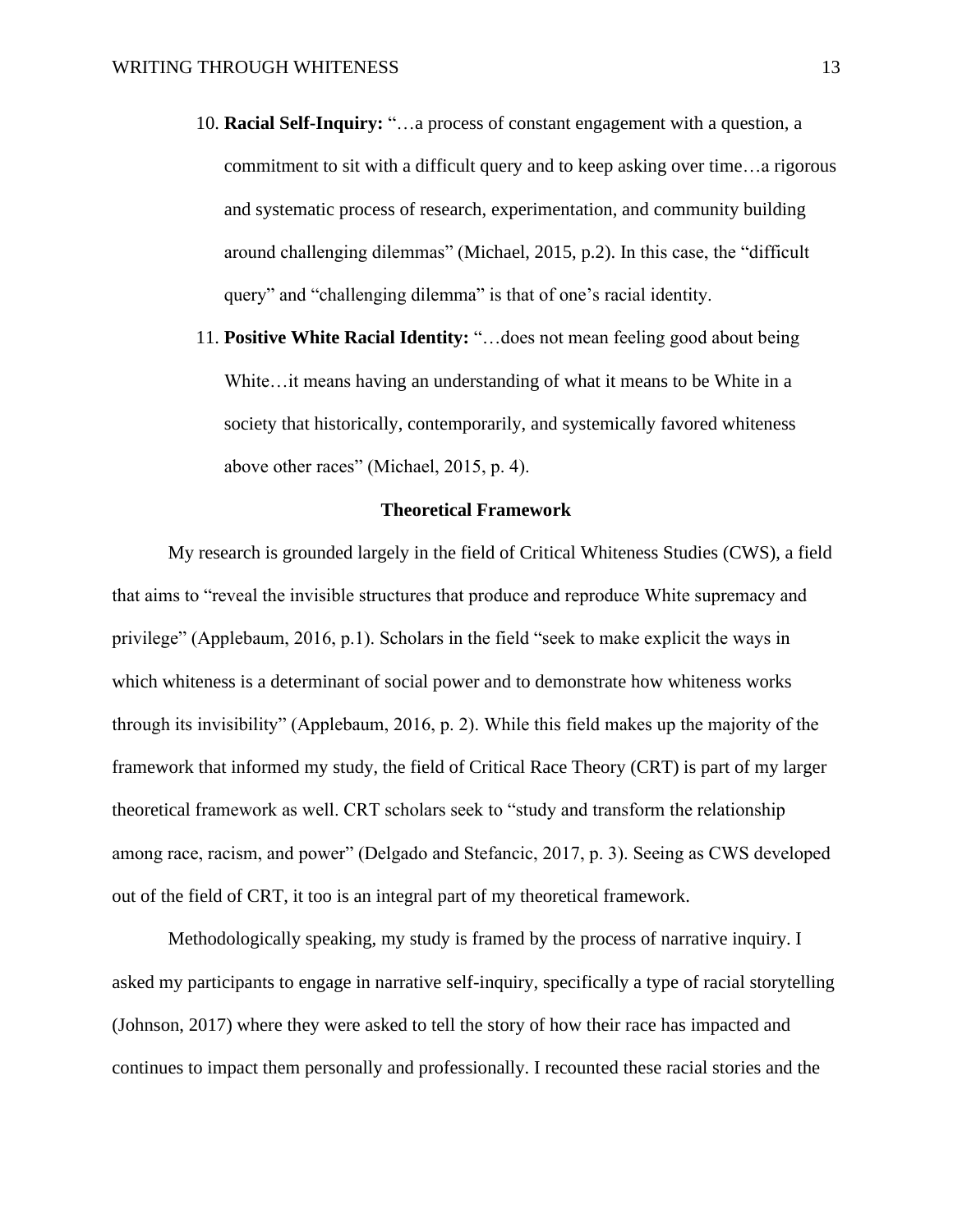10. **Racial Self-Inquiry:** "…a process of constant engagement with a question, a commitment to sit with a difficult query and to keep asking over time…a rigorous and systematic process of research, experimentation, and community building around challenging dilemmas" (Michael, 2015, p.2). In this case, the "difficult query" and "challenging dilemma" is that of one's racial identity.
11. **Positive White Racial Identity:** "…does not mean feeling good about being White…it means having an understanding of what it means to be White in a society that historically, contemporarily, and systemically favored whiteness above other races" (Michael, 2015, p. 4).

## Theoretical Framework

My research is grounded largely in the field of Critical Whiteness Studies (CWS), a field that aims to "reveal the invisible structures that produce and reproduce White supremacy and privilege" (Applebaum, 2016, p.1). Scholars in the field "seek to make explicit the ways in which whiteness is a determinant of social power and to demonstrate how whiteness works through its invisibility" (Applebaum, 2016, p. 2). While this field makes up the majority of the framework that informed my study, the field of Critical Race Theory (CRT) is part of my larger theoretical framework as well. CRT scholars seek to "study and transform the relationship among race, racism, and power" (Delgado and Stefancic, 2017, p. 3). Seeing as CWS developed out of the field of CRT, it too is an integral part of my theoretical framework.

Methodologically speaking, my study is framed by the process of narrative inquiry. I asked my participants to engage in narrative self-inquiry, specifically a type of racial storytelling (Johnson, 2017) where they were asked to tell the story of how their race has impacted and continues to impact them personally and professionally. I recounted these racial stories and the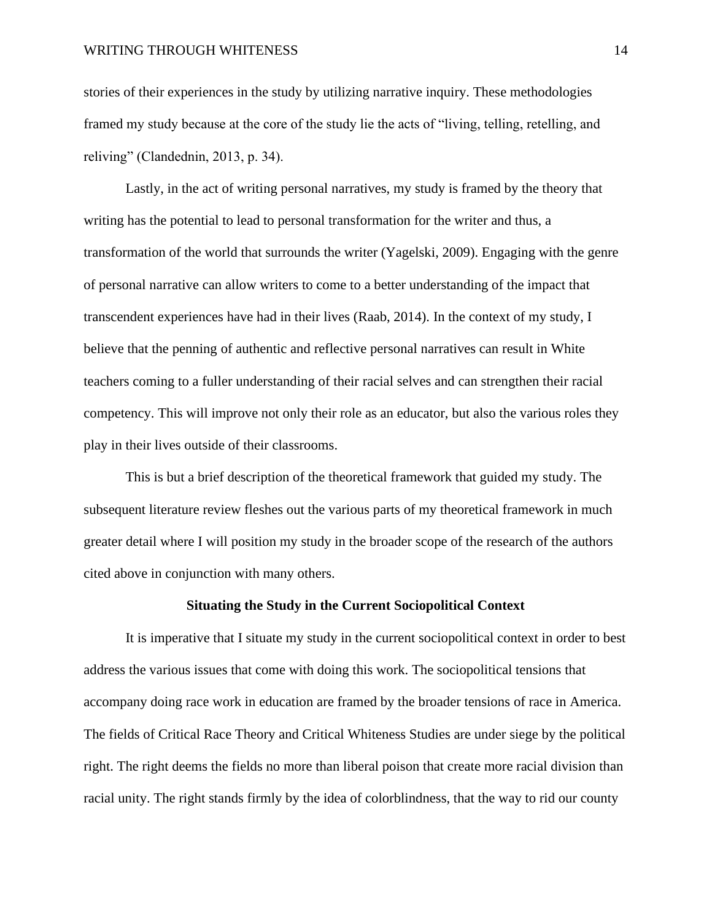stories of their experiences in the study by utilizing narrative inquiry. These methodologies framed my study because at the core of the study lie the acts of "living, telling, retelling, and reliving" (Clandednin, 2013, p. 34).

Lastly, in the act of writing personal narratives, my study is framed by the theory that writing has the potential to lead to personal transformation for the writer and thus, a transformation of the world that surrounds the writer (Yagelski, 2009). Engaging with the genre of personal narrative can allow writers to come to a better understanding of the impact that transcendent experiences have had in their lives (Raab, 2014). In the context of my study, I believe that the penning of authentic and reflective personal narratives can result in White teachers coming to a fuller understanding of their racial selves and can strengthen their racial competency. This will improve not only their role as an educator, but also the various roles they play in their lives outside of their classrooms.

This is but a brief description of the theoretical framework that guided my study. The subsequent literature review fleshes out the various parts of my theoretical framework in much greater detail where I will position my study in the broader scope of the research of the authors cited above in conjunction with many others.

## Situating the Study in the Current Sociopolitical Context

It is imperative that I situate my study in the current sociopolitical context in order to best address the various issues that come with doing this work. The sociopolitical tensions that accompany doing race work in education are framed by the broader tensions of race in America. The fields of Critical Race Theory and Critical Whiteness Studies are under siege by the political right. The right deems the fields no more than liberal poison that create more racial division than racial unity. The right stands firmly by the idea of colorblindness, that the way to rid our county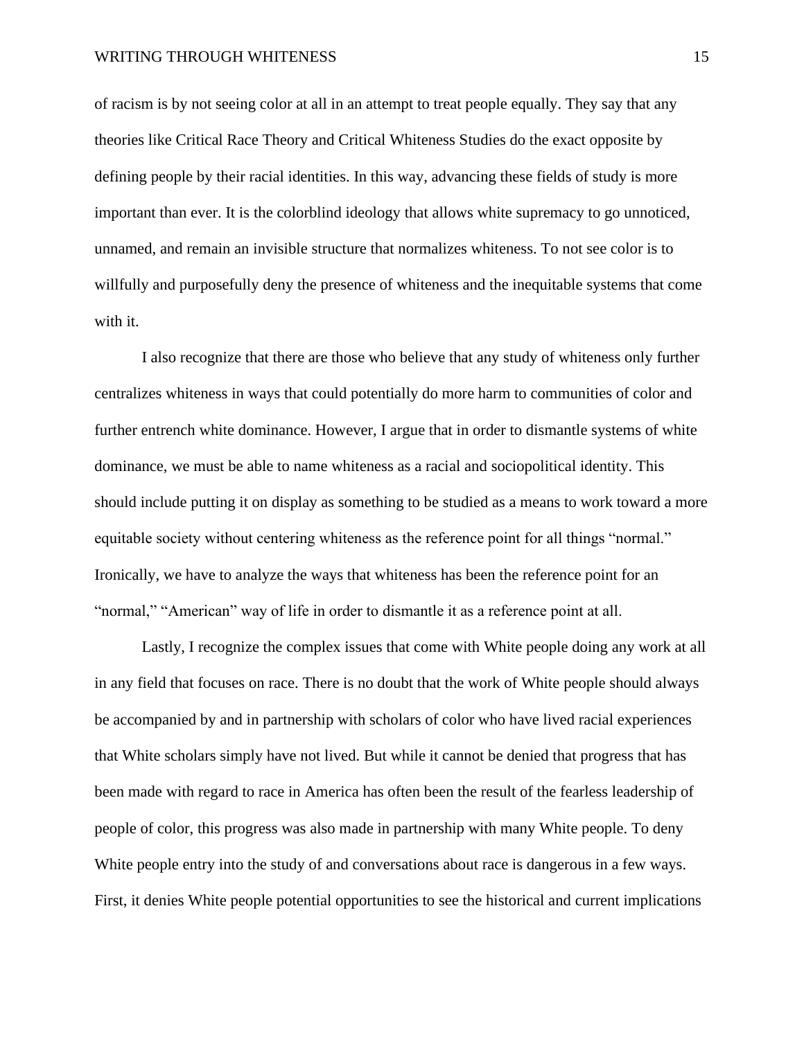of racism is by not seeing color at all in an attempt to treat people equally. They say that any theories like Critical Race Theory and Critical Whiteness Studies do the exact opposite by defining people by their racial identities. In this way, advancing these fields of study is more important than ever. It is the colorblind ideology that allows white supremacy to go unnoticed, unnamed, and remain an invisible structure that normalizes whiteness. To not see color is to willfully and purposefully deny the presence of whiteness and the inequitable systems that come with it.

I also recognize that there are those who believe that any study of whiteness only further centralizes whiteness in ways that could potentially do more harm to communities of color and further entrench white dominance. However, I argue that in order to dismantle systems of white dominance, we must be able to name whiteness as a racial and sociopolitical identity. This should include putting it on display as something to be studied as a means to work toward a more equitable society without centering whiteness as the reference point for all things "normal." Ironically, we have to analyze the ways that whiteness has been the reference point for an "normal," "American" way of life in order to dismantle it as a reference point at all.

Lastly, I recognize the complex issues that come with White people doing any work at all in any field that focuses on race. There is no doubt that the work of White people should always be accompanied by and in partnership with scholars of color who have lived racial experiences that White scholars simply have not lived. But while it cannot be denied that progress that has been made with regard to race in America has often been the result of the fearless leadership of people of color, this progress was also made in partnership with many White people. To deny White people entry into the study of and conversations about race is dangerous in a few ways. First, it denies White people potential opportunities to see the historical and current implications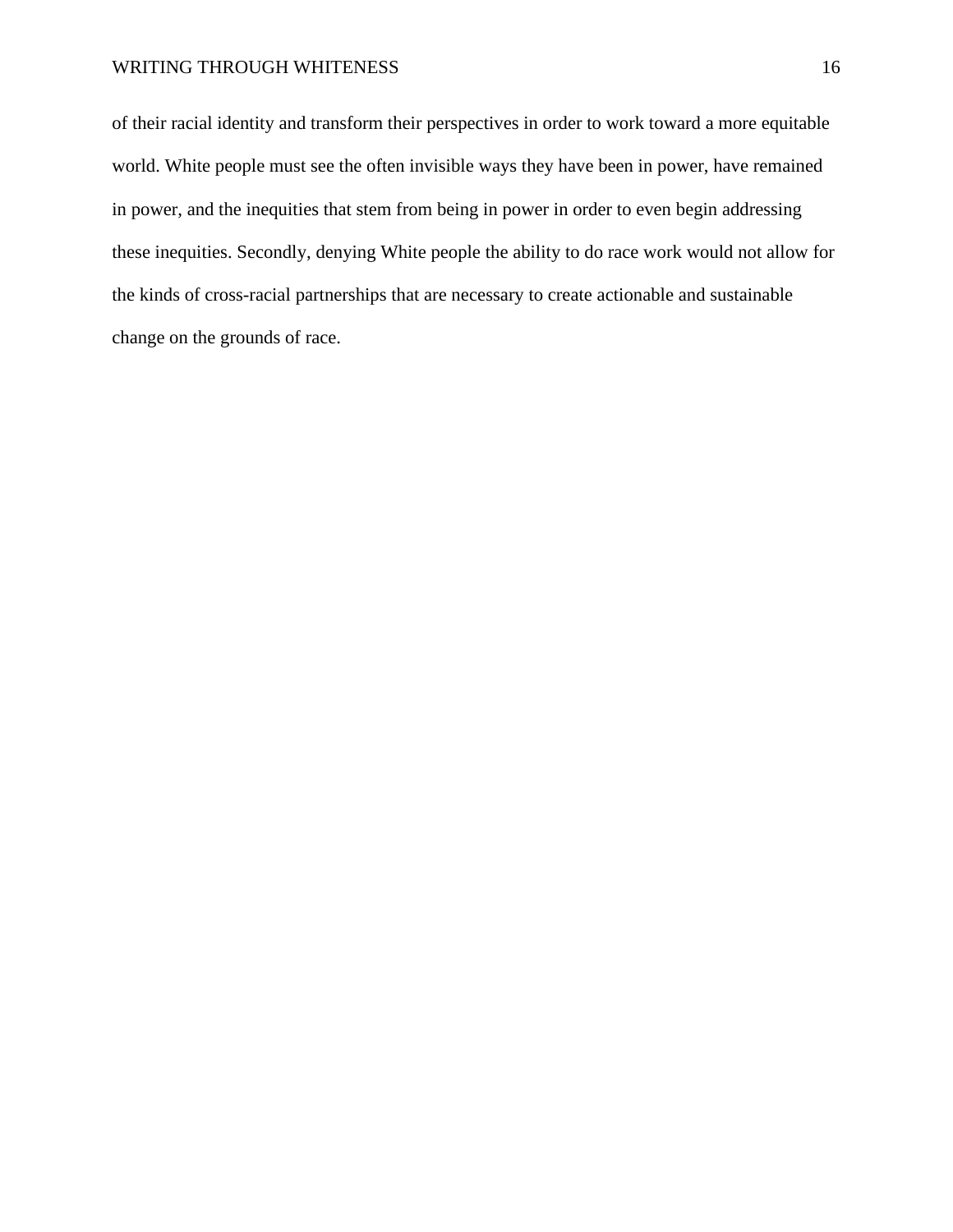of their racial identity and transform their perspectives in order to work toward a more equitable world. White people must see the often invisible ways they have been in power, have remained in power, and the inequities that stem from being in power in order to even begin addressing these inequities. Secondly, denying White people the ability to do race work would not allow for the kinds of cross-racial partnerships that are necessary to create actionable and sustainable change on the grounds of race.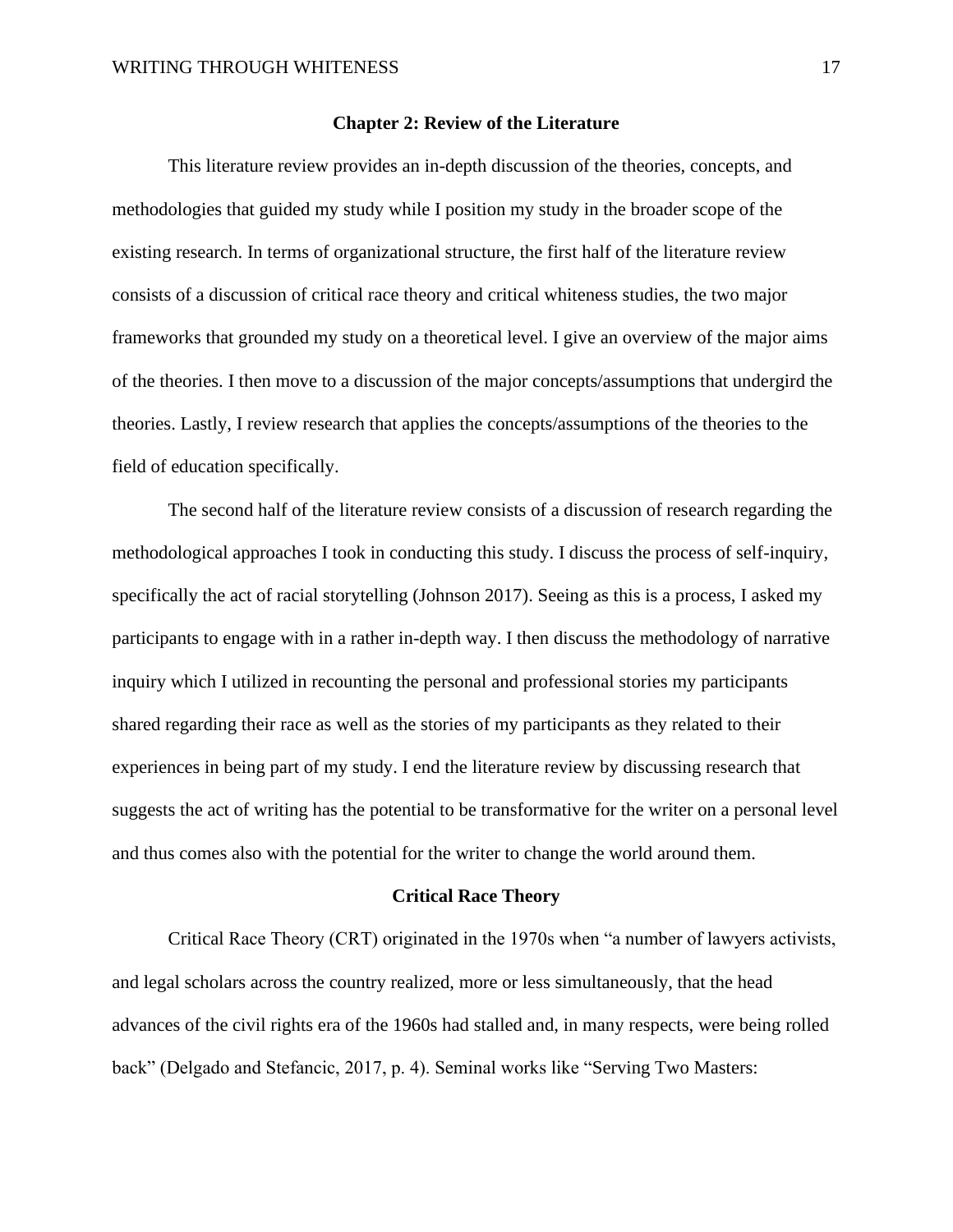## Chapter 2: Review of the Literature

This literature review provides an in-depth discussion of the theories, concepts, and methodologies that guided my study while I position my study in the broader scope of the existing research. In terms of organizational structure, the first half of the literature review consists of a discussion of critical race theory and critical whiteness studies, the two major frameworks that grounded my study on a theoretical level. I give an overview of the major aims of the theories. I then move to a discussion of the major concepts/assumptions that undergird the theories. Lastly, I review research that applies the concepts/assumptions of the theories to the field of education specifically.

The second half of the literature review consists of a discussion of research regarding the methodological approaches I took in conducting this study. I discuss the process of self-inquiry, specifically the act of racial storytelling (Johnson 2017). Seeing as this is a process, I asked my participants to engage with in a rather in-depth way. I then discuss the methodology of narrative inquiry which I utilized in recounting the personal and professional stories my participants shared regarding their race as well as the stories of my participants as they related to their experiences in being part of my study. I end the literature review by discussing research that suggests the act of writing has the potential to be transformative for the writer on a personal level and thus comes also with the potential for the writer to change the world around them.

### Critical Race Theory

Critical Race Theory (CRT) originated in the 1970s when "a number of lawyers activists, and legal scholars across the country realized, more or less simultaneously, that the head advances of the civil rights era of the 1960s had stalled and, in many respects, were being rolled back" (Delgado and Stefancic, 2017, p. 4). Seminal works like "Serving Two Masters: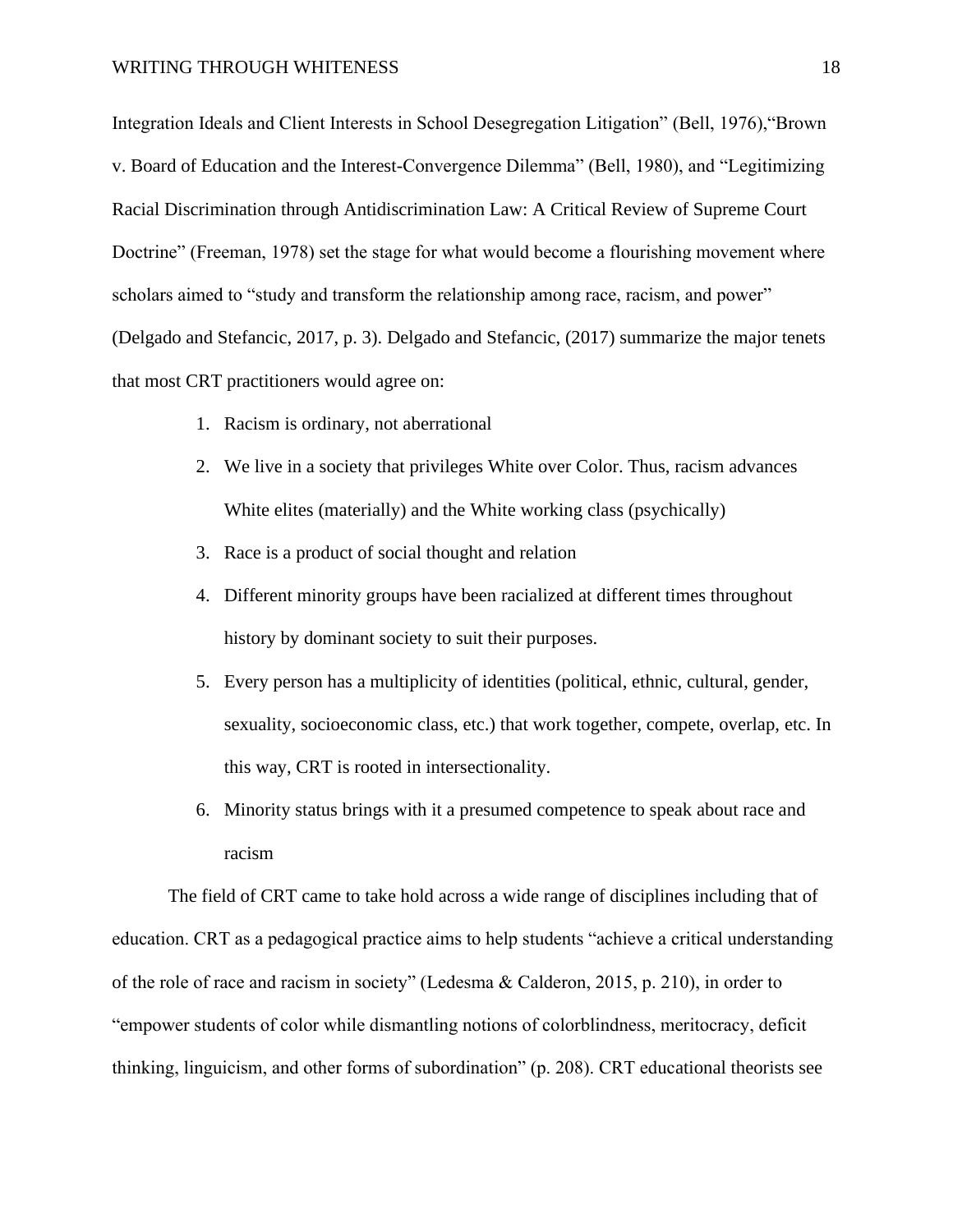Integration Ideals and Client Interests in School Desegregation Litigation" (Bell, 1976),"Brown v. Board of Education and the Interest-Convergence Dilemma" (Bell, 1980), and "Legitimizing Racial Discrimination through Antidiscrimination Law: A Critical Review of Supreme Court Doctrine" (Freeman, 1978) set the stage for what would become a flourishing movement where scholars aimed to "study and transform the relationship among race, racism, and power" (Delgado and Stefancic, 2017, p. 3). Delgado and Stefancic, (2017) summarize the major tenets that most CRT practitioners would agree on:

1. Racism is ordinary, not aberrational
2. We live in a society that privileges White over Color. Thus, racism advances White elites (materially) and the White working class (psychically)
3. Race is a product of social thought and relation
4. Different minority groups have been racialized at different times throughout history by dominant society to suit their purposes.
5. Every person has a multiplicity of identities (political, ethnic, cultural, gender, sexuality, socioeconomic class, etc.) that work together, compete, overlap, etc. In this way, CRT is rooted in intersectionality.
6. Minority status brings with it a presumed competence to speak about race and racism

The field of CRT came to take hold across a wide range of disciplines including that of education. CRT as a pedagogical practice aims to help students "achieve a critical understanding of the role of race and racism in society" (Ledesma & Calderon, 2015, p. 210), in order to "empower students of color while dismantling notions of colorblindness, meritocracy, deficit thinking, linguicism, and other forms of subordination" (p. 208). CRT educational theorists see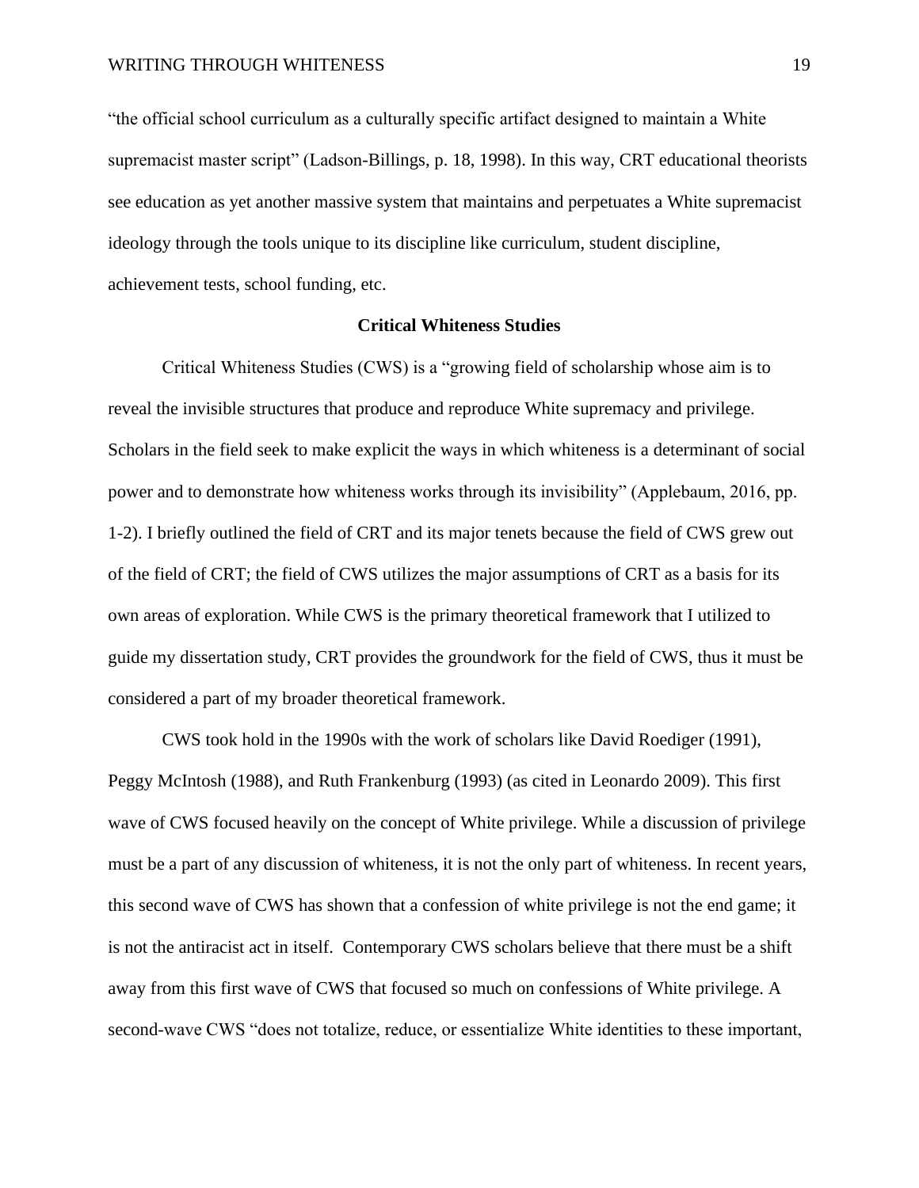"the official school curriculum as a culturally specific artifact designed to maintain a White supremacist master script" (Ladson-Billings, p. 18, 1998). In this way, CRT educational theorists see education as yet another massive system that maintains and perpetuates a White supremacist ideology through the tools unique to its discipline like curriculum, student discipline, achievement tests, school funding, etc.

## Critical Whiteness Studies

Critical Whiteness Studies (CWS) is a "growing field of scholarship whose aim is to reveal the invisible structures that produce and reproduce White supremacy and privilege. Scholars in the field seek to make explicit the ways in which whiteness is a determinant of social power and to demonstrate how whiteness works through its invisibility" (Applebaum, 2016, pp. 1-2). I briefly outlined the field of CRT and its major tenets because the field of CWS grew out of the field of CRT; the field of CWS utilizes the major assumptions of CRT as a basis for its own areas of exploration. While CWS is the primary theoretical framework that I utilized to guide my dissertation study, CRT provides the groundwork for the field of CWS, thus it must be considered a part of my broader theoretical framework.

CWS took hold in the 1990s with the work of scholars like David Roediger (1991), Peggy McIntosh (1988), and Ruth Frankenburg (1993) (as cited in Leonardo 2009). This first wave of CWS focused heavily on the concept of White privilege. While a discussion of privilege must be a part of any discussion of whiteness, it is not the only part of whiteness. In recent years, this second wave of CWS has shown that a confession of white privilege is not the end game; it is not the antiracist act in itself. Contemporary CWS scholars believe that there must be a shift away from this first wave of CWS that focused so much on confessions of White privilege. A second-wave CWS "does not totalize, reduce, or essentialize White identities to these important,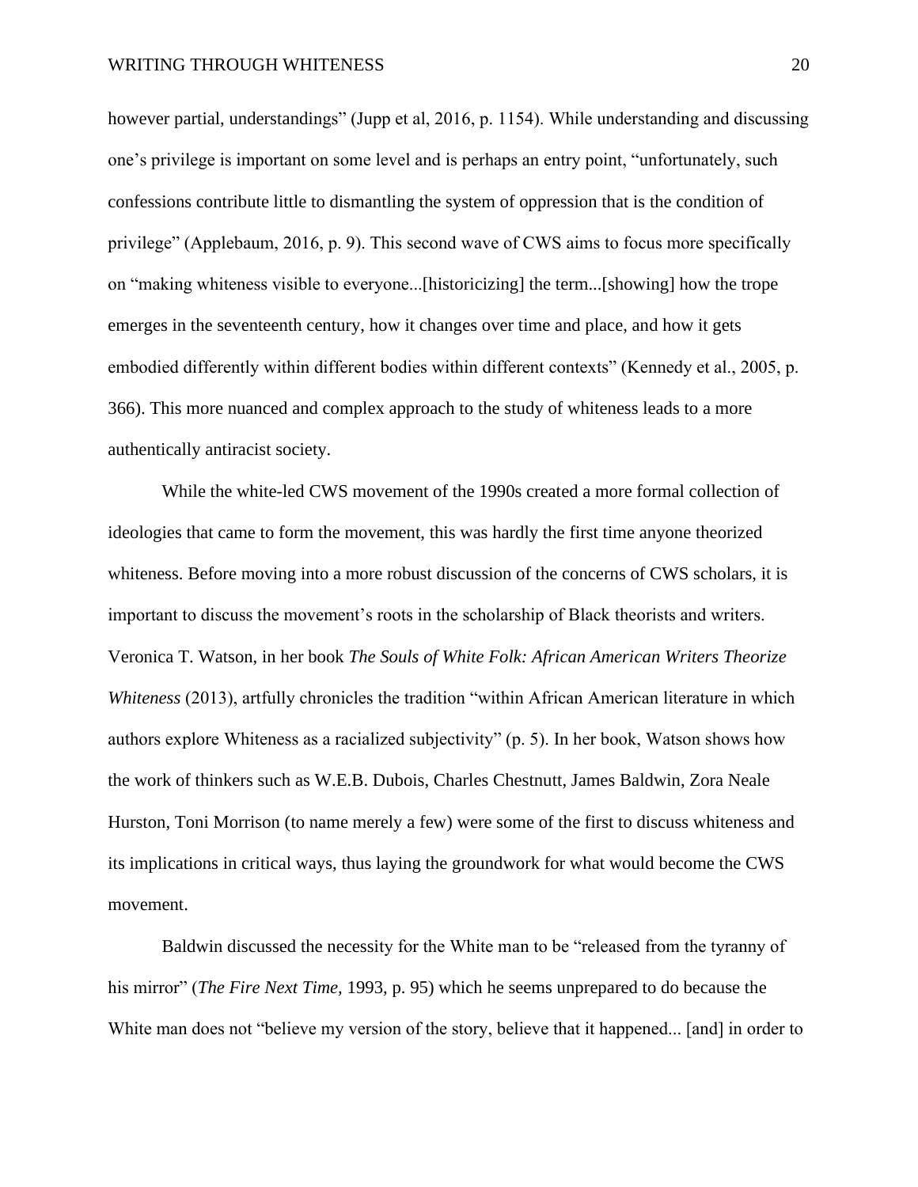however partial, understandings" (Jupp et al, 2016, p. 1154). While understanding and discussing one's privilege is important on some level and is perhaps an entry point, "unfortunately, such confessions contribute little to dismantling the system of oppression that is the condition of privilege" (Applebaum, 2016, p. 9). This second wave of CWS aims to focus more specifically on "making whiteness visible to everyone...[historicizing] the term...[showing] how the trope emerges in the seventeenth century, how it changes over time and place, and how it gets embodied differently within different bodies within different contexts" (Kennedy et al., 2005, p. 366). This more nuanced and complex approach to the study of whiteness leads to a more authentically antiracist society.

While the white-led CWS movement of the 1990s created a more formal collection of ideologies that came to form the movement, this was hardly the first time anyone theorized whiteness. Before moving into a more robust discussion of the concerns of CWS scholars, it is important to discuss the movement's roots in the scholarship of Black theorists and writers. Veronica T. Watson, in her book *The Souls of White Folk: African American Writers Theorize Whiteness* (2013), artfully chronicles the tradition "within African American literature in which authors explore Whiteness as a racialized subjectivity" (p. 5). In her book, Watson shows how the work of thinkers such as W.E.B. Dubois, Charles Chestnutt, James Baldwin, Zora Neale Hurston, Toni Morrison (to name merely a few) were some of the first to discuss whiteness and its implications in critical ways, thus laying the groundwork for what would become the CWS movement.

Baldwin discussed the necessity for the White man to be "released from the tyranny of his mirror" (*The Fire Next Time,* 1993, p. 95) which he seems unprepared to do because the White man does not "believe my version of the story, believe that it happened... [and] in order to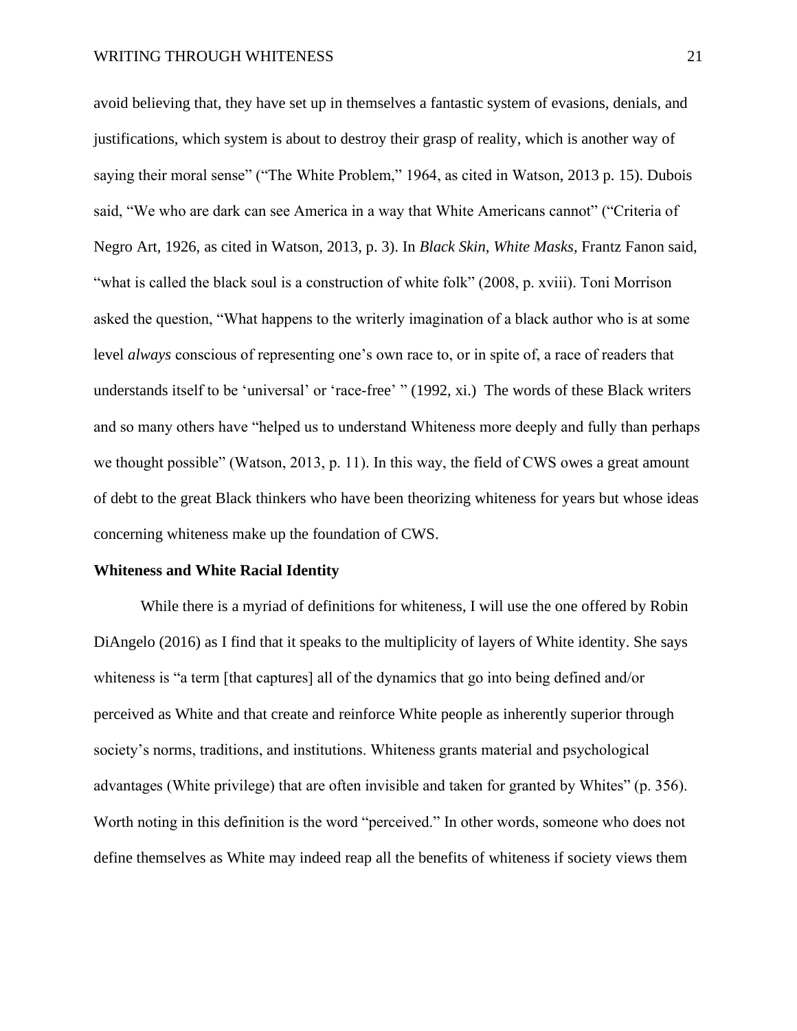avoid believing that, they have set up in themselves a fantastic system of evasions, denials, and justifications, which system is about to destroy their grasp of reality, which is another way of saying their moral sense" ("The White Problem," 1964, as cited in Watson, 2013 p. 15). Dubois said, "We who are dark can see America in a way that White Americans cannot" ("Criteria of Negro Art, 1926, as cited in Watson, 2013, p. 3). In *Black Skin, White Masks*, Frantz Fanon said, "what is called the black soul is a construction of white folk" (2008, p. xviii). Toni Morrison asked the question, "What happens to the writerly imagination of a black author who is at some level *always* conscious of representing one's own race to, or in spite of, a race of readers that understands itself to be 'universal' or 'race-free' " (1992, xi.) The words of these Black writers and so many others have "helped us to understand Whiteness more deeply and fully than perhaps we thought possible" (Watson, 2013, p. 11). In this way, the field of CWS owes a great amount of debt to the great Black thinkers who have been theorizing whiteness for years but whose ideas concerning whiteness make up the foundation of CWS.

**Whiteness and White Racial Identity**

While there is a myriad of definitions for whiteness, I will use the one offered by Robin DiAngelo (2016) as I find that it speaks to the multiplicity of layers of White identity. She says whiteness is "a term [that captures] all of the dynamics that go into being defined and/or perceived as White and that create and reinforce White people as inherently superior through society's norms, traditions, and institutions. Whiteness grants material and psychological advantages (White privilege) that are often invisible and taken for granted by Whites" (p. 356). Worth noting in this definition is the word "perceived." In other words, someone who does not define themselves as White may indeed reap all the benefits of whiteness if society views them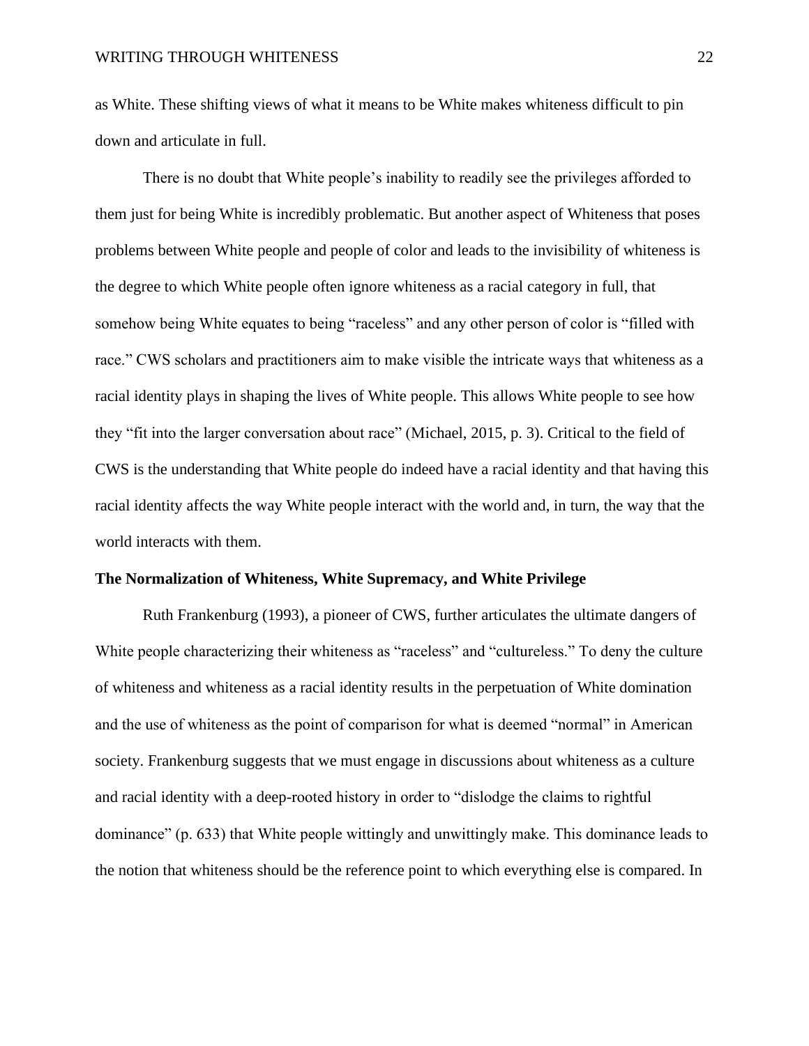as White. These shifting views of what it means to be White makes whiteness difficult to pin down and articulate in full.

There is no doubt that White people's inability to readily see the privileges afforded to them just for being White is incredibly problematic. But another aspect of Whiteness that poses problems between White people and people of color and leads to the invisibility of whiteness is the degree to which White people often ignore whiteness as a racial category in full, that somehow being White equates to being "raceless" and any other person of color is "filled with race." CWS scholars and practitioners aim to make visible the intricate ways that whiteness as a racial identity plays in shaping the lives of White people. This allows White people to see how they "fit into the larger conversation about race" (Michael, 2015, p. 3). Critical to the field of CWS is the understanding that White people do indeed have a racial identity and that having this racial identity affects the way White people interact with the world and, in turn, the way that the world interacts with them.

**The Normalization of Whiteness, White Supremacy, and White Privilege**

Ruth Frankenburg (1993), a pioneer of CWS, further articulates the ultimate dangers of White people characterizing their whiteness as "raceless" and "cultureless." To deny the culture of whiteness and whiteness as a racial identity results in the perpetuation of White domination and the use of whiteness as the point of comparison for what is deemed "normal" in American society. Frankenburg suggests that we must engage in discussions about whiteness as a culture and racial identity with a deep-rooted history in order to "dislodge the claims to rightful dominance" (p. 633) that White people wittingly and unwittingly make. This dominance leads to the notion that whiteness should be the reference point to which everything else is compared. In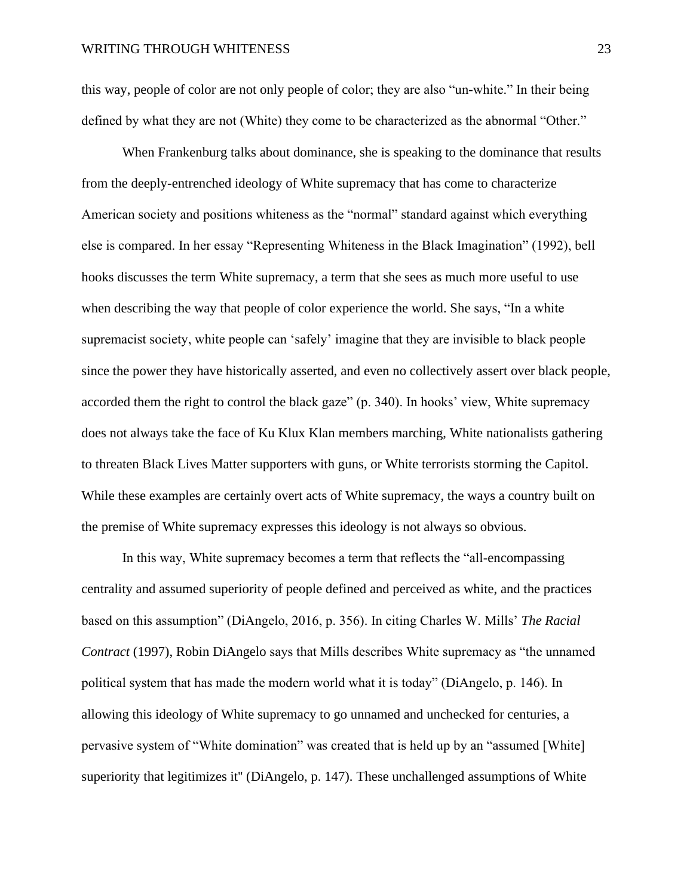this way, people of color are not only people of color; they are also "un-white." In their being defined by what they are not (White) they come to be characterized as the abnormal "Other."

When Frankenburg talks about dominance, she is speaking to the dominance that results from the deeply-entrenched ideology of White supremacy that has come to characterize American society and positions whiteness as the "normal" standard against which everything else is compared. In her essay "Representing Whiteness in the Black Imagination" (1992), bell hooks discusses the term White supremacy, a term that she sees as much more useful to use when describing the way that people of color experience the world. She says, "In a white supremacist society, white people can 'safely' imagine that they are invisible to black people since the power they have historically asserted, and even no collectively assert over black people, accorded them the right to control the black gaze" (p. 340). In hooks' view, White supremacy does not always take the face of Ku Klux Klan members marching, White nationalists gathering to threaten Black Lives Matter supporters with guns, or White terrorists storming the Capitol. While these examples are certainly overt acts of White supremacy, the ways a country built on the premise of White supremacy expresses this ideology is not always so obvious.

In this way, White supremacy becomes a term that reflects the "all-encompassing centrality and assumed superiority of people defined and perceived as white, and the practices based on this assumption" (DiAngelo, 2016, p. 356). In citing Charles W. Mills' *The Racial Contract* (1997), Robin DiAngelo says that Mills describes White supremacy as "the unnamed political system that has made the modern world what it is today" (DiAngelo, p. 146). In allowing this ideology of White supremacy to go unnamed and unchecked for centuries, a pervasive system of "White domination" was created that is held up by an "assumed [White] superiority that legitimizes it" (DiAngelo, p. 147). These unchallenged assumptions of White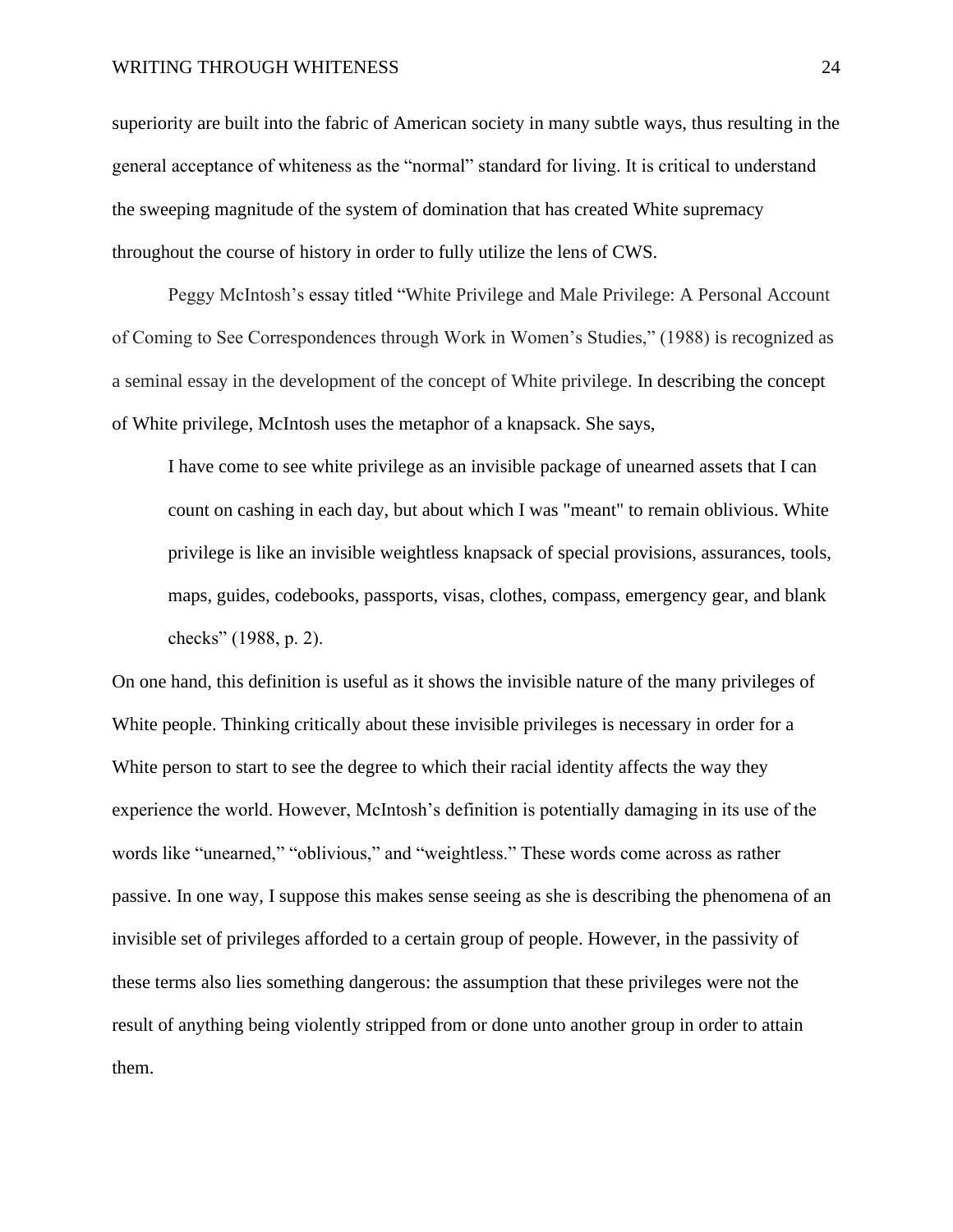superiority are built into the fabric of American society in many subtle ways, thus resulting in the general acceptance of whiteness as the "normal" standard for living. It is critical to understand the sweeping magnitude of the system of domination that has created White supremacy throughout the course of history in order to fully utilize the lens of CWS.

Peggy McIntosh's essay titled "White Privilege and Male Privilege: A Personal Account of Coming to See Correspondences through Work in Women's Studies," (1988) is recognized as a seminal essay in the development of the concept of White privilege. In describing the concept of White privilege, McIntosh uses the metaphor of a knapsack. She says,

> I have come to see white privilege as an invisible package of unearned assets that I can count on cashing in each day, but about which I was "meant" to remain oblivious. White privilege is like an invisible weightless knapsack of special provisions, assurances, tools, maps, guides, codebooks, passports, visas, clothes, compass, emergency gear, and blank checks" (1988, p. 2).

On one hand, this definition is useful as it shows the invisible nature of the many privileges of White people. Thinking critically about these invisible privileges is necessary in order for a White person to start to see the degree to which their racial identity affects the way they experience the world. However, McIntosh's definition is potentially damaging in its use of the words like "unearned," "oblivious," and "weightless." These words come across as rather passive. In one way, I suppose this makes sense seeing as she is describing the phenomena of an invisible set of privileges afforded to a certain group of people. However, in the passivity of these terms also lies something dangerous: the assumption that these privileges were not the result of anything being violently stripped from or done unto another group in order to attain them.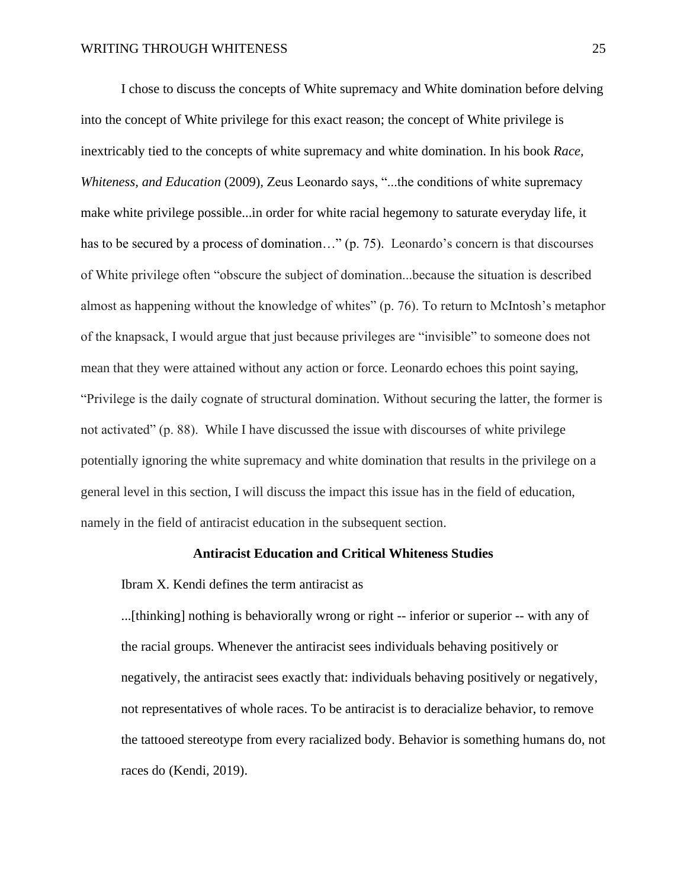I chose to discuss the concepts of White supremacy and White domination before delving into the concept of White privilege for this exact reason; the concept of White privilege is inextricably tied to the concepts of white supremacy and white domination. In his book *Race, Whiteness, and Education* (2009), Zeus Leonardo says, "...the conditions of white supremacy make white privilege possible...in order for white racial hegemony to saturate everyday life, it has to be secured by a process of domination…" (p. 75). Leonardo's concern is that discourses of White privilege often "obscure the subject of domination...because the situation is described almost as happening without the knowledge of whites" (p. 76). To return to McIntosh's metaphor of the knapsack, I would argue that just because privileges are "invisible" to someone does not mean that they were attained without any action or force. Leonardo echoes this point saying, "Privilege is the daily cognate of structural domination. Without securing the latter, the former is not activated" (p. 88). While I have discussed the issue with discourses of white privilege potentially ignoring the white supremacy and white domination that results in the privilege on a general level in this section, I will discuss the impact this issue has in the field of education, namely in the field of antiracist education in the subsequent section.

**Antiracist Education and Critical Whiteness Studies**

Ibram X. Kendi defines the term antiracist as

> ...[thinking] nothing is behaviorally wrong or right -- inferior or superior -- with any of the racial groups. Whenever the antiracist sees individuals behaving positively or negatively, the antiracist sees exactly that: individuals behaving positively or negatively, not representatives of whole races. To be antiracist is to deracialize behavior, to remove the tattooed stereotype from every racialized body. Behavior is something humans do, not races do (Kendi, 2019).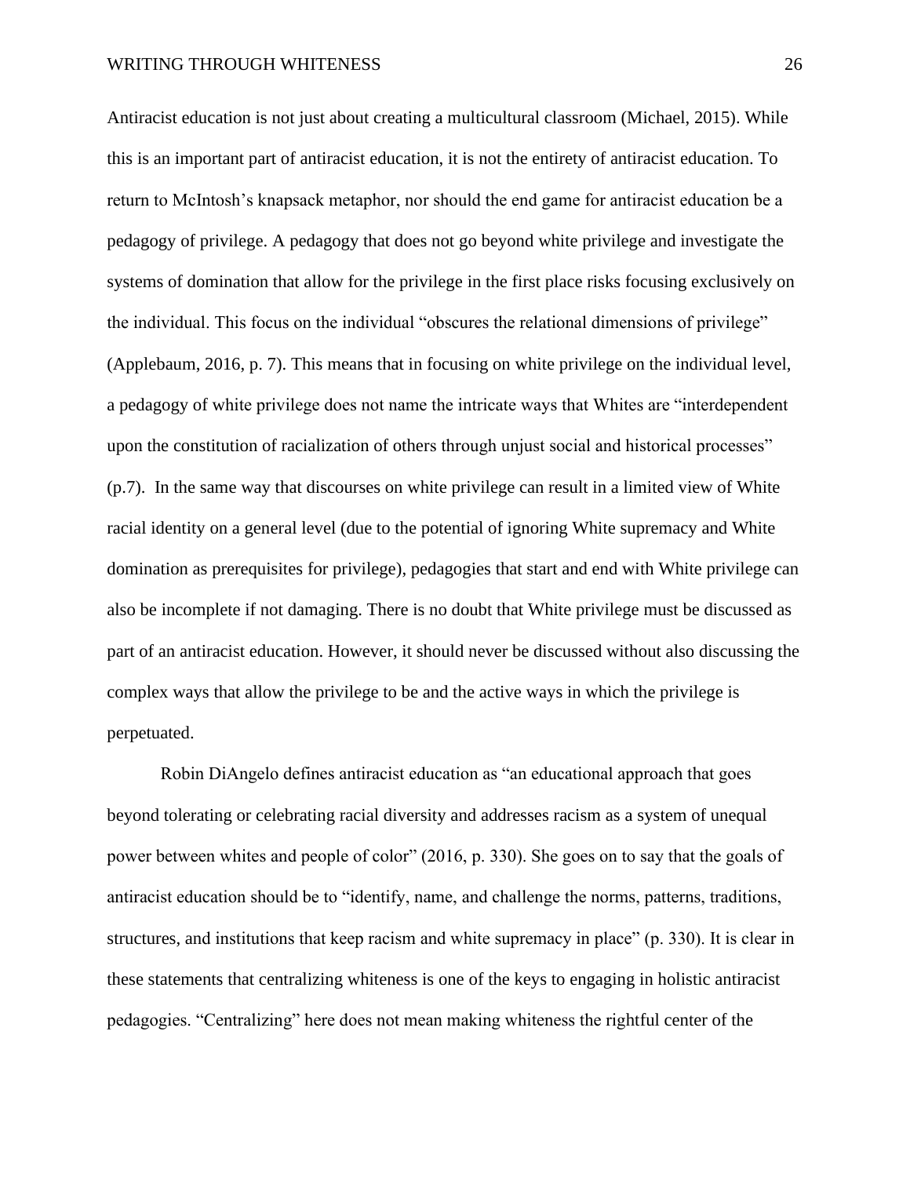Antiracist education is not just about creating a multicultural classroom (Michael, 2015). While this is an important part of antiracist education, it is not the entirety of antiracist education. To return to McIntosh's knapsack metaphor, nor should the end game for antiracist education be a pedagogy of privilege. A pedagogy that does not go beyond white privilege and investigate the systems of domination that allow for the privilege in the first place risks focusing exclusively on the individual. This focus on the individual "obscures the relational dimensions of privilege" (Applebaum, 2016, p. 7). This means that in focusing on white privilege on the individual level, a pedagogy of white privilege does not name the intricate ways that Whites are "interdependent upon the constitution of racialization of others through unjust social and historical processes" (p.7). In the same way that discourses on white privilege can result in a limited view of White racial identity on a general level (due to the potential of ignoring White supremacy and White domination as prerequisites for privilege), pedagogies that start and end with White privilege can also be incomplete if not damaging. There is no doubt that White privilege must be discussed as part of an antiracist education. However, it should never be discussed without also discussing the complex ways that allow the privilege to be and the active ways in which the privilege is perpetuated.

Robin DiAngelo defines antiracist education as "an educational approach that goes beyond tolerating or celebrating racial diversity and addresses racism as a system of unequal power between whites and people of color" (2016, p. 330). She goes on to say that the goals of antiracist education should be to "identify, name, and challenge the norms, patterns, traditions, structures, and institutions that keep racism and white supremacy in place" (p. 330). It is clear in these statements that centralizing whiteness is one of the keys to engaging in holistic antiracist pedagogies. "Centralizing" here does not mean making whiteness the rightful center of the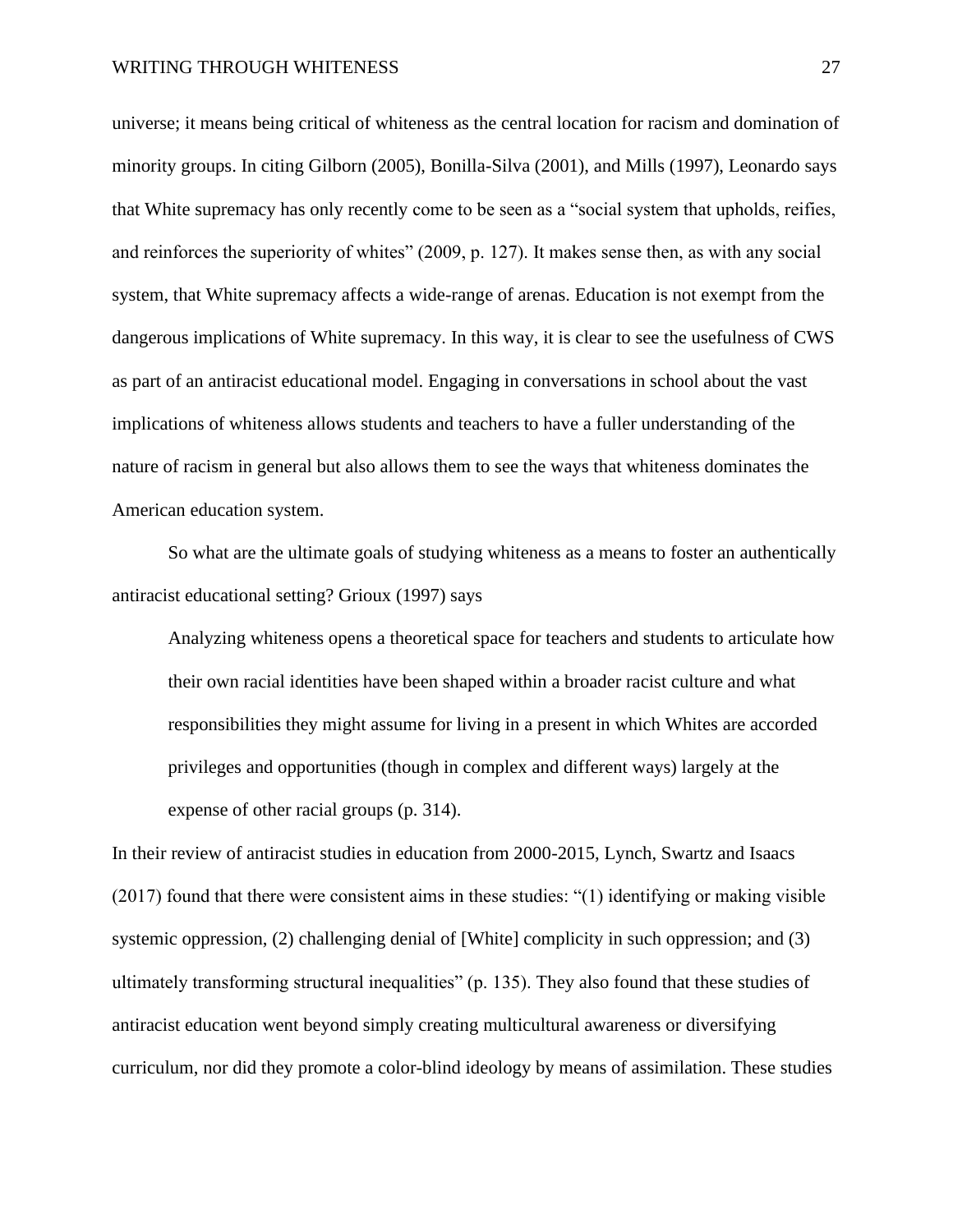universe; it means being critical of whiteness as the central location for racism and domination of minority groups. In citing Gilborn (2005), Bonilla-Silva (2001), and Mills (1997), Leonardo says that White supremacy has only recently come to be seen as a "social system that upholds, reifies, and reinforces the superiority of whites" (2009, p. 127). It makes sense then, as with any social system, that White supremacy affects a wide-range of arenas. Education is not exempt from the dangerous implications of White supremacy. In this way, it is clear to see the usefulness of CWS as part of an antiracist educational model. Engaging in conversations in school about the vast implications of whiteness allows students and teachers to have a fuller understanding of the nature of racism in general but also allows them to see the ways that whiteness dominates the American education system.

So what are the ultimate goals of studying whiteness as a means to foster an authentically antiracist educational setting? Grioux (1997) says

> Analyzing whiteness opens a theoretical space for teachers and students to articulate how their own racial identities have been shaped within a broader racist culture and what responsibilities they might assume for living in a present in which Whites are accorded privileges and opportunities (though in complex and different ways) largely at the expense of other racial groups (p. 314).

In their review of antiracist studies in education from 2000-2015, Lynch, Swartz and Isaacs (2017) found that there were consistent aims in these studies: "(1) identifying or making visible systemic oppression, (2) challenging denial of [White] complicity in such oppression; and (3) ultimately transforming structural inequalities" (p. 135). They also found that these studies of antiracist education went beyond simply creating multicultural awareness or diversifying curriculum, nor did they promote a color-blind ideology by means of assimilation. These studies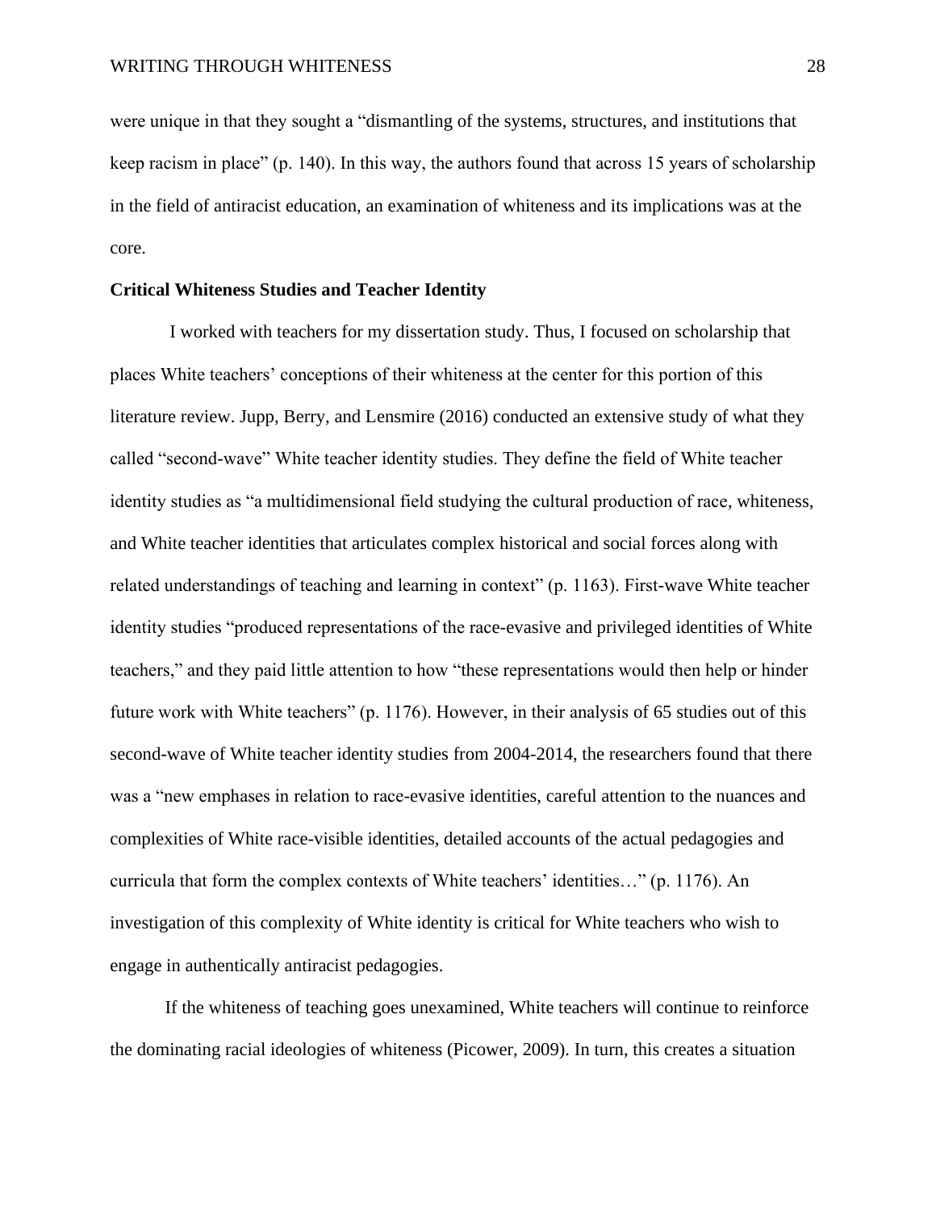were unique in that they sought a "dismantling of the systems, structures, and institutions that keep racism in place" (p. 140). In this way, the authors found that across 15 years of scholarship in the field of antiracist education, an examination of whiteness and its implications was at the core.

**Critical Whiteness Studies and Teacher Identity**

I worked with teachers for my dissertation study. Thus, I focused on scholarship that places White teachers' conceptions of their whiteness at the center for this portion of this literature review. Jupp, Berry, and Lensmire (2016) conducted an extensive study of what they called "second-wave" White teacher identity studies. They define the field of White teacher identity studies as "a multidimensional field studying the cultural production of race, whiteness, and White teacher identities that articulates complex historical and social forces along with related understandings of teaching and learning in context" (p. 1163). First-wave White teacher identity studies "produced representations of the race-evasive and privileged identities of White teachers," and they paid little attention to how "these representations would then help or hinder future work with White teachers" (p. 1176). However, in their analysis of 65 studies out of this second-wave of White teacher identity studies from 2004-2014, the researchers found that there was a "new emphases in relation to race-evasive identities, careful attention to the nuances and complexities of White race-visible identities, detailed accounts of the actual pedagogies and curricula that form the complex contexts of White teachers' identities…" (p. 1176). An investigation of this complexity of White identity is critical for White teachers who wish to engage in authentically antiracist pedagogies.

If the whiteness of teaching goes unexamined, White teachers will continue to reinforce the dominating racial ideologies of whiteness (Picower, 2009). In turn, this creates a situation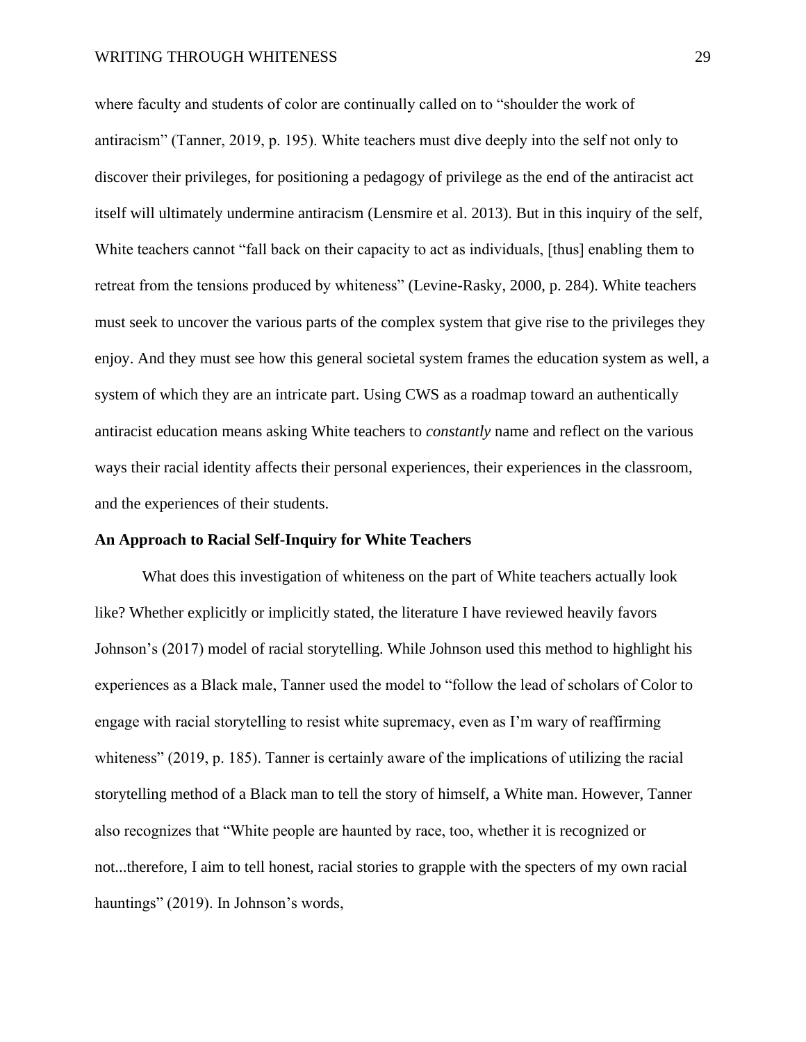where faculty and students of color are continually called on to "shoulder the work of antiracism" (Tanner, 2019, p. 195). White teachers must dive deeply into the self not only to discover their privileges, for positioning a pedagogy of privilege as the end of the antiracist act itself will ultimately undermine antiracism (Lensmire et al. 2013). But in this inquiry of the self, White teachers cannot "fall back on their capacity to act as individuals, [thus] enabling them to retreat from the tensions produced by whiteness" (Levine-Rasky, 2000, p. 284). White teachers must seek to uncover the various parts of the complex system that give rise to the privileges they enjoy. And they must see how this general societal system frames the education system as well, a system of which they are an intricate part. Using CWS as a roadmap toward an authentically antiracist education means asking White teachers to *constantly* name and reflect on the various ways their racial identity affects their personal experiences, their experiences in the classroom, and the experiences of their students.

**An Approach to Racial Self-Inquiry for White Teachers**

What does this investigation of whiteness on the part of White teachers actually look like? Whether explicitly or implicitly stated, the literature I have reviewed heavily favors Johnson's (2017) model of racial storytelling. While Johnson used this method to highlight his experiences as a Black male, Tanner used the model to "follow the lead of scholars of Color to engage with racial storytelling to resist white supremacy, even as I'm wary of reaffirming whiteness" (2019, p. 185). Tanner is certainly aware of the implications of utilizing the racial storytelling method of a Black man to tell the story of himself, a White man. However, Tanner also recognizes that "White people are haunted by race, too, whether it is recognized or not...therefore, I aim to tell honest, racial stories to grapple with the specters of my own racial hauntings" (2019). In Johnson's words,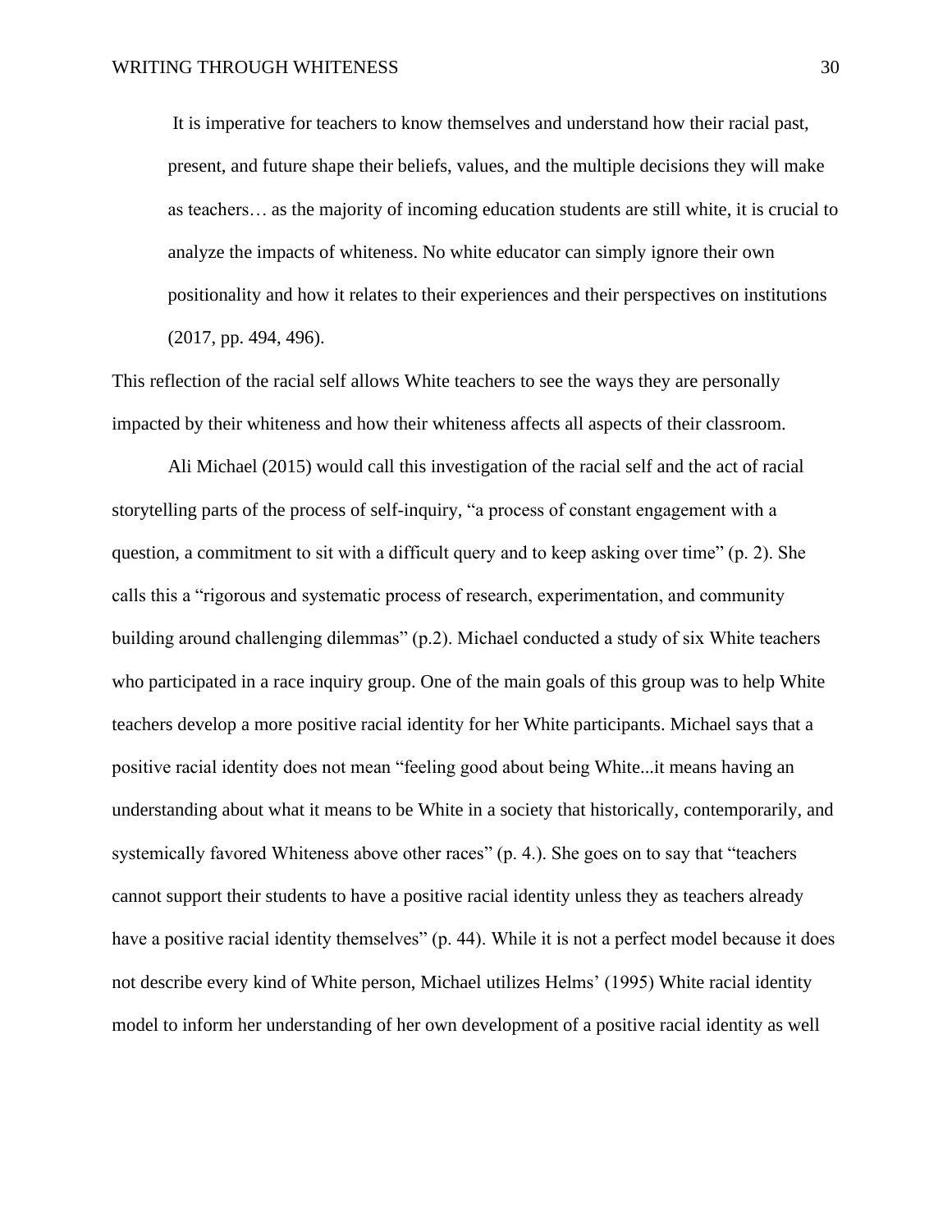> It is imperative for teachers to know themselves and understand how their racial past, present, and future shape their beliefs, values, and the multiple decisions they will make as teachers… as the majority of incoming education students are still white, it is crucial to analyze the impacts of whiteness. No white educator can simply ignore their own positionality and how it relates to their experiences and their perspectives on institutions (2017, pp. 494, 496).

This reflection of the racial self allows White teachers to see the ways they are personally impacted by their whiteness and how their whiteness affects all aspects of their classroom.

Ali Michael (2015) would call this investigation of the racial self and the act of racial storytelling parts of the process of self-inquiry, "a process of constant engagement with a question, a commitment to sit with a difficult query and to keep asking over time" (p. 2). She calls this a "rigorous and systematic process of research, experimentation, and community building around challenging dilemmas" (p.2). Michael conducted a study of six White teachers who participated in a race inquiry group. One of the main goals of this group was to help White teachers develop a more positive racial identity for her White participants. Michael says that a positive racial identity does not mean "feeling good about being White...it means having an understanding about what it means to be White in a society that historically, contemporarily, and systemically favored Whiteness above other races" (p. 4.). She goes on to say that "teachers cannot support their students to have a positive racial identity unless they as teachers already have a positive racial identity themselves" (p. 44). While it is not a perfect model because it does not describe every kind of White person, Michael utilizes Helms' (1995) White racial identity model to inform her understanding of her own development of a positive racial identity as well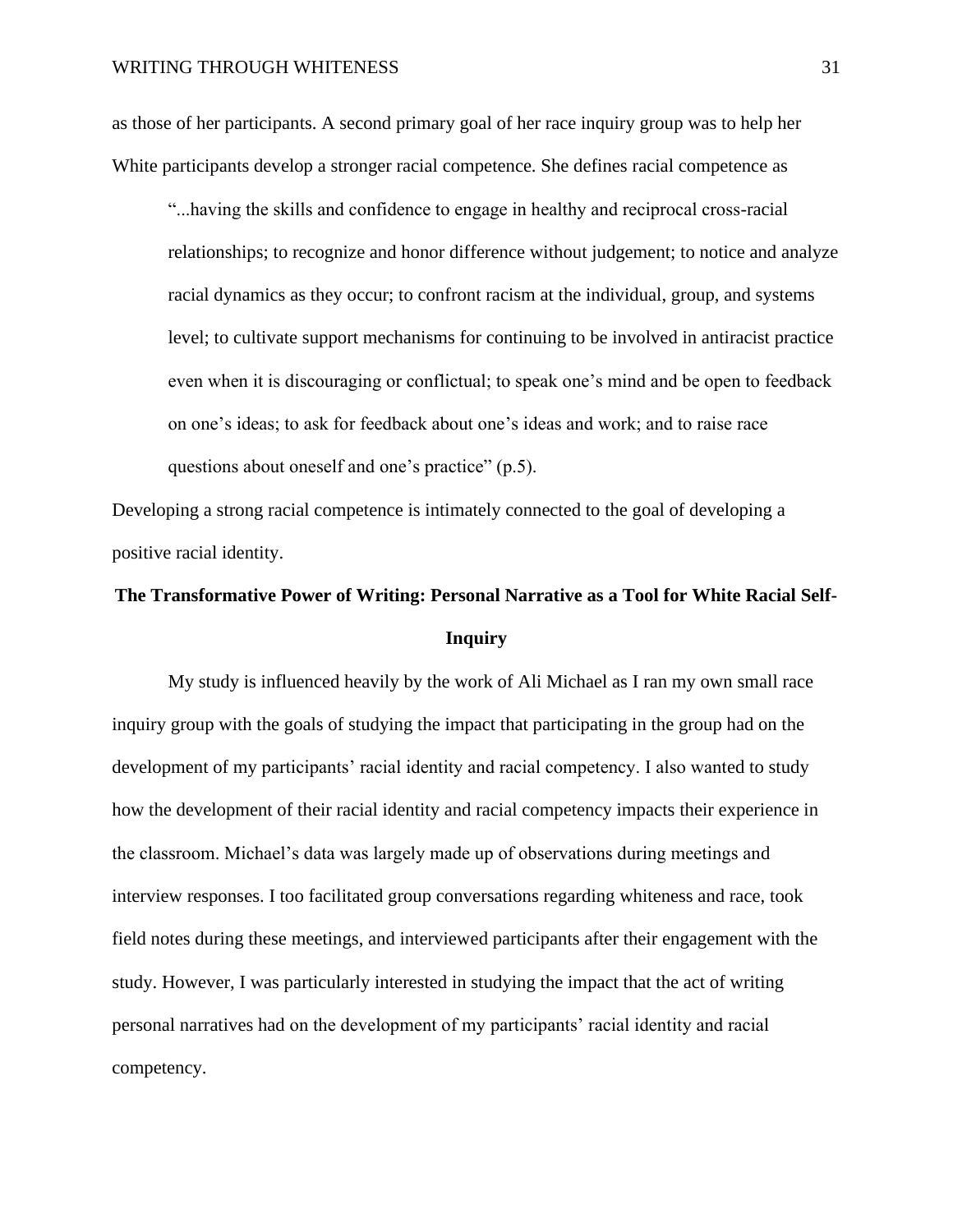as those of her participants. A second primary goal of her race inquiry group was to help her White participants develop a stronger racial competence. She defines racial competence as

> "...having the skills and confidence to engage in healthy and reciprocal cross-racial relationships; to recognize and honor difference without judgement; to notice and analyze racial dynamics as they occur; to confront racism at the individual, group, and systems level; to cultivate support mechanisms for continuing to be involved in antiracist practice even when it is discouraging or conflictual; to speak one's mind and be open to feedback on one's ideas; to ask for feedback about one's ideas and work; and to raise race questions about oneself and one's practice" (p.5).

Developing a strong racial competence is intimately connected to the goal of developing a positive racial identity.

## The Transformative Power of Writing: Personal Narrative as a Tool for White Racial Self-Inquiry

My study is influenced heavily by the work of Ali Michael as I ran my own small race inquiry group with the goals of studying the impact that participating in the group had on the development of my participants' racial identity and racial competency. I also wanted to study how the development of their racial identity and racial competency impacts their experience in the classroom. Michael's data was largely made up of observations during meetings and interview responses. I too facilitated group conversations regarding whiteness and race, took field notes during these meetings, and interviewed participants after their engagement with the study. However, I was particularly interested in studying the impact that the act of writing personal narratives had on the development of my participants' racial identity and racial competency.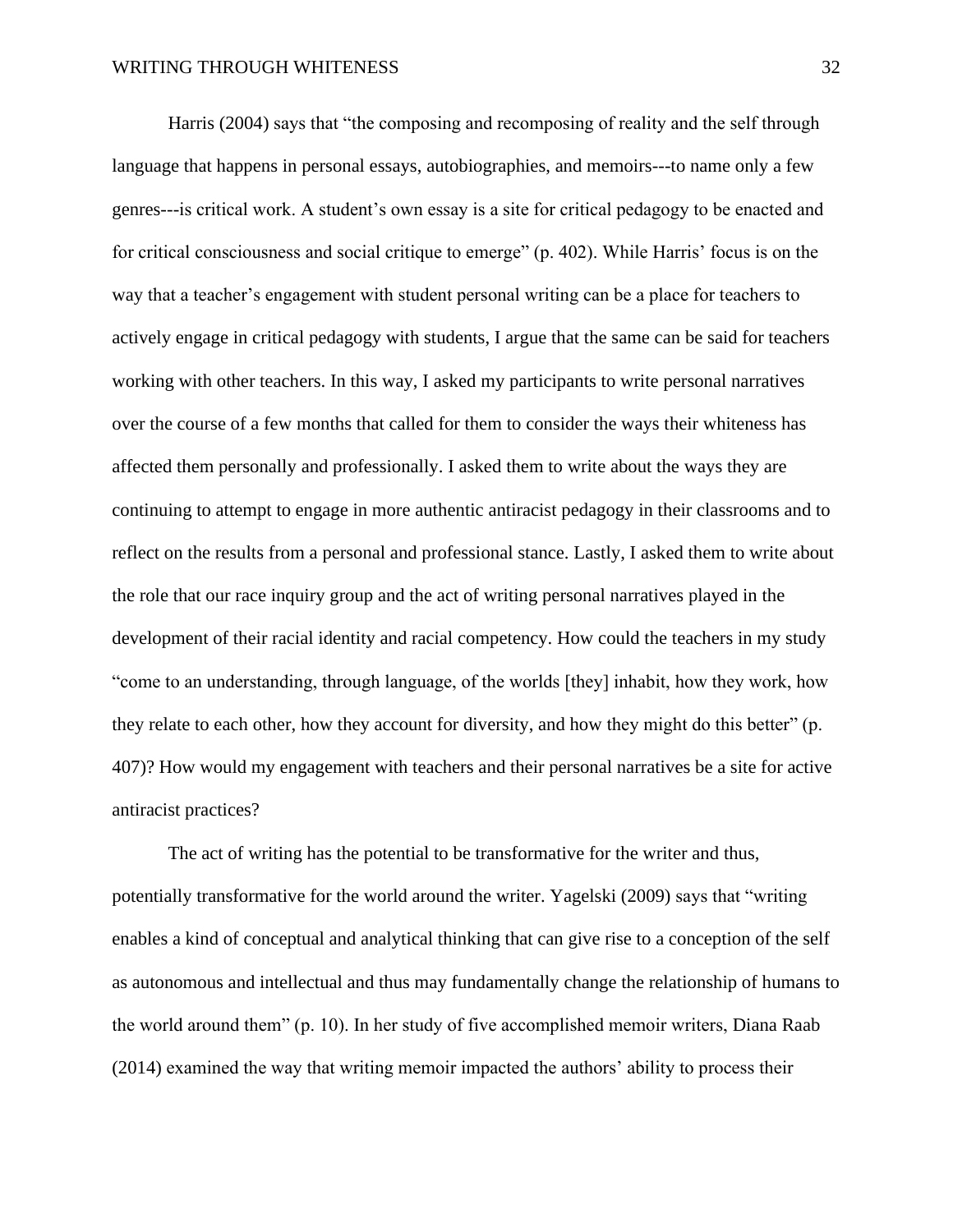Harris (2004) says that "the composing and recomposing of reality and the self through language that happens in personal essays, autobiographies, and memoirs---to name only a few genres---is critical work. A student's own essay is a site for critical pedagogy to be enacted and for critical consciousness and social critique to emerge" (p. 402). While Harris' focus is on the way that a teacher's engagement with student personal writing can be a place for teachers to actively engage in critical pedagogy with students, I argue that the same can be said for teachers working with other teachers. In this way, I asked my participants to write personal narratives over the course of a few months that called for them to consider the ways their whiteness has affected them personally and professionally. I asked them to write about the ways they are continuing to attempt to engage in more authentic antiracist pedagogy in their classrooms and to reflect on the results from a personal and professional stance. Lastly, I asked them to write about the role that our race inquiry group and the act of writing personal narratives played in the development of their racial identity and racial competency. How could the teachers in my study "come to an understanding, through language, of the worlds [they] inhabit, how they work, how they relate to each other, how they account for diversity, and how they might do this better" (p. 407)? How would my engagement with teachers and their personal narratives be a site for active antiracist practices?

The act of writing has the potential to be transformative for the writer and thus, potentially transformative for the world around the writer. Yagelski (2009) says that "writing enables a kind of conceptual and analytical thinking that can give rise to a conception of the self as autonomous and intellectual and thus may fundamentally change the relationship of humans to the world around them" (p. 10). In her study of five accomplished memoir writers, Diana Raab (2014) examined the way that writing memoir impacted the authors' ability to process their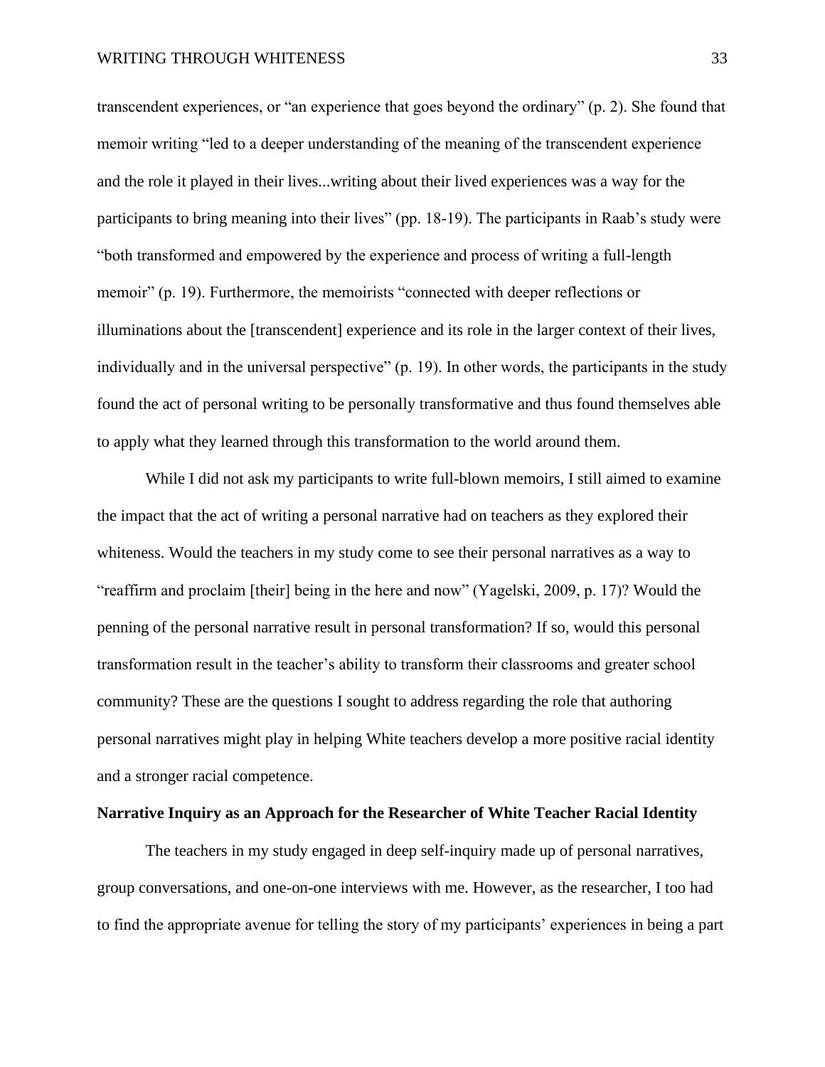transcendent experiences, or "an experience that goes beyond the ordinary" (p. 2). She found that memoir writing "led to a deeper understanding of the meaning of the transcendent experience and the role it played in their lives...writing about their lived experiences was a way for the participants to bring meaning into their lives" (pp. 18-19). The participants in Raab's study were "both transformed and empowered by the experience and process of writing a full-length memoir" (p. 19). Furthermore, the memoirists "connected with deeper reflections or illuminations about the [transcendent] experience and its role in the larger context of their lives, individually and in the universal perspective" (p. 19). In other words, the participants in the study found the act of personal writing to be personally transformative and thus found themselves able to apply what they learned through this transformation to the world around them.

While I did not ask my participants to write full-blown memoirs, I still aimed to examine the impact that the act of writing a personal narrative had on teachers as they explored their whiteness. Would the teachers in my study come to see their personal narratives as a way to "reaffirm and proclaim [their] being in the here and now" (Yagelski, 2009, p. 17)? Would the penning of the personal narrative result in personal transformation? If so, would this personal transformation result in the teacher's ability to transform their classrooms and greater school community? These are the questions I sought to address regarding the role that authoring personal narratives might play in helping White teachers develop a more positive racial identity and a stronger racial competence.

**Narrative Inquiry as an Approach for the Researcher of White Teacher Racial Identity**

The teachers in my study engaged in deep self-inquiry made up of personal narratives, group conversations, and one-on-one interviews with me. However, as the researcher, I too had to find the appropriate avenue for telling the story of my participants' experiences in being a part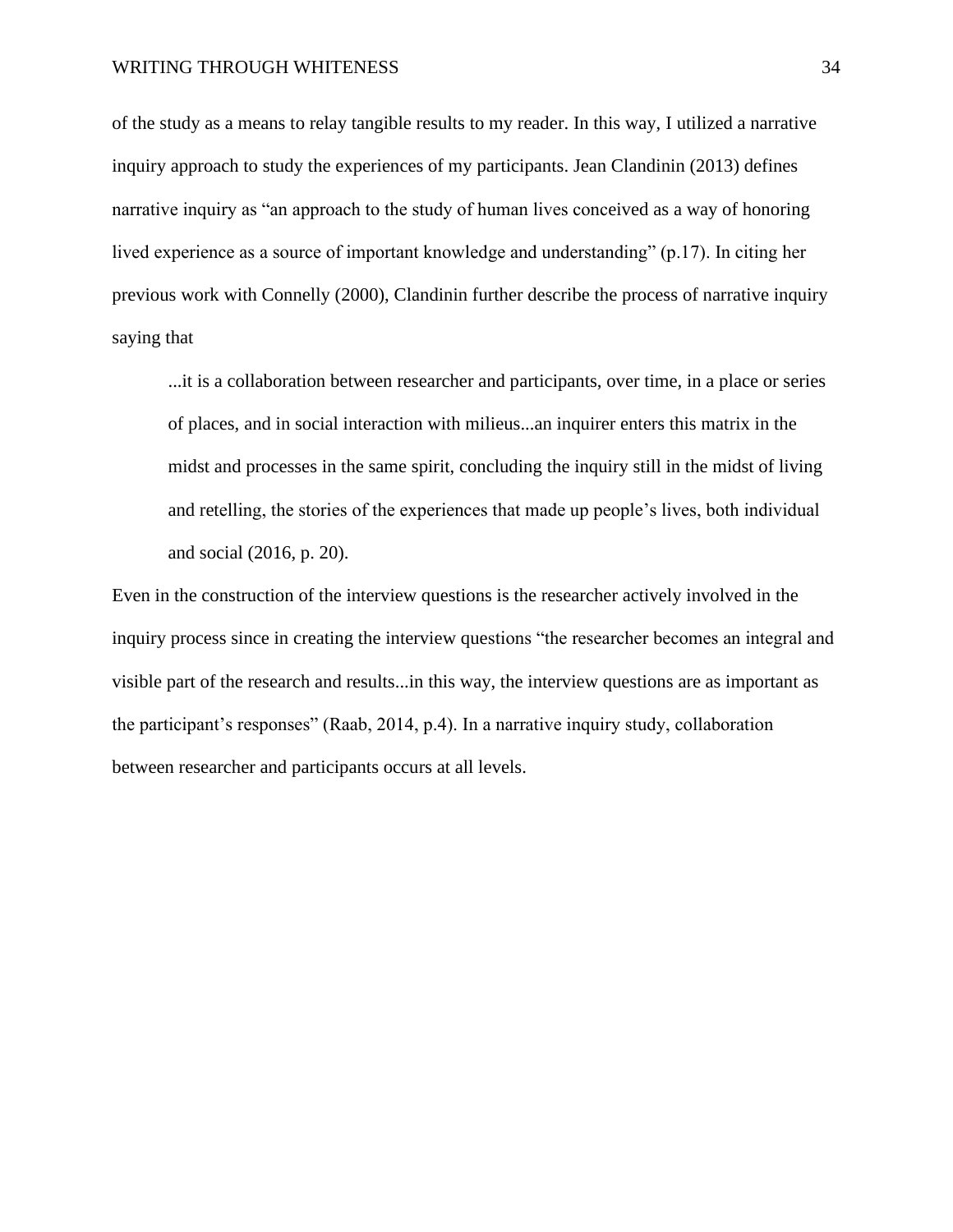of the study as a means to relay tangible results to my reader. In this way, I utilized a narrative inquiry approach to study the experiences of my participants. Jean Clandinin (2013) defines narrative inquiry as “an approach to the study of human lives conceived as a way of honoring lived experience as a source of important knowledge and understanding” (p.17). In citing her previous work with Connelly (2000), Clandinin further describe the process of narrative inquiry saying that

> ...it is a collaboration between researcher and participants, over time, in a place or series of places, and in social interaction with milieus...an inquirer enters this matrix in the midst and processes in the same spirit, concluding the inquiry still in the midst of living and retelling, the stories of the experiences that made up people’s lives, both individual and social (2016, p. 20).

Even in the construction of the interview questions is the researcher actively involved in the inquiry process since in creating the interview questions “the researcher becomes an integral and visible part of the research and results...in this way, the interview questions are as important as the participant’s responses” (Raab, 2014, p.4). In a narrative inquiry study, collaboration between researcher and participants occurs at all levels.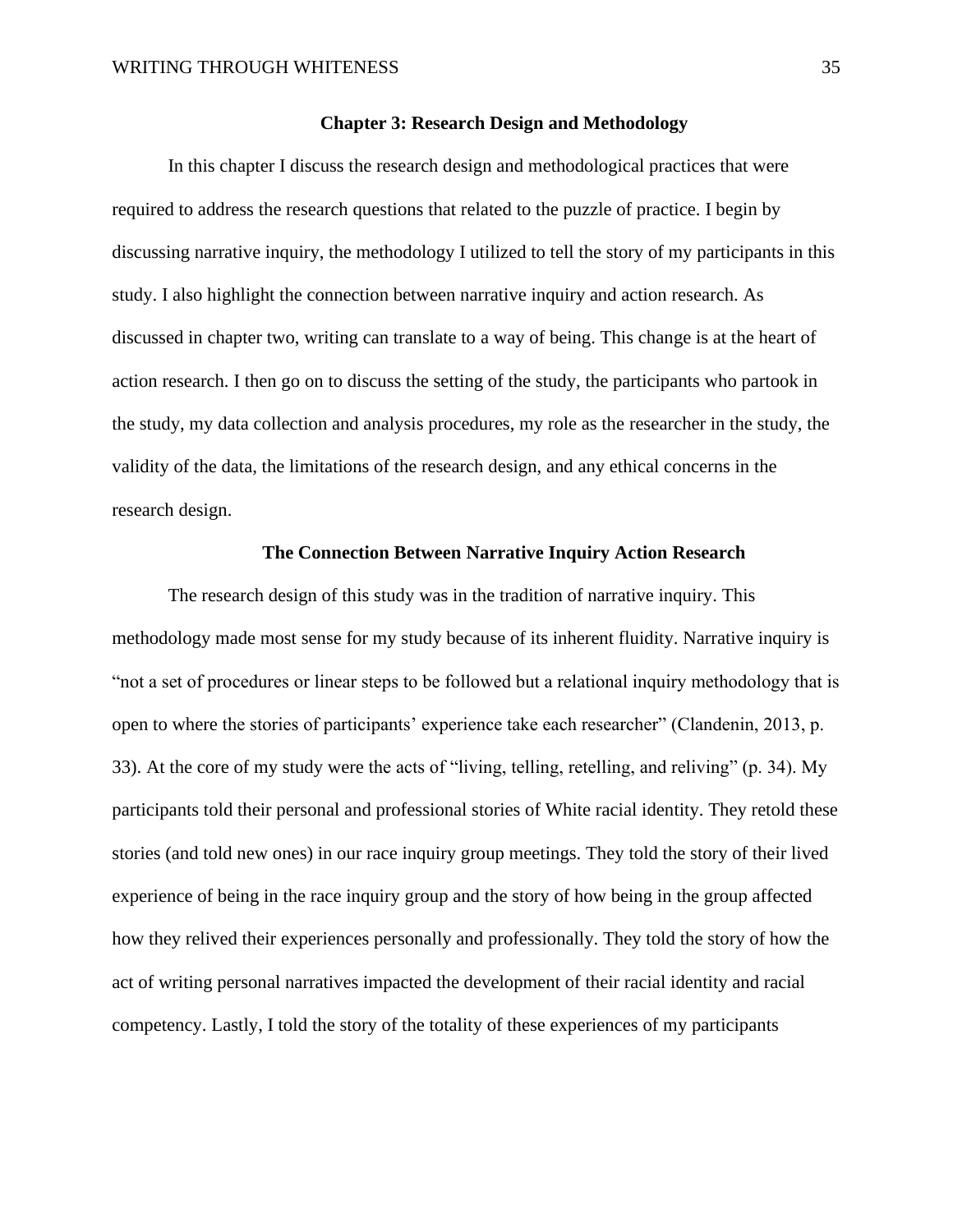# Chapter 3: Research Design and Methodology

In this chapter I discuss the research design and methodological practices that were required to address the research questions that related to the puzzle of practice. I begin by discussing narrative inquiry, the methodology I utilized to tell the story of my participants in this study. I also highlight the connection between narrative inquiry and action research. As discussed in chapter two, writing can translate to a way of being. This change is at the heart of action research. I then go on to discuss the setting of the study, the participants who partook in the study, my data collection and analysis procedures, my role as the researcher in the study, the validity of the data, the limitations of the research design, and any ethical concerns in the research design.

## The Connection Between Narrative Inquiry Action Research

The research design of this study was in the tradition of narrative inquiry. This methodology made most sense for my study because of its inherent fluidity. Narrative inquiry is "not a set of procedures or linear steps to be followed but a relational inquiry methodology that is open to where the stories of participants' experience take each researcher" (Clandenin, 2013, p. 33). At the core of my study were the acts of "living, telling, retelling, and reliving" (p. 34). My participants told their personal and professional stories of White racial identity. They retold these stories (and told new ones) in our race inquiry group meetings. They told the story of their lived experience of being in the race inquiry group and the story of how being in the group affected how they relived their experiences personally and professionally. They told the story of how the act of writing personal narratives impacted the development of their racial identity and racial competency. Lastly, I told the story of the totality of these experiences of my participants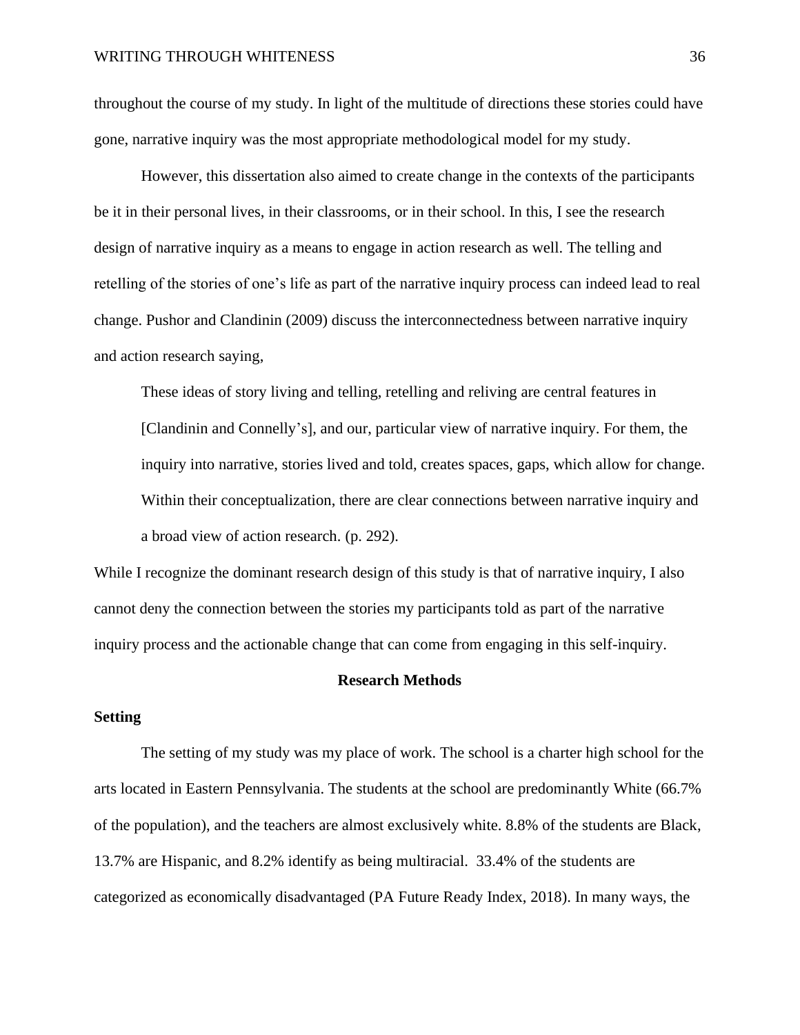throughout the course of my study. In light of the multitude of directions these stories could have gone, narrative inquiry was the most appropriate methodological model for my study.

However, this dissertation also aimed to create change in the contexts of the participants be it in their personal lives, in their classrooms, or in their school. In this, I see the research design of narrative inquiry as a means to engage in action research as well. The telling and retelling of the stories of one's life as part of the narrative inquiry process can indeed lead to real change. Pushor and Clandinin (2009) discuss the interconnectedness between narrative inquiry and action research saying,

> These ideas of story living and telling, retelling and reliving are central features in [Clandinin and Connelly's], and our, particular view of narrative inquiry. For them, the inquiry into narrative, stories lived and told, creates spaces, gaps, which allow for change. Within their conceptualization, there are clear connections between narrative inquiry and a broad view of action research. (p. 292).

While I recognize the dominant research design of this study is that of narrative inquiry, I also cannot deny the connection between the stories my participants told as part of the narrative inquiry process and the actionable change that can come from engaging in this self-inquiry.

## Research Methods

### Setting

The setting of my study was my place of work. The school is a charter high school for the arts located in Eastern Pennsylvania. The students at the school are predominantly White (66.7% of the population), and the teachers are almost exclusively white. 8.8% of the students are Black, 13.7% are Hispanic, and 8.2% identify as being multiracial. 33.4% of the students are categorized as economically disadvantaged (PA Future Ready Index, 2018). In many ways, the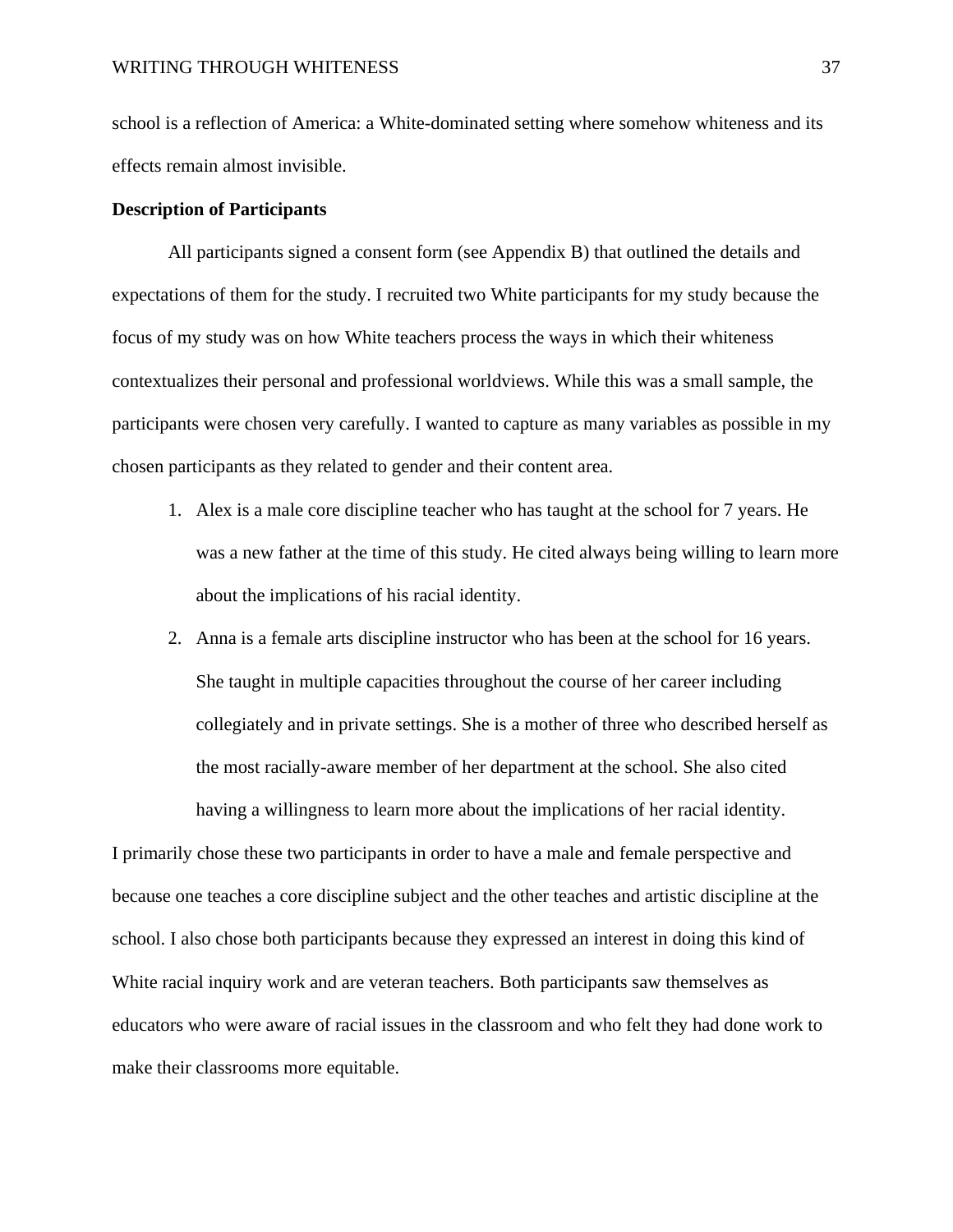school is a reflection of America: a White-dominated setting where somehow whiteness and its effects remain almost invisible.

**Description of Participants**

All participants signed a consent form (see Appendix B) that outlined the details and expectations of them for the study. I recruited two White participants for my study because the focus of my study was on how White teachers process the ways in which their whiteness contextualizes their personal and professional worldviews. While this was a small sample, the participants were chosen very carefully. I wanted to capture as many variables as possible in my chosen participants as they related to gender and their content area.

1. Alex is a male core discipline teacher who has taught at the school for 7 years. He was a new father at the time of this study. He cited always being willing to learn more about the implications of his racial identity.
2. Anna is a female arts discipline instructor who has been at the school for 16 years. She taught in multiple capacities throughout the course of her career including collegiately and in private settings. She is a mother of three who described herself as the most racially-aware member of her department at the school. She also cited having a willingness to learn more about the implications of her racial identity.

I primarily chose these two participants in order to have a male and female perspective and because one teaches a core discipline subject and the other teaches and artistic discipline at the school. I also chose both participants because they expressed an interest in doing this kind of White racial inquiry work and are veteran teachers. Both participants saw themselves as educators who were aware of racial issues in the classroom and who felt they had done work to make their classrooms more equitable.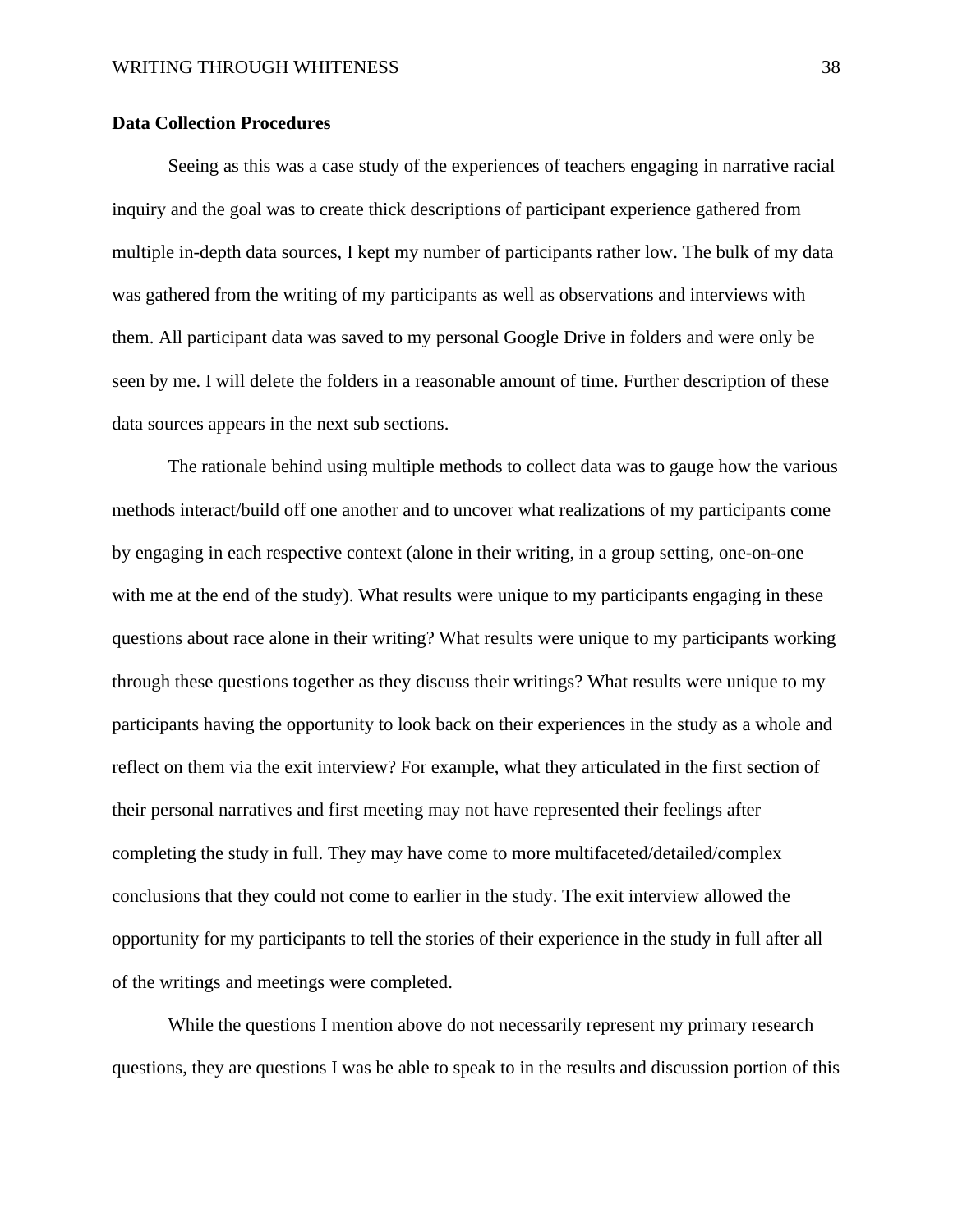**Data Collection Procedures**

Seeing as this was a case study of the experiences of teachers engaging in narrative racial inquiry and the goal was to create thick descriptions of participant experience gathered from multiple in-depth data sources, I kept my number of participants rather low. The bulk of my data was gathered from the writing of my participants as well as observations and interviews with them. All participant data was saved to my personal Google Drive in folders and were only be seen by me. I will delete the folders in a reasonable amount of time. Further description of these data sources appears in the next sub sections.

The rationale behind using multiple methods to collect data was to gauge how the various methods interact/build off one another and to uncover what realizations of my participants come by engaging in each respective context (alone in their writing, in a group setting, one-on-one with me at the end of the study). What results were unique to my participants engaging in these questions about race alone in their writing? What results were unique to my participants working through these questions together as they discuss their writings? What results were unique to my participants having the opportunity to look back on their experiences in the study as a whole and reflect on them via the exit interview? For example, what they articulated in the first section of their personal narratives and first meeting may not have represented their feelings after completing the study in full. They may have come to more multifaceted/detailed/complex conclusions that they could not come to earlier in the study. The exit interview allowed the opportunity for my participants to tell the stories of their experience in the study in full after all of the writings and meetings were completed.

While the questions I mention above do not necessarily represent my primary research questions, they are questions I was be able to speak to in the results and discussion portion of this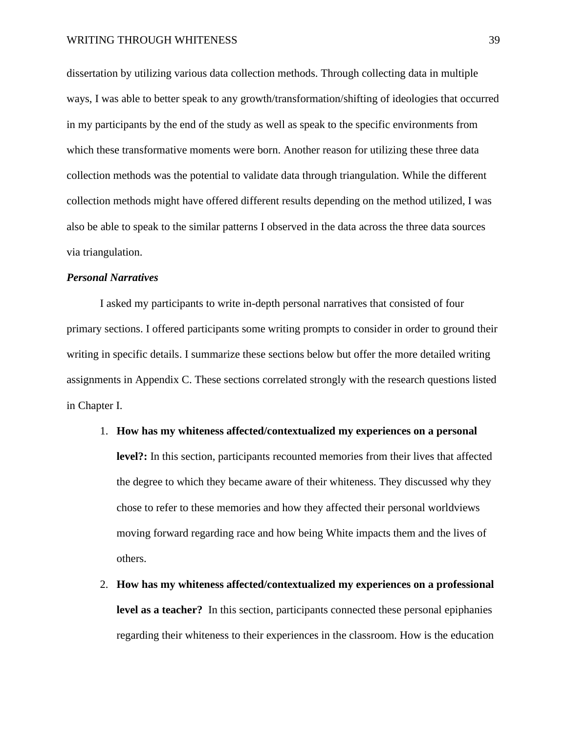dissertation by utilizing various data collection methods. Through collecting data in multiple ways, I was able to better speak to any growth/transformation/shifting of ideologies that occurred in my participants by the end of the study as well as speak to the specific environments from which these transformative moments were born. Another reason for utilizing these three data collection methods was the potential to validate data through triangulation. While the different collection methods might have offered different results depending on the method utilized, I was also be able to speak to the similar patterns I observed in the data across the three data sources via triangulation.

### ***Personal Narratives***

I asked my participants to write in-depth personal narratives that consisted of four primary sections. I offered participants some writing prompts to consider in order to ground their writing in specific details. I summarize these sections below but offer the more detailed writing assignments in Appendix C. These sections correlated strongly with the research questions listed in Chapter I.

1. **How has my whiteness affected/contextualized my experiences on a personal level?:** In this section, participants recounted memories from their lives that affected the degree to which they became aware of their whiteness. They discussed why they chose to refer to these memories and how they affected their personal worldviews moving forward regarding race and how being White impacts them and the lives of others.
2. **How has my whiteness affected/contextualized my experiences on a professional level as a teacher?** In this section, participants connected these personal epiphanies regarding their whiteness to their experiences in the classroom. How is the education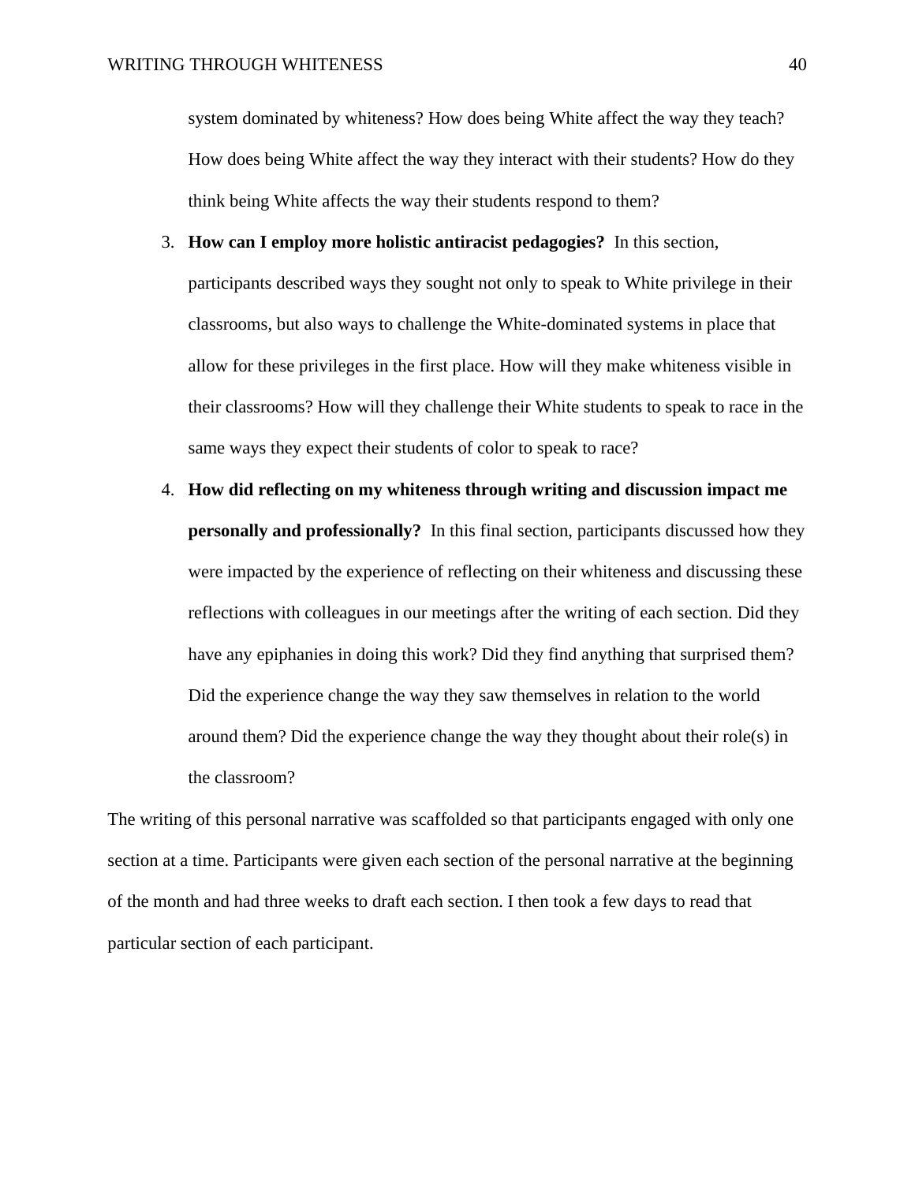system dominated by whiteness? How does being White affect the way they teach? How does being White affect the way they interact with their students? How do they think being White affects the way their students respond to them?

3. **How can I employ more holistic antiracist pedagogies?** In this section, participants described ways they sought not only to speak to White privilege in their classrooms, but also ways to challenge the White-dominated systems in place that allow for these privileges in the first place. How will they make whiteness visible in their classrooms? How will they challenge their White students to speak to race in the same ways they expect their students of color to speak to race?
4. **How did reflecting on my whiteness through writing and discussion impact me personally and professionally?** In this final section, participants discussed how they were impacted by the experience of reflecting on their whiteness and discussing these reflections with colleagues in our meetings after the writing of each section. Did they have any epiphanies in doing this work? Did they find anything that surprised them? Did the experience change the way they saw themselves in relation to the world around them? Did the experience change the way they thought about their role(s) in the classroom?

The writing of this personal narrative was scaffolded so that participants engaged with only one section at a time. Participants were given each section of the personal narrative at the beginning of the month and had three weeks to draft each section. I then took a few days to read that particular section of each participant.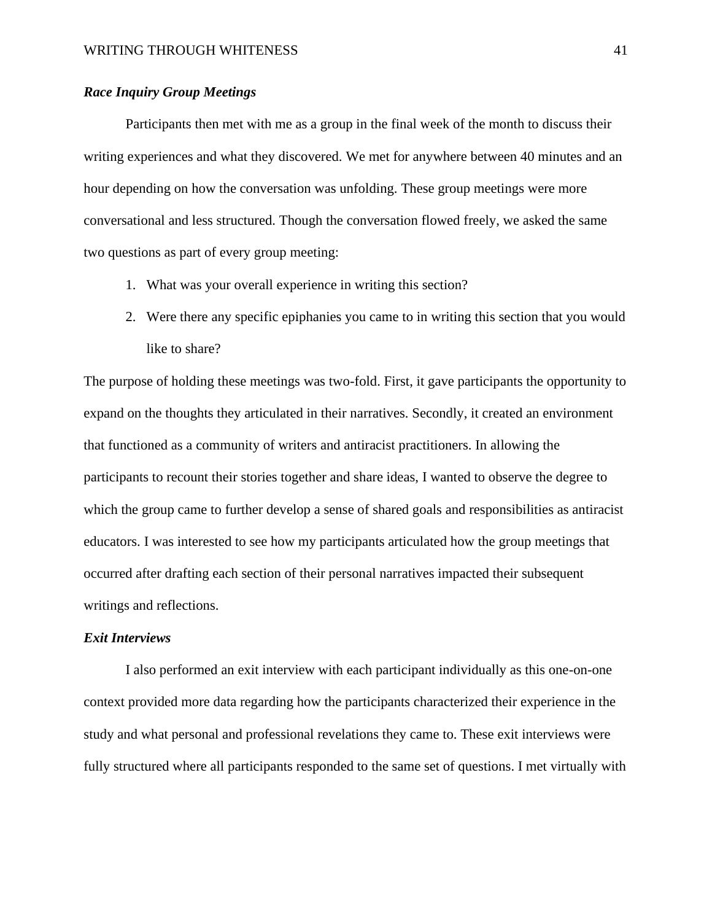### *Race Inquiry Group Meetings*

Participants then met with me as a group in the final week of the month to discuss their writing experiences and what they discovered. We met for anywhere between 40 minutes and an hour depending on how the conversation was unfolding. These group meetings were more conversational and less structured. Though the conversation flowed freely, we asked the same two questions as part of every group meeting:

1. What was your overall experience in writing this section?
2. Were there any specific epiphanies you came to in writing this section that you would like to share?

The purpose of holding these meetings was two-fold. First, it gave participants the opportunity to expand on the thoughts they articulated in their narratives. Secondly, it created an environment that functioned as a community of writers and antiracist practitioners. In allowing the participants to recount their stories together and share ideas, I wanted to observe the degree to which the group came to further develop a sense of shared goals and responsibilities as antiracist educators. I was interested to see how my participants articulated how the group meetings that occurred after drafting each section of their personal narratives impacted their subsequent writings and reflections.

### *Exit Interviews*

I also performed an exit interview with each participant individually as this one-on-one context provided more data regarding how the participants characterized their experience in the study and what personal and professional revelations they came to. These exit interviews were fully structured where all participants responded to the same set of questions. I met virtually with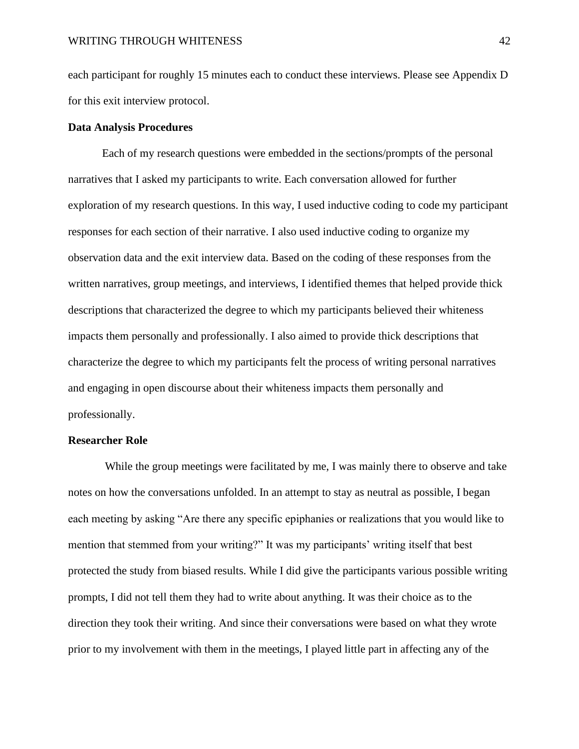each participant for roughly 15 minutes each to conduct these interviews. Please see Appendix D for this exit interview protocol.

**Data Analysis Procedures**

Each of my research questions were embedded in the sections/prompts of the personal narratives that I asked my participants to write. Each conversation allowed for further exploration of my research questions. In this way, I used inductive coding to code my participant responses for each section of their narrative. I also used inductive coding to organize my observation data and the exit interview data. Based on the coding of these responses from the written narratives, group meetings, and interviews, I identified themes that helped provide thick descriptions that characterized the degree to which my participants believed their whiteness impacts them personally and professionally. I also aimed to provide thick descriptions that characterize the degree to which my participants felt the process of writing personal narratives and engaging in open discourse about their whiteness impacts them personally and professionally.

**Researcher Role**

While the group meetings were facilitated by me, I was mainly there to observe and take notes on how the conversations unfolded. In an attempt to stay as neutral as possible, I began each meeting by asking "Are there any specific epiphanies or realizations that you would like to mention that stemmed from your writing?" It was my participants' writing itself that best protected the study from biased results. While I did give the participants various possible writing prompts, I did not tell them they had to write about anything. It was their choice as to the direction they took their writing. And since their conversations were based on what they wrote prior to my involvement with them in the meetings, I played little part in affecting any of the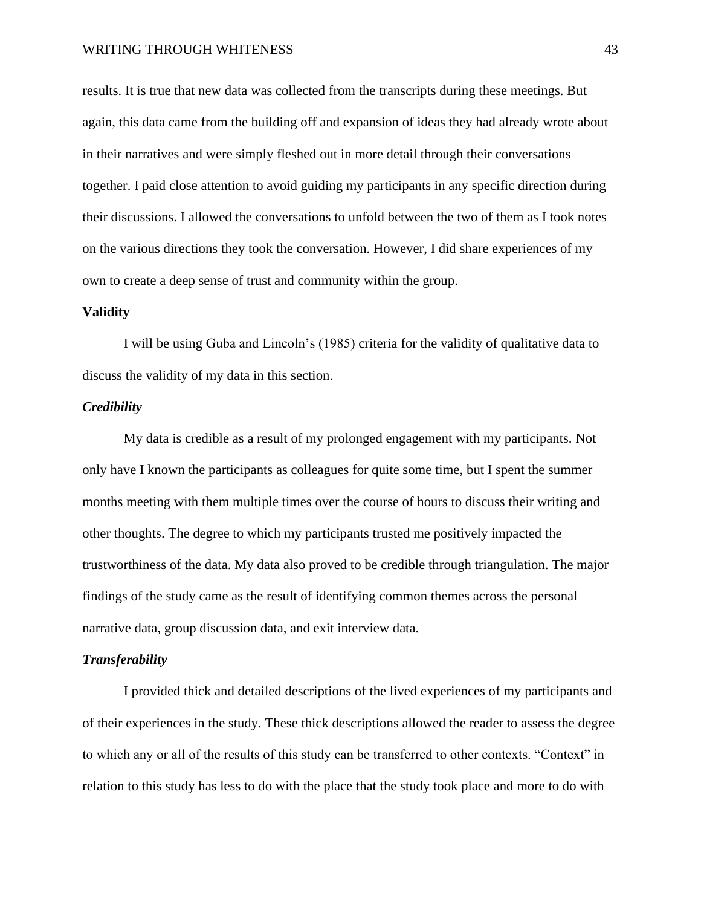results. It is true that new data was collected from the transcripts during these meetings. But again, this data came from the building off and expansion of ideas they had already wrote about in their narratives and were simply fleshed out in more detail through their conversations together. I paid close attention to avoid guiding my participants in any specific direction during their discussions. I allowed the conversations to unfold between the two of them as I took notes on the various directions they took the conversation. However, I did share experiences of my own to create a deep sense of trust and community within the group.

## Validity

I will be using Guba and Lincoln's (1985) criteria for the validity of qualitative data to discuss the validity of my data in this section.

### *Credibility*

My data is credible as a result of my prolonged engagement with my participants. Not only have I known the participants as colleagues for quite some time, but I spent the summer months meeting with them multiple times over the course of hours to discuss their writing and other thoughts. The degree to which my participants trusted me positively impacted the trustworthiness of the data. My data also proved to be credible through triangulation. The major findings of the study came as the result of identifying common themes across the personal narrative data, group discussion data, and exit interview data.

### *Transferability*

I provided thick and detailed descriptions of the lived experiences of my participants and of their experiences in the study. These thick descriptions allowed the reader to assess the degree to which any or all of the results of this study can be transferred to other contexts. "Context" in relation to this study has less to do with the place that the study took place and more to do with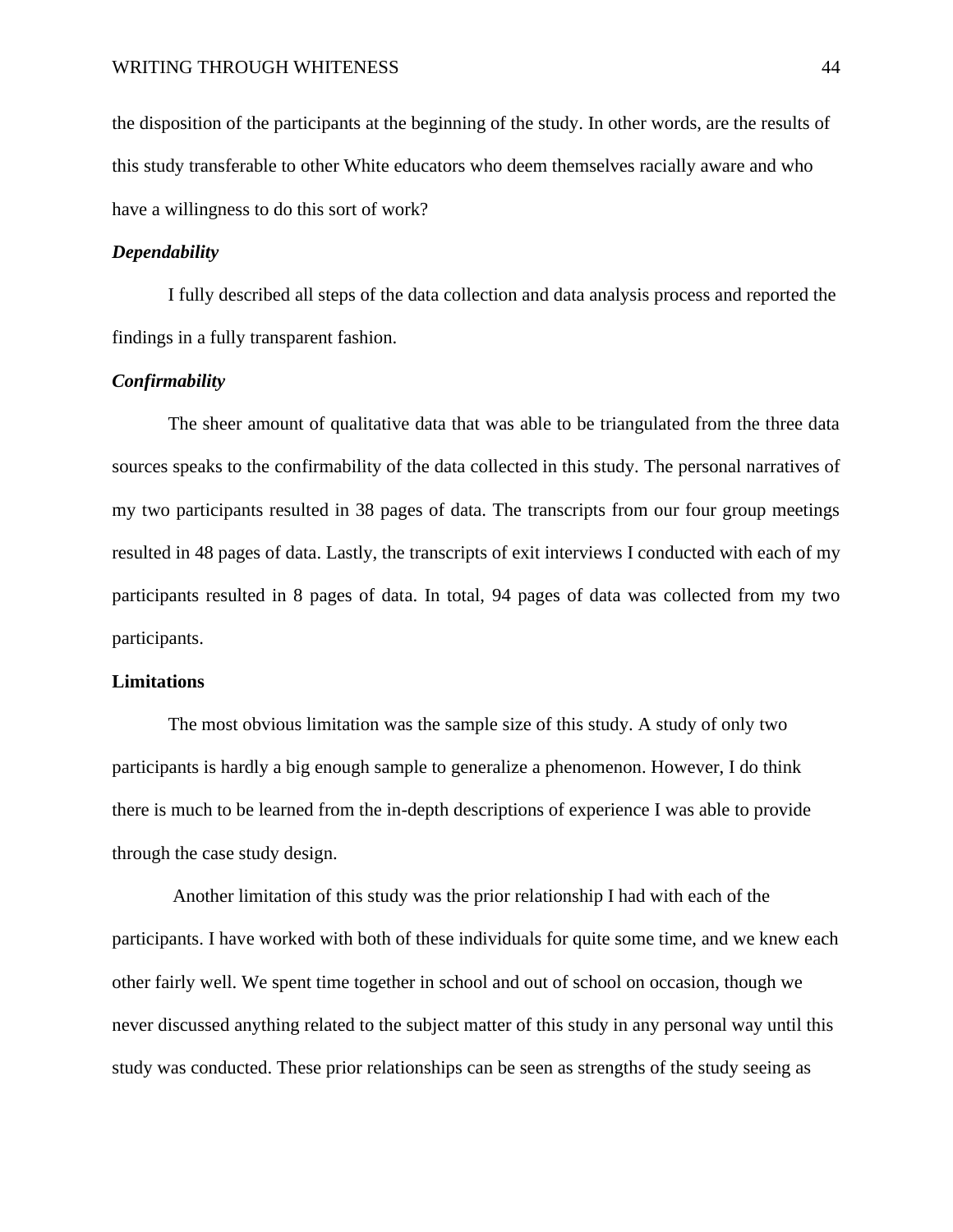the disposition of the participants at the beginning of the study. In other words, are the results of this study transferable to other White educators who deem themselves racially aware and who have a willingness to do this sort of work?

### *Dependability*

I fully described all steps of the data collection and data analysis process and reported the findings in a fully transparent fashion.

### *Confirmability*

The sheer amount of qualitative data that was able to be triangulated from the three data sources speaks to the confirmability of the data collected in this study. The personal narratives of my two participants resulted in 38 pages of data. The transcripts from our four group meetings resulted in 48 pages of data. Lastly, the transcripts of exit interviews I conducted with each of my participants resulted in 8 pages of data. In total, 94 pages of data was collected from my two participants.

## Limitations

The most obvious limitation was the sample size of this study. A study of only two participants is hardly a big enough sample to generalize a phenomenon. However, I do think there is much to be learned from the in-depth descriptions of experience I was able to provide through the case study design.

Another limitation of this study was the prior relationship I had with each of the participants. I have worked with both of these individuals for quite some time, and we knew each other fairly well. We spent time together in school and out of school on occasion, though we never discussed anything related to the subject matter of this study in any personal way until this study was conducted. These prior relationships can be seen as strengths of the study seeing as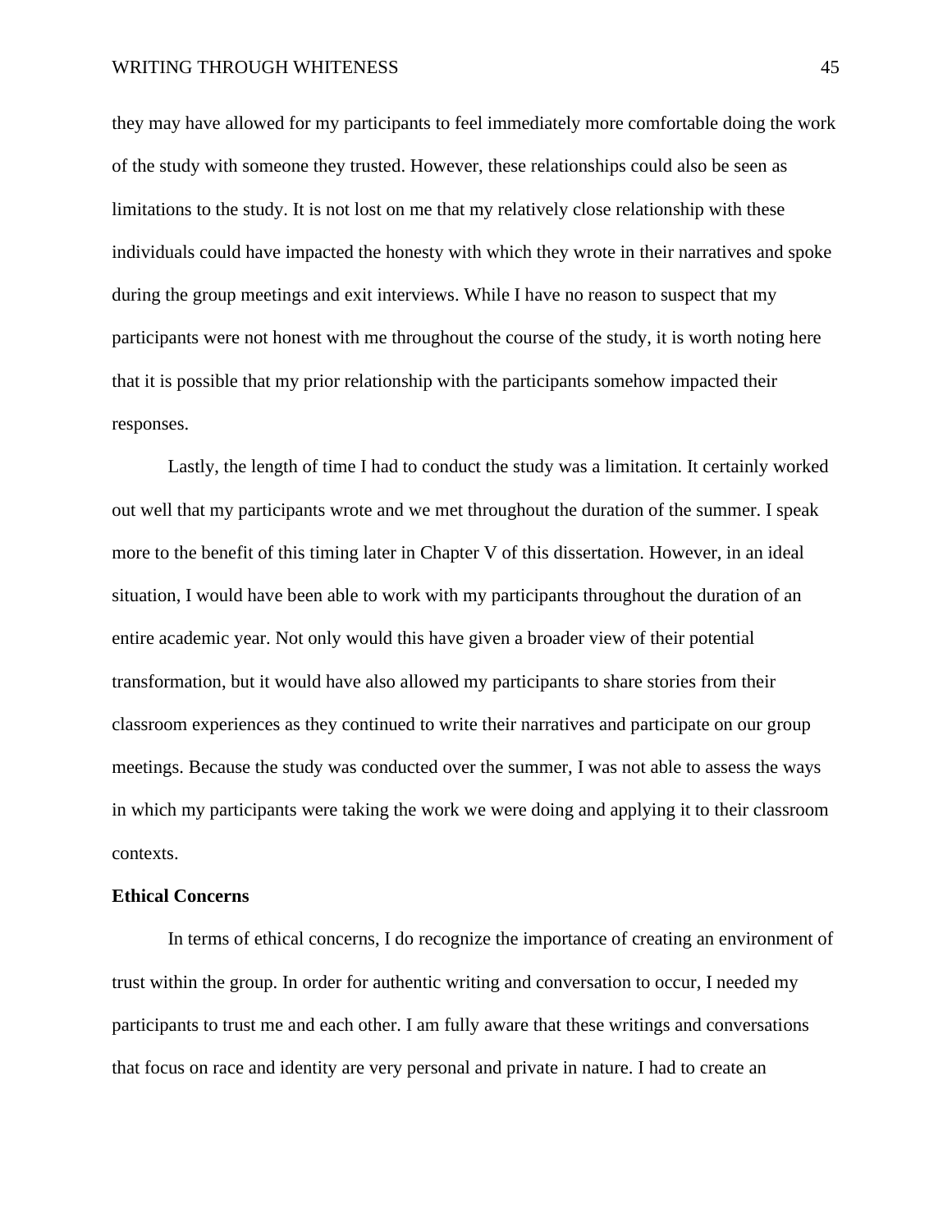they may have allowed for my participants to feel immediately more comfortable doing the work of the study with someone they trusted. However, these relationships could also be seen as limitations to the study. It is not lost on me that my relatively close relationship with these individuals could have impacted the honesty with which they wrote in their narratives and spoke during the group meetings and exit interviews. While I have no reason to suspect that my participants were not honest with me throughout the course of the study, it is worth noting here that it is possible that my prior relationship with the participants somehow impacted their responses.

Lastly, the length of time I had to conduct the study was a limitation. It certainly worked out well that my participants wrote and we met throughout the duration of the summer. I speak more to the benefit of this timing later in Chapter V of this dissertation. However, in an ideal situation, I would have been able to work with my participants throughout the duration of an entire academic year. Not only would this have given a broader view of their potential transformation, but it would have also allowed my participants to share stories from their classroom experiences as they continued to write their narratives and participate on our group meetings. Because the study was conducted over the summer, I was not able to assess the ways in which my participants were taking the work we were doing and applying it to their classroom contexts.

**Ethical Concerns**

In terms of ethical concerns, I do recognize the importance of creating an environment of trust within the group. In order for authentic writing and conversation to occur, I needed my participants to trust me and each other. I am fully aware that these writings and conversations that focus on race and identity are very personal and private in nature. I had to create an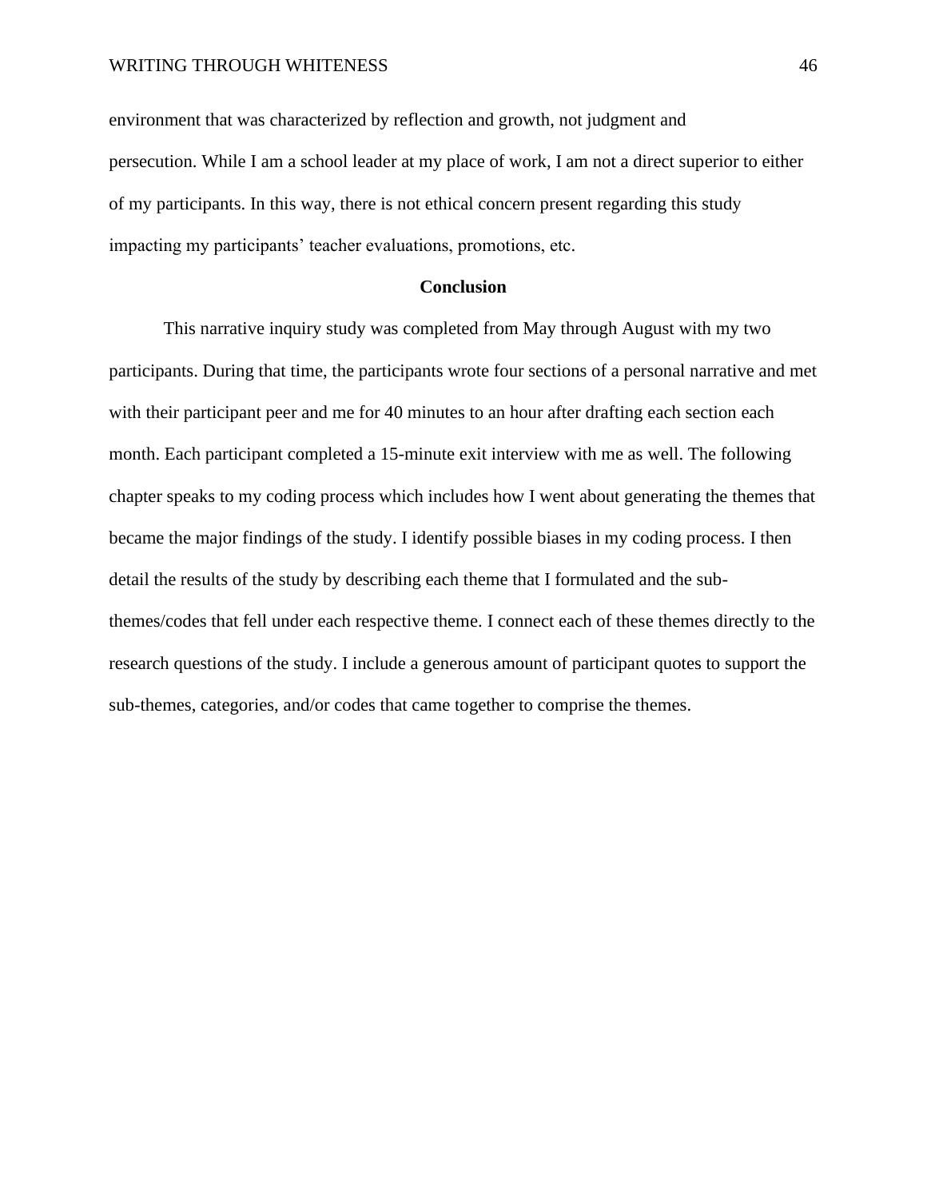environment that was characterized by reflection and growth, not judgment and persecution. While I am a school leader at my place of work, I am not a direct superior to either of my participants. In this way, there is not ethical concern present regarding this study impacting my participants' teacher evaluations, promotions, etc.

## Conclusion

This narrative inquiry study was completed from May through August with my two participants. During that time, the participants wrote four sections of a personal narrative and met with their participant peer and me for 40 minutes to an hour after drafting each section each month. Each participant completed a 15-minute exit interview with me as well. The following chapter speaks to my coding process which includes how I went about generating the themes that became the major findings of the study. I identify possible biases in my coding process. I then detail the results of the study by describing each theme that I formulated and the sub-themes/codes that fell under each respective theme. I connect each of these themes directly to the research questions of the study. I include a generous amount of participant quotes to support the sub-themes, categories, and/or codes that came together to comprise the themes.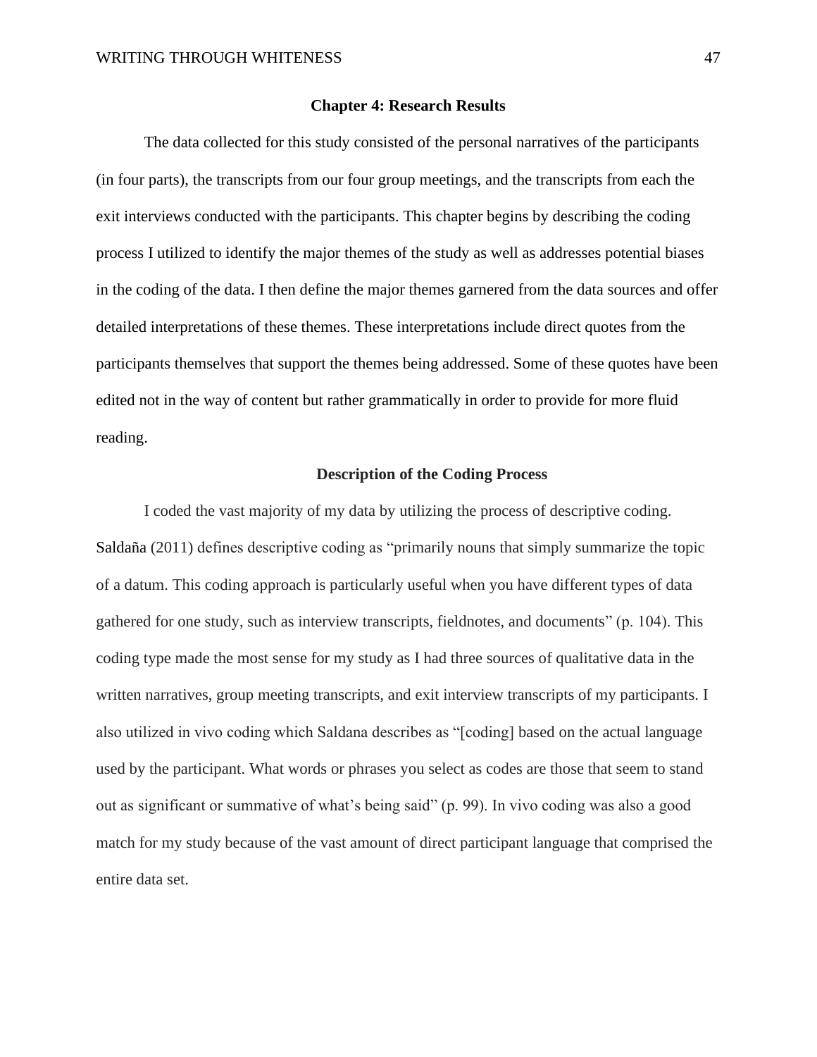## Chapter 4: Research Results

The data collected for this study consisted of the personal narratives of the participants (in four parts), the transcripts from our four group meetings, and the transcripts from each the exit interviews conducted with the participants. This chapter begins by describing the coding process I utilized to identify the major themes of the study as well as addresses potential biases in the coding of the data. I then define the major themes garnered from the data sources and offer detailed interpretations of these themes. These interpretations include direct quotes from the participants themselves that support the themes being addressed. Some of these quotes have been edited not in the way of content but rather grammatically in order to provide for more fluid reading.

### Description of the Coding Process

I coded the vast majority of my data by utilizing the process of descriptive coding. Saldaña (2011) defines descriptive coding as "primarily nouns that simply summarize the topic of a datum. This coding approach is particularly useful when you have different types of data gathered for one study, such as interview transcripts, fieldnotes, and documents" (p. 104). This coding type made the most sense for my study as I had three sources of qualitative data in the written narratives, group meeting transcripts, and exit interview transcripts of my participants. I also utilized in vivo coding which Saldana describes as "[coding] based on the actual language used by the participant. What words or phrases you select as codes are those that seem to stand out as significant or summative of what's being said" (p. 99). In vivo coding was also a good match for my study because of the vast amount of direct participant language that comprised the entire data set.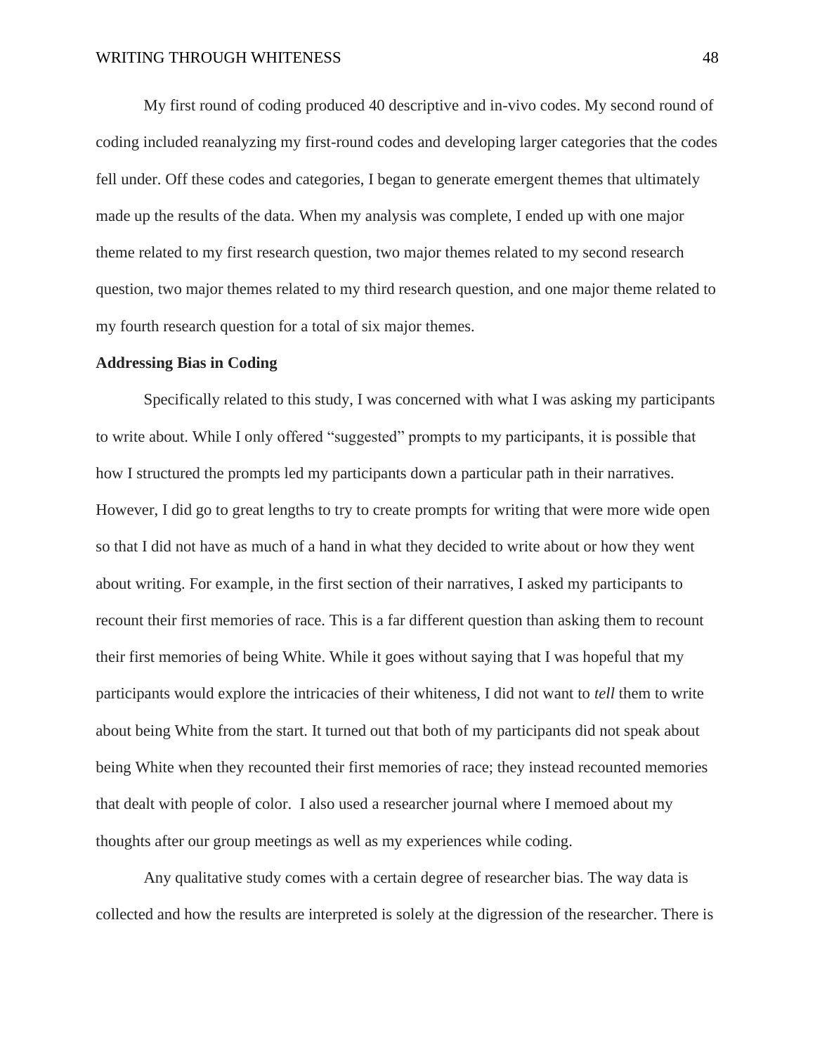My first round of coding produced 40 descriptive and in-vivo codes. My second round of coding included reanalyzing my first-round codes and developing larger categories that the codes fell under. Off these codes and categories, I began to generate emergent themes that ultimately made up the results of the data. When my analysis was complete, I ended up with one major theme related to my first research question, two major themes related to my second research question, two major themes related to my third research question, and one major theme related to my fourth research question for a total of six major themes.

**Addressing Bias in Coding**

Specifically related to this study, I was concerned with what I was asking my participants to write about. While I only offered "suggested" prompts to my participants, it is possible that how I structured the prompts led my participants down a particular path in their narratives. However, I did go to great lengths to try to create prompts for writing that were more wide open so that I did not have as much of a hand in what they decided to write about or how they went about writing. For example, in the first section of their narratives, I asked my participants to recount their first memories of race. This is a far different question than asking them to recount their first memories of being White. While it goes without saying that I was hopeful that my participants would explore the intricacies of their whiteness, I did not want to *tell* them to write about being White from the start. It turned out that both of my participants did not speak about being White when they recounted their first memories of race; they instead recounted memories that dealt with people of color. I also used a researcher journal where I memoed about my thoughts after our group meetings as well as my experiences while coding.

Any qualitative study comes with a certain degree of researcher bias. The way data is collected and how the results are interpreted is solely at the digression of the researcher. There is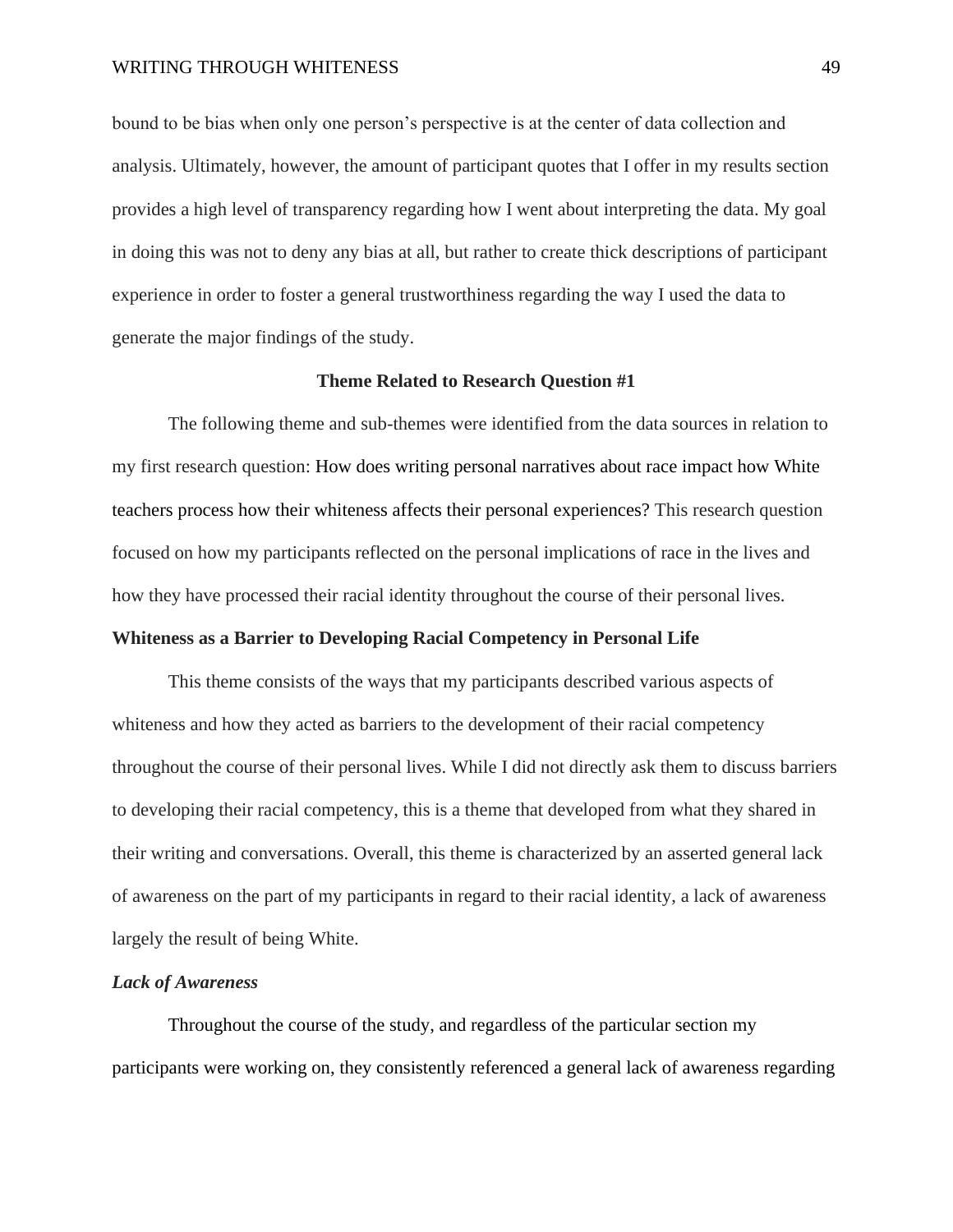bound to be bias when only one person's perspective is at the center of data collection and analysis. Ultimately, however, the amount of participant quotes that I offer in my results section provides a high level of transparency regarding how I went about interpreting the data. My goal in doing this was not to deny any bias at all, but rather to create thick descriptions of participant experience in order to foster a general trustworthiness regarding the way I used the data to generate the major findings of the study.

## Theme Related to Research Question #1

The following theme and sub-themes were identified from the data sources in relation to my first research question: How does writing personal narratives about race impact how White teachers process how their whiteness affects their personal experiences? This research question focused on how my participants reflected on the personal implications of race in the lives and how they have processed their racial identity throughout the course of their personal lives.

### Whiteness as a Barrier to Developing Racial Competency in Personal Life

This theme consists of the ways that my participants described various aspects of whiteness and how they acted as barriers to the development of their racial competency throughout the course of their personal lives. While I did not directly ask them to discuss barriers to developing their racial competency, this is a theme that developed from what they shared in their writing and conversations. Overall, this theme is characterized by an asserted general lack of awareness on the part of my participants in regard to their racial identity, a lack of awareness largely the result of being White.

#### *Lack of Awareness*

Throughout the course of the study, and regardless of the particular section my participants were working on, they consistently referenced a general lack of awareness regarding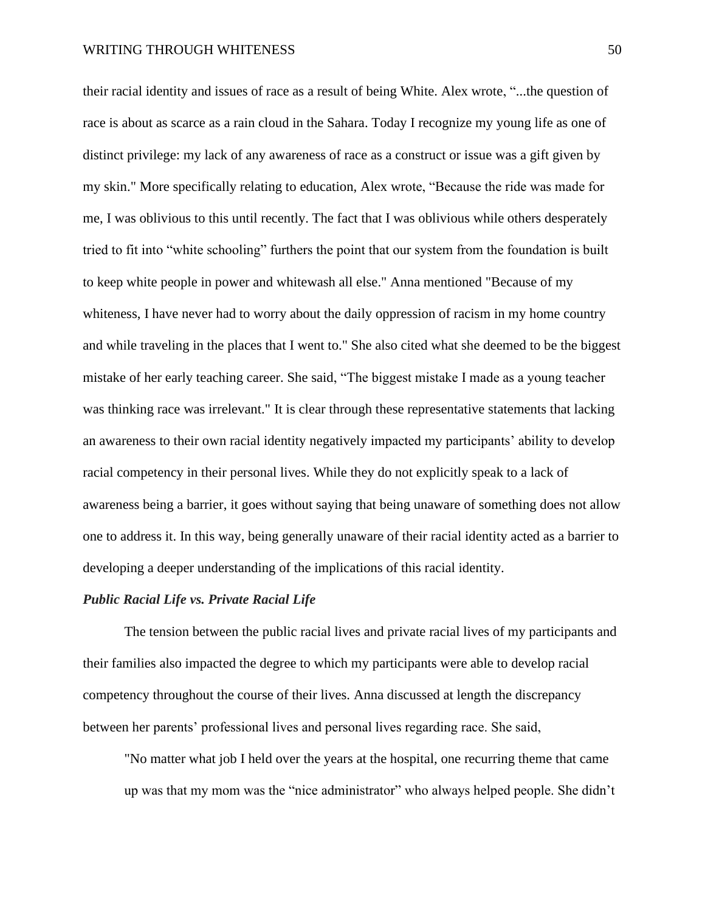their racial identity and issues of race as a result of being White. Alex wrote, "...the question of race is about as scarce as a rain cloud in the Sahara. Today I recognize my young life as one of distinct privilege: my lack of any awareness of race as a construct or issue was a gift given by my skin." More specifically relating to education, Alex wrote, "Because the ride was made for me, I was oblivious to this until recently. The fact that I was oblivious while others desperately tried to fit into "white schooling" furthers the point that our system from the foundation is built to keep white people in power and whitewash all else." Anna mentioned "Because of my whiteness, I have never had to worry about the daily oppression of racism in my home country and while traveling in the places that I went to." She also cited what she deemed to be the biggest mistake of her early teaching career. She said, "The biggest mistake I made as a young teacher was thinking race was irrelevant." It is clear through these representative statements that lacking an awareness to their own racial identity negatively impacted my participants' ability to develop racial competency in their personal lives. While they do not explicitly speak to a lack of awareness being a barrier, it goes without saying that being unaware of something does not allow one to address it. In this way, being generally unaware of their racial identity acted as a barrier to developing a deeper understanding of the implications of this racial identity.

***Public Racial Life vs. Private Racial Life***

The tension between the public racial lives and private racial lives of my participants and their families also impacted the degree to which my participants were able to develop racial competency throughout the course of their lives. Anna discussed at length the discrepancy between her parents' professional lives and personal lives regarding race. She said,

> "No matter what job I held over the years at the hospital, one recurring theme that came up was that my mom was the "nice administrator" who always helped people. She didn't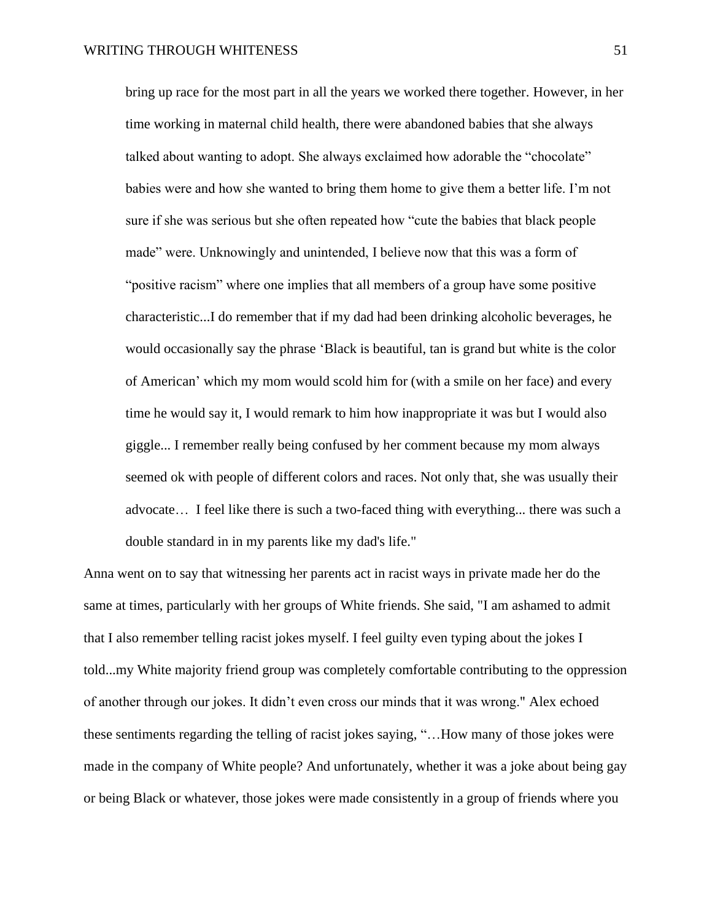> bring up race for the most part in all the years we worked there together. However, in her time working in maternal child health, there were abandoned babies that she always talked about wanting to adopt. She always exclaimed how adorable the "chocolate" babies were and how she wanted to bring them home to give them a better life. I'm not sure if she was serious but she often repeated how "cute the babies that black people made" were. Unknowingly and unintended, I believe now that this was a form of "positive racism" where one implies that all members of a group have some positive characteristic...I do remember that if my dad had been drinking alcoholic beverages, he would occasionally say the phrase 'Black is beautiful, tan is grand but white is the color of American' which my mom would scold him for (with a smile on her face) and every time he would say it, I would remark to him how inappropriate it was but I would also giggle... I remember really being confused by her comment because my mom always seemed ok with people of different colors and races. Not only that, she was usually their advocate… I feel like there is such a two-faced thing with everything... there was such a double standard in in my parents like my dad's life."

Anna went on to say that witnessing her parents act in racist ways in private made her do the same at times, particularly with her groups of White friends. She said, "I am ashamed to admit that I also remember telling racist jokes myself. I feel guilty even typing about the jokes I told...my White majority friend group was completely comfortable contributing to the oppression of another through our jokes. It didn't even cross our minds that it was wrong." Alex echoed these sentiments regarding the telling of racist jokes saying, "…How many of those jokes were made in the company of White people? And unfortunately, whether it was a joke about being gay or being Black or whatever, those jokes were made consistently in a group of friends where you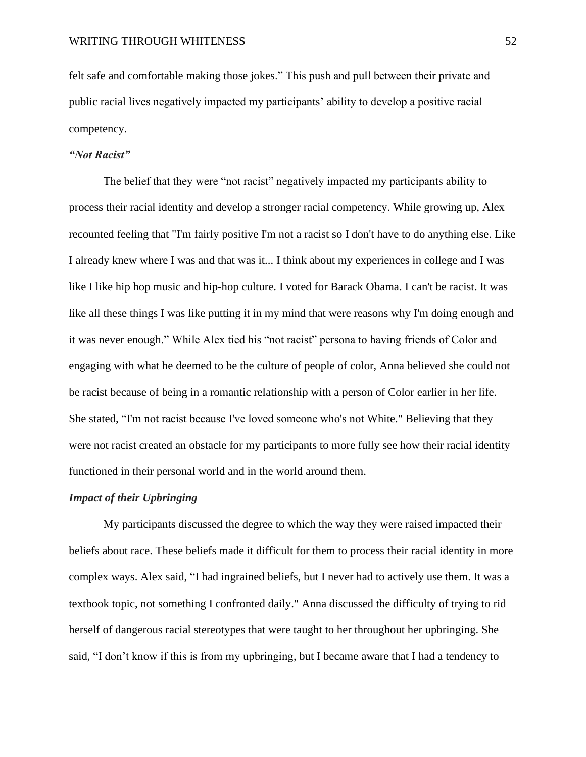felt safe and comfortable making those jokes." This push and pull between their private and public racial lives negatively impacted my participants' ability to develop a positive racial competency.

### *"Not Racist"*

The belief that they were "not racist" negatively impacted my participants ability to process their racial identity and develop a stronger racial competency. While growing up, Alex recounted feeling that "I'm fairly positive I'm not a racist so I don't have to do anything else. Like I already knew where I was and that was it... I think about my experiences in college and I was like I like hip hop music and hip-hop culture. I voted for Barack Obama. I can't be racist. It was like all these things I was like putting it in my mind that were reasons why I'm doing enough and it was never enough." While Alex tied his "not racist" persona to having friends of Color and engaging with what he deemed to be the culture of people of color, Anna believed she could not be racist because of being in a romantic relationship with a person of Color earlier in her life. She stated, "I'm not racist because I've loved someone who's not White." Believing that they were not racist created an obstacle for my participants to more fully see how their racial identity functioned in their personal world and in the world around them.

### *Impact of their Upbringing*

My participants discussed the degree to which the way they were raised impacted their beliefs about race. These beliefs made it difficult for them to process their racial identity in more complex ways. Alex said, "I had ingrained beliefs, but I never had to actively use them. It was a textbook topic, not something I confronted daily." Anna discussed the difficulty of trying to rid herself of dangerous racial stereotypes that were taught to her throughout her upbringing. She said, "I don't know if this is from my upbringing, but I became aware that I had a tendency to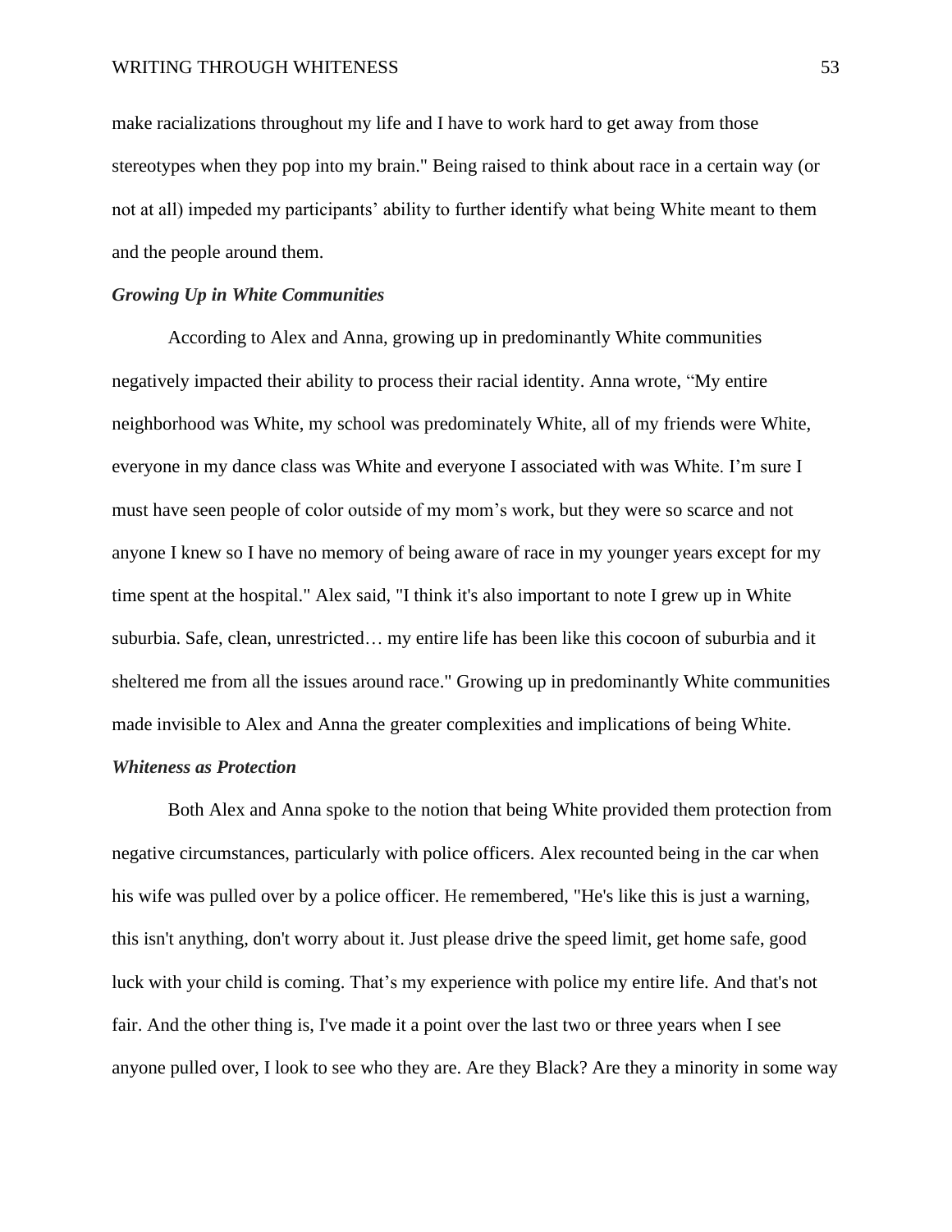make racializations throughout my life and I have to work hard to get away from those stereotypes when they pop into my brain." Being raised to think about race in a certain way (or not at all) impeded my participants' ability to further identify what being White meant to them and the people around them.

### ***Growing Up in White Communities***

According to Alex and Anna, growing up in predominantly White communities negatively impacted their ability to process their racial identity. Anna wrote, "My entire neighborhood was White, my school was predominately White, all of my friends were White, everyone in my dance class was White and everyone I associated with was White. I'm sure I must have seen people of color outside of my mom's work, but they were so scarce and not anyone I knew so I have no memory of being aware of race in my younger years except for my time spent at the hospital." Alex said, "I think it's also important to note I grew up in White suburbia. Safe, clean, unrestricted… my entire life has been like this cocoon of suburbia and it sheltered me from all the issues around race." Growing up in predominantly White communities made invisible to Alex and Anna the greater complexities and implications of being White.

### ***Whiteness as Protection***

Both Alex and Anna spoke to the notion that being White provided them protection from negative circumstances, particularly with police officers. Alex recounted being in the car when his wife was pulled over by a police officer. He remembered, "He's like this is just a warning, this isn't anything, don't worry about it. Just please drive the speed limit, get home safe, good luck with your child is coming. That's my experience with police my entire life. And that's not fair. And the other thing is, I've made it a point over the last two or three years when I see anyone pulled over, I look to see who they are. Are they Black? Are they a minority in some way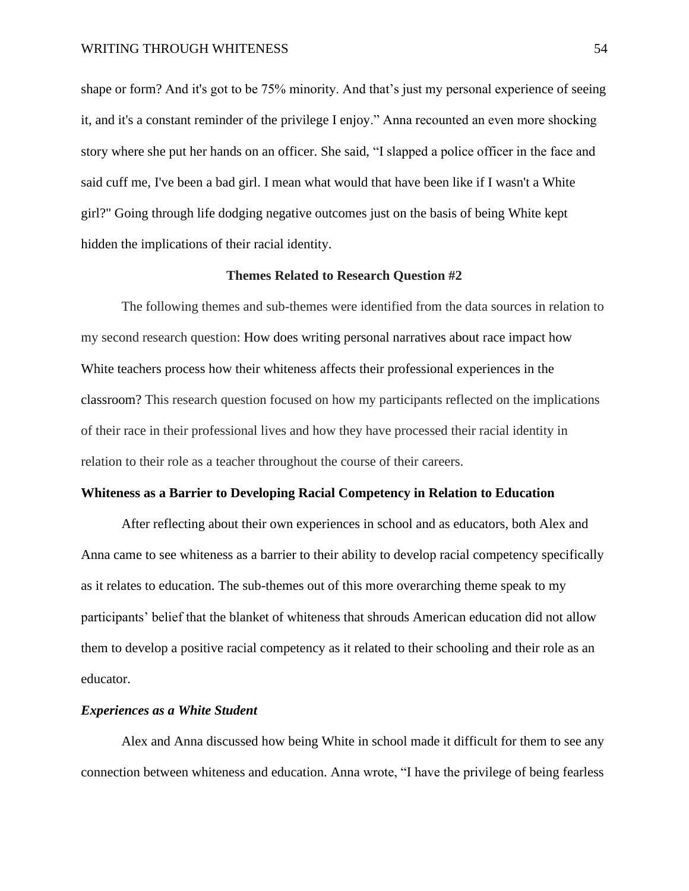shape or form? And it's got to be 75% minority. And that's just my personal experience of seeing it, and it's a constant reminder of the privilege I enjoy." Anna recounted an even more shocking story where she put her hands on an officer. She said, "I slapped a police officer in the face and said cuff me, I've been a bad girl. I mean what would that have been like if I wasn't a White girl?" Going through life dodging negative outcomes just on the basis of being White kept hidden the implications of their racial identity.

## Themes Related to Research Question #2

The following themes and sub-themes were identified from the data sources in relation to my second research question: How does writing personal narratives about race impact how White teachers process how their whiteness affects their professional experiences in the classroom? This research question focused on how my participants reflected on the implications of their race in their professional lives and how they have processed their racial identity in relation to their role as a teacher throughout the course of their careers.

### Whiteness as a Barrier to Developing Racial Competency in Relation to Education

After reflecting about their own experiences in school and as educators, both Alex and Anna came to see whiteness as a barrier to their ability to develop racial competency specifically as it relates to education. The sub-themes out of this more overarching theme speak to my participants' belief that the blanket of whiteness that shrouds American education did not allow them to develop a positive racial competency as it related to their schooling and their role as an educator.

#### *Experiences as a White Student*

Alex and Anna discussed how being White in school made it difficult for them to see any connection between whiteness and education. Anna wrote, "I have the privilege of being fearless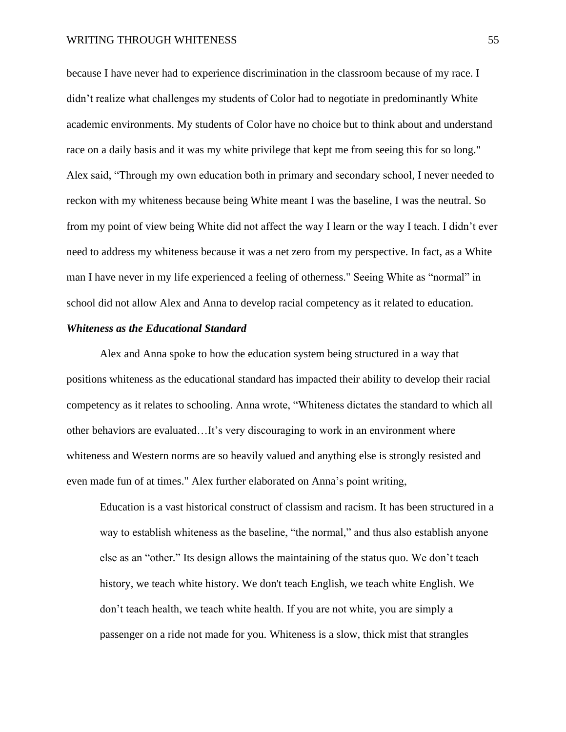because I have never had to experience discrimination in the classroom because of my race. I didn't realize what challenges my students of Color had to negotiate in predominantly White academic environments. My students of Color have no choice but to think about and understand race on a daily basis and it was my white privilege that kept me from seeing this for so long." Alex said, "Through my own education both in primary and secondary school, I never needed to reckon with my whiteness because being White meant I was the baseline, I was the neutral. So from my point of view being White did not affect the way I learn or the way I teach. I didn't ever need to address my whiteness because it was a net zero from my perspective. In fact, as a White man I have never in my life experienced a feeling of otherness." Seeing White as "normal" in school did not allow Alex and Anna to develop racial competency as it related to education.

***Whiteness as the Educational Standard***

Alex and Anna spoke to how the education system being structured in a way that positions whiteness as the educational standard has impacted their ability to develop their racial competency as it relates to schooling. Anna wrote, "Whiteness dictates the standard to which all other behaviors are evaluated…It's very discouraging to work in an environment where whiteness and Western norms are so heavily valued and anything else is strongly resisted and even made fun of at times." Alex further elaborated on Anna's point writing,

> Education is a vast historical construct of classism and racism. It has been structured in a way to establish whiteness as the baseline, "the normal," and thus also establish anyone else as an "other." Its design allows the maintaining of the status quo. We don't teach history, we teach white history. We don't teach English, we teach white English. We don't teach health, we teach white health. If you are not white, you are simply a passenger on a ride not made for you. Whiteness is a slow, thick mist that strangles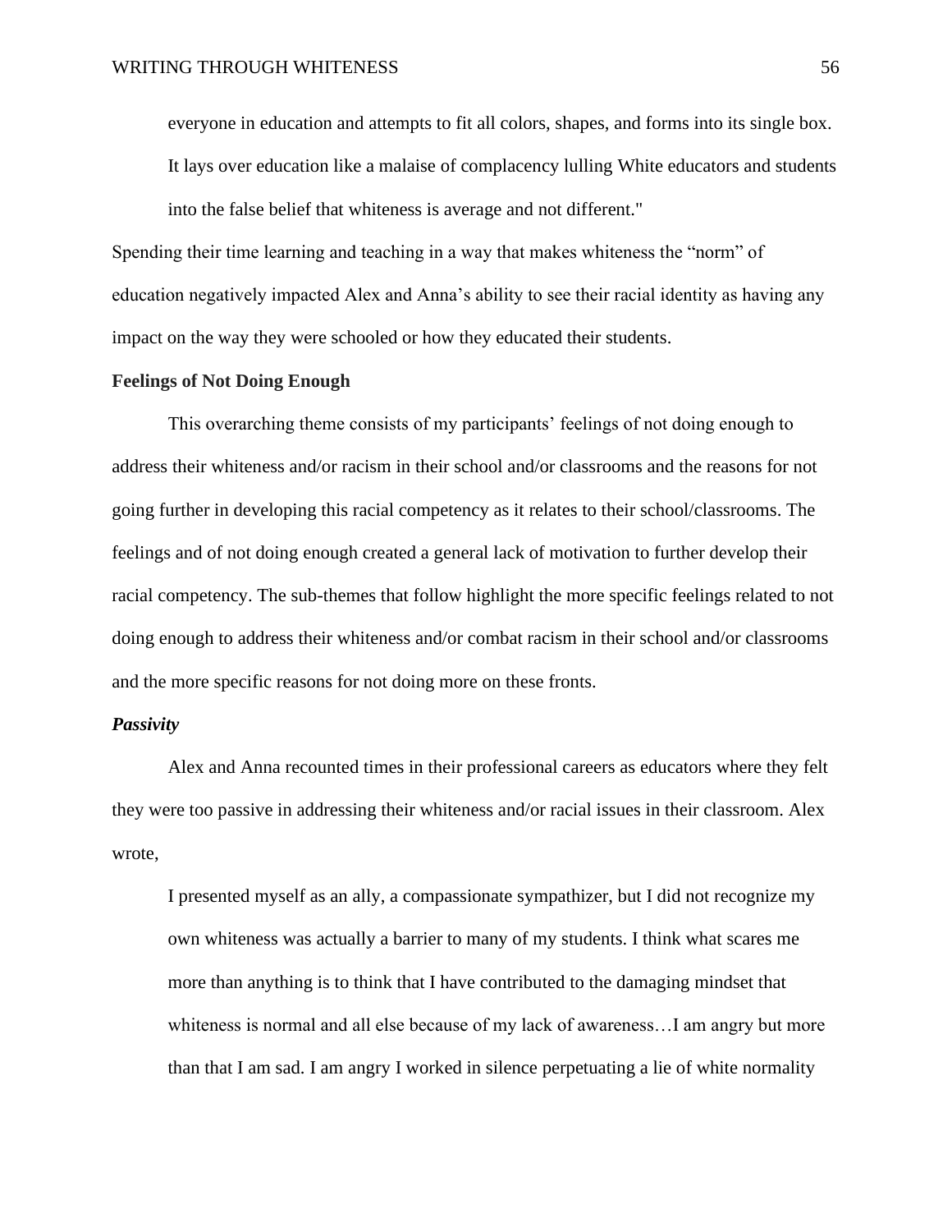> everyone in education and attempts to fit all colors, shapes, and forms into its single box. It lays over education like a malaise of complacency lulling White educators and students into the false belief that whiteness is average and not different."

Spending their time learning and teaching in a way that makes whiteness the "norm" of education negatively impacted Alex and Anna's ability to see their racial identity as having any impact on the way they were schooled or how they educated their students.

## Feelings of Not Doing Enough

This overarching theme consists of my participants' feelings of not doing enough to address their whiteness and/or racism in their school and/or classrooms and the reasons for not going further in developing this racial competency as it relates to their school/classrooms. The feelings and of not doing enough created a general lack of motivation to further develop their racial competency. The sub-themes that follow highlight the more specific feelings related to not doing enough to address their whiteness and/or combat racism in their school and/or classrooms and the more specific reasons for not doing more on these fronts.

### *Passivity*

Alex and Anna recounted times in their professional careers as educators where they felt they were too passive in addressing their whiteness and/or racial issues in their classroom. Alex wrote,

> I presented myself as an ally, a compassionate sympathizer, but I did not recognize my own whiteness was actually a barrier to many of my students. I think what scares me more than anything is to think that I have contributed to the damaging mindset that whiteness is normal and all else because of my lack of awareness…I am angry but more than that I am sad. I am angry I worked in silence perpetuating a lie of white normality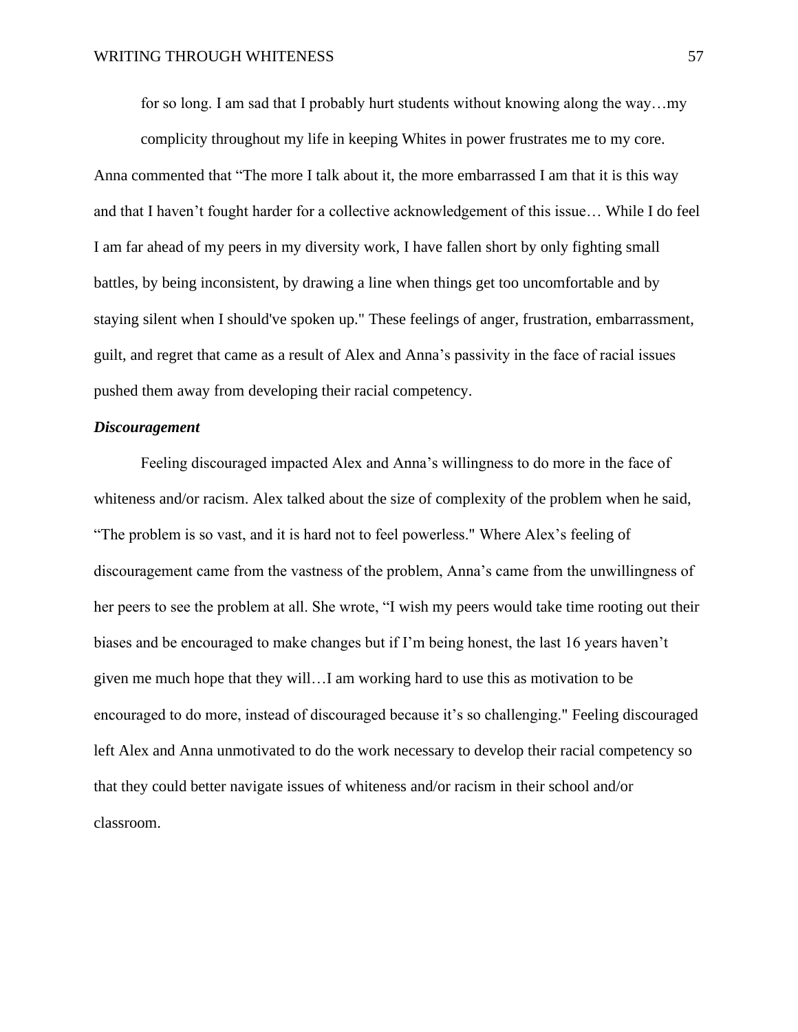> for so long. I am sad that I probably hurt students without knowing along the way…my complicity throughout my life in keeping Whites in power frustrates me to my core.

Anna commented that "The more I talk about it, the more embarrassed I am that it is this way and that I haven't fought harder for a collective acknowledgement of this issue… While I do feel I am far ahead of my peers in my diversity work, I have fallen short by only fighting small battles, by being inconsistent, by drawing a line when things get too uncomfortable and by staying silent when I should've spoken up." These feelings of anger, frustration, embarrassment, guilt, and regret that came as a result of Alex and Anna's passivity in the face of racial issues pushed them away from developing their racial competency.

***Discouragement***

Feeling discouraged impacted Alex and Anna's willingness to do more in the face of whiteness and/or racism. Alex talked about the size of complexity of the problem when he said, "The problem is so vast, and it is hard not to feel powerless." Where Alex's feeling of discouragement came from the vastness of the problem, Anna's came from the unwillingness of her peers to see the problem at all. She wrote, "I wish my peers would take time rooting out their biases and be encouraged to make changes but if I'm being honest, the last 16 years haven't given me much hope that they will…I am working hard to use this as motivation to be encouraged to do more, instead of discouraged because it's so challenging." Feeling discouraged left Alex and Anna unmotivated to do the work necessary to develop their racial competency so that they could better navigate issues of whiteness and/or racism in their school and/or classroom.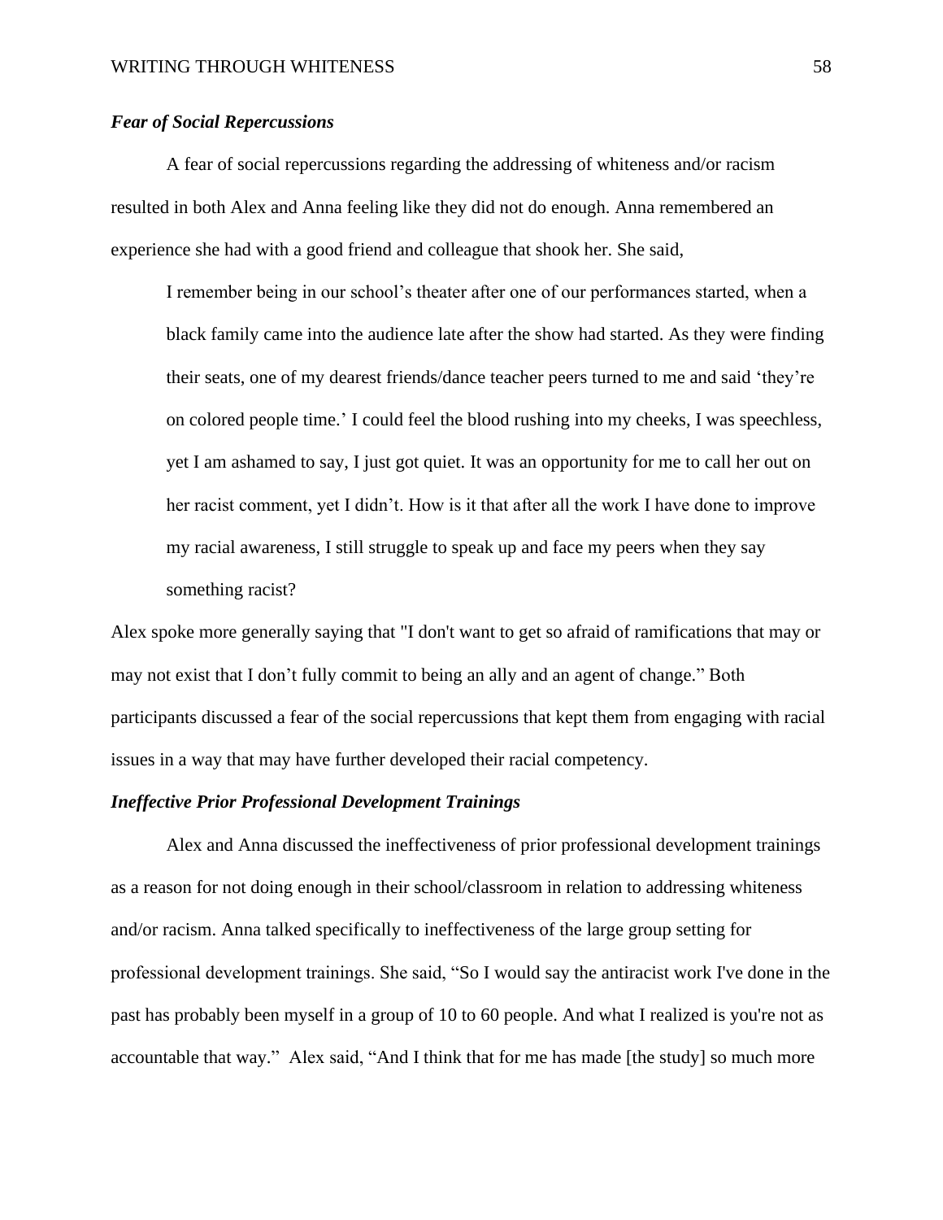### *Fear of Social Repercussions*

A fear of social repercussions regarding the addressing of whiteness and/or racism resulted in both Alex and Anna feeling like they did not do enough. Anna remembered an experience she had with a good friend and colleague that shook her. She said,

> I remember being in our school's theater after one of our performances started, when a black family came into the audience late after the show had started. As they were finding their seats, one of my dearest friends/dance teacher peers turned to me and said 'they're on colored people time.' I could feel the blood rushing into my cheeks, I was speechless, yet I am ashamed to say, I just got quiet. It was an opportunity for me to call her out on her racist comment, yet I didn't. How is it that after all the work I have done to improve my racial awareness, I still struggle to speak up and face my peers when they say something racist?

Alex spoke more generally saying that "I don't want to get so afraid of ramifications that may or may not exist that I don't fully commit to being an ally and an agent of change." Both participants discussed a fear of the social repercussions that kept them from engaging with racial issues in a way that may have further developed their racial competency.

### *Ineffective Prior Professional Development Trainings*

Alex and Anna discussed the ineffectiveness of prior professional development trainings as a reason for not doing enough in their school/classroom in relation to addressing whiteness and/or racism. Anna talked specifically to ineffectiveness of the large group setting for professional development trainings. She said, "So I would say the antiracist work I've done in the past has probably been myself in a group of 10 to 60 people. And what I realized is you're not as accountable that way." Alex said, "And I think that for me has made [the study] so much more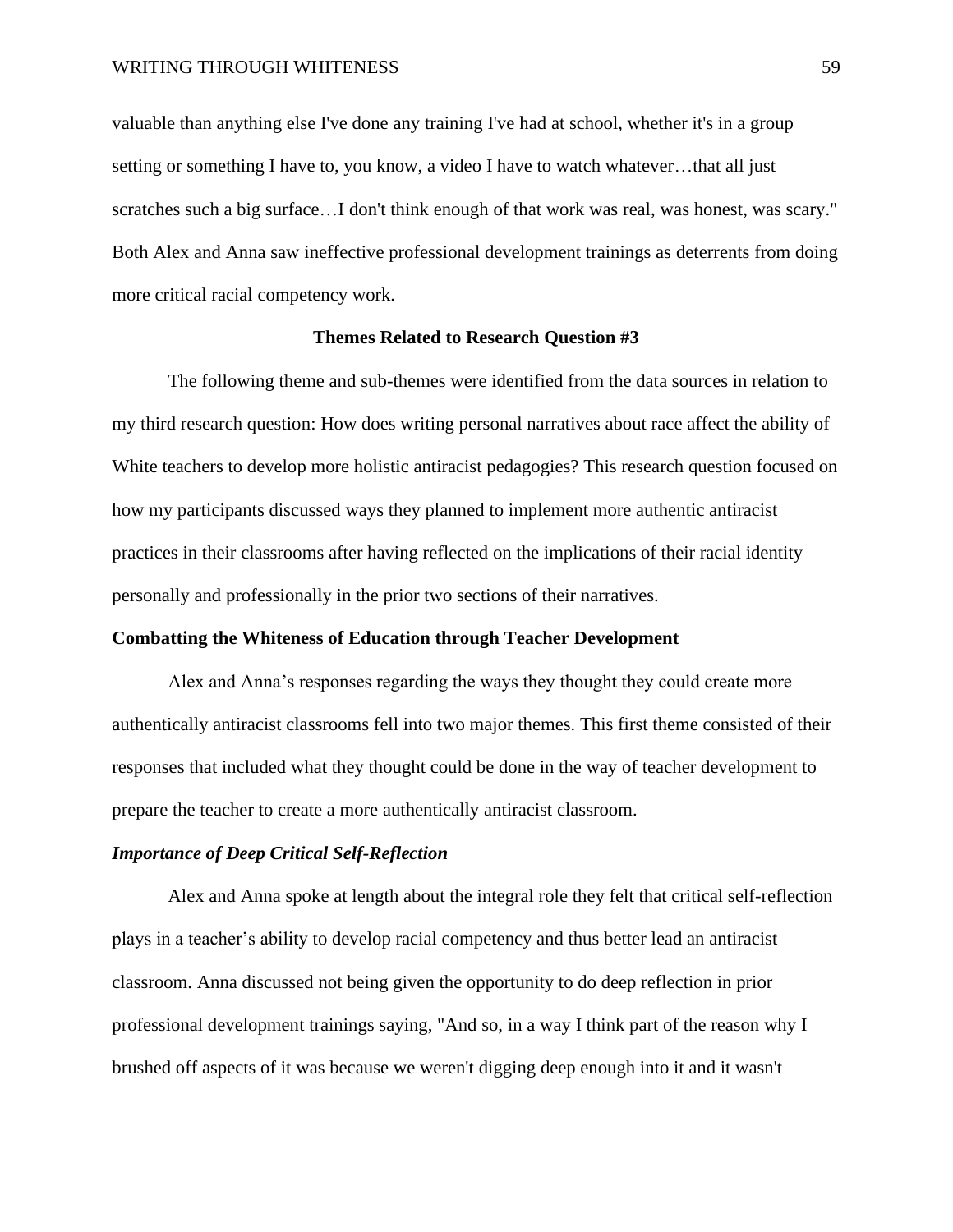valuable than anything else I've done any training I've had at school, whether it's in a group setting or something I have to, you know, a video I have to watch whatever…that all just scratches such a big surface…I don't think enough of that work was real, was honest, was scary." Both Alex and Anna saw ineffective professional development trainings as deterrents from doing more critical racial competency work.

## Themes Related to Research Question #3

The following theme and sub-themes were identified from the data sources in relation to my third research question: How does writing personal narratives about race affect the ability of White teachers to develop more holistic antiracist pedagogies? This research question focused on how my participants discussed ways they planned to implement more authentic antiracist practices in their classrooms after having reflected on the implications of their racial identity personally and professionally in the prior two sections of their narratives.

### Combatting the Whiteness of Education through Teacher Development

Alex and Anna's responses regarding the ways they thought they could create more authentically antiracist classrooms fell into two major themes. This first theme consisted of their responses that included what they thought could be done in the way of teacher development to prepare the teacher to create a more authentically antiracist classroom.

#### *Importance of Deep Critical Self-Reflection*

Alex and Anna spoke at length about the integral role they felt that critical self-reflection plays in a teacher's ability to develop racial competency and thus better lead an antiracist classroom. Anna discussed not being given the opportunity to do deep reflection in prior professional development trainings saying, "And so, in a way I think part of the reason why I brushed off aspects of it was because we weren't digging deep enough into it and it wasn't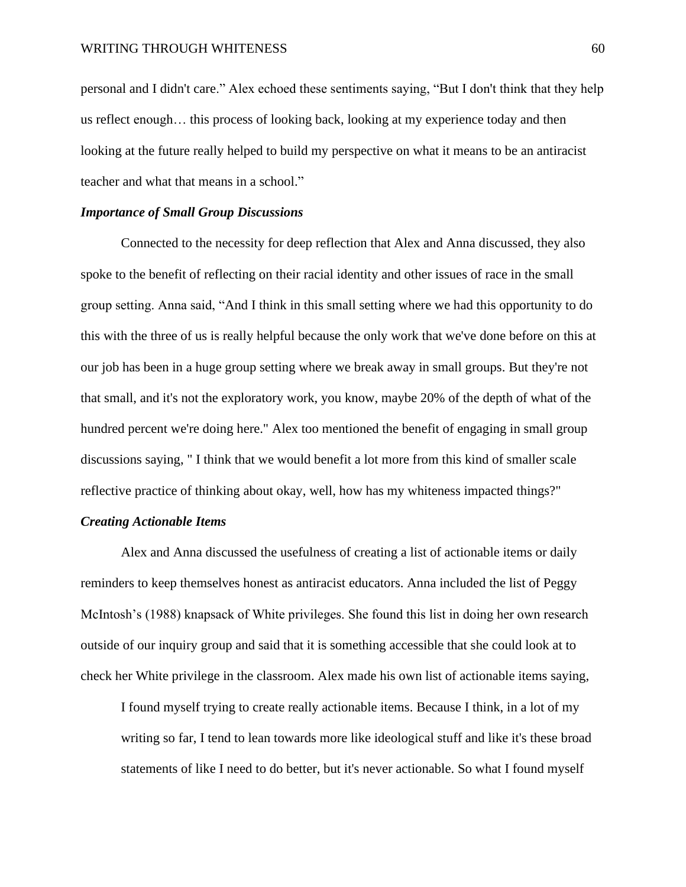personal and I didn't care." Alex echoed these sentiments saying, "But I don't think that they help us reflect enough… this process of looking back, looking at my experience today and then looking at the future really helped to build my perspective on what it means to be an antiracist teacher and what that means in a school."

### *Importance of Small Group Discussions*

Connected to the necessity for deep reflection that Alex and Anna discussed, they also spoke to the benefit of reflecting on their racial identity and other issues of race in the small group setting. Anna said, "And I think in this small setting where we had this opportunity to do this with the three of us is really helpful because the only work that we've done before on this at our job has been in a huge group setting where we break away in small groups. But they're not that small, and it's not the exploratory work, you know, maybe 20% of the depth of what of the hundred percent we're doing here." Alex too mentioned the benefit of engaging in small group discussions saying, " I think that we would benefit a lot more from this kind of smaller scale reflective practice of thinking about okay, well, how has my whiteness impacted things?"

### *Creating Actionable Items*

Alex and Anna discussed the usefulness of creating a list of actionable items or daily reminders to keep themselves honest as antiracist educators. Anna included the list of Peggy McIntosh's (1988) knapsack of White privileges. She found this list in doing her own research outside of our inquiry group and said that it is something accessible that she could look at to check her White privilege in the classroom. Alex made his own list of actionable items saying,

> I found myself trying to create really actionable items. Because I think, in a lot of my writing so far, I tend to lean towards more like ideological stuff and like it's these broad statements of like I need to do better, but it's never actionable. So what I found myself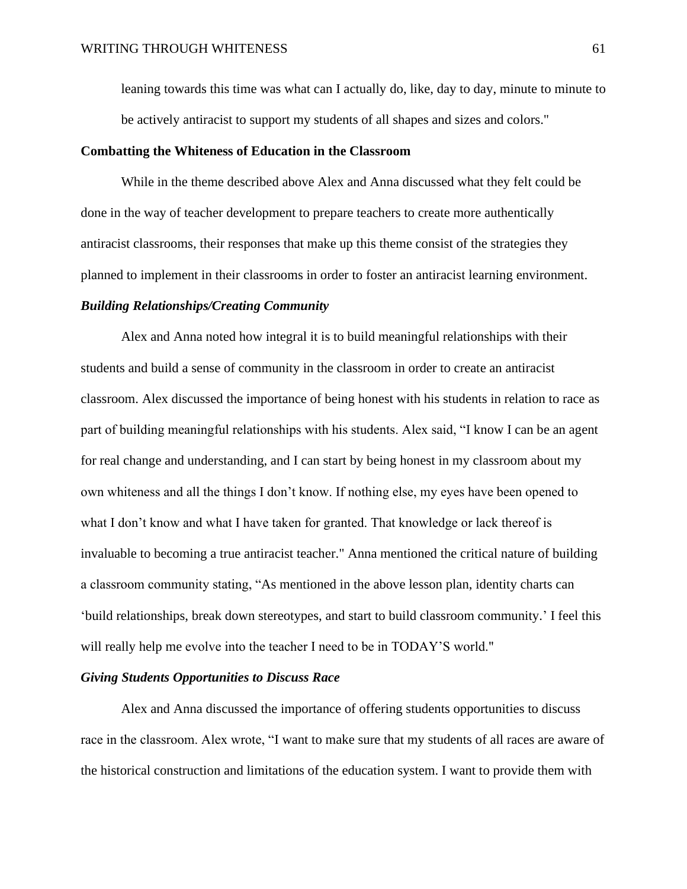leaning towards this time was what can I actually do, like, day to day, minute to minute to be actively antiracist to support my students of all shapes and sizes and colors."

## Combatting the Whiteness of Education in the Classroom

While in the theme described above Alex and Anna discussed what they felt could be done in the way of teacher development to prepare teachers to create more authentically antiracist classrooms, their responses that make up this theme consist of the strategies they planned to implement in their classrooms in order to foster an antiracist learning environment.

### *Building Relationships/Creating Community*

Alex and Anna noted how integral it is to build meaningful relationships with their students and build a sense of community in the classroom in order to create an antiracist classroom. Alex discussed the importance of being honest with his students in relation to race as part of building meaningful relationships with his students. Alex said, "I know I can be an agent for real change and understanding, and I can start by being honest in my classroom about my own whiteness and all the things I don't know. If nothing else, my eyes have been opened to what I don't know and what I have taken for granted. That knowledge or lack thereof is invaluable to becoming a true antiracist teacher." Anna mentioned the critical nature of building a classroom community stating, "As mentioned in the above lesson plan, identity charts can 'build relationships, break down stereotypes, and start to build classroom community.' I feel this will really help me evolve into the teacher I need to be in TODAY'S world."

### *Giving Students Opportunities to Discuss Race*

Alex and Anna discussed the importance of offering students opportunities to discuss race in the classroom. Alex wrote, "I want to make sure that my students of all races are aware of the historical construction and limitations of the education system. I want to provide them with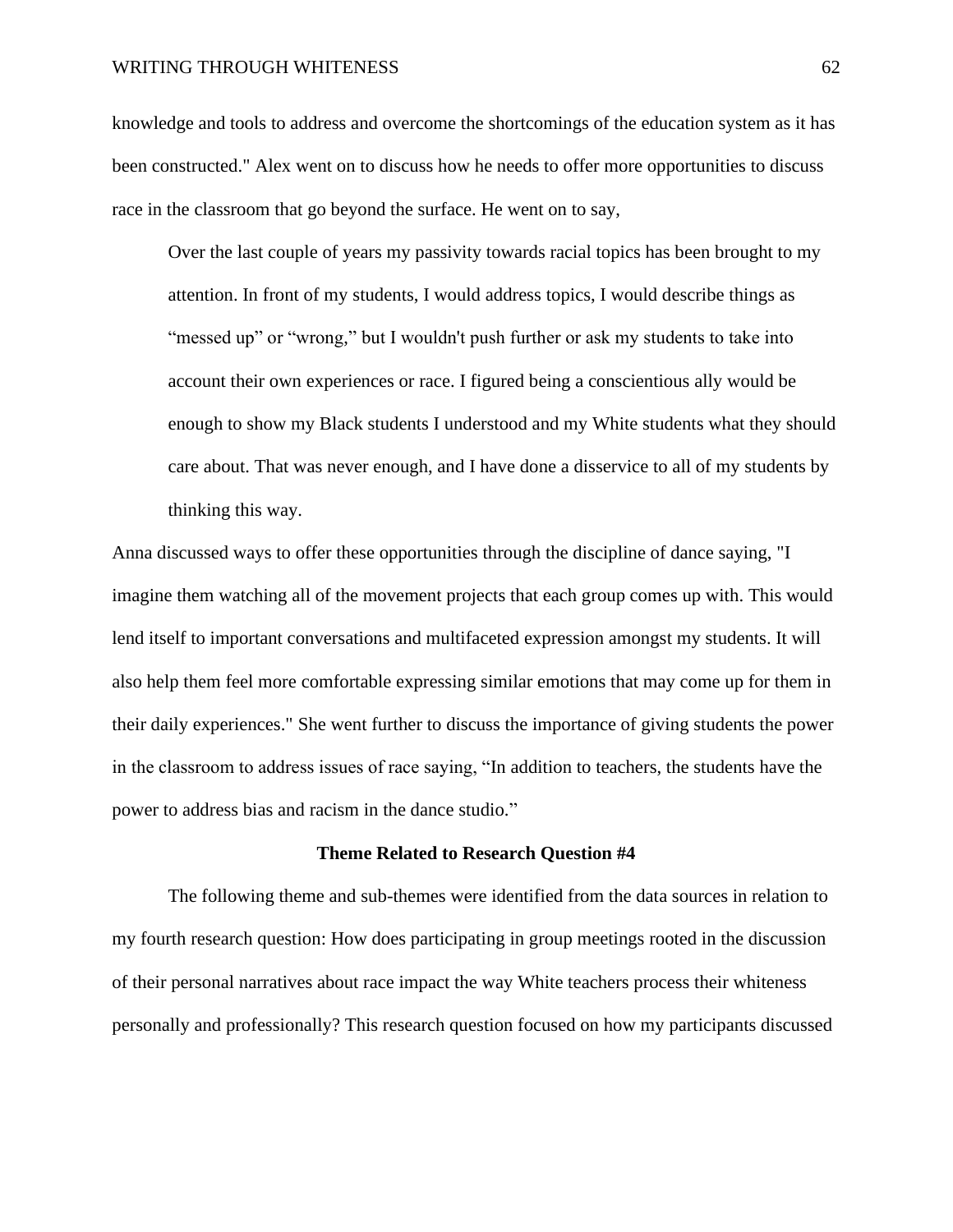knowledge and tools to address and overcome the shortcomings of the education system as it has been constructed." Alex went on to discuss how he needs to offer more opportunities to discuss race in the classroom that go beyond the surface. He went on to say,

> Over the last couple of years my passivity towards racial topics has been brought to my attention. In front of my students, I would address topics, I would describe things as “messed up” or “wrong,” but I wouldn't push further or ask my students to take into account their own experiences or race. I figured being a conscientious ally would be enough to show my Black students I understood and my White students what they should care about. That was never enough, and I have done a disservice to all of my students by thinking this way.

Anna discussed ways to offer these opportunities through the discipline of dance saying, "I imagine them watching all of the movement projects that each group comes up with. This would lend itself to important conversations and multifaceted expression amongst my students. It will also help them feel more comfortable expressing similar emotions that may come up for them in their daily experiences." She went further to discuss the importance of giving students the power in the classroom to address issues of race saying, “In addition to teachers, the students have the power to address bias and racism in the dance studio.”

## Theme Related to Research Question #4

The following theme and sub-themes were identified from the data sources in relation to my fourth research question: How does participating in group meetings rooted in the discussion of their personal narratives about race impact the way White teachers process their whiteness personally and professionally? This research question focused on how my participants discussed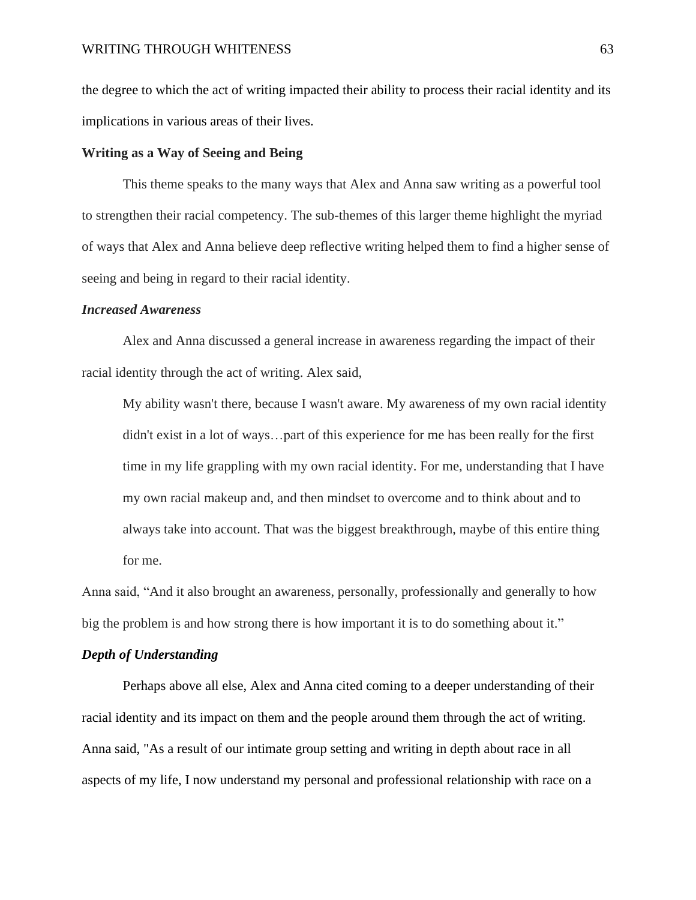the degree to which the act of writing impacted their ability to process their racial identity and its implications in various areas of their lives.

## Writing as a Way of Seeing and Being

This theme speaks to the many ways that Alex and Anna saw writing as a powerful tool to strengthen their racial competency. The sub-themes of this larger theme highlight the myriad of ways that Alex and Anna believe deep reflective writing helped them to find a higher sense of seeing and being in regard to their racial identity.

### *Increased Awareness*

Alex and Anna discussed a general increase in awareness regarding the impact of their racial identity through the act of writing. Alex said,

> My ability wasn't there, because I wasn't aware. My awareness of my own racial identity didn't exist in a lot of ways…part of this experience for me has been really for the first time in my life grappling with my own racial identity. For me, understanding that I have my own racial makeup and, and then mindset to overcome and to think about and to always take into account. That was the biggest breakthrough, maybe of this entire thing for me.

Anna said, "And it also brought an awareness, personally, professionally and generally to how big the problem is and how strong there is how important it is to do something about it."

### *Depth of Understanding*

Perhaps above all else, Alex and Anna cited coming to a deeper understanding of their racial identity and its impact on them and the people around them through the act of writing. Anna said, "As a result of our intimate group setting and writing in depth about race in all aspects of my life, I now understand my personal and professional relationship with race on a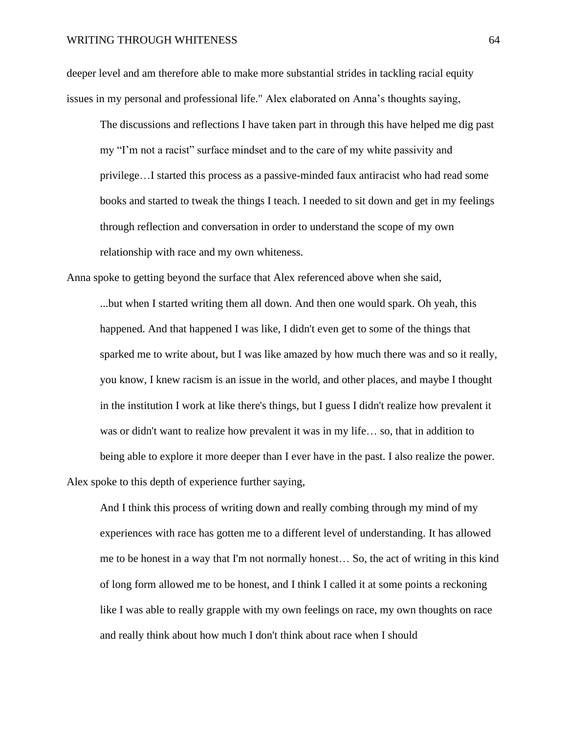deeper level and am therefore able to make more substantial strides in tackling racial equity issues in my personal and professional life." Alex elaborated on Anna's thoughts saying,

> The discussions and reflections I have taken part in through this have helped me dig past my "I'm not a racist" surface mindset and to the care of my white passivity and privilege…I started this process as a passive-minded faux antiracist who had read some books and started to tweak the things I teach. I needed to sit down and get in my feelings through reflection and conversation in order to understand the scope of my own relationship with race and my own whiteness.

Anna spoke to getting beyond the surface that Alex referenced above when she said,

> ...but when I started writing them all down. And then one would spark. Oh yeah, this happened. And that happened I was like, I didn't even get to some of the things that sparked me to write about, but I was like amazed by how much there was and so it really, you know, I knew racism is an issue in the world, and other places, and maybe I thought in the institution I work at like there's things, but I guess I didn't realize how prevalent it was or didn't want to realize how prevalent it was in my life… so, that in addition to being able to explore it more deeper than I ever have in the past. I also realize the power.

Alex spoke to this depth of experience further saying,

> And I think this process of writing down and really combing through my mind of my experiences with race has gotten me to a different level of understanding. It has allowed me to be honest in a way that I'm not normally honest… So, the act of writing in this kind of long form allowed me to be honest, and I think I called it at some points a reckoning like I was able to really grapple with my own feelings on race, my own thoughts on race and really think about how much I don't think about race when I should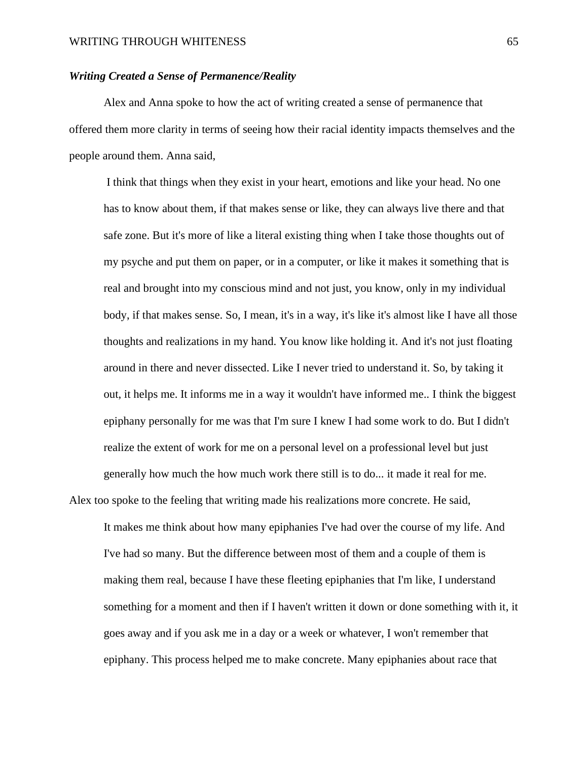### ***Writing Created a Sense of Permanence/Reality***

Alex and Anna spoke to how the act of writing created a sense of permanence that offered them more clarity in terms of seeing how their racial identity impacts themselves and the people around them. Anna said,

> I think that things when they exist in your heart, emotions and like your head. No one has to know about them, if that makes sense or like, they can always live there and that safe zone. But it's more of like a literal existing thing when I take those thoughts out of my psyche and put them on paper, or in a computer, or like it makes it something that is real and brought into my conscious mind and not just, you know, only in my individual body, if that makes sense. So, I mean, it's in a way, it's like it's almost like I have all those thoughts and realizations in my hand. You know like holding it. And it's not just floating around in there and never dissected. Like I never tried to understand it. So, by taking it out, it helps me. It informs me in a way it wouldn't have informed me.. I think the biggest epiphany personally for me was that I'm sure I knew I had some work to do. But I didn't realize the extent of work for me on a personal level on a professional level but just generally how much the how much work there still is to do... it made it real for me.

Alex too spoke to the feeling that writing made his realizations more concrete. He said,

> It makes me think about how many epiphanies I've had over the course of my life. And I've had so many. But the difference between most of them and a couple of them is making them real, because I have these fleeting epiphanies that I'm like, I understand something for a moment and then if I haven't written it down or done something with it, it goes away and if you ask me in a day or a week or whatever, I won't remember that epiphany. This process helped me to make concrete. Many epiphanies about race that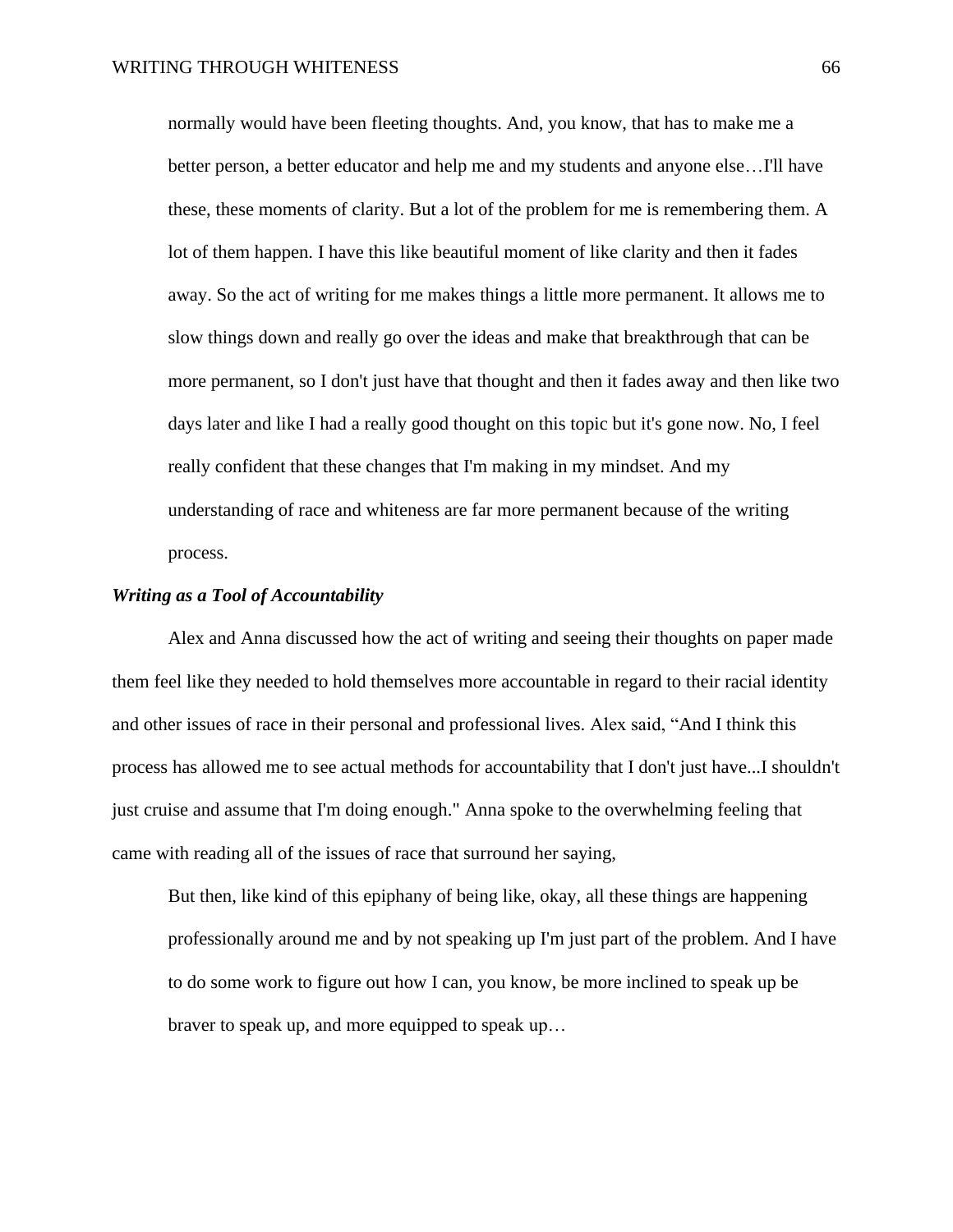> normally would have been fleeting thoughts. And, you know, that has to make me a better person, a better educator and help me and my students and anyone else…I'll have these, these moments of clarity. But a lot of the problem for me is remembering them. A lot of them happen. I have this like beautiful moment of like clarity and then it fades away. So the act of writing for me makes things a little more permanent. It allows me to slow things down and really go over the ideas and make that breakthrough that can be more permanent, so I don't just have that thought and then it fades away and then like two days later and like I had a really good thought on this topic but it's gone now. No, I feel really confident that these changes that I'm making in my mindset. And my understanding of race and whiteness are far more permanent because of the writing process.

### ***Writing as a Tool of Accountability***

Alex and Anna discussed how the act of writing and seeing their thoughts on paper made them feel like they needed to hold themselves more accountable in regard to their racial identity and other issues of race in their personal and professional lives. Alex said, "And I think this process has allowed me to see actual methods for accountability that I don't just have...I shouldn't just cruise and assume that I'm doing enough." Anna spoke to the overwhelming feeling that came with reading all of the issues of race that surround her saying,

> But then, like kind of this epiphany of being like, okay, all these things are happening professionally around me and by not speaking up I'm just part of the problem. And I have to do some work to figure out how I can, you know, be more inclined to speak up be braver to speak up, and more equipped to speak up…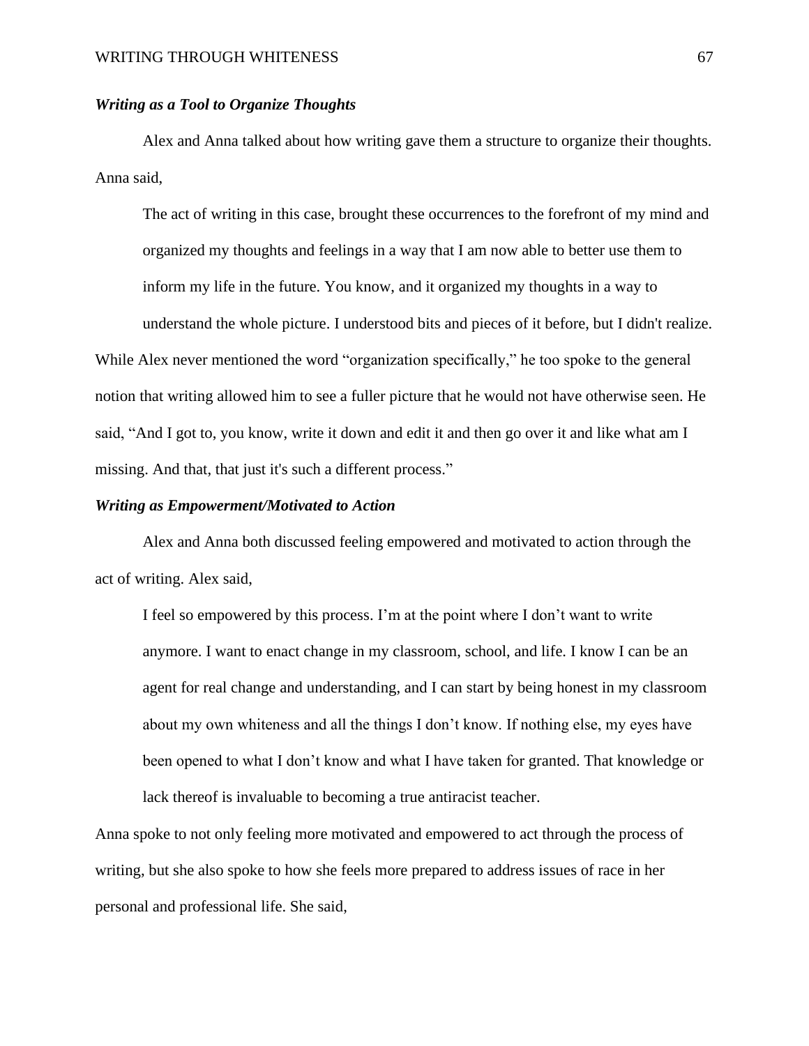### *Writing as a Tool to Organize Thoughts*

Alex and Anna talked about how writing gave them a structure to organize their thoughts. Anna said,

> The act of writing in this case, brought these occurrences to the forefront of my mind and organized my thoughts and feelings in a way that I am now able to better use them to inform my life in the future. You know, and it organized my thoughts in a way to understand the whole picture. I understood bits and pieces of it before, but I didn't realize.

While Alex never mentioned the word "organization specifically," he too spoke to the general notion that writing allowed him to see a fuller picture that he would not have otherwise seen. He said, "And I got to, you know, write it down and edit it and then go over it and like what am I missing. And that, that just it's such a different process."

### *Writing as Empowerment/Motivated to Action*

Alex and Anna both discussed feeling empowered and motivated to action through the act of writing. Alex said,

> I feel so empowered by this process. I'm at the point where I don't want to write anymore. I want to enact change in my classroom, school, and life. I know I can be an agent for real change and understanding, and I can start by being honest in my classroom about my own whiteness and all the things I don't know. If nothing else, my eyes have been opened to what I don't know and what I have taken for granted. That knowledge or lack thereof is invaluable to becoming a true antiracist teacher.

Anna spoke to not only feeling more motivated and empowered to act through the process of writing, but she also spoke to how she feels more prepared to address issues of race in her personal and professional life. She said,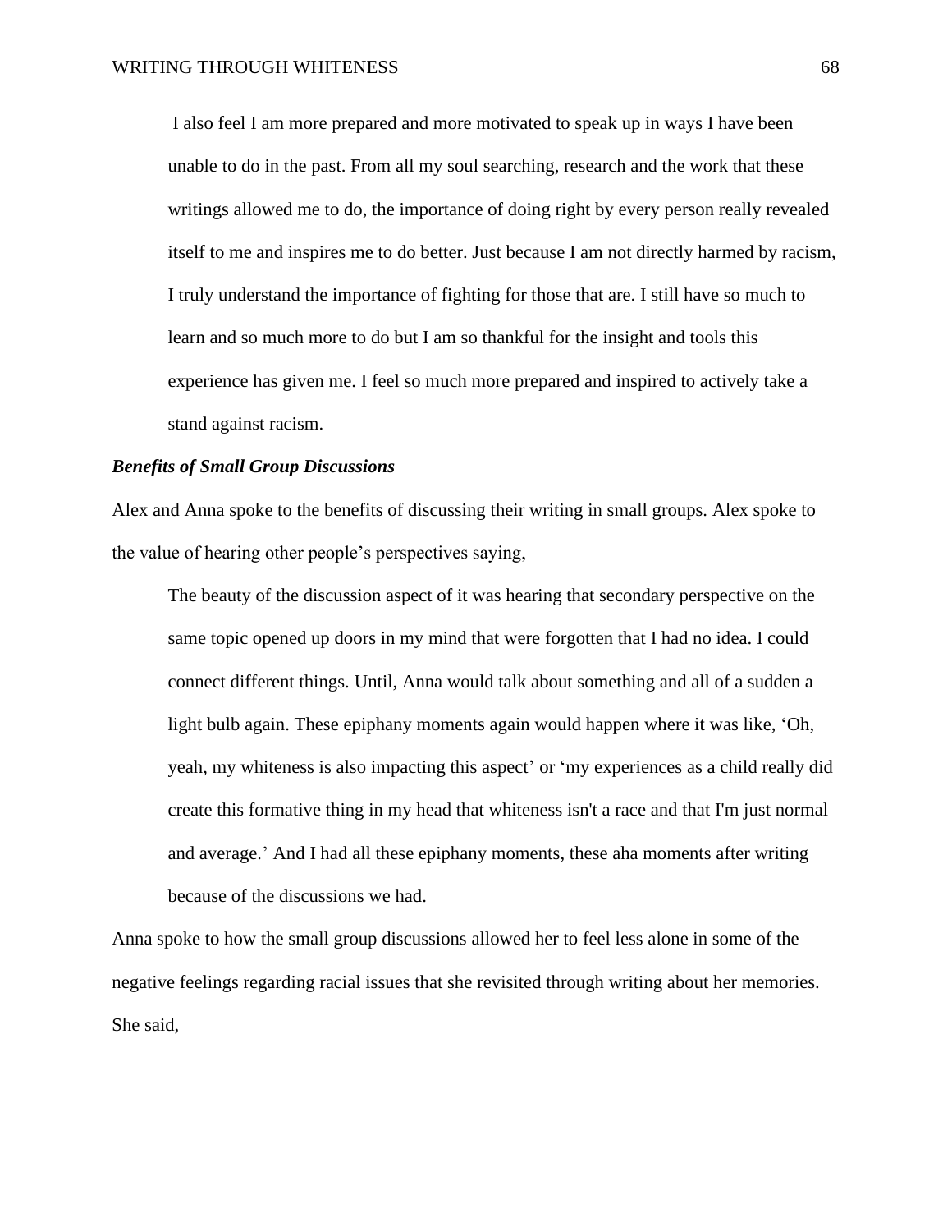> I also feel I am more prepared and more motivated to speak up in ways I have been unable to do in the past. From all my soul searching, research and the work that these writings allowed me to do, the importance of doing right by every person really revealed itself to me and inspires me to do better. Just because I am not directly harmed by racism, I truly understand the importance of fighting for those that are. I still have so much to learn and so much more to do but I am so thankful for the insight and tools this experience has given me. I feel so much more prepared and inspired to actively take a stand against racism.

***Benefits of Small Group Discussions***

Alex and Anna spoke to the benefits of discussing their writing in small groups. Alex spoke to the value of hearing other people's perspectives saying,

> The beauty of the discussion aspect of it was hearing that secondary perspective on the same topic opened up doors in my mind that were forgotten that I had no idea. I could connect different things. Until, Anna would talk about something and all of a sudden a light bulb again. These epiphany moments again would happen where it was like, 'Oh, yeah, my whiteness is also impacting this aspect' or 'my experiences as a child really did create this formative thing in my head that whiteness isn't a race and that I'm just normal and average.' And I had all these epiphany moments, these aha moments after writing because of the discussions we had.

Anna spoke to how the small group discussions allowed her to feel less alone in some of the negative feelings regarding racial issues that she revisited through writing about her memories. She said,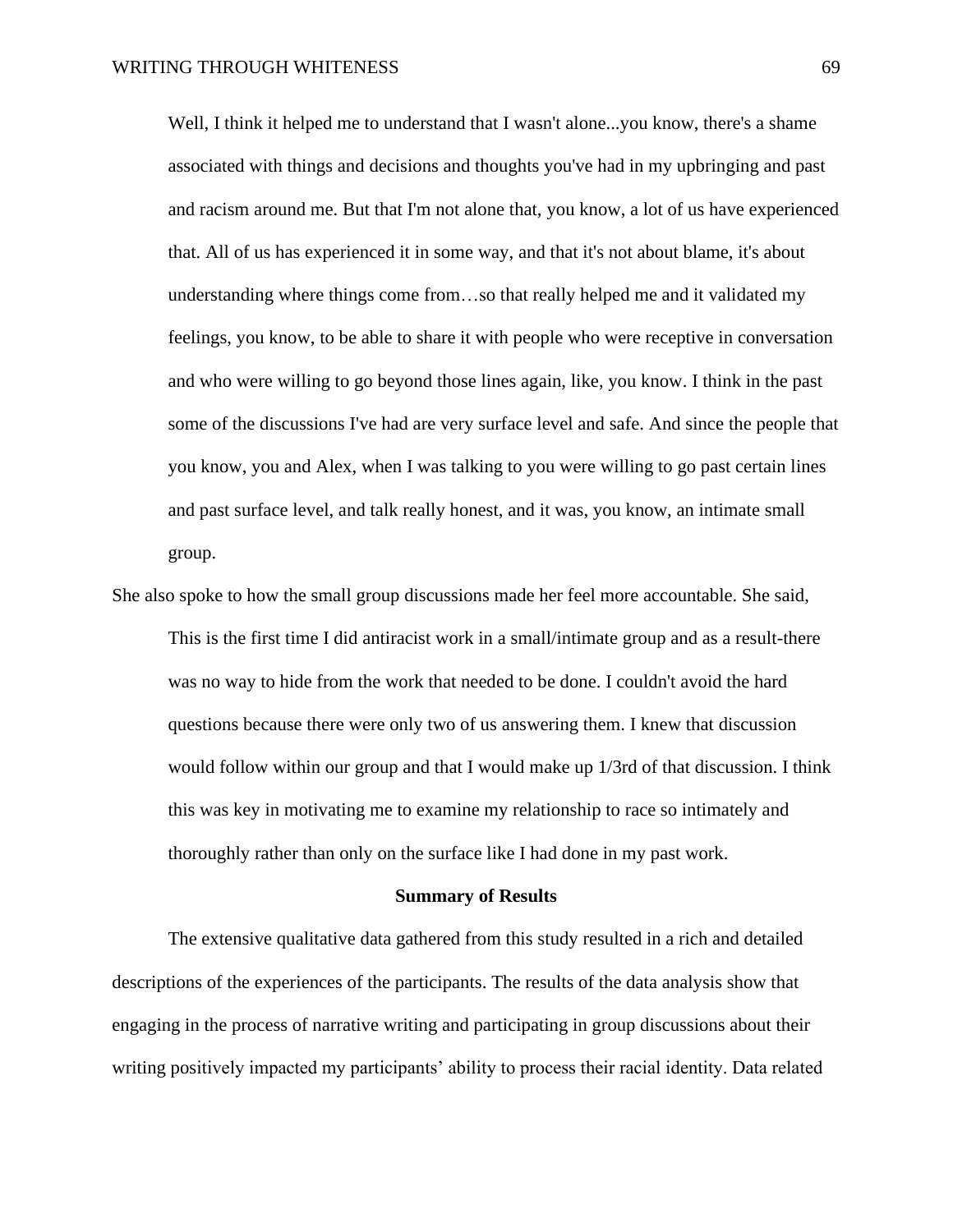> Well, I think it helped me to understand that I wasn't alone...you know, there's a shame associated with things and decisions and thoughts you've had in my upbringing and past and racism around me. But that I'm not alone that, you know, a lot of us have experienced that. All of us has experienced it in some way, and that it's not about blame, it's about understanding where things come from…so that really helped me and it validated my feelings, you know, to be able to share it with people who were receptive in conversation and who were willing to go beyond those lines again, like, you know. I think in the past some of the discussions I've had are very surface level and safe. And since the people that you know, you and Alex, when I was talking to you were willing to go past certain lines and past surface level, and talk really honest, and it was, you know, an intimate small group.

She also spoke to how the small group discussions made her feel more accountable. She said,

> This is the first time I did antiracist work in a small/intimate group and as a result-there was no way to hide from the work that needed to be done. I couldn't avoid the hard questions because there were only two of us answering them. I knew that discussion would follow within our group and that I would make up 1/3rd of that discussion. I think this was key in motivating me to examine my relationship to race so intimately and thoroughly rather than only on the surface like I had done in my past work.

## Summary of Results

The extensive qualitative data gathered from this study resulted in a rich and detailed descriptions of the experiences of the participants. The results of the data analysis show that engaging in the process of narrative writing and participating in group discussions about their writing positively impacted my participants' ability to process their racial identity. Data related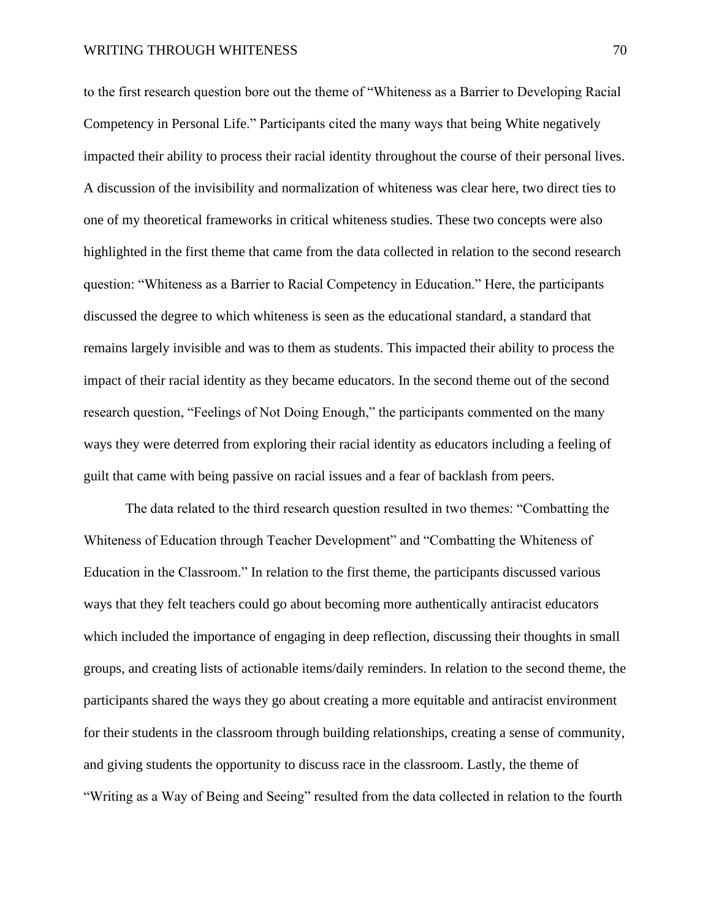to the first research question bore out the theme of "Whiteness as a Barrier to Developing Racial Competency in Personal Life." Participants cited the many ways that being White negatively impacted their ability to process their racial identity throughout the course of their personal lives. A discussion of the invisibility and normalization of whiteness was clear here, two direct ties to one of my theoretical frameworks in critical whiteness studies. These two concepts were also highlighted in the first theme that came from the data collected in relation to the second research question: "Whiteness as a Barrier to Racial Competency in Education." Here, the participants discussed the degree to which whiteness is seen as the educational standard, a standard that remains largely invisible and was to them as students. This impacted their ability to process the impact of their racial identity as they became educators. In the second theme out of the second research question, "Feelings of Not Doing Enough," the participants commented on the many ways they were deterred from exploring their racial identity as educators including a feeling of guilt that came with being passive on racial issues and a fear of backlash from peers.

The data related to the third research question resulted in two themes: "Combatting the Whiteness of Education through Teacher Development" and "Combatting the Whiteness of Education in the Classroom." In relation to the first theme, the participants discussed various ways that they felt teachers could go about becoming more authentically antiracist educators which included the importance of engaging in deep reflection, discussing their thoughts in small groups, and creating lists of actionable items/daily reminders. In relation to the second theme, the participants shared the ways they go about creating a more equitable and antiracist environment for their students in the classroom through building relationships, creating a sense of community, and giving students the opportunity to discuss race in the classroom. Lastly, the theme of "Writing as a Way of Being and Seeing" resulted from the data collected in relation to the fourth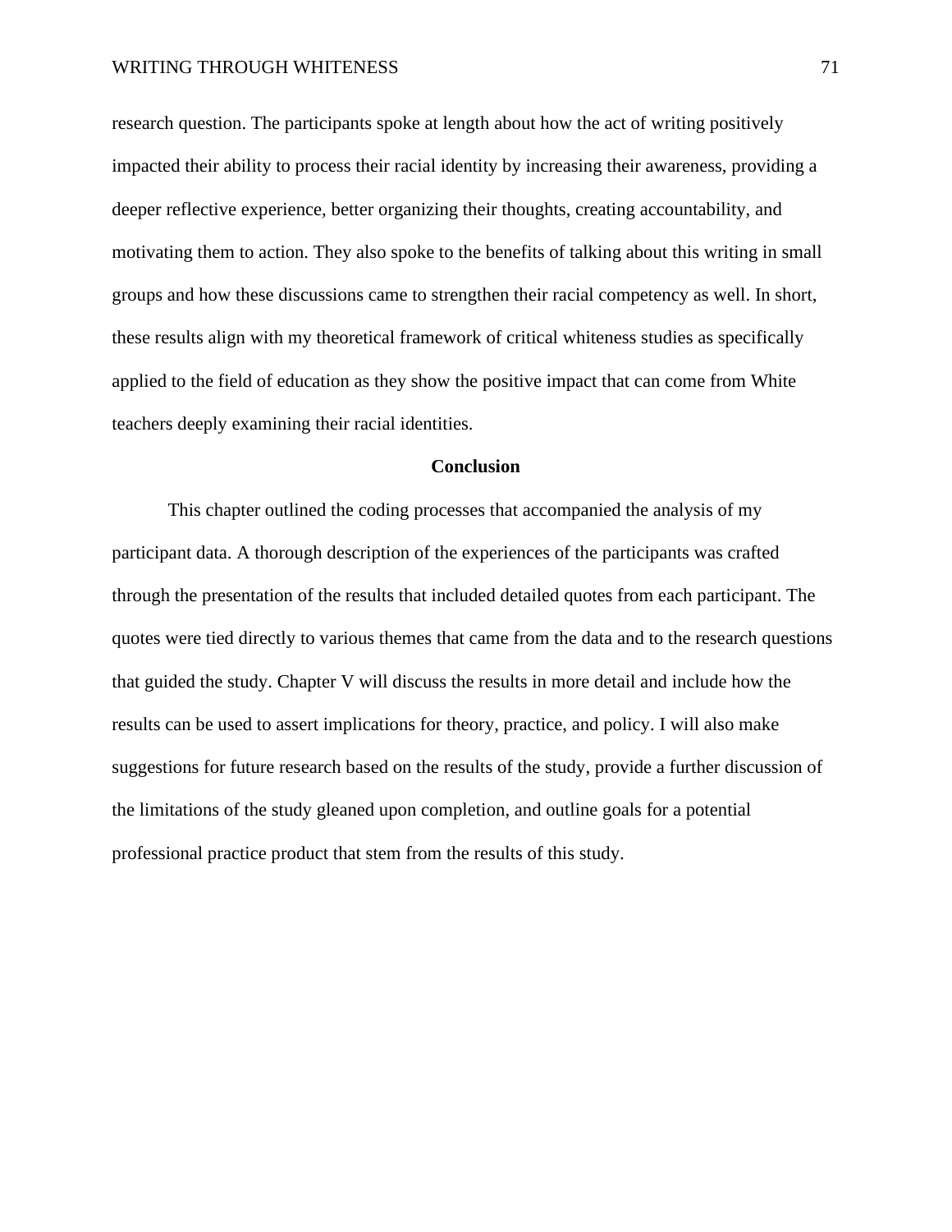research question. The participants spoke at length about how the act of writing positively impacted their ability to process their racial identity by increasing their awareness, providing a deeper reflective experience, better organizing their thoughts, creating accountability, and motivating them to action. They also spoke to the benefits of talking about this writing in small groups and how these discussions came to strengthen their racial competency as well. In short, these results align with my theoretical framework of critical whiteness studies as specifically applied to the field of education as they show the positive impact that can come from White teachers deeply examining their racial identities.

## Conclusion

This chapter outlined the coding processes that accompanied the analysis of my participant data. A thorough description of the experiences of the participants was crafted through the presentation of the results that included detailed quotes from each participant. The quotes were tied directly to various themes that came from the data and to the research questions that guided the study. Chapter V will discuss the results in more detail and include how the results can be used to assert implications for theory, practice, and policy. I will also make suggestions for future research based on the results of the study, provide a further discussion of the limitations of the study gleaned upon completion, and outline goals for a potential professional practice product that stem from the results of this study.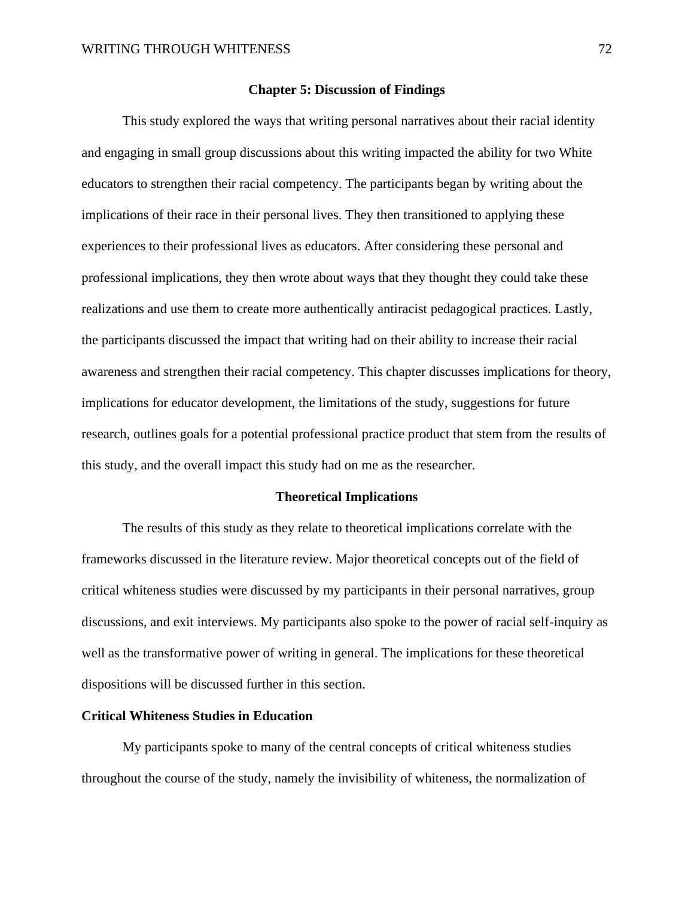# Chapter 5: Discussion of Findings

This study explored the ways that writing personal narratives about their racial identity and engaging in small group discussions about this writing impacted the ability for two White educators to strengthen their racial competency. The participants began by writing about the implications of their race in their personal lives. They then transitioned to applying these experiences to their professional lives as educators. After considering these personal and professional implications, they then wrote about ways that they thought they could take these realizations and use them to create more authentically antiracist pedagogical practices. Lastly, the participants discussed the impact that writing had on their ability to increase their racial awareness and strengthen their racial competency. This chapter discusses implications for theory, implications for educator development, the limitations of the study, suggestions for future research, outlines goals for a potential professional practice product that stem from the results of this study, and the overall impact this study had on me as the researcher.

## Theoretical Implications

The results of this study as they relate to theoretical implications correlate with the frameworks discussed in the literature review. Major theoretical concepts out of the field of critical whiteness studies were discussed by my participants in their personal narratives, group discussions, and exit interviews. My participants also spoke to the power of racial self-inquiry as well as the transformative power of writing in general. The implications for these theoretical dispositions will be discussed further in this section.

### Critical Whiteness Studies in Education

My participants spoke to many of the central concepts of critical whiteness studies throughout the course of the study, namely the invisibility of whiteness, the normalization of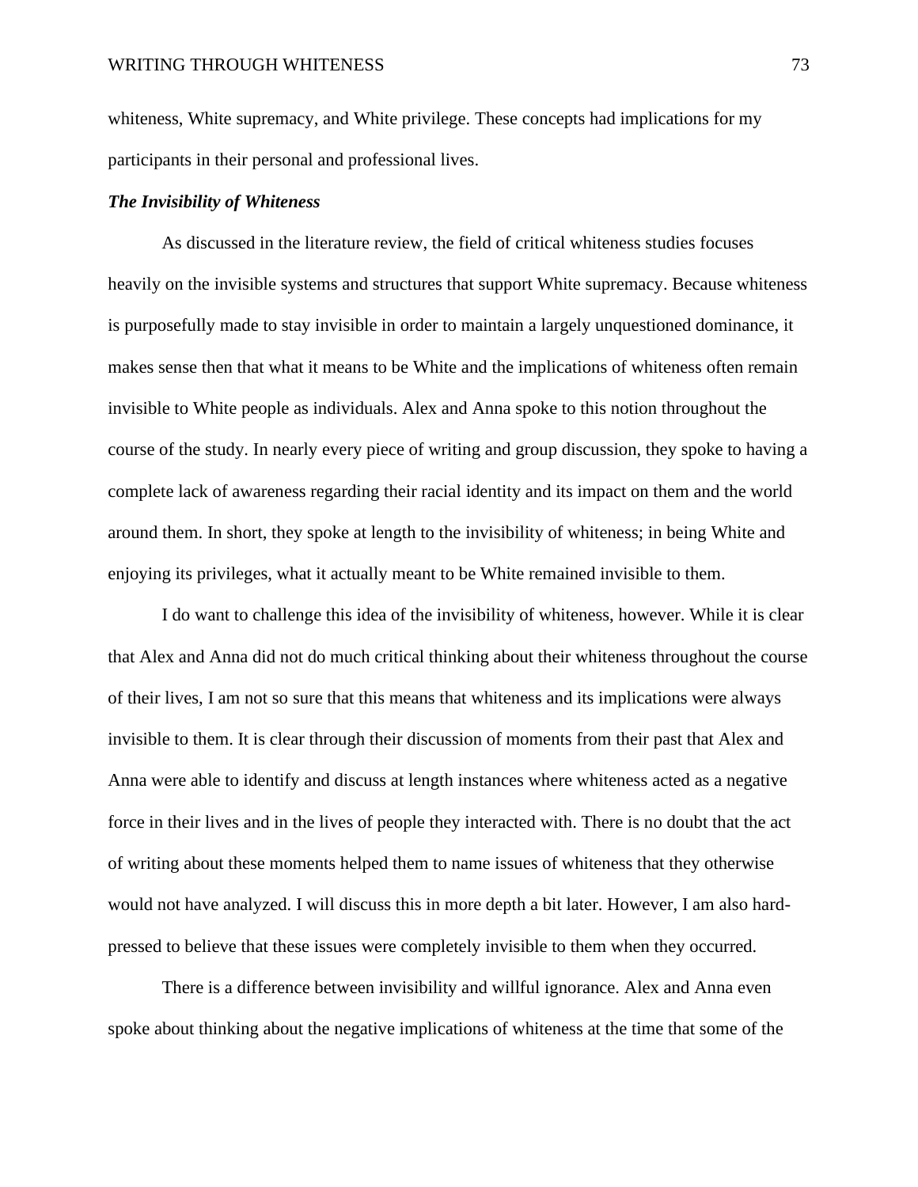whiteness, White supremacy, and White privilege. These concepts had implications for my participants in their personal and professional lives.

### *The Invisibility of Whiteness*

As discussed in the literature review, the field of critical whiteness studies focuses heavily on the invisible systems and structures that support White supremacy. Because whiteness is purposefully made to stay invisible in order to maintain a largely unquestioned dominance, it makes sense then that what it means to be White and the implications of whiteness often remain invisible to White people as individuals. Alex and Anna spoke to this notion throughout the course of the study. In nearly every piece of writing and group discussion, they spoke to having a complete lack of awareness regarding their racial identity and its impact on them and the world around them. In short, they spoke at length to the invisibility of whiteness; in being White and enjoying its privileges, what it actually meant to be White remained invisible to them.

I do want to challenge this idea of the invisibility of whiteness, however. While it is clear that Alex and Anna did not do much critical thinking about their whiteness throughout the course of their lives, I am not so sure that this means that whiteness and its implications were always invisible to them. It is clear through their discussion of moments from their past that Alex and Anna were able to identify and discuss at length instances where whiteness acted as a negative force in their lives and in the lives of people they interacted with. There is no doubt that the act of writing about these moments helped them to name issues of whiteness that they otherwise would not have analyzed. I will discuss this in more depth a bit later. However, I am also hard-pressed to believe that these issues were completely invisible to them when they occurred.

There is a difference between invisibility and willful ignorance. Alex and Anna even spoke about thinking about the negative implications of whiteness at the time that some of the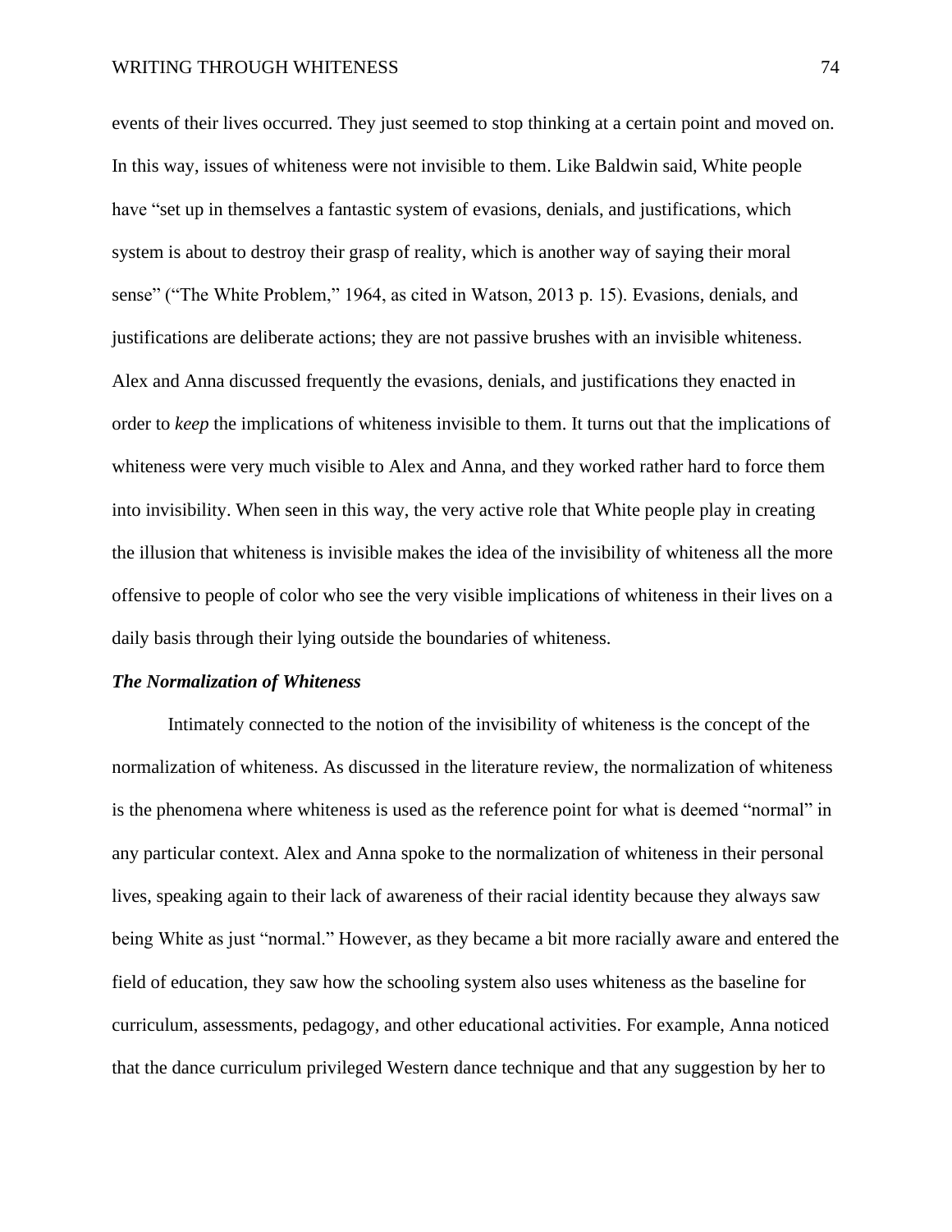events of their lives occurred. They just seemed to stop thinking at a certain point and moved on. In this way, issues of whiteness were not invisible to them. Like Baldwin said, White people have "set up in themselves a fantastic system of evasions, denials, and justifications, which system is about to destroy their grasp of reality, which is another way of saying their moral sense" ("The White Problem," 1964, as cited in Watson, 2013 p. 15). Evasions, denials, and justifications are deliberate actions; they are not passive brushes with an invisible whiteness. Alex and Anna discussed frequently the evasions, denials, and justifications they enacted in order to *keep* the implications of whiteness invisible to them. It turns out that the implications of whiteness were very much visible to Alex and Anna, and they worked rather hard to force them into invisibility. When seen in this way, the very active role that White people play in creating the illusion that whiteness is invisible makes the idea of the invisibility of whiteness all the more offensive to people of color who see the very visible implications of whiteness in their lives on a daily basis through their lying outside the boundaries of whiteness.

### *The Normalization of Whiteness*

Intimately connected to the notion of the invisibility of whiteness is the concept of the normalization of whiteness. As discussed in the literature review, the normalization of whiteness is the phenomena where whiteness is used as the reference point for what is deemed "normal" in any particular context. Alex and Anna spoke to the normalization of whiteness in their personal lives, speaking again to their lack of awareness of their racial identity because they always saw being White as just "normal." However, as they became a bit more racially aware and entered the field of education, they saw how the schooling system also uses whiteness as the baseline for curriculum, assessments, pedagogy, and other educational activities. For example, Anna noticed that the dance curriculum privileged Western dance technique and that any suggestion by her to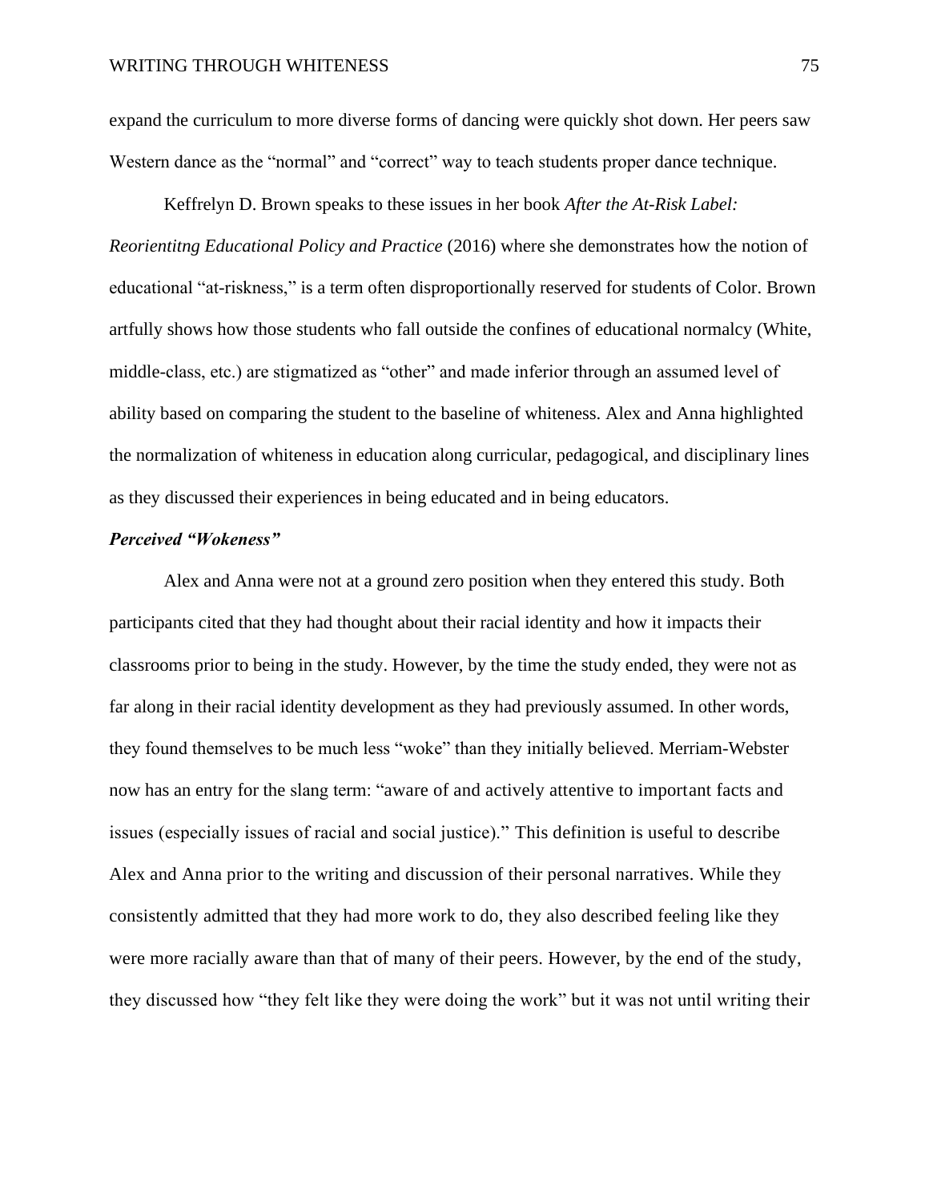expand the curriculum to more diverse forms of dancing were quickly shot down. Her peers saw Western dance as the "normal" and "correct" way to teach students proper dance technique.

Keffrelyn D. Brown speaks to these issues in her book *After the At-Risk Label: Reorientitng Educational Policy and Practice* (2016) where she demonstrates how the notion of educational "at-riskness," is a term often disproportionally reserved for students of Color. Brown artfully shows how those students who fall outside the confines of educational normalcy (White, middle-class, etc.) are stigmatized as "other" and made inferior through an assumed level of ability based on comparing the student to the baseline of whiteness. Alex and Anna highlighted the normalization of whiteness in education along curricular, pedagogical, and disciplinary lines as they discussed their experiences in being educated and in being educators.

### *Perceived "Wokeness"*

Alex and Anna were not at a ground zero position when they entered this study. Both participants cited that they had thought about their racial identity and how it impacts their classrooms prior to being in the study. However, by the time the study ended, they were not as far along in their racial identity development as they had previously assumed. In other words, they found themselves to be much less "woke" than they initially believed. Merriam-Webster now has an entry for the slang term: "aware of and actively attentive to important facts and issues (especially issues of racial and social justice)." This definition is useful to describe Alex and Anna prior to the writing and discussion of their personal narratives. While they consistently admitted that they had more work to do, they also described feeling like they were more racially aware than that of many of their peers. However, by the end of the study, they discussed how "they felt like they were doing the work" but it was not until writing their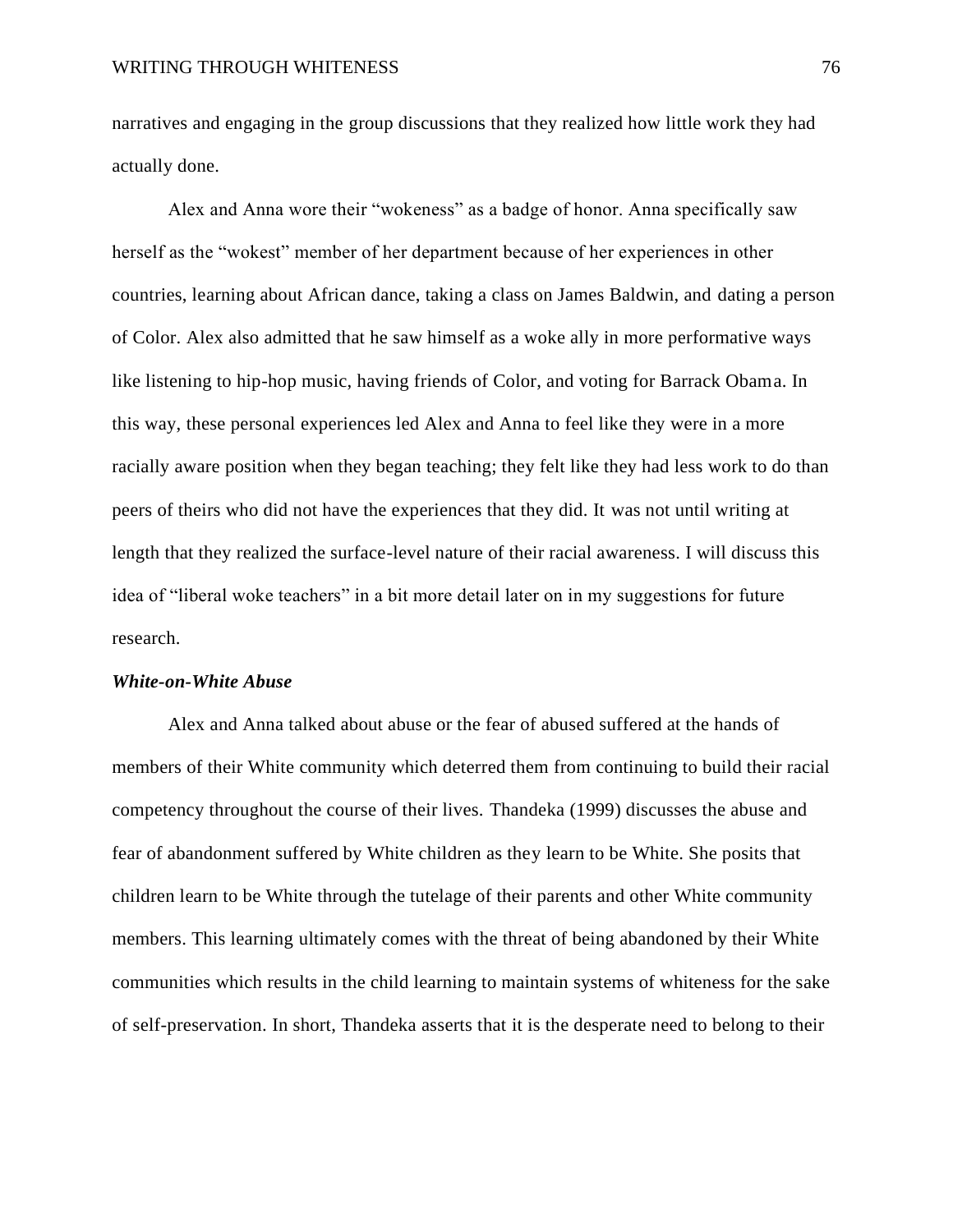narratives and engaging in the group discussions that they realized how little work they had actually done.

Alex and Anna wore their "wokeness" as a badge of honor. Anna specifically saw herself as the "wokest" member of her department because of her experiences in other countries, learning about African dance, taking a class on James Baldwin, and dating a person of Color. Alex also admitted that he saw himself as a woke ally in more performative ways like listening to hip-hop music, having friends of Color, and voting for Barrack Obama. In this way, these personal experiences led Alex and Anna to feel like they were in a more racially aware position when they began teaching; they felt like they had less work to do than peers of theirs who did not have the experiences that they did. It was not until writing at length that they realized the surface-level nature of their racial awareness. I will discuss this idea of "liberal woke teachers" in a bit more detail later on in my suggestions for future research.

### *White-on-White Abuse*

Alex and Anna talked about abuse or the fear of abused suffered at the hands of members of their White community which deterred them from continuing to build their racial competency throughout the course of their lives. Thandeka (1999) discusses the abuse and fear of abandonment suffered by White children as they learn to be White. She posits that children learn to be White through the tutelage of their parents and other White community members. This learning ultimately comes with the threat of being abandoned by their White communities which results in the child learning to maintain systems of whiteness for the sake of self-preservation. In short, Thandeka asserts that it is the desperate need to belong to their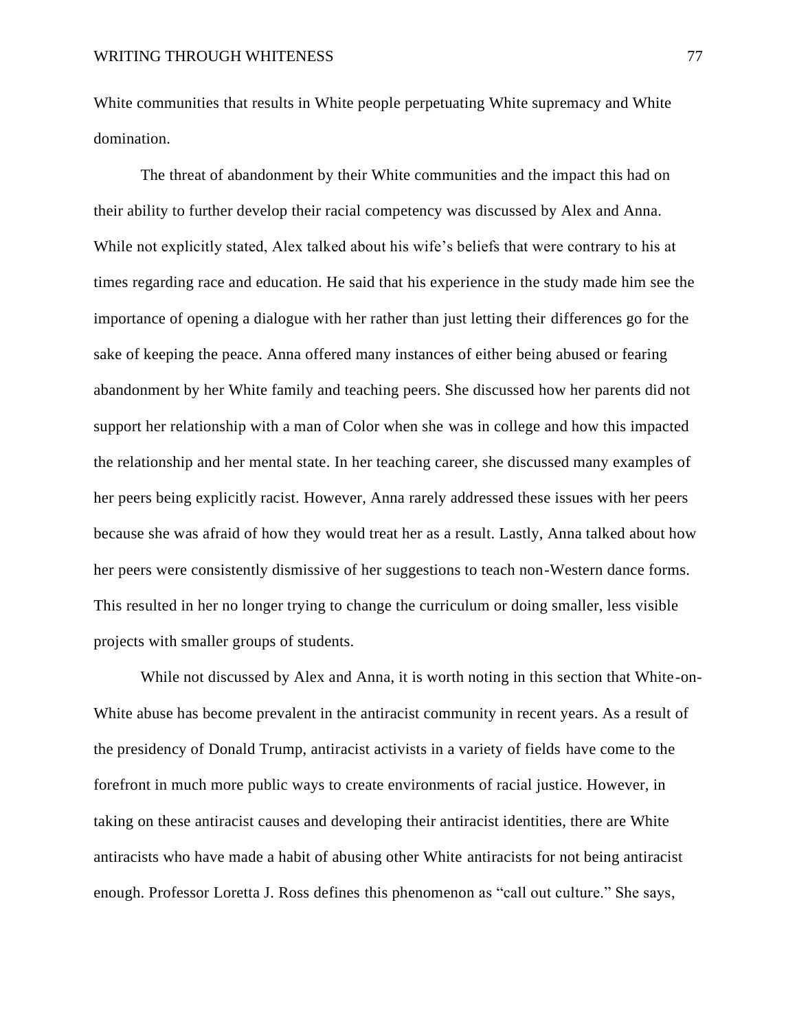White communities that results in White people perpetuating White supremacy and White domination.

The threat of abandonment by their White communities and the impact this had on their ability to further develop their racial competency was discussed by Alex and Anna. While not explicitly stated, Alex talked about his wife's beliefs that were contrary to his at times regarding race and education. He said that his experience in the study made him see the importance of opening a dialogue with her rather than just letting their differences go for the sake of keeping the peace. Anna offered many instances of either being abused or fearing abandonment by her White family and teaching peers. She discussed how her parents did not support her relationship with a man of Color when she was in college and how this impacted the relationship and her mental state. In her teaching career, she discussed many examples of her peers being explicitly racist. However, Anna rarely addressed these issues with her peers because she was afraid of how they would treat her as a result. Lastly, Anna talked about how her peers were consistently dismissive of her suggestions to teach non-Western dance forms. This resulted in her no longer trying to change the curriculum or doing smaller, less visible projects with smaller groups of students.

While not discussed by Alex and Anna, it is worth noting in this section that White-on-White abuse has become prevalent in the antiracist community in recent years. As a result of the presidency of Donald Trump, antiracist activists in a variety of fields have come to the forefront in much more public ways to create environments of racial justice. However, in taking on these antiracist causes and developing their antiracist identities, there are White antiracists who have made a habit of abusing other White antiracists for not being antiracist enough. Professor Loretta J. Ross defines this phenomenon as "call out culture." She says,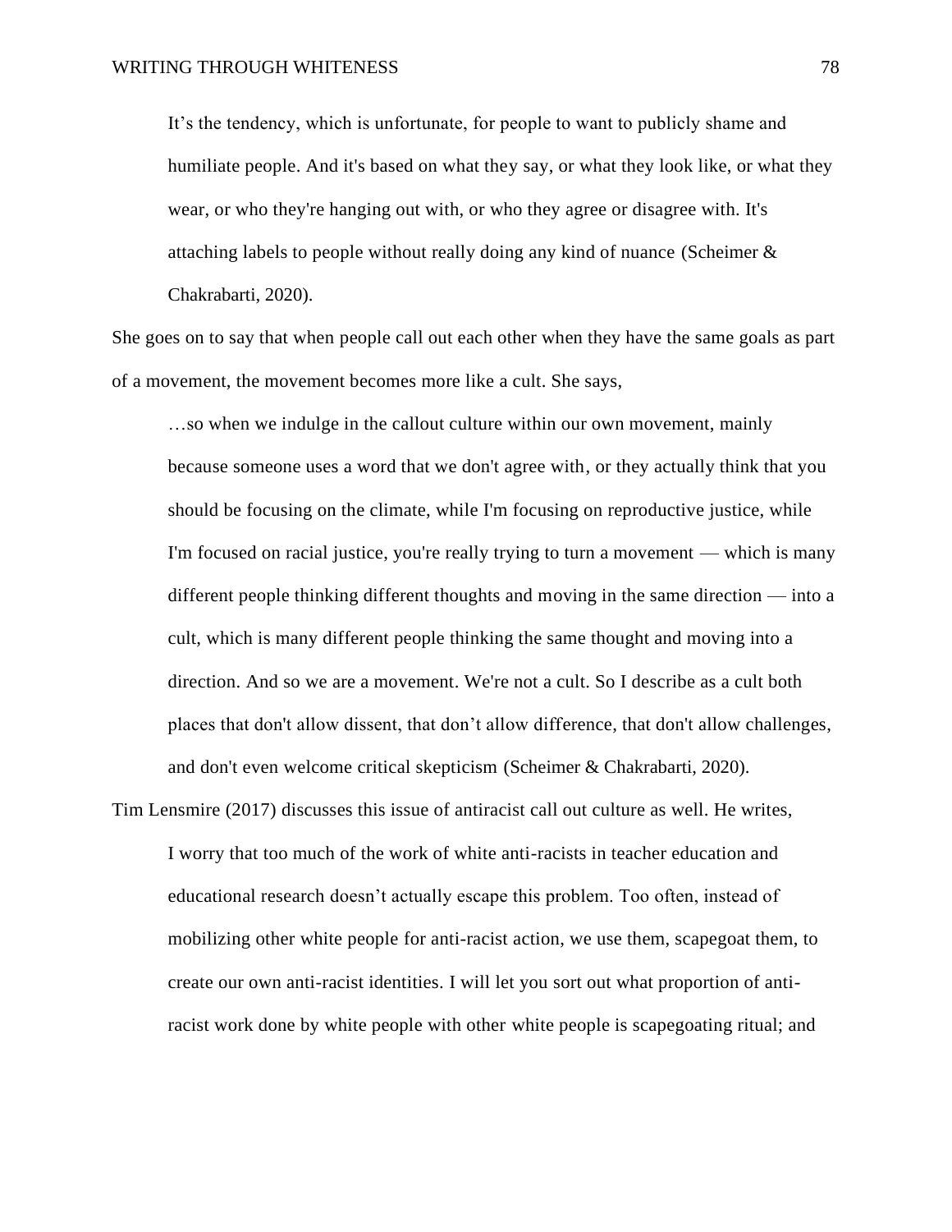> It's the tendency, which is unfortunate, for people to want to publicly shame and humiliate people. And it's based on what they say, or what they look like, or what they wear, or who they're hanging out with, or who they agree or disagree with. It's attaching labels to people without really doing any kind of nuance (Scheimer & Chakrabarti, 2020).

She goes on to say that when people call out each other when they have the same goals as part of a movement, the movement becomes more like a cult. She says,

> …so when we indulge in the callout culture within our own movement, mainly because someone uses a word that we don't agree with, or they actually think that you should be focusing on the climate, while I'm focusing on reproductive justice, while I'm focused on racial justice, you're really trying to turn a movement — which is many different people thinking different thoughts and moving in the same direction — into a cult, which is many different people thinking the same thought and moving into a direction. And so we are a movement. We're not a cult. So I describe as a cult both places that don't allow dissent, that don't allow difference, that don't allow challenges, and don't even welcome critical skepticism (Scheimer & Chakrabarti, 2020).

Tim Lensmire (2017) discusses this issue of antiracist call out culture as well. He writes,

> I worry that too much of the work of white anti-racists in teacher education and educational research doesn't actually escape this problem. Too often, instead of mobilizing other white people for anti-racist action, we use them, scapegoat them, to create our own anti-racist identities. I will let you sort out what proportion of anti-racist work done by white people with other white people is scapegoating ritual; and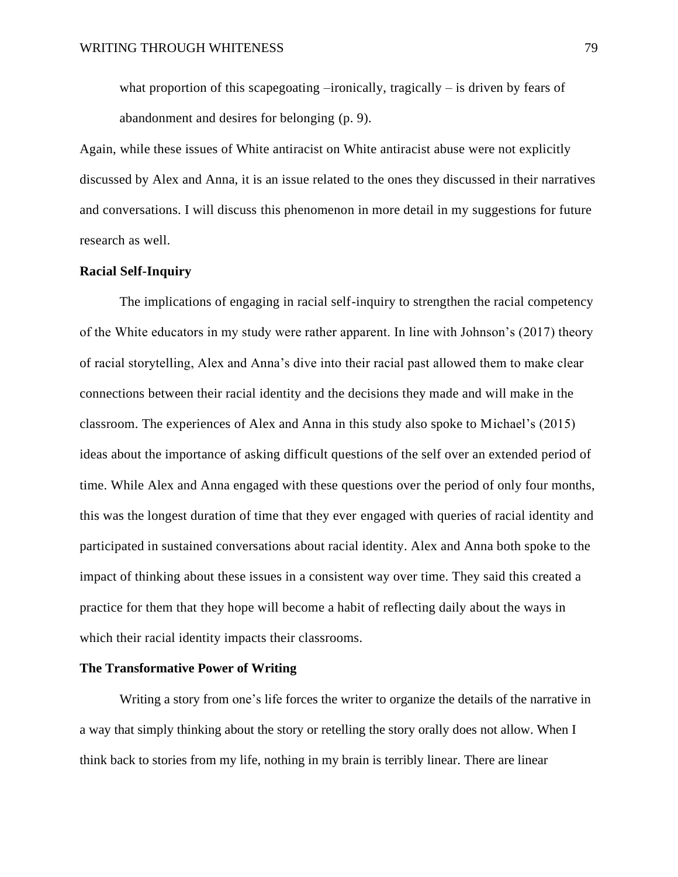> what proportion of this scapegoating –ironically, tragically – is driven by fears of abandonment and desires for belonging (p. 9).

Again, while these issues of White antiracist on White antiracist abuse were not explicitly discussed by Alex and Anna, it is an issue related to the ones they discussed in their narratives and conversations. I will discuss this phenomenon in more detail in my suggestions for future research as well.

**Racial Self-Inquiry**

The implications of engaging in racial self-inquiry to strengthen the racial competency of the White educators in my study were rather apparent. In line with Johnson's (2017) theory of racial storytelling, Alex and Anna's dive into their racial past allowed them to make clear connections between their racial identity and the decisions they made and will make in the classroom. The experiences of Alex and Anna in this study also spoke to Michael's (2015) ideas about the importance of asking difficult questions of the self over an extended period of time. While Alex and Anna engaged with these questions over the period of only four months, this was the longest duration of time that they ever engaged with queries of racial identity and participated in sustained conversations about racial identity. Alex and Anna both spoke to the impact of thinking about these issues in a consistent way over time. They said this created a practice for them that they hope will become a habit of reflecting daily about the ways in which their racial identity impacts their classrooms.

**The Transformative Power of Writing**

Writing a story from one's life forces the writer to organize the details of the narrative in a way that simply thinking about the story or retelling the story orally does not allow. When I think back to stories from my life, nothing in my brain is terribly linear. There are linear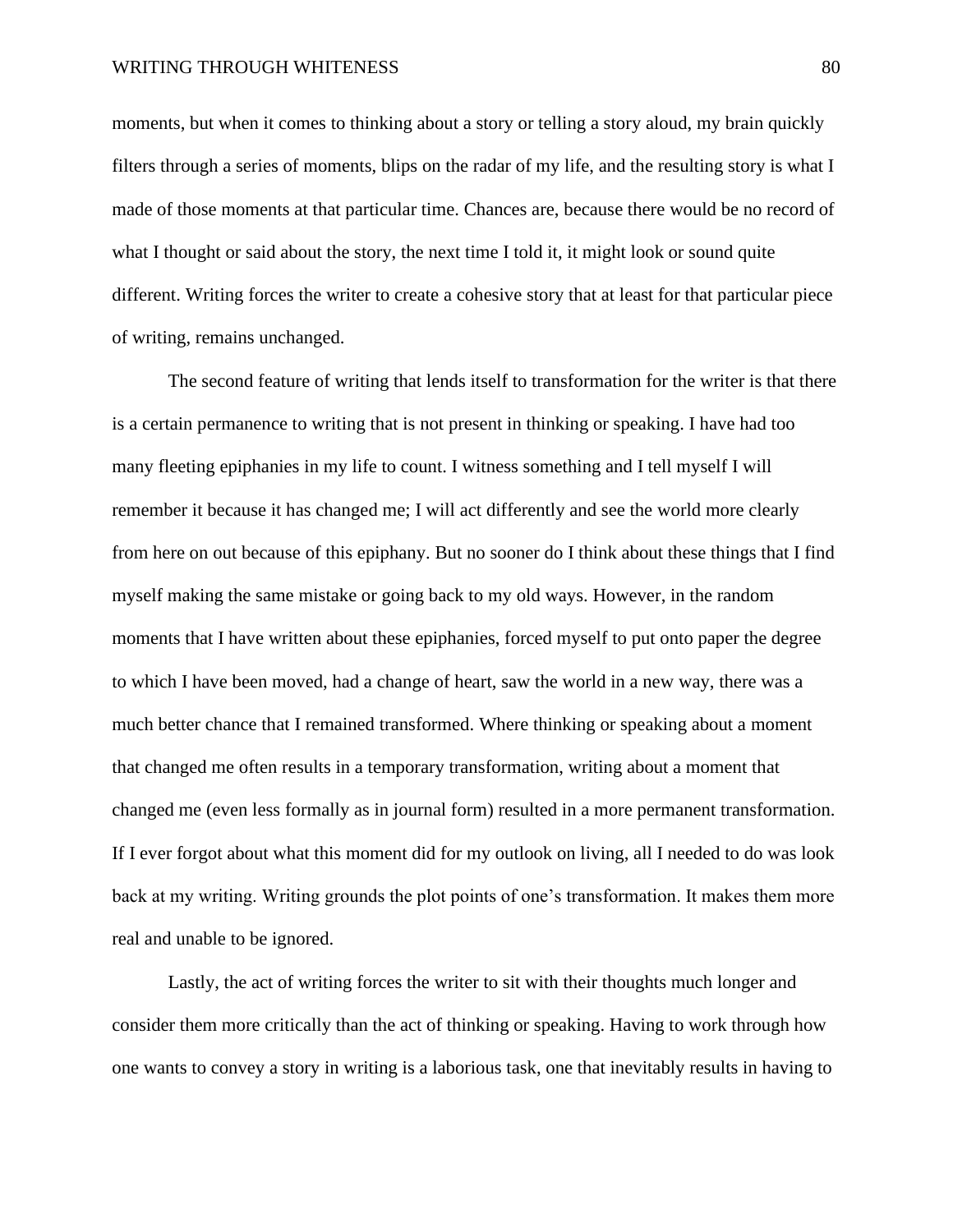moments, but when it comes to thinking about a story or telling a story aloud, my brain quickly filters through a series of moments, blips on the radar of my life, and the resulting story is what I made of those moments at that particular time. Chances are, because there would be no record of what I thought or said about the story, the next time I told it, it might look or sound quite different. Writing forces the writer to create a cohesive story that at least for that particular piece of writing, remains unchanged.

The second feature of writing that lends itself to transformation for the writer is that there is a certain permanence to writing that is not present in thinking or speaking. I have had too many fleeting epiphanies in my life to count. I witness something and I tell myself I will remember it because it has changed me; I will act differently and see the world more clearly from here on out because of this epiphany. But no sooner do I think about these things that I find myself making the same mistake or going back to my old ways. However, in the random moments that I have written about these epiphanies, forced myself to put onto paper the degree to which I have been moved, had a change of heart, saw the world in a new way, there was a much better chance that I remained transformed. Where thinking or speaking about a moment that changed me often results in a temporary transformation, writing about a moment that changed me (even less formally as in journal form) resulted in a more permanent transformation. If I ever forgot about what this moment did for my outlook on living, all I needed to do was look back at my writing. Writing grounds the plot points of one's transformation. It makes them more real and unable to be ignored.

Lastly, the act of writing forces the writer to sit with their thoughts much longer and consider them more critically than the act of thinking or speaking. Having to work through how one wants to convey a story in writing is a laborious task, one that inevitably results in having to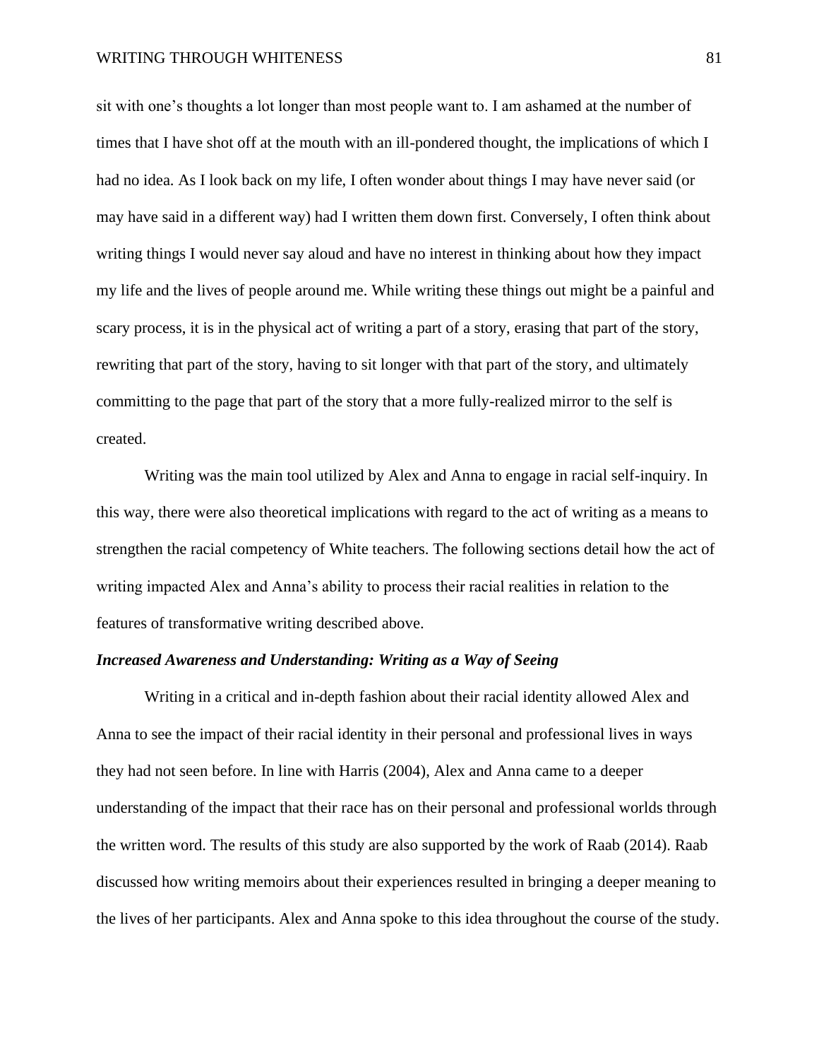sit with one's thoughts a lot longer than most people want to. I am ashamed at the number of times that I have shot off at the mouth with an ill-pondered thought, the implications of which I had no idea. As I look back on my life, I often wonder about things I may have never said (or may have said in a different way) had I written them down first. Conversely, I often think about writing things I would never say aloud and have no interest in thinking about how they impact my life and the lives of people around me. While writing these things out might be a painful and scary process, it is in the physical act of writing a part of a story, erasing that part of the story, rewriting that part of the story, having to sit longer with that part of the story, and ultimately committing to the page that part of the story that a more fully-realized mirror to the self is created.

Writing was the main tool utilized by Alex and Anna to engage in racial self-inquiry. In this way, there were also theoretical implications with regard to the act of writing as a means to strengthen the racial competency of White teachers. The following sections detail how the act of writing impacted Alex and Anna's ability to process their racial realities in relation to the features of transformative writing described above.

### ***Increased Awareness and Understanding: Writing as a Way of Seeing***

Writing in a critical and in-depth fashion about their racial identity allowed Alex and Anna to see the impact of their racial identity in their personal and professional lives in ways they had not seen before. In line with Harris (2004), Alex and Anna came to a deeper understanding of the impact that their race has on their personal and professional worlds through the written word. The results of this study are also supported by the work of Raab (2014). Raab discussed how writing memoirs about their experiences resulted in bringing a deeper meaning to the lives of her participants. Alex and Anna spoke to this idea throughout the course of the study.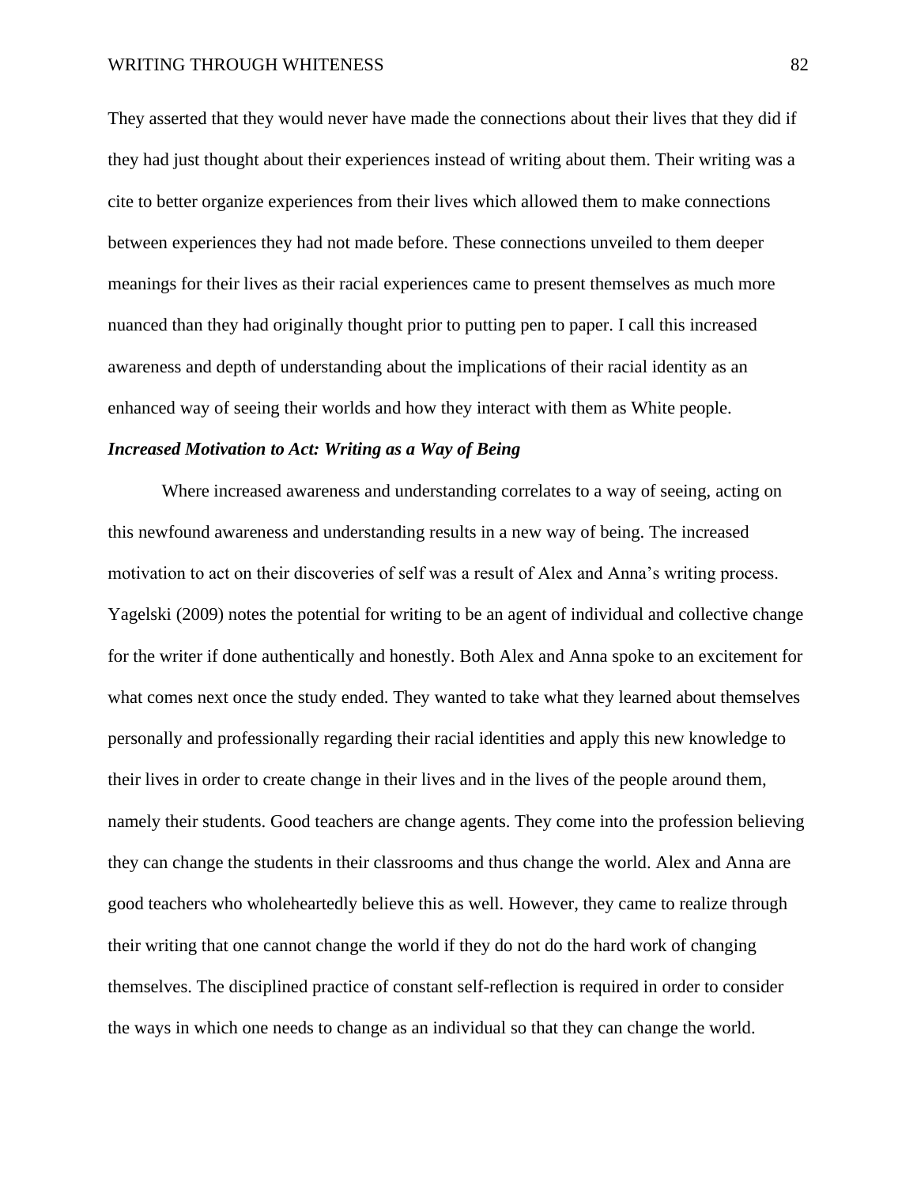They asserted that they would never have made the connections about their lives that they did if they had just thought about their experiences instead of writing about them. Their writing was a cite to better organize experiences from their lives which allowed them to make connections between experiences they had not made before. These connections unveiled to them deeper meanings for their lives as their racial experiences came to present themselves as much more nuanced than they had originally thought prior to putting pen to paper. I call this increased awareness and depth of understanding about the implications of their racial identity as an enhanced way of seeing their worlds and how they interact with them as White people.

### *Increased Motivation to Act: Writing as a Way of Being*

Where increased awareness and understanding correlates to a way of seeing, acting on this newfound awareness and understanding results in a new way of being. The increased motivation to act on their discoveries of self was a result of Alex and Anna's writing process. Yagelski (2009) notes the potential for writing to be an agent of individual and collective change for the writer if done authentically and honestly. Both Alex and Anna spoke to an excitement for what comes next once the study ended. They wanted to take what they learned about themselves personally and professionally regarding their racial identities and apply this new knowledge to their lives in order to create change in their lives and in the lives of the people around them, namely their students. Good teachers are change agents. They come into the profession believing they can change the students in their classrooms and thus change the world. Alex and Anna are good teachers who wholeheartedly believe this as well. However, they came to realize through their writing that one cannot change the world if they do not do the hard work of changing themselves. The disciplined practice of constant self-reflection is required in order to consider the ways in which one needs to change as an individual so that they can change the world.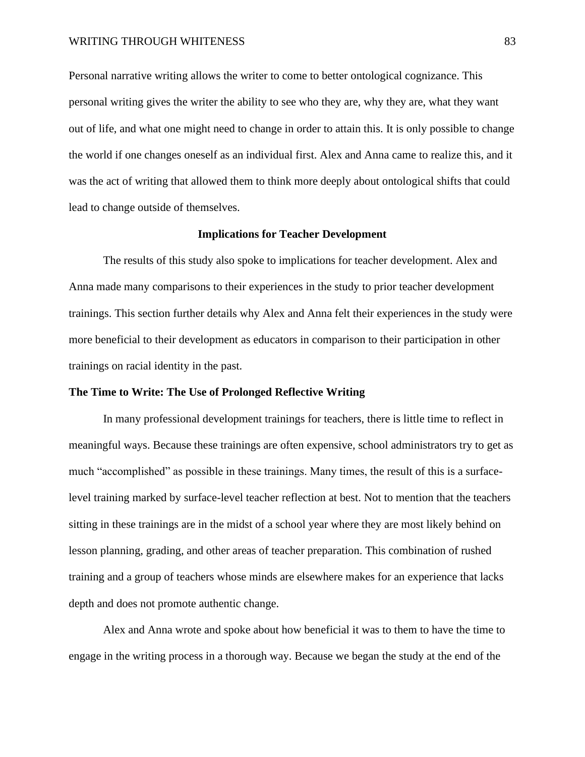Personal narrative writing allows the writer to come to better ontological cognizance. This personal writing gives the writer the ability to see who they are, why they are, what they want out of life, and what one might need to change in order to attain this. It is only possible to change the world if one changes oneself as an individual first. Alex and Anna came to realize this, and it was the act of writing that allowed them to think more deeply about ontological shifts that could lead to change outside of themselves.

## Implications for Teacher Development

The results of this study also spoke to implications for teacher development. Alex and Anna made many comparisons to their experiences in the study to prior teacher development trainings. This section further details why Alex and Anna felt their experiences in the study were more beneficial to their development as educators in comparison to their participation in other trainings on racial identity in the past.

### The Time to Write: The Use of Prolonged Reflective Writing

In many professional development trainings for teachers, there is little time to reflect in meaningful ways. Because these trainings are often expensive, school administrators try to get as much "accomplished" as possible in these trainings. Many times, the result of this is a surface-level training marked by surface-level teacher reflection at best. Not to mention that the teachers sitting in these trainings are in the midst of a school year where they are most likely behind on lesson planning, grading, and other areas of teacher preparation. This combination of rushed training and a group of teachers whose minds are elsewhere makes for an experience that lacks depth and does not promote authentic change.

Alex and Anna wrote and spoke about how beneficial it was to them to have the time to engage in the writing process in a thorough way. Because we began the study at the end of the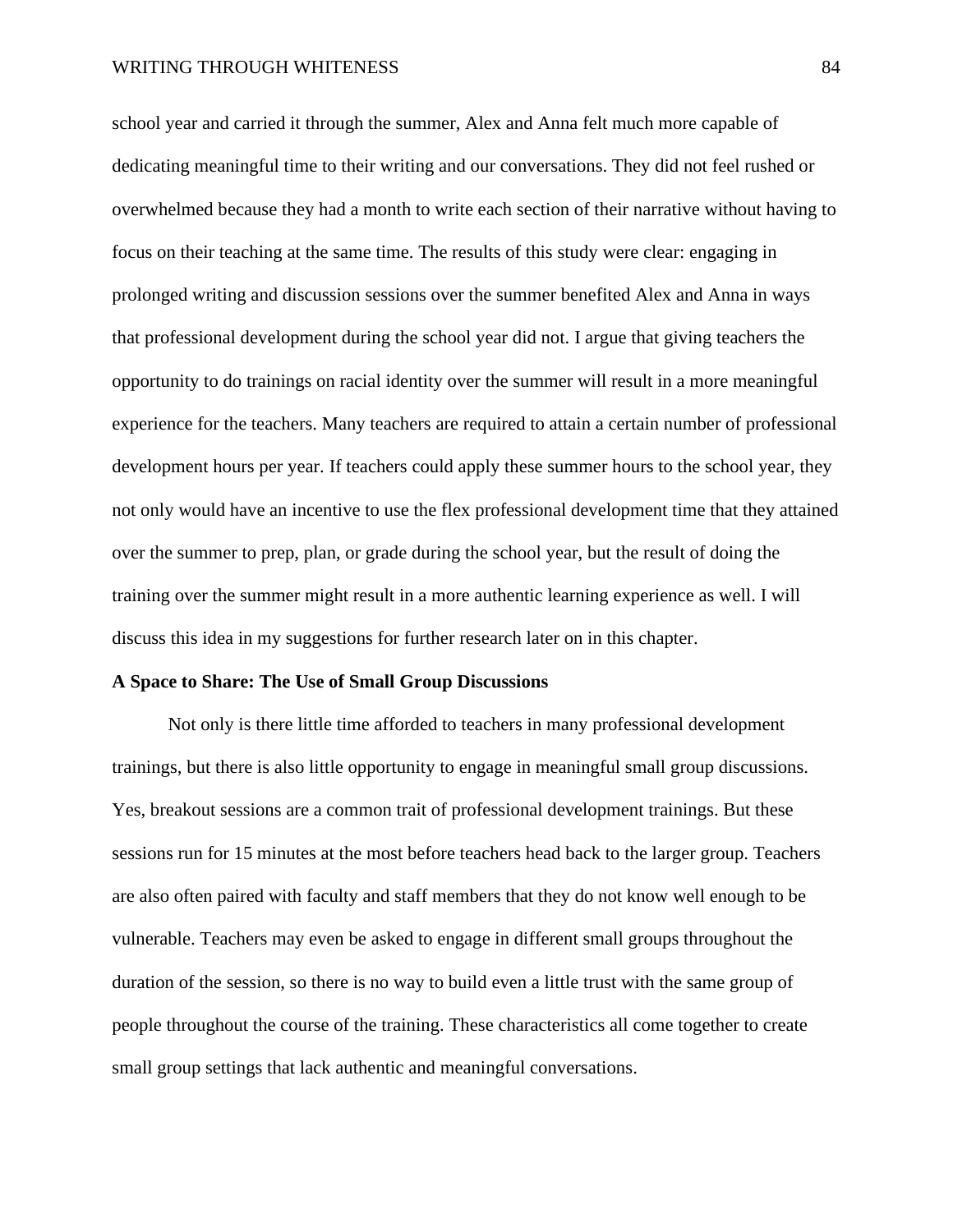school year and carried it through the summer, Alex and Anna felt much more capable of dedicating meaningful time to their writing and our conversations. They did not feel rushed or overwhelmed because they had a month to write each section of their narrative without having to focus on their teaching at the same time. The results of this study were clear: engaging in prolonged writing and discussion sessions over the summer benefited Alex and Anna in ways that professional development during the school year did not. I argue that giving teachers the opportunity to do trainings on racial identity over the summer will result in a more meaningful experience for the teachers. Many teachers are required to attain a certain number of professional development hours per year. If teachers could apply these summer hours to the school year, they not only would have an incentive to use the flex professional development time that they attained over the summer to prep, plan, or grade during the school year, but the result of doing the training over the summer might result in a more authentic learning experience as well. I will discuss this idea in my suggestions for further research later on in this chapter.

## A Space to Share: The Use of Small Group Discussions

Not only is there little time afforded to teachers in many professional development trainings, but there is also little opportunity to engage in meaningful small group discussions. Yes, breakout sessions are a common trait of professional development trainings. But these sessions run for 15 minutes at the most before teachers head back to the larger group. Teachers are also often paired with faculty and staff members that they do not know well enough to be vulnerable. Teachers may even be asked to engage in different small groups throughout the duration of the session, so there is no way to build even a little trust with the same group of people throughout the course of the training. These characteristics all come together to create small group settings that lack authentic and meaningful conversations.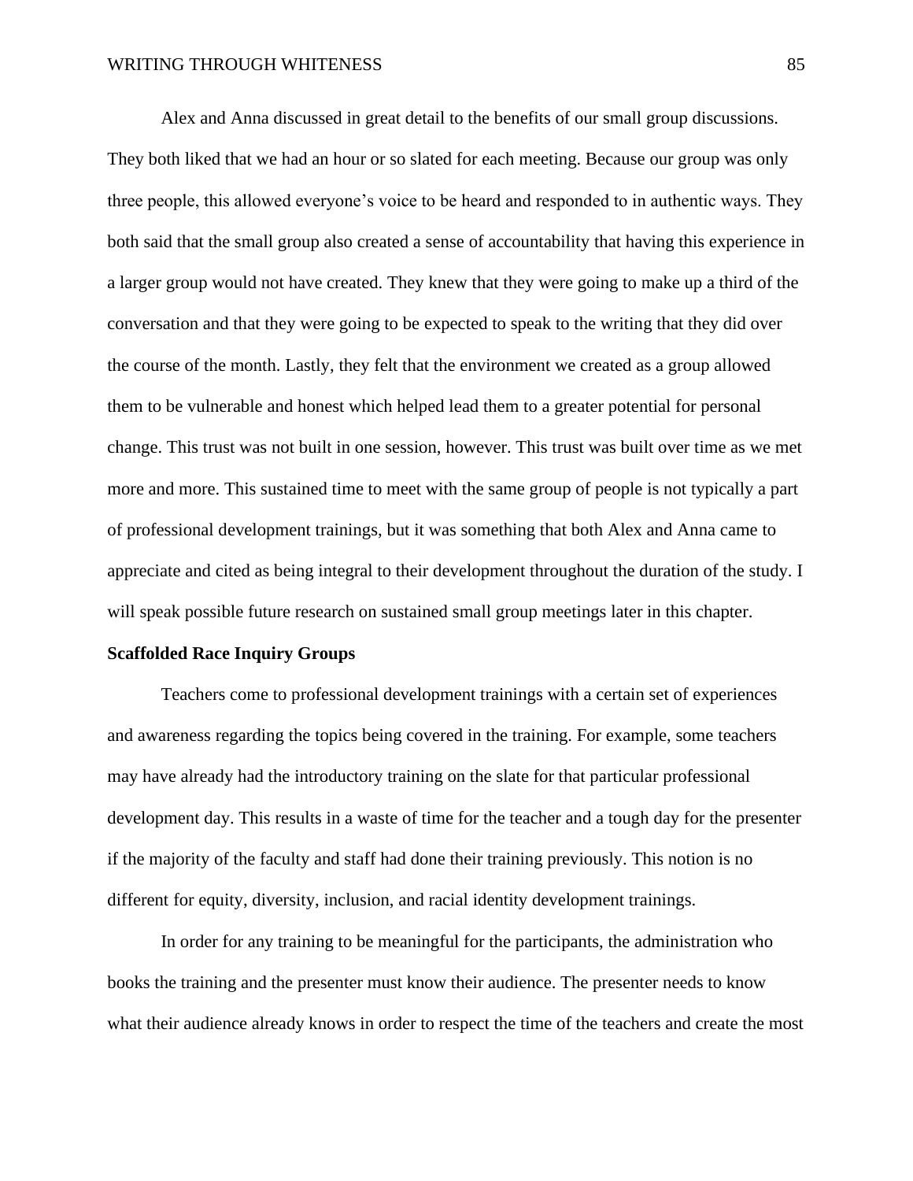Alex and Anna discussed in great detail to the benefits of our small group discussions. They both liked that we had an hour or so slated for each meeting. Because our group was only three people, this allowed everyone's voice to be heard and responded to in authentic ways. They both said that the small group also created a sense of accountability that having this experience in a larger group would not have created. They knew that they were going to make up a third of the conversation and that they were going to be expected to speak to the writing that they did over the course of the month. Lastly, they felt that the environment we created as a group allowed them to be vulnerable and honest which helped lead them to a greater potential for personal change. This trust was not built in one session, however. This trust was built over time as we met more and more. This sustained time to meet with the same group of people is not typically a part of professional development trainings, but it was something that both Alex and Anna came to appreciate and cited as being integral to their development throughout the duration of the study. I will speak possible future research on sustained small group meetings later in this chapter.

**Scaffolded Race Inquiry Groups**

Teachers come to professional development trainings with a certain set of experiences and awareness regarding the topics being covered in the training. For example, some teachers may have already had the introductory training on the slate for that particular professional development day. This results in a waste of time for the teacher and a tough day for the presenter if the majority of the faculty and staff had done their training previously. This notion is no different for equity, diversity, inclusion, and racial identity development trainings.

In order for any training to be meaningful for the participants, the administration who books the training and the presenter must know their audience. The presenter needs to know what their audience already knows in order to respect the time of the teachers and create the most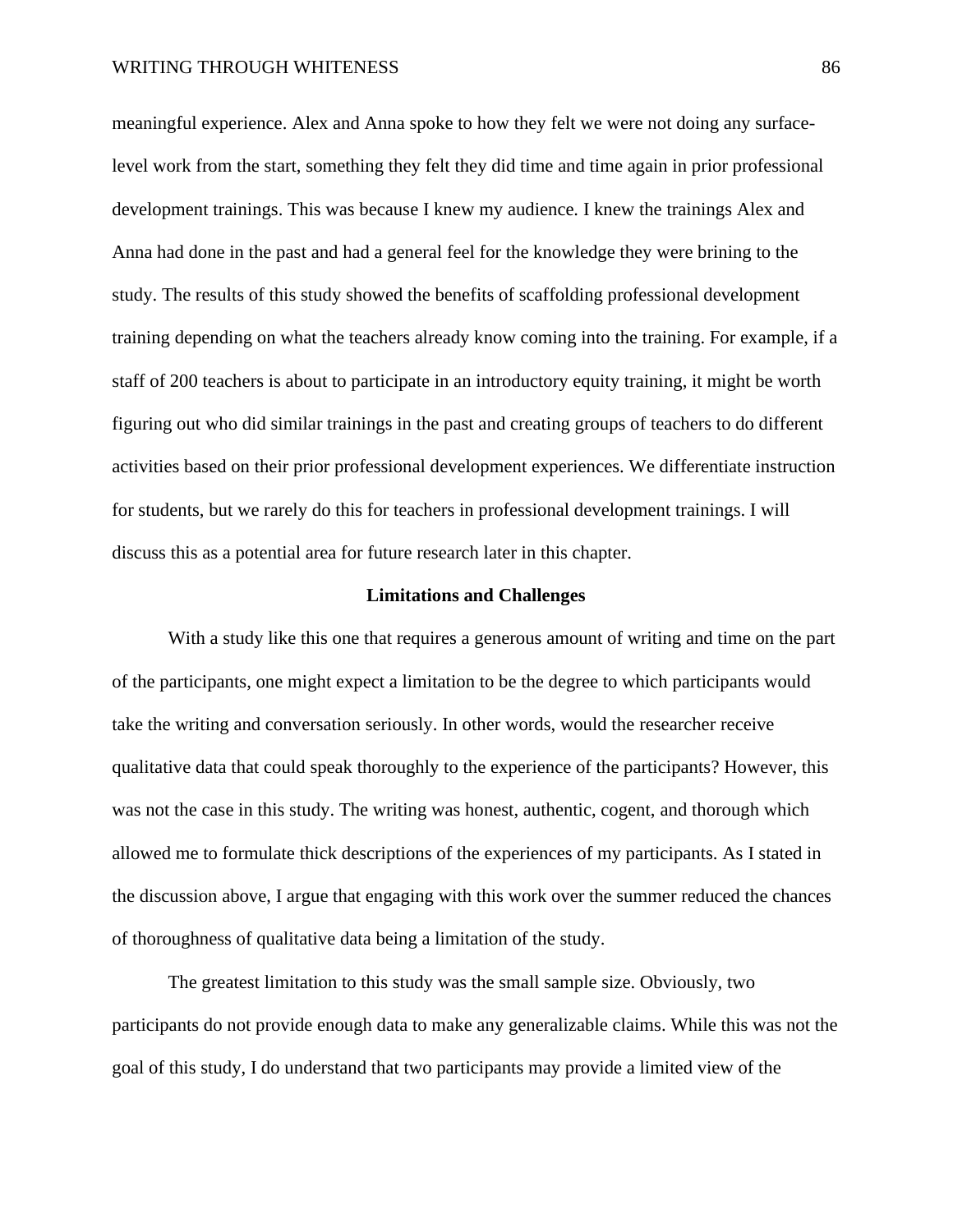meaningful experience. Alex and Anna spoke to how they felt we were not doing any surface-level work from the start, something they felt they did time and time again in prior professional development trainings. This was because I knew my audience. I knew the trainings Alex and Anna had done in the past and had a general feel for the knowledge they were brining to the study. The results of this study showed the benefits of scaffolding professional development training depending on what the teachers already know coming into the training. For example, if a staff of 200 teachers is about to participate in an introductory equity training, it might be worth figuring out who did similar trainings in the past and creating groups of teachers to do different activities based on their prior professional development experiences. We differentiate instruction for students, but we rarely do this for teachers in professional development trainings. I will discuss this as a potential area for future research later in this chapter.

## Limitations and Challenges

With a study like this one that requires a generous amount of writing and time on the part of the participants, one might expect a limitation to be the degree to which participants would take the writing and conversation seriously. In other words, would the researcher receive qualitative data that could speak thoroughly to the experience of the participants? However, this was not the case in this study. The writing was honest, authentic, cogent, and thorough which allowed me to formulate thick descriptions of the experiences of my participants. As I stated in the discussion above, I argue that engaging with this work over the summer reduced the chances of thoroughness of qualitative data being a limitation of the study.

The greatest limitation to this study was the small sample size. Obviously, two participants do not provide enough data to make any generalizable claims. While this was not the goal of this study, I do understand that two participants may provide a limited view of the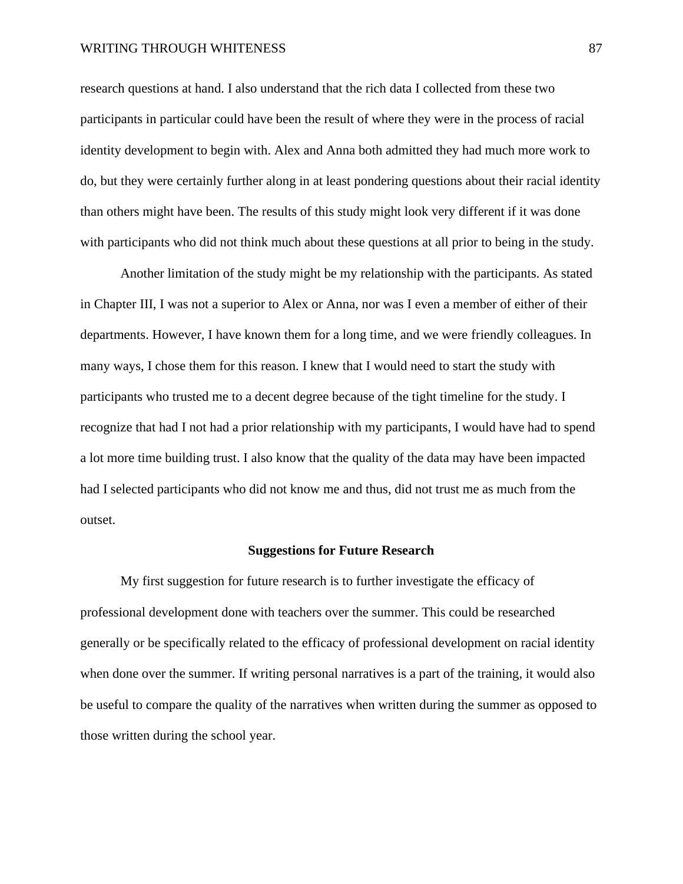research questions at hand. I also understand that the rich data I collected from these two participants in particular could have been the result of where they were in the process of racial identity development to begin with. Alex and Anna both admitted they had much more work to do, but they were certainly further along in at least pondering questions about their racial identity than others might have been. The results of this study might look very different if it was done with participants who did not think much about these questions at all prior to being in the study.

Another limitation of the study might be my relationship with the participants. As stated in Chapter III, I was not a superior to Alex or Anna, nor was I even a member of either of their departments. However, I have known them for a long time, and we were friendly colleagues. In many ways, I chose them for this reason. I knew that I would need to start the study with participants who trusted me to a decent degree because of the tight timeline for the study. I recognize that had I not had a prior relationship with my participants, I would have had to spend a lot more time building trust. I also know that the quality of the data may have been impacted had I selected participants who did not know me and thus, did not trust me as much from the outset.

## Suggestions for Future Research

My first suggestion for future research is to further investigate the efficacy of professional development done with teachers over the summer. This could be researched generally or be specifically related to the efficacy of professional development on racial identity when done over the summer. If writing personal narratives is a part of the training, it would also be useful to compare the quality of the narratives when written during the summer as opposed to those written during the school year.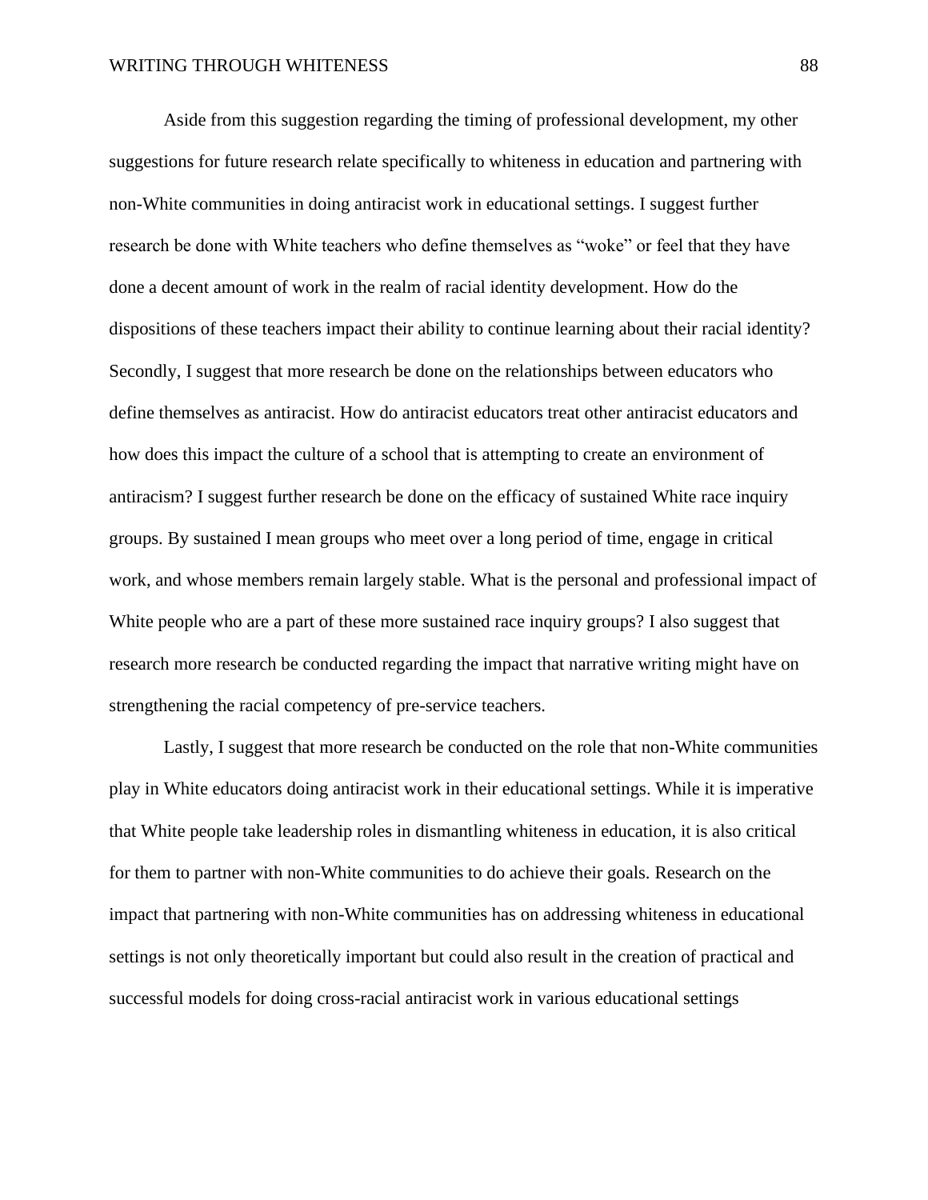Aside from this suggestion regarding the timing of professional development, my other suggestions for future research relate specifically to whiteness in education and partnering with non-White communities in doing antiracist work in educational settings. I suggest further research be done with White teachers who define themselves as "woke" or feel that they have done a decent amount of work in the realm of racial identity development. How do the dispositions of these teachers impact their ability to continue learning about their racial identity? Secondly, I suggest that more research be done on the relationships between educators who define themselves as antiracist. How do antiracist educators treat other antiracist educators and how does this impact the culture of a school that is attempting to create an environment of antiracism? I suggest further research be done on the efficacy of sustained White race inquiry groups. By sustained I mean groups who meet over a long period of time, engage in critical work, and whose members remain largely stable. What is the personal and professional impact of White people who are a part of these more sustained race inquiry groups? I also suggest that research more research be conducted regarding the impact that narrative writing might have on strengthening the racial competency of pre-service teachers.

Lastly, I suggest that more research be conducted on the role that non-White communities play in White educators doing antiracist work in their educational settings. While it is imperative that White people take leadership roles in dismantling whiteness in education, it is also critical for them to partner with non-White communities to do achieve their goals. Research on the impact that partnering with non-White communities has on addressing whiteness in educational settings is not only theoretically important but could also result in the creation of practical and successful models for doing cross-racial antiracist work in various educational settings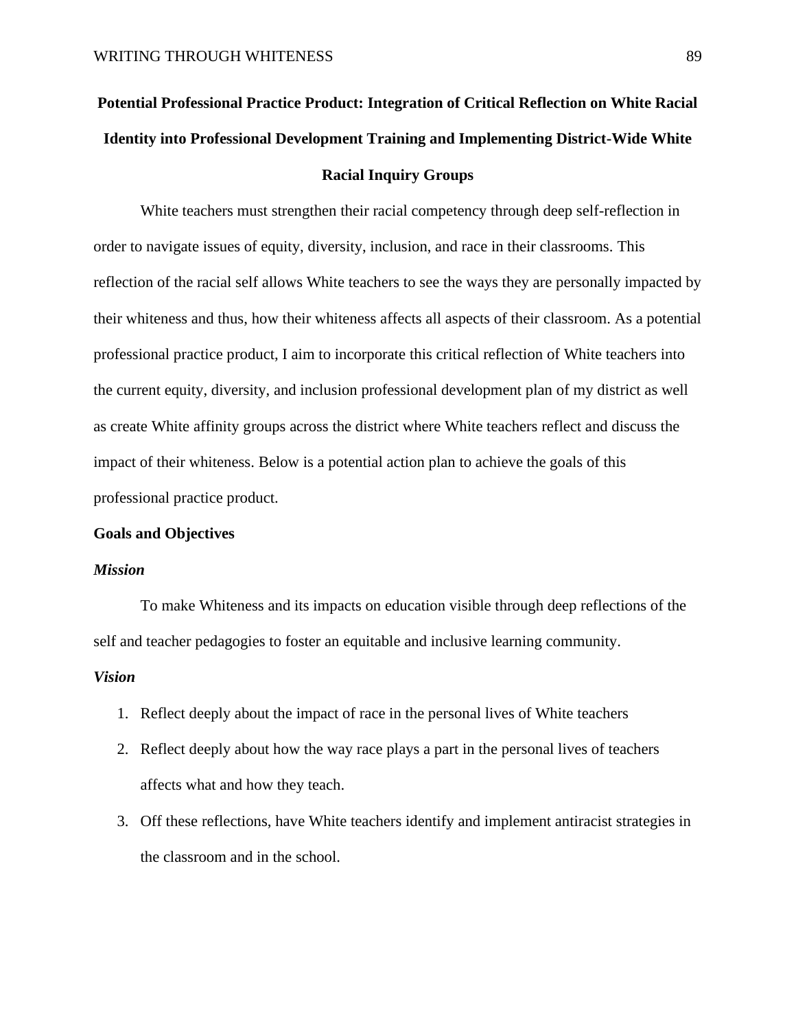# Potential Professional Practice Product: Integration of Critical Reflection on White Racial Identity into Professional Development Training and Implementing District-Wide White Racial Inquiry Groups

White teachers must strengthen their racial competency through deep self-reflection in order to navigate issues of equity, diversity, inclusion, and race in their classrooms. This reflection of the racial self allows White teachers to see the ways they are personally impacted by their whiteness and thus, how their whiteness affects all aspects of their classroom. As a potential professional practice product, I aim to incorporate this critical reflection of White teachers into the current equity, diversity, and inclusion professional development plan of my district as well as create White affinity groups across the district where White teachers reflect and discuss the impact of their whiteness. Below is a potential action plan to achieve the goals of this professional practice product.

## Goals and Objectives

### *Mission*

To make Whiteness and its impacts on education visible through deep reflections of the self and teacher pedagogies to foster an equitable and inclusive learning community.

### *Vision*

1. Reflect deeply about the impact of race in the personal lives of White teachers
2. Reflect deeply about how the way race plays a part in the personal lives of teachers affects what and how they teach.
3. Off these reflections, have White teachers identify and implement antiracist strategies in the classroom and in the school.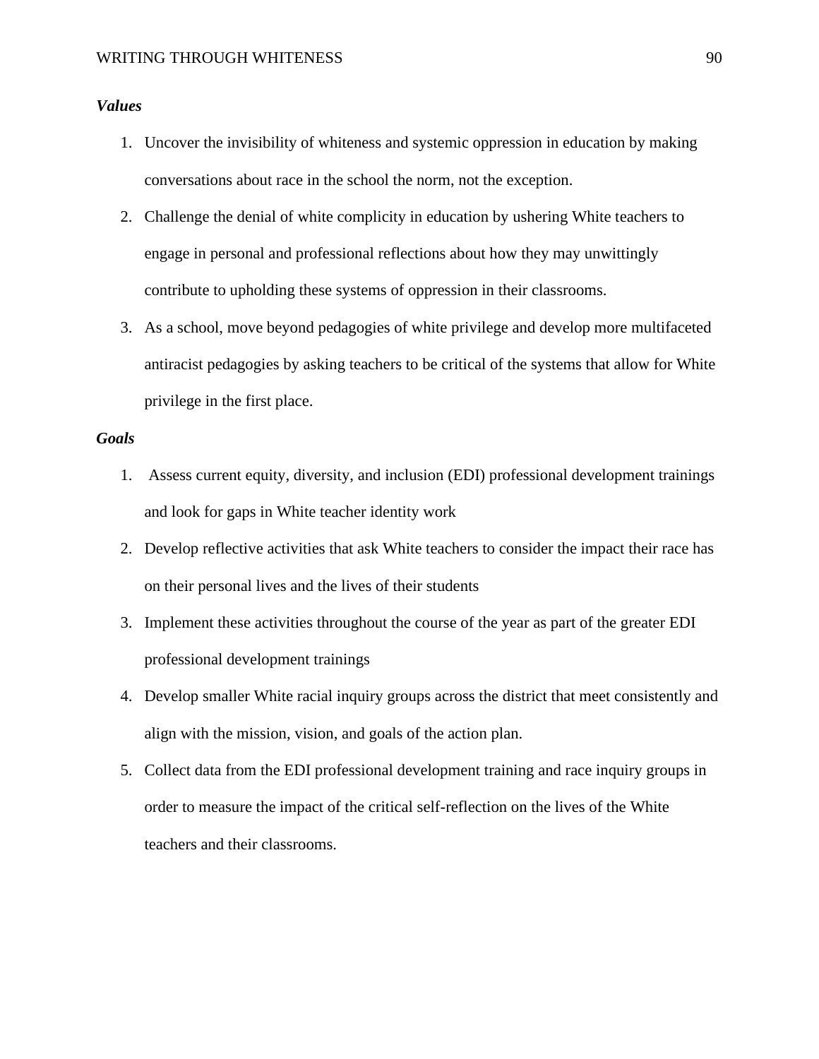***Values***

1. Uncover the invisibility of whiteness and systemic oppression in education by making conversations about race in the school the norm, not the exception.
2. Challenge the denial of white complicity in education by ushering White teachers to engage in personal and professional reflections about how they may unwittingly contribute to upholding these systems of oppression in their classrooms.
3. As a school, move beyond pedagogies of white privilege and develop more multifaceted antiracist pedagogies by asking teachers to be critical of the systems that allow for White privilege in the first place.

***Goals***

1. Assess current equity, diversity, and inclusion (EDI) professional development trainings and look for gaps in White teacher identity work
2. Develop reflective activities that ask White teachers to consider the impact their race has on their personal lives and the lives of their students
3. Implement these activities throughout the course of the year as part of the greater EDI professional development trainings
4. Develop smaller White racial inquiry groups across the district that meet consistently and align with the mission, vision, and goals of the action plan.
5. Collect data from the EDI professional development training and race inquiry groups in order to measure the impact of the critical self-reflection on the lives of the White teachers and their classrooms.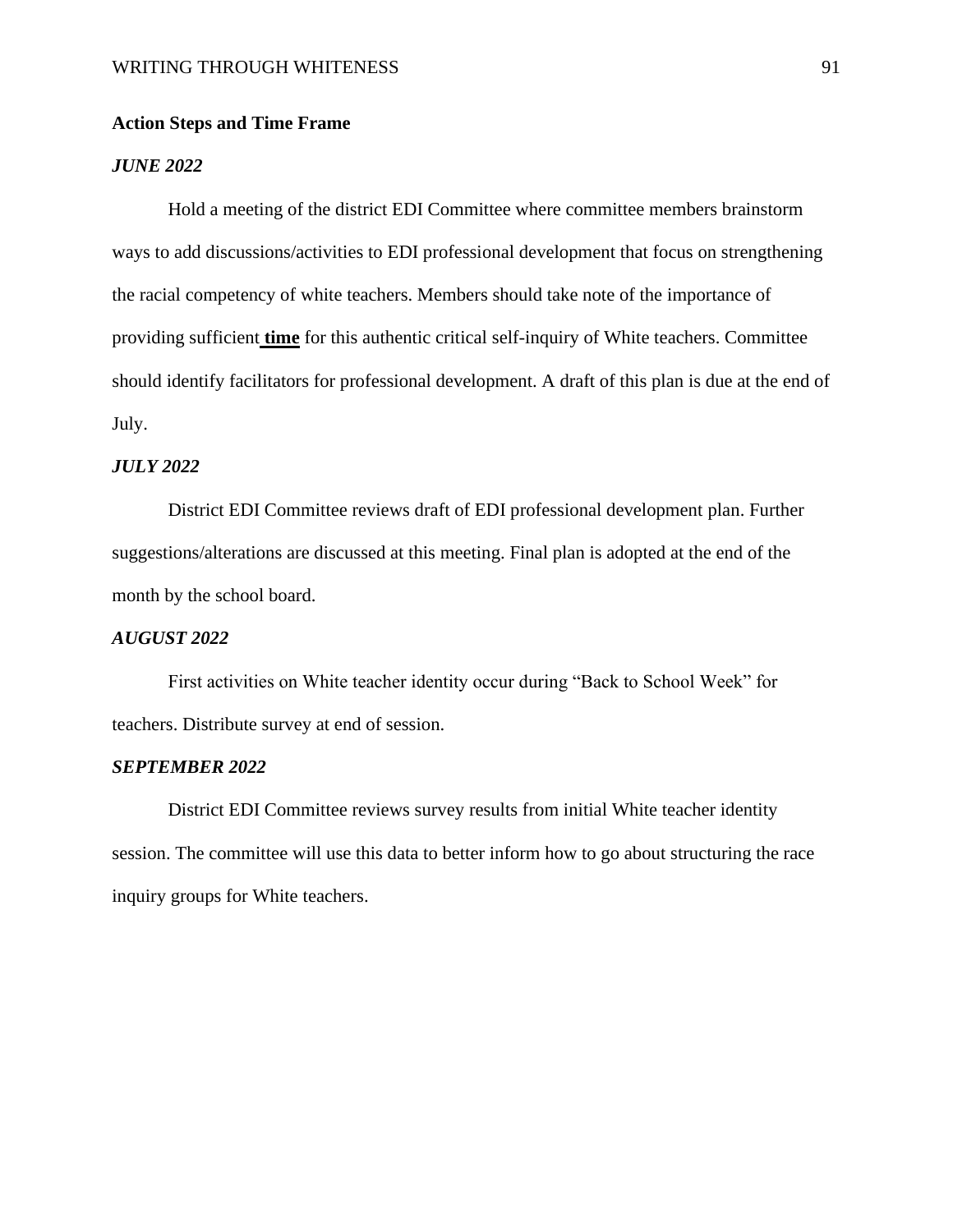**Action Steps and Time Frame**

***JUNE 2022***

Hold a meeting of the district EDI Committee where committee members brainstorm ways to add discussions/activities to EDI professional development that focus on strengthening the racial competency of white teachers. Members should take note of the importance of providing sufficient **time** for this authentic critical self-inquiry of White teachers. Committee should identify facilitators for professional development. A draft of this plan is due at the end of July.

***JULY 2022***

District EDI Committee reviews draft of EDI professional development plan. Further suggestions/alterations are discussed at this meeting. Final plan is adopted at the end of the month by the school board.

***AUGUST 2022***

First activities on White teacher identity occur during "Back to School Week" for teachers. Distribute survey at end of session.

***SEPTEMBER 2022***

District EDI Committee reviews survey results from initial White teacher identity session. The committee will use this data to better inform how to go about structuring the race inquiry groups for White teachers.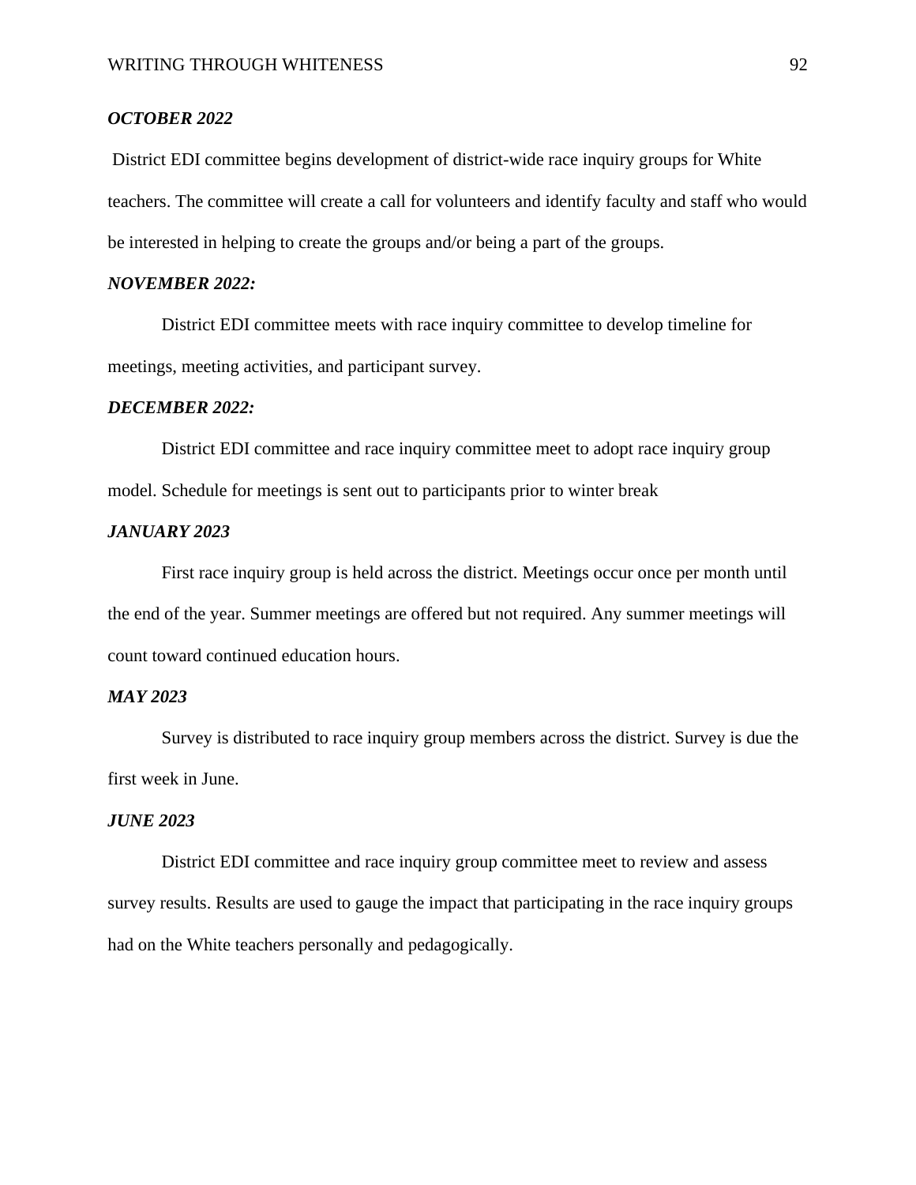***OCTOBER 2022***

District EDI committee begins development of district-wide race inquiry groups for White teachers. The committee will create a call for volunteers and identify faculty and staff who would be interested in helping to create the groups and/or being a part of the groups.

***NOVEMBER 2022:***

District EDI committee meets with race inquiry committee to develop timeline for meetings, meeting activities, and participant survey.

***DECEMBER 2022:***

District EDI committee and race inquiry committee meet to adopt race inquiry group model. Schedule for meetings is sent out to participants prior to winter break

***JANUARY 2023***

First race inquiry group is held across the district. Meetings occur once per month until the end of the year. Summer meetings are offered but not required. Any summer meetings will count toward continued education hours.

***MAY 2023***

Survey is distributed to race inquiry group members across the district. Survey is due the first week in June.

***JUNE 2023***

District EDI committee and race inquiry group committee meet to review and assess survey results. Results are used to gauge the impact that participating in the race inquiry groups had on the White teachers personally and pedagogically.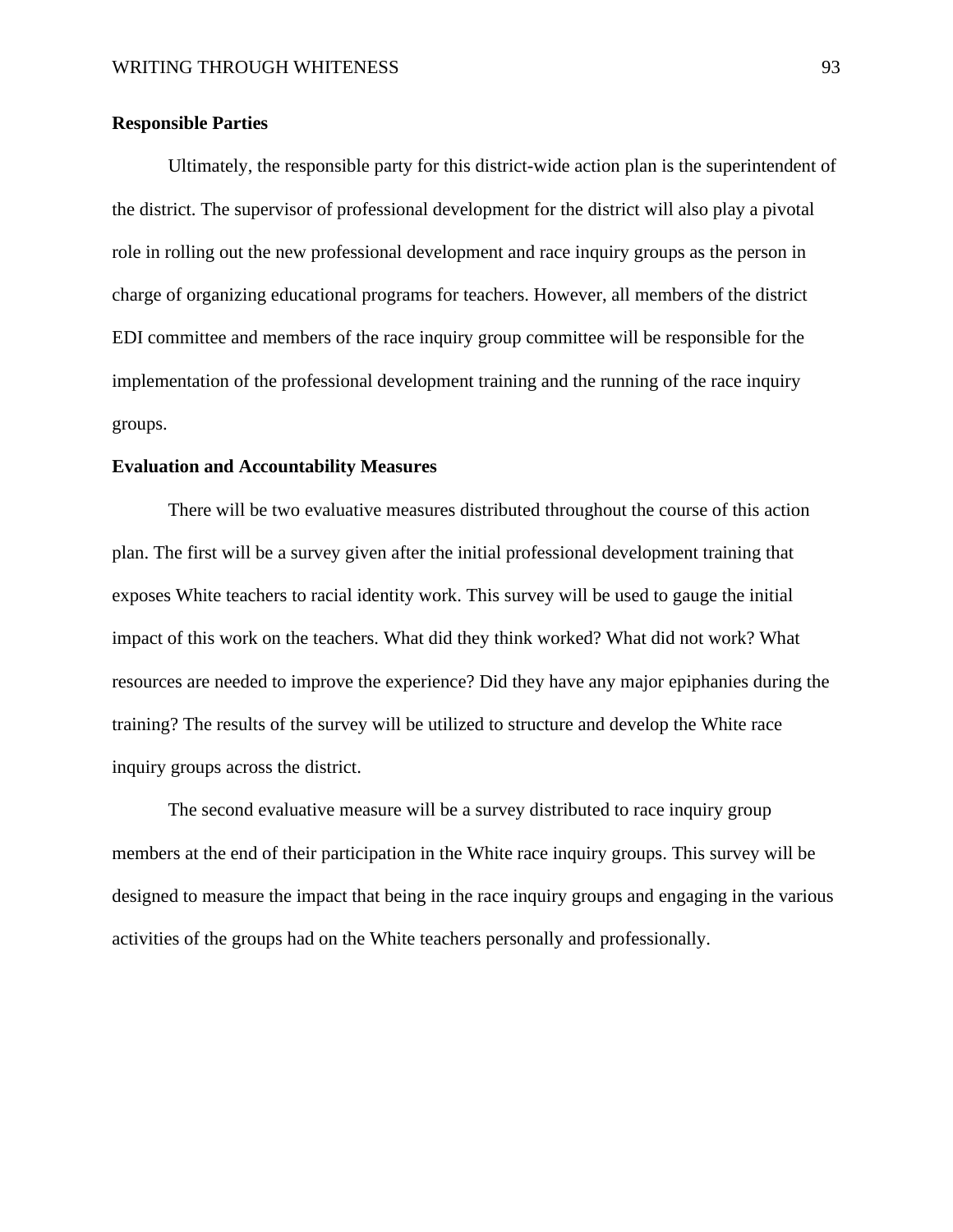**Responsible Parties**

Ultimately, the responsible party for this district-wide action plan is the superintendent of the district. The supervisor of professional development for the district will also play a pivotal role in rolling out the new professional development and race inquiry groups as the person in charge of organizing educational programs for teachers. However, all members of the district EDI committee and members of the race inquiry group committee will be responsible for the implementation of the professional development training and the running of the race inquiry groups.

**Evaluation and Accountability Measures**

There will be two evaluative measures distributed throughout the course of this action plan. The first will be a survey given after the initial professional development training that exposes White teachers to racial identity work. This survey will be used to gauge the initial impact of this work on the teachers. What did they think worked? What did not work? What resources are needed to improve the experience? Did they have any major epiphanies during the training? The results of the survey will be utilized to structure and develop the White race inquiry groups across the district.

The second evaluative measure will be a survey distributed to race inquiry group members at the end of their participation in the White race inquiry groups. This survey will be designed to measure the impact that being in the race inquiry groups and engaging in the various activities of the groups had on the White teachers personally and professionally.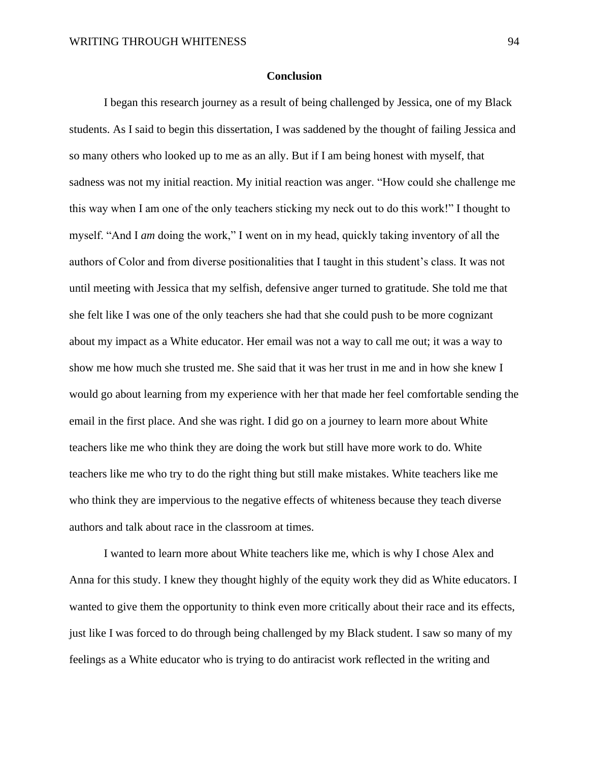## Conclusion

I began this research journey as a result of being challenged by Jessica, one of my Black students. As I said to begin this dissertation, I was saddened by the thought of failing Jessica and so many others who looked up to me as an ally. But if I am being honest with myself, that sadness was not my initial reaction. My initial reaction was anger. "How could she challenge me this way when I am one of the only teachers sticking my neck out to do this work!" I thought to myself. "And I *am* doing the work," I went on in my head, quickly taking inventory of all the authors of Color and from diverse positionalities that I taught in this student's class. It was not until meeting with Jessica that my selfish, defensive anger turned to gratitude. She told me that she felt like I was one of the only teachers she had that she could push to be more cognizant about my impact as a White educator. Her email was not a way to call me out; it was a way to show me how much she trusted me. She said that it was her trust in me and in how she knew I would go about learning from my experience with her that made her feel comfortable sending the email in the first place. And she was right. I did go on a journey to learn more about White teachers like me who think they are doing the work but still have more work to do. White teachers like me who try to do the right thing but still make mistakes. White teachers like me who think they are impervious to the negative effects of whiteness because they teach diverse authors and talk about race in the classroom at times.

I wanted to learn more about White teachers like me, which is why I chose Alex and Anna for this study. I knew they thought highly of the equity work they did as White educators. I wanted to give them the opportunity to think even more critically about their race and its effects, just like I was forced to do through being challenged by my Black student. I saw so many of my feelings as a White educator who is trying to do antiracist work reflected in the writing and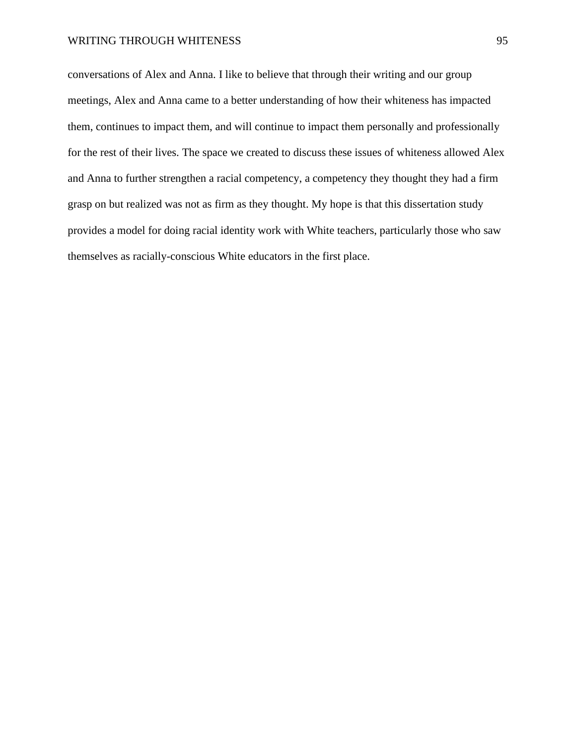conversations of Alex and Anna. I like to believe that through their writing and our group meetings, Alex and Anna came to a better understanding of how their whiteness has impacted them, continues to impact them, and will continue to impact them personally and professionally for the rest of their lives. The space we created to discuss these issues of whiteness allowed Alex and Anna to further strengthen a racial competency, a competency they thought they had a firm grasp on but realized was not as firm as they thought. My hope is that this dissertation study provides a model for doing racial identity work with White teachers, particularly those who saw themselves as racially-conscious White educators in the first place.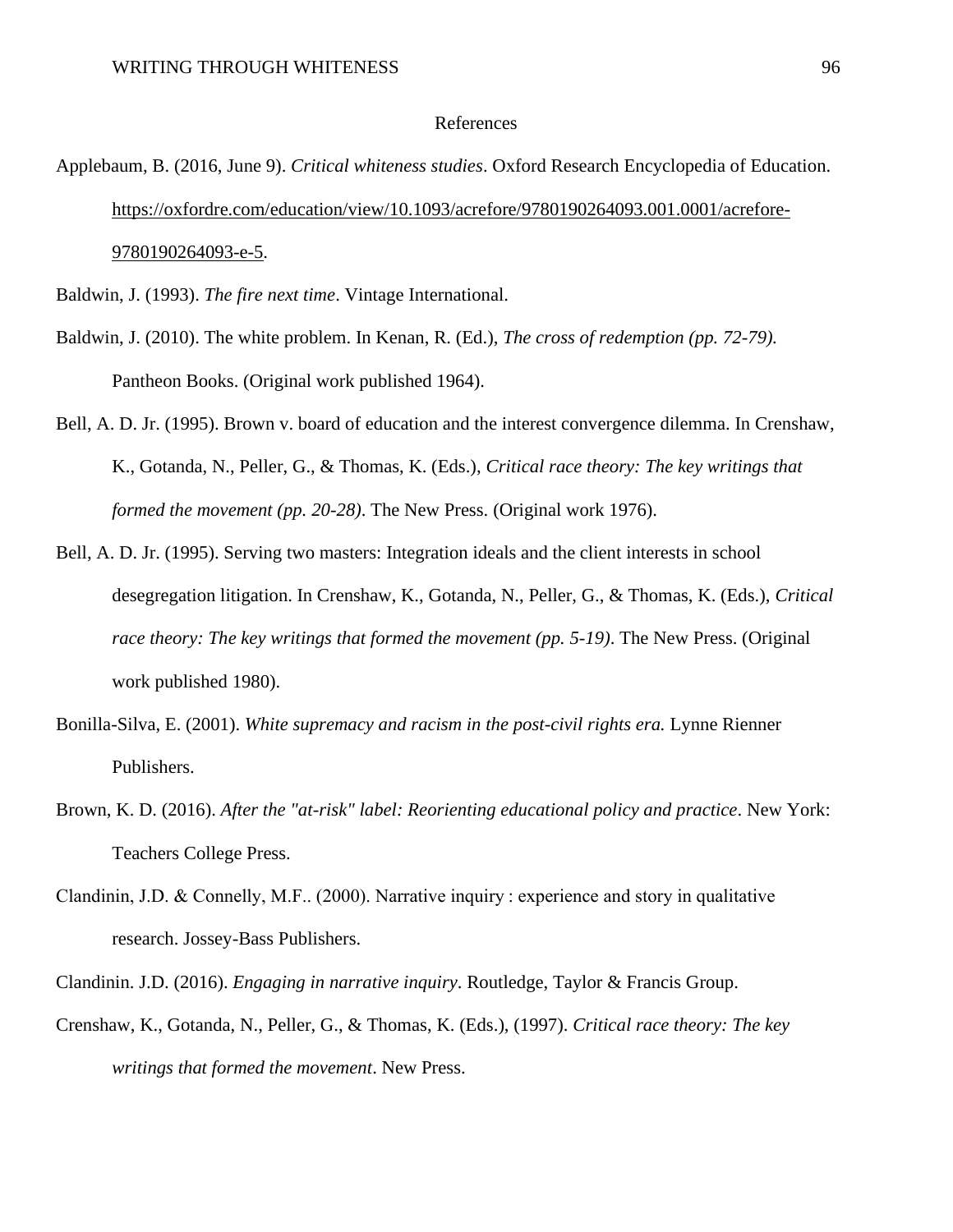# References

Applebaum, B. (2016, June 9). *Critical whiteness studies*. Oxford Research Encyclopedia of Education. https://oxfordre.com/education/view/10.1093/acrefore/9780190264093.001.0001/acrefore-9780190264093-e-5.

Baldwin, J. (1993). *The fire next time*. Vintage International.

Baldwin, J. (2010). The white problem. In Kenan, R. (Ed.), *The cross of redemption (pp. 72-79).* Pantheon Books. (Original work published 1964).

Bell, A. D. Jr. (1995). Brown v. board of education and the interest convergence dilemma. In Crenshaw, K., Gotanda, N., Peller, G., & Thomas, K. (Eds.), *Critical race theory: The key writings that formed the movement (pp. 20-28)*. The New Press. (Original work 1976).

Bell, A. D. Jr. (1995). Serving two masters: Integration ideals and the client interests in school desegregation litigation. In Crenshaw, K., Gotanda, N., Peller, G., & Thomas, K. (Eds.), *Critical race theory: The key writings that formed the movement (pp. 5-19)*. The New Press. (Original work published 1980).

Bonilla-Silva, E. (2001). *White supremacy and racism in the post-civil rights era.* Lynne Rienner Publishers.

Brown, K. D. (2016). *After the "at-risk" label: Reorienting educational policy and practice*. New York: Teachers College Press.

Clandinin, J.D. & Connelly, M.F.. (2000). Narrative inquiry : experience and story in qualitative research. Jossey-Bass Publishers.

Clandinin. J.D. (2016). *Engaging in narrative inquiry*. Routledge, Taylor & Francis Group.

Crenshaw, K., Gotanda, N., Peller, G., & Thomas, K. (Eds.), (1997). *Critical race theory: The key writings that formed the movement*. New Press.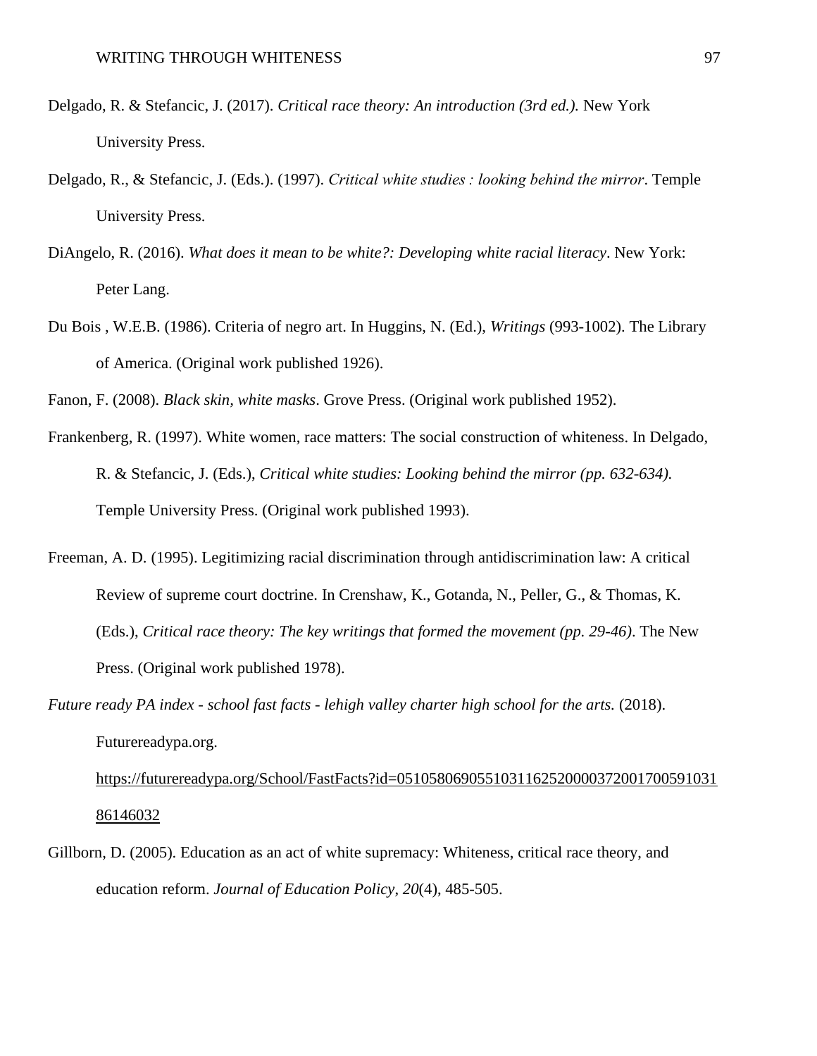Delgado, R. & Stefancic, J. (2017). *Critical race theory: An introduction (3rd ed.).* New York University Press.

Delgado, R., & Stefancic, J. (Eds.). (1997). *Critical white studies : looking behind the mirror*. Temple University Press.

DiAngelo, R. (2016). *What does it mean to be white?: Developing white racial literacy*. New York: Peter Lang.

Du Bois , W.E.B. (1986). Criteria of negro art. In Huggins, N. (Ed.), *Writings* (993-1002). The Library of America. (Original work published 1926).

Fanon, F. (2008). *Black skin, white masks*. Grove Press. (Original work published 1952).

Frankenberg, R. (1997). White women, race matters: The social construction of whiteness. In Delgado, R. & Stefancic, J. (Eds.), *Critical white studies: Looking behind the mirror (pp. 632-634).* Temple University Press. (Original work published 1993).

Freeman, A. D. (1995). Legitimizing racial discrimination through antidiscrimination law: A critical Review of supreme court doctrine. In Crenshaw, K., Gotanda, N., Peller, G., & Thomas, K. (Eds.), *Critical race theory: The key writings that formed the movement (pp. 29-46)*. The New Press. (Original work published 1978).

*Future ready PA index - school fast facts - lehigh valley charter high school for the arts.* (2018). Futurereadypa.org. https://futurereadypa.org/School/FastFacts?id=05105806905510311625200003720017005910318614 6032

Gillborn, D. (2005). Education as an act of white supremacy: Whiteness, critical race theory, and education reform. *Journal of Education Policy*, *20*(4), 485-505.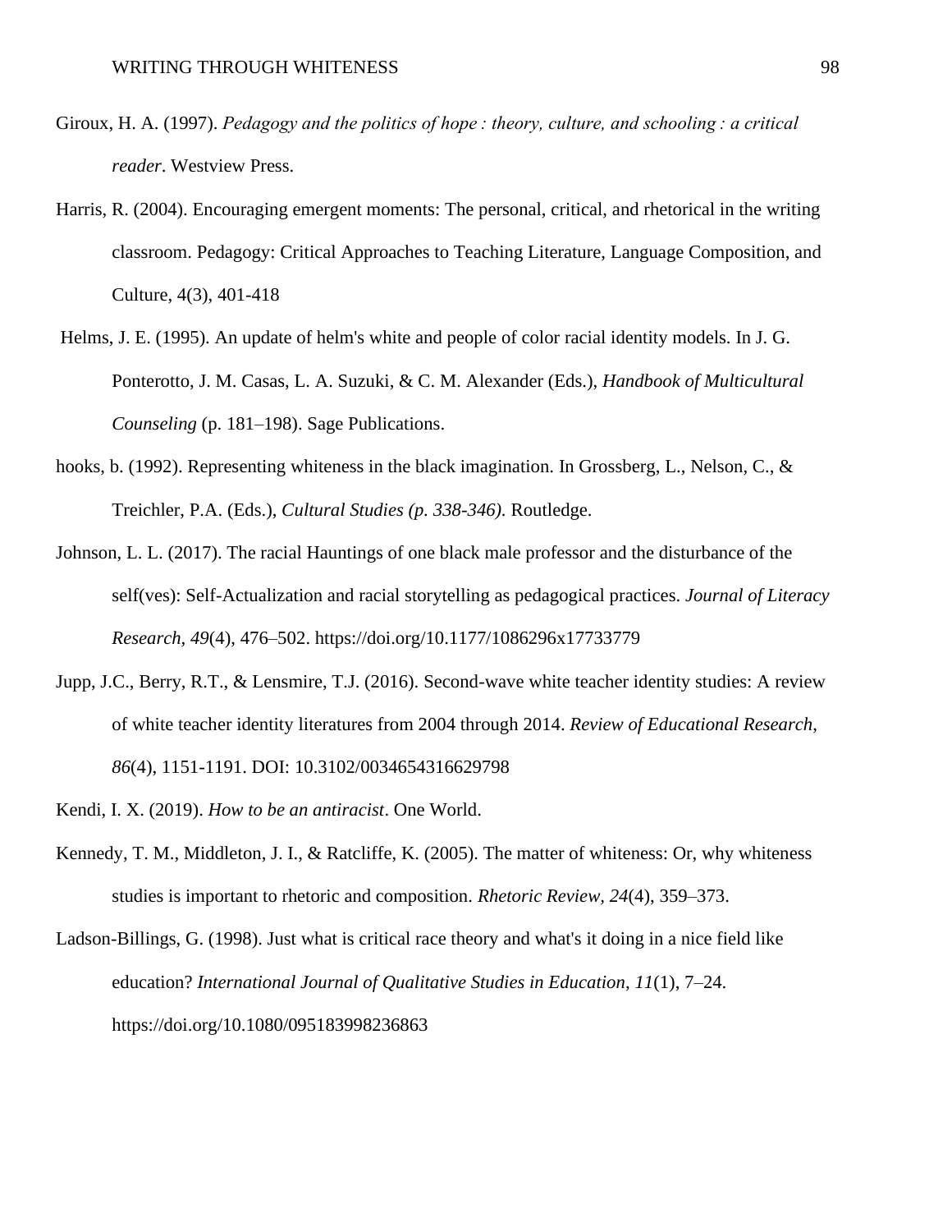Giroux, H. A. (1997). *Pedagogy and the politics of hope : theory, culture, and schooling : a critical reader*. Westview Press.

Harris, R. (2004). Encouraging emergent moments: The personal, critical, and rhetorical in the writing classroom. Pedagogy: Critical Approaches to Teaching Literature, Language Composition, and Culture, 4(3), 401-418

Helms, J. E. (1995). An update of helm's white and people of color racial identity models. In J. G. Ponterotto, J. M. Casas, L. A. Suzuki, & C. M. Alexander (Eds.), *Handbook of Multicultural Counseling* (p. 181–198). Sage Publications.

hooks, b. (1992). Representing whiteness in the black imagination. In Grossberg, L., Nelson, C., & Treichler, P.A. (Eds.), *Cultural Studies (p. 338-346).* Routledge.

Johnson, L. L. (2017). The racial Hauntings of one black male professor and the disturbance of the self(ves): Self-Actualization and racial storytelling as pedagogical practices. *Journal of Literacy Research*, *49*(4), 476–502. https://doi.org/10.1177/1086296x17733779

Jupp, J.C., Berry, R.T., & Lensmire, T.J. (2016). Second-wave white teacher identity studies: A review of white teacher identity literatures from 2004 through 2014. *Review of Educational Research*, *86*(4), 1151-1191. DOI: 10.3102/0034654316629798

Kendi, I. X. (2019). *How to be an antiracist*. One World.

Kennedy, T. M., Middleton, J. I., & Ratcliffe, K. (2005). The matter of whiteness: Or, why whiteness studies is important to rhetoric and composition. *Rhetoric Review, 24*(4), 359–373.

Ladson-Billings, G. (1998). Just what is critical race theory and what's it doing in a nice field like education? *International Journal of Qualitative Studies in Education*, *11*(1), 7–24. https://doi.org/10.1080/095183998236863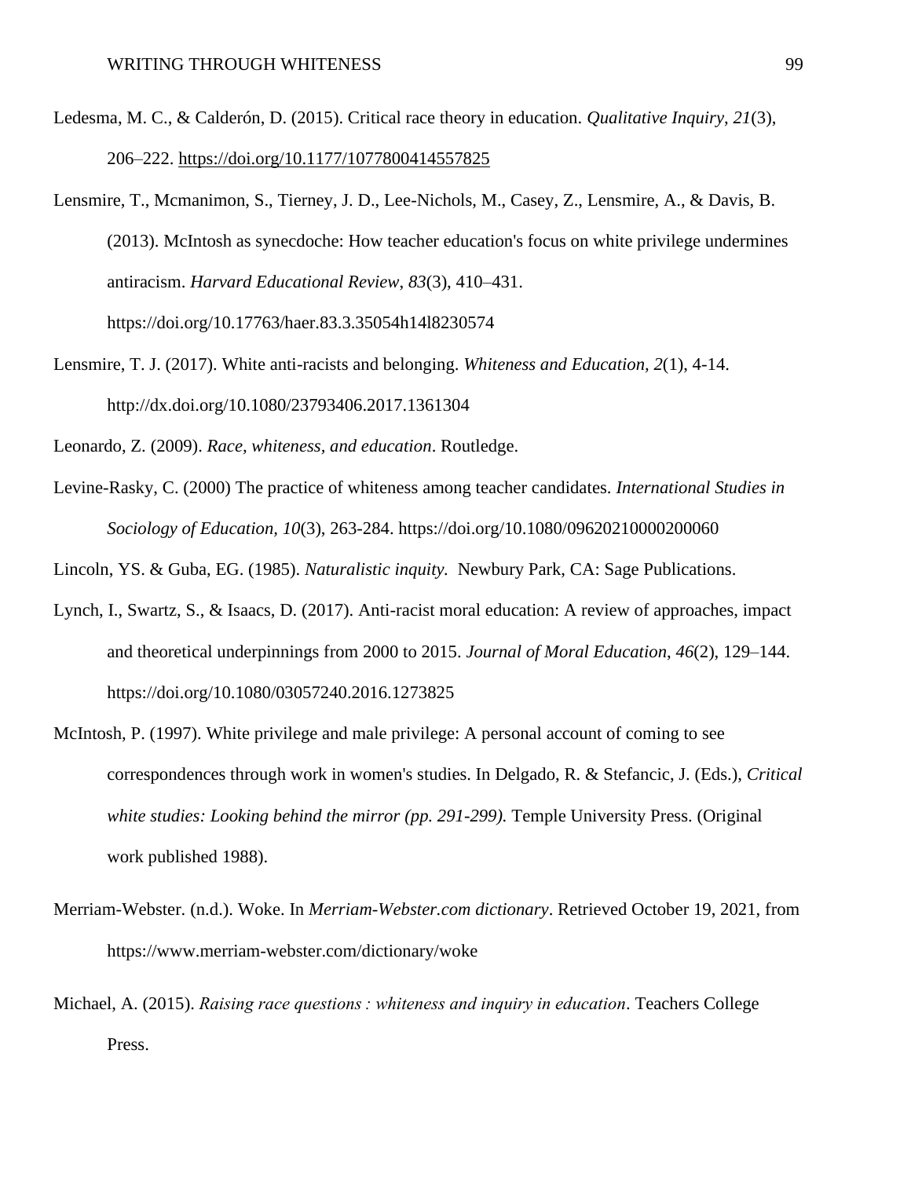Ledesma, M. C., & Calderón, D. (2015). Critical race theory in education. *Qualitative Inquiry*, *21*(3), 206–222. https://doi.org/10.1177/1077800414557825

Lensmire, T., Mcmanimon, S., Tierney, J. D., Lee-Nichols, M., Casey, Z., Lensmire, A., & Davis, B. (2013). McIntosh as synecdoche: How teacher education's focus on white privilege undermines antiracism. *Harvard Educational Review*, *83*(3), 410–431. https://doi.org/10.17763/haer.83.3.35054h14l8230574

Lensmire, T. J. (2017). White anti-racists and belonging. *Whiteness and Education, 2*(1), 4-14. http://dx.doi.org/10.1080/23793406.2017.1361304

Leonardo, Z. (2009). *Race, whiteness, and education*. Routledge.

Levine-Rasky, C. (2000) The practice of whiteness among teacher candidates. *International Studies in Sociology of Education*, *10*(3), 263-284. https://doi.org/10.1080/09620210000200060

Lincoln, YS. & Guba, EG. (1985). *Naturalistic inquity.* Newbury Park, CA: Sage Publications.

Lynch, I., Swartz, S., & Isaacs, D. (2017). Anti-racist moral education: A review of approaches, impact and theoretical underpinnings from 2000 to 2015. *Journal of Moral Education*, *46*(2), 129–144. https://doi.org/10.1080/03057240.2016.1273825

McIntosh, P. (1997). White privilege and male privilege: A personal account of coming to see correspondences through work in women's studies. In Delgado, R. & Stefancic, J. (Eds.), *Critical white studies: Looking behind the mirror (pp. 291-299).* Temple University Press. (Original work published 1988).

Merriam-Webster. (n.d.). Woke. In *Merriam-Webster.com dictionary*. Retrieved October 19, 2021, from https://www.merriam-webster.com/dictionary/woke

Michael, A. (2015). *Raising race questions : whiteness and inquiry in education*. Teachers College Press.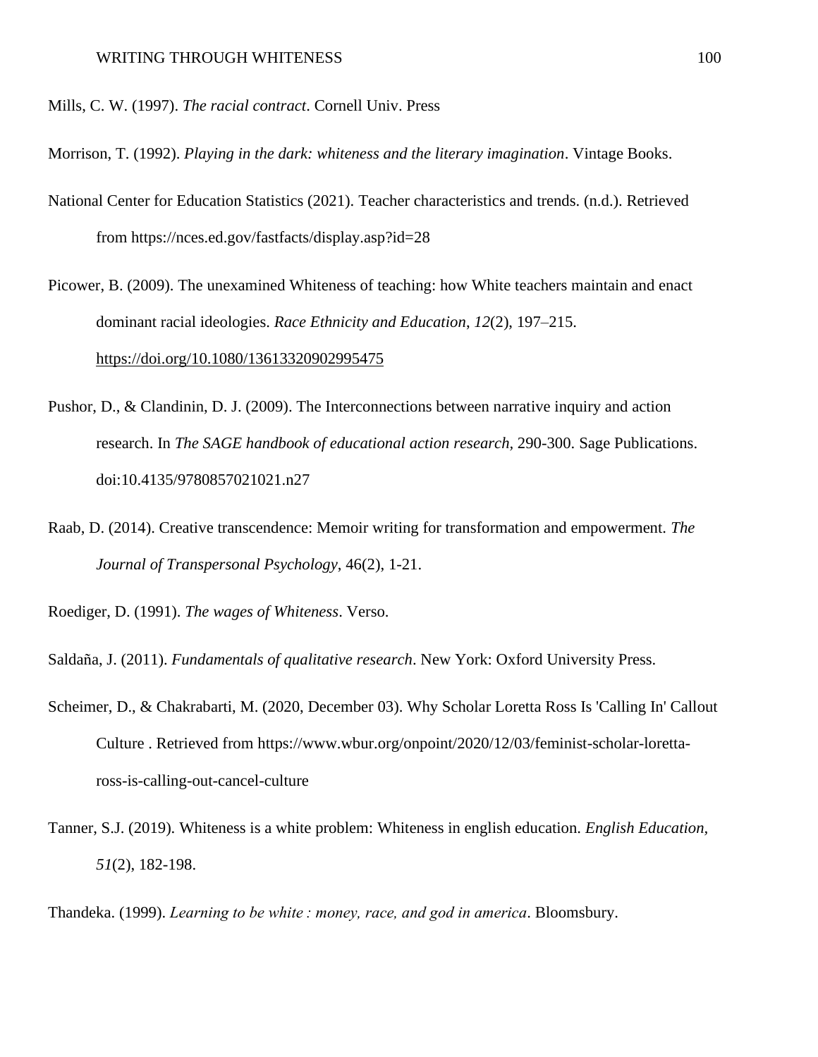Mills, C. W. (1997). *The racial contract*. Cornell Univ. Press

Morrison, T. (1992). *Playing in the dark: whiteness and the literary imagination*. Vintage Books.

National Center for Education Statistics (2021). Teacher characteristics and trends. (n.d.). Retrieved from https://nces.ed.gov/fastfacts/display.asp?id=28

Picower, B. (2009). The unexamined Whiteness of teaching: how White teachers maintain and enact dominant racial ideologies. *Race Ethnicity and Education*, *12*(2), 197–215. https://doi.org/10.1080/13613320902995475

Pushor, D., & Clandinin, D. J. (2009). The Interconnections between narrative inquiry and action research. In *The SAGE handbook of educational action research*, 290-300. Sage Publications. doi:10.4135/9780857021021.n27

Raab, D. (2014). Creative transcendence: Memoir writing for transformation and empowerment. *The Journal of Transpersonal Psychology*, 46(2), 1-21.

Roediger, D. (1991). *The wages of Whiteness*. Verso.

Saldaña, J. (2011). *Fundamentals of qualitative research*. New York: Oxford University Press.

Scheimer, D., & Chakrabarti, M. (2020, December 03). Why Scholar Loretta Ross Is 'Calling In' Callout Culture . Retrieved from https://www.wbur.org/onpoint/2020/12/03/feminist-scholar-loretta-ross-is-calling-out-cancel-culture

Tanner, S.J. (2019). Whiteness is a white problem: Whiteness in english education. *English Education, 51*(2), 182-198.

Thandeka. (1999). *Learning to be white : money, race, and god in america*. Bloomsbury.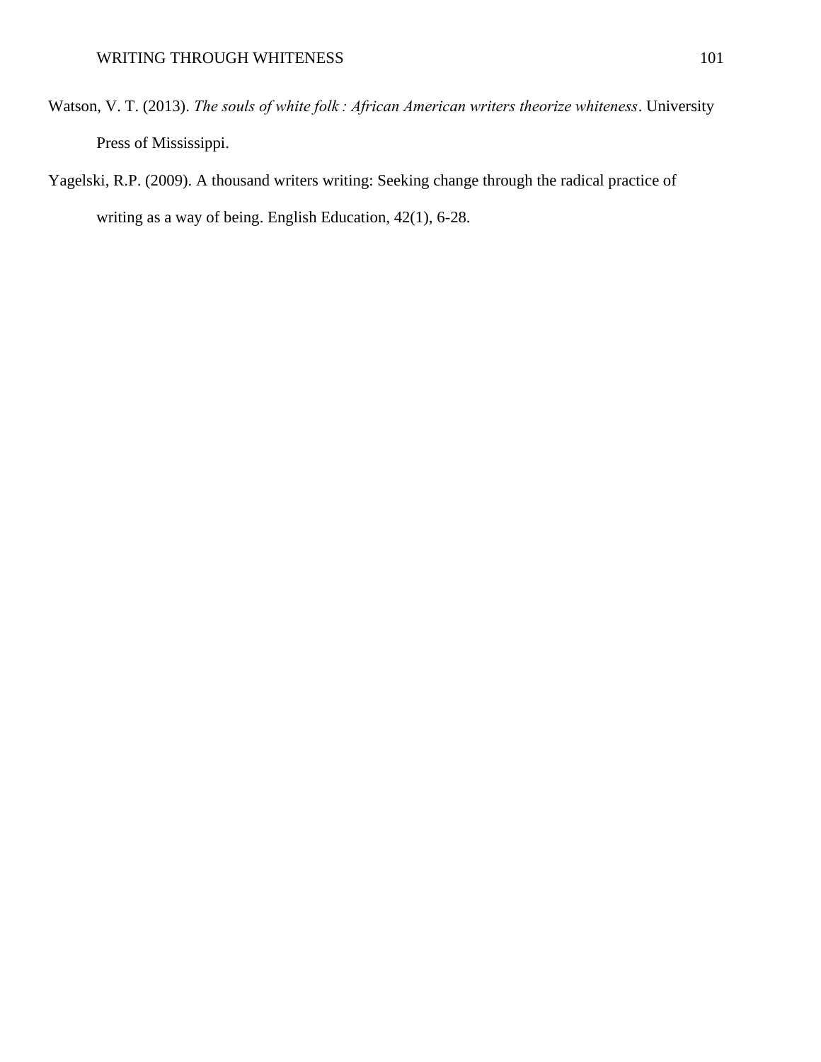Watson, V. T. (2013). *The souls of white folk : African American writers theorize whiteness*. University Press of Mississippi.

Yagelski, R.P. (2009). A thousand writers writing: Seeking change through the radical practice of writing as a way of being. English Education, 42(1), 6-28.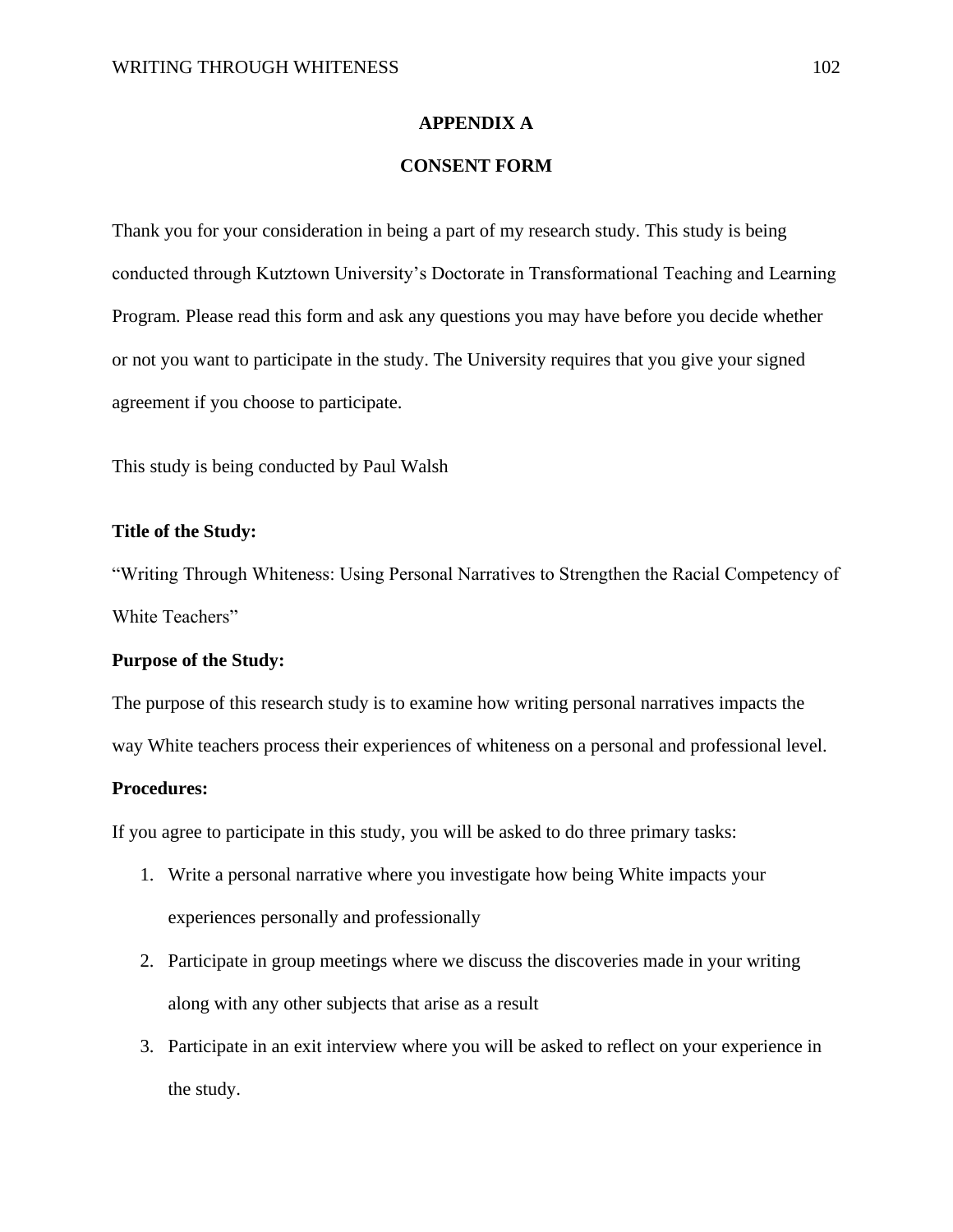## APPENDIX A

## CONSENT FORM

Thank you for your consideration in being a part of my research study. This study is being conducted through Kutztown University's Doctorate in Transformational Teaching and Learning Program. Please read this form and ask any questions you may have before you decide whether or not you want to participate in the study. The University requires that you give your signed agreement if you choose to participate.

This study is being conducted by Paul Walsh

**Title of the Study:**

"Writing Through Whiteness: Using Personal Narratives to Strengthen the Racial Competency of White Teachers"

**Purpose of the Study:**

The purpose of this research study is to examine how writing personal narratives impacts the way White teachers process their experiences of whiteness on a personal and professional level.

**Procedures:**

If you agree to participate in this study, you will be asked to do three primary tasks:

1. Write a personal narrative where you investigate how being White impacts your experiences personally and professionally
2. Participate in group meetings where we discuss the discoveries made in your writing along with any other subjects that arise as a result
3. Participate in an exit interview where you will be asked to reflect on your experience in the study.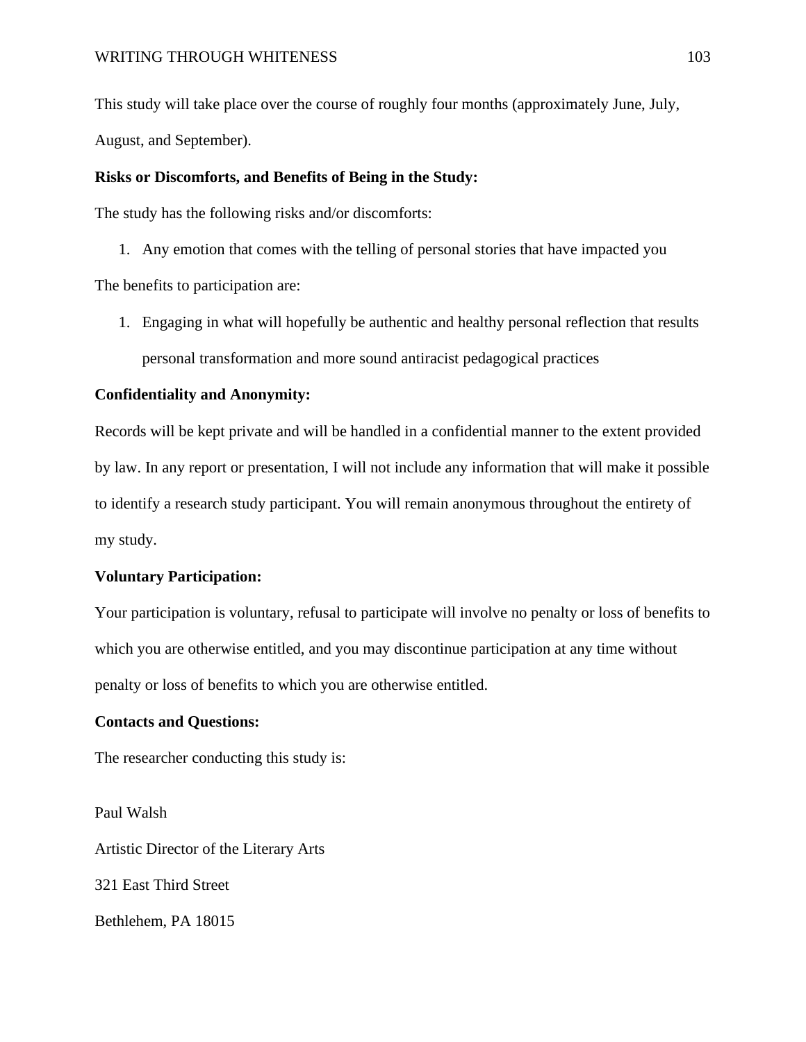This study will take place over the course of roughly four months (approximately June, July, August, and September).

**Risks or Discomforts, and Benefits of Being in the Study:**

The study has the following risks and/or discomforts:

1. Any emotion that comes with the telling of personal stories that have impacted you

The benefits to participation are:

1. Engaging in what will hopefully be authentic and healthy personal reflection that results personal transformation and more sound antiracist pedagogical practices

**Confidentiality and Anonymity:**

Records will be kept private and will be handled in a confidential manner to the extent provided by law. In any report or presentation, I will not include any information that will make it possible to identify a research study participant. You will remain anonymous throughout the entirety of my study.

**Voluntary Participation:**

Your participation is voluntary, refusal to participate will involve no penalty or loss of benefits to which you are otherwise entitled, and you may discontinue participation at any time without penalty or loss of benefits to which you are otherwise entitled.

**Contacts and Questions:**

The researcher conducting this study is:

Paul Walsh

Artistic Director of the Literary Arts

321 East Third Street

Bethlehem, PA 18015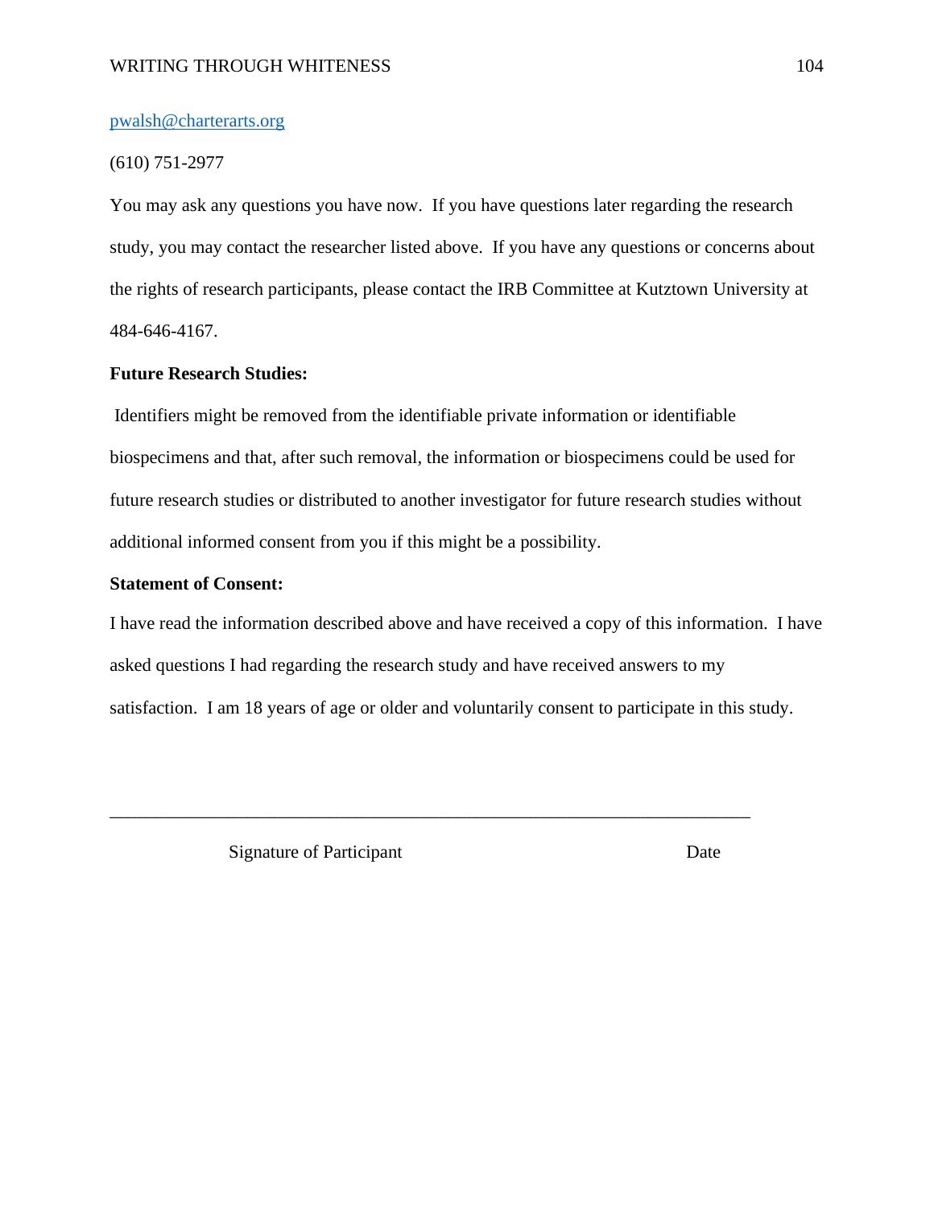pwalsh@charterarts.org

(610) 751-2977

You may ask any questions you have now. If you have questions later regarding the research study, you may contact the researcher listed above. If you have any questions or concerns about the rights of research participants, please contact the IRB Committee at Kutztown University at 484-646-4167.

**Future Research Studies:**

Identifiers might be removed from the identifiable private information or identifiable biospecimens and that, after such removal, the information or biospecimens could be used for future research studies or distributed to another investigator for future research studies without additional informed consent from you if this might be a possibility.

**Statement of Consent:**

I have read the information described above and have received a copy of this information. I have asked questions I had regarding the research study and have received answers to my satisfaction. I am 18 years of age or older and voluntarily consent to participate in this study.

\_\_\_\_\_\_\_\_\_\_\_\_\_\_\_\_\_\_\_\_\_\_\_\_\_\_\_\_\_\_\_\_\_\_\_\_\_\_\_\_\_\_\_\_\_\_\_\_\_\_\_\_\_\_\_\_\_\_\_\_\_\_\_\_\_\_\_\_

Signature of Participant                                        Date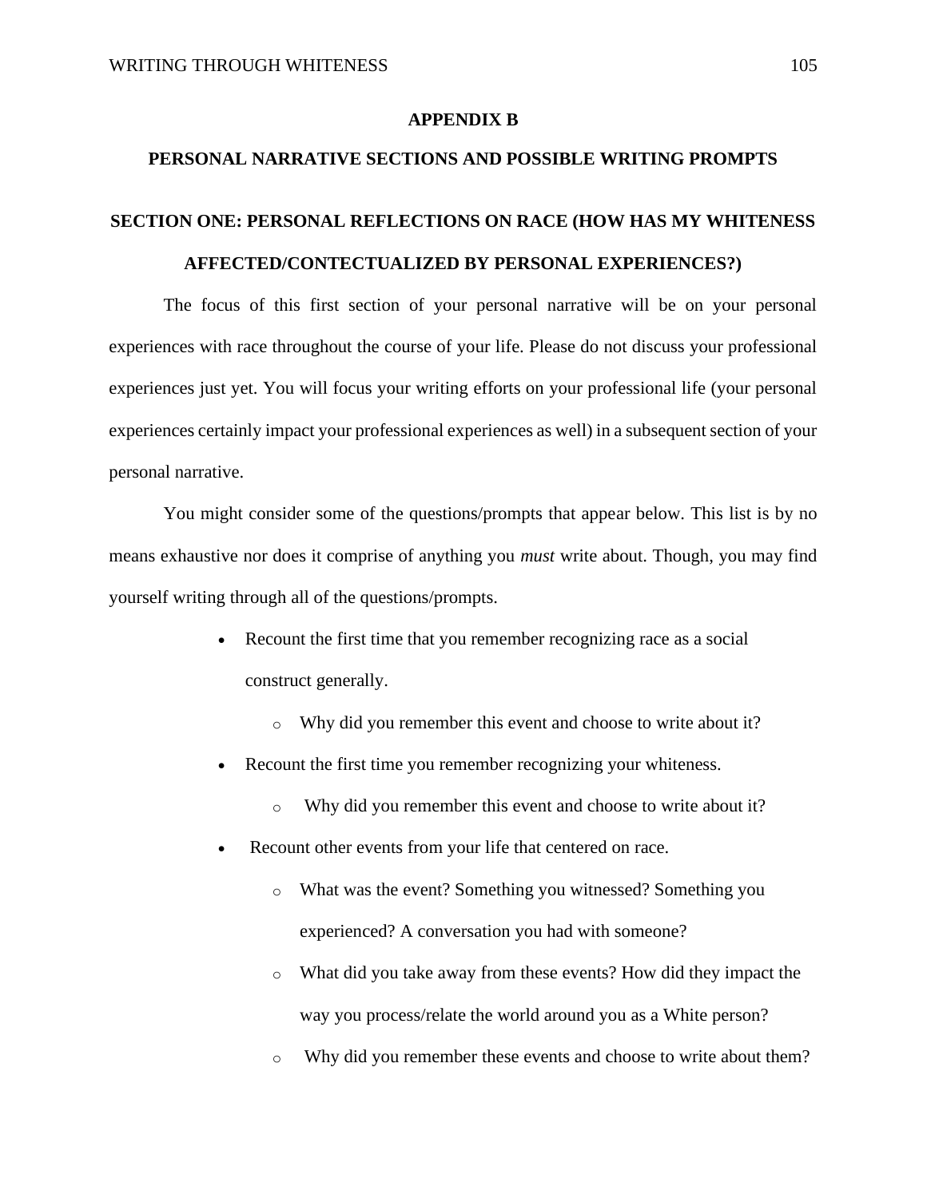# APPENDIX B

## PERSONAL NARRATIVE SECTIONS AND POSSIBLE WRITING PROMPTS

### SECTION ONE: PERSONAL REFLECTIONS ON RACE (HOW HAS MY WHITENESS AFFECTED/CONTECTUALIZED BY PERSONAL EXPERIENCES?)

The focus of this first section of your personal narrative will be on your personal experiences with race throughout the course of your life. Please do not discuss your professional experiences just yet. You will focus your writing efforts on your professional life (your personal experiences certainly impact your professional experiences as well) in a subsequent section of your personal narrative.

You might consider some of the questions/prompts that appear below. This list is by no means exhaustive nor does it comprise of anything you *must* write about. Though, you may find yourself writing through all of the questions/prompts.

- Recount the first time that you remember recognizing race as a social construct generally.
  - Why did you remember this event and choose to write about it?
- Recount the first time you remember recognizing your whiteness.
  - Why did you remember this event and choose to write about it?
- Recount other events from your life that centered on race.
  - What was the event? Something you witnessed? Something you experienced? A conversation you had with someone?
  - What did you take away from these events? How did they impact the way you process/relate the world around you as a White person?
  - Why did you remember these events and choose to write about them?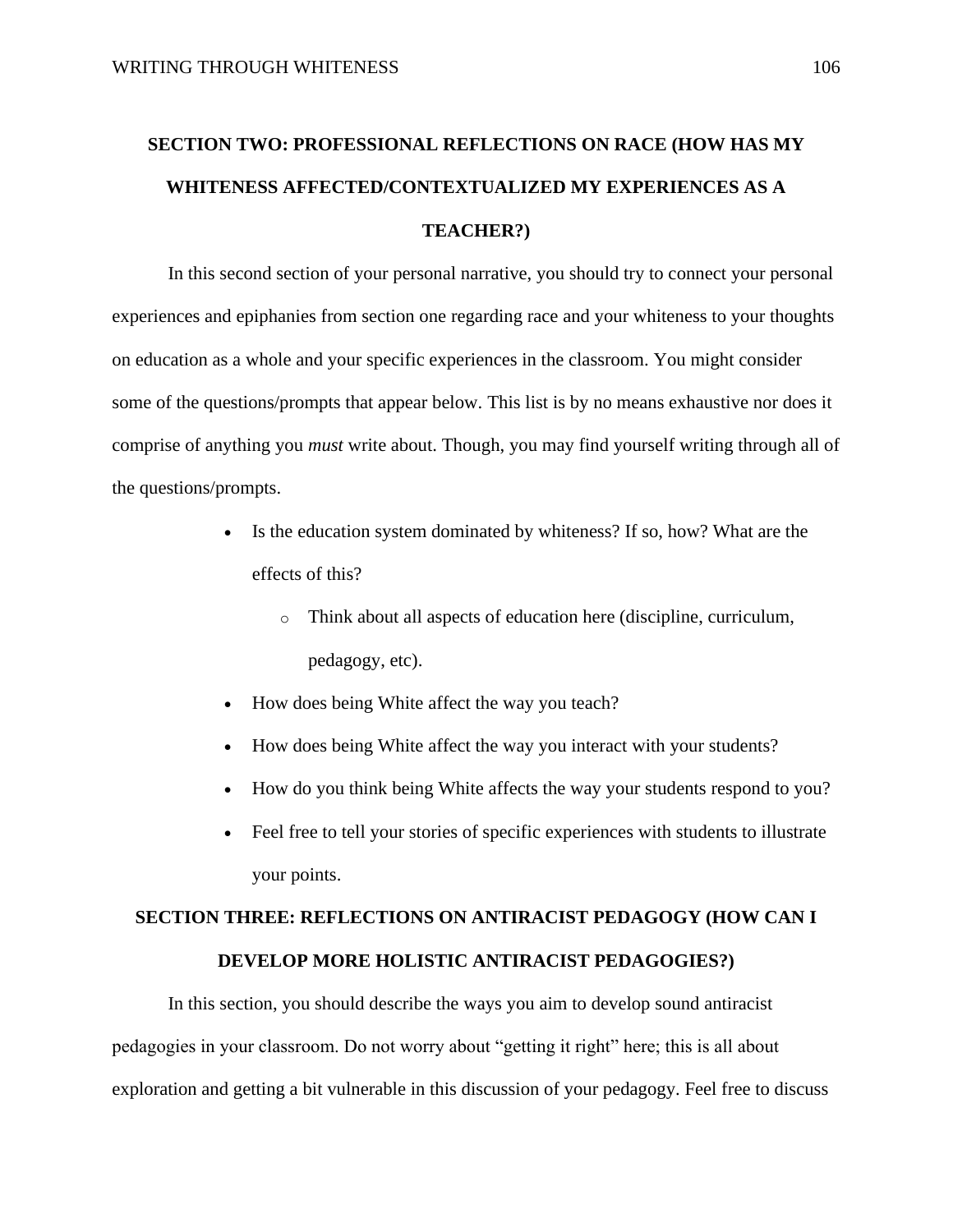## SECTION TWO: PROFESSIONAL REFLECTIONS ON RACE (HOW HAS MY WHITENESS AFFECTED/CONTEXTUALIZED MY EXPERIENCES AS A TEACHER?)

In this second section of your personal narrative, you should try to connect your personal experiences and epiphanies from section one regarding race and your whiteness to your thoughts on education as a whole and your specific experiences in the classroom. You might consider some of the questions/prompts that appear below. This list is by no means exhaustive nor does it comprise of anything you *must* write about. Though, you may find yourself writing through all of the questions/prompts.

- Is the education system dominated by whiteness? If so, how? What are the effects of this?
  - Think about all aspects of education here (discipline, curriculum, pedagogy, etc).
- How does being White affect the way you teach?
- How does being White affect the way you interact with your students?
- How do you think being White affects the way your students respond to you?
- Feel free to tell your stories of specific experiences with students to illustrate your points.

## SECTION THREE: REFLECTIONS ON ANTIRACIST PEDAGOGY (HOW CAN I DEVELOP MORE HOLISTIC ANTIRACIST PEDAGOGIES?)

In this section, you should describe the ways you aim to develop sound antiracist pedagogies in your classroom. Do not worry about "getting it right" here; this is all about exploration and getting a bit vulnerable in this discussion of your pedagogy. Feel free to discuss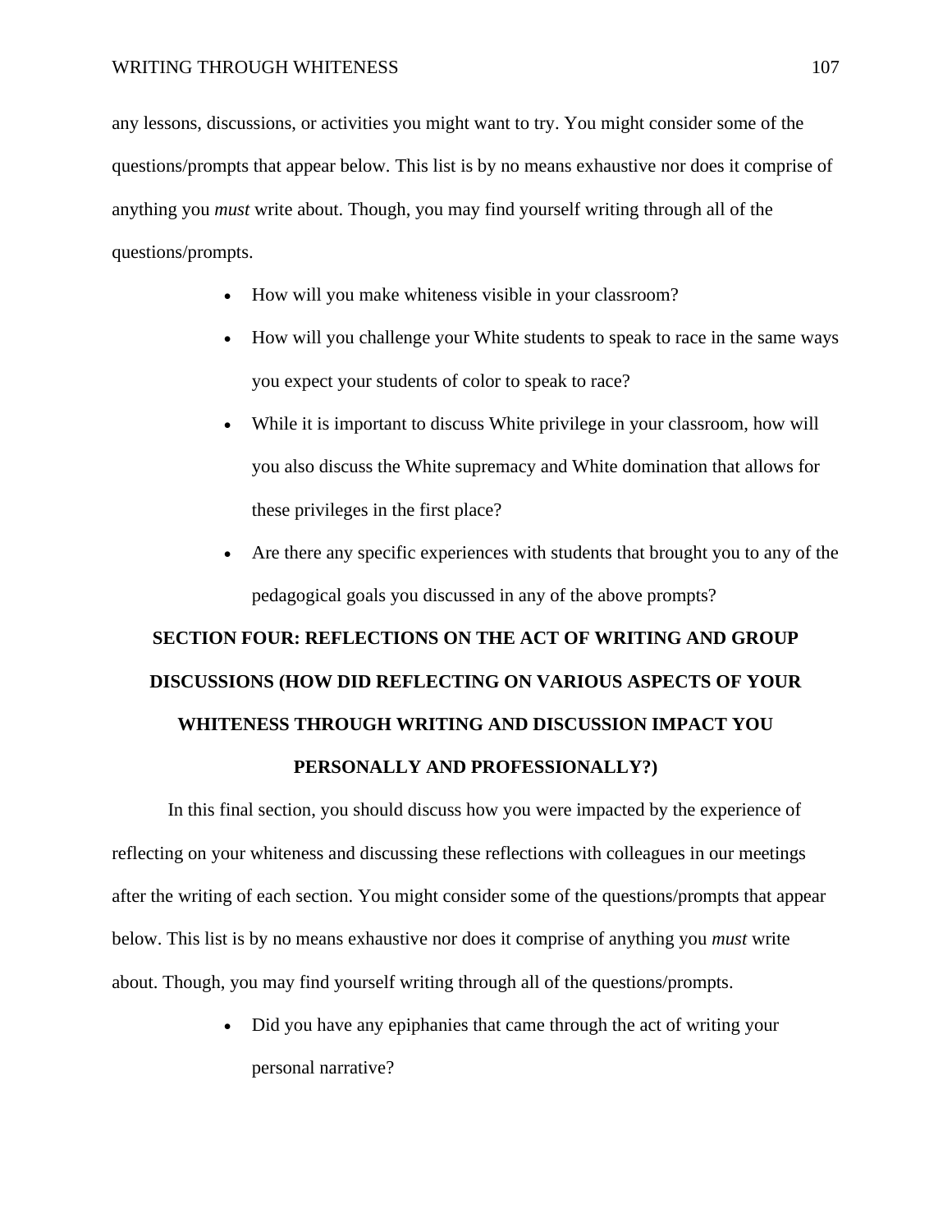any lessons, discussions, or activities you might want to try. You might consider some of the questions/prompts that appear below. This list is by no means exhaustive nor does it comprise of anything you *must* write about. Though, you may find yourself writing through all of the questions/prompts.

- How will you make whiteness visible in your classroom?
- How will you challenge your White students to speak to race in the same ways you expect your students of color to speak to race?
- While it is important to discuss White privilege in your classroom, how will you also discuss the White supremacy and White domination that allows for these privileges in the first place?
- Are there any specific experiences with students that brought you to any of the pedagogical goals you discussed in any of the above prompts?

## SECTION FOUR: REFLECTIONS ON THE ACT OF WRITING AND GROUP DISCUSSIONS (HOW DID REFLECTING ON VARIOUS ASPECTS OF YOUR WHITENESS THROUGH WRITING AND DISCUSSION IMPACT YOU PERSONALLY AND PROFESSIONALLY?)

In this final section, you should discuss how you were impacted by the experience of reflecting on your whiteness and discussing these reflections with colleagues in our meetings after the writing of each section. You might consider some of the questions/prompts that appear below. This list is by no means exhaustive nor does it comprise of anything you *must* write about. Though, you may find yourself writing through all of the questions/prompts.

- Did you have any epiphanies that came through the act of writing your personal narrative?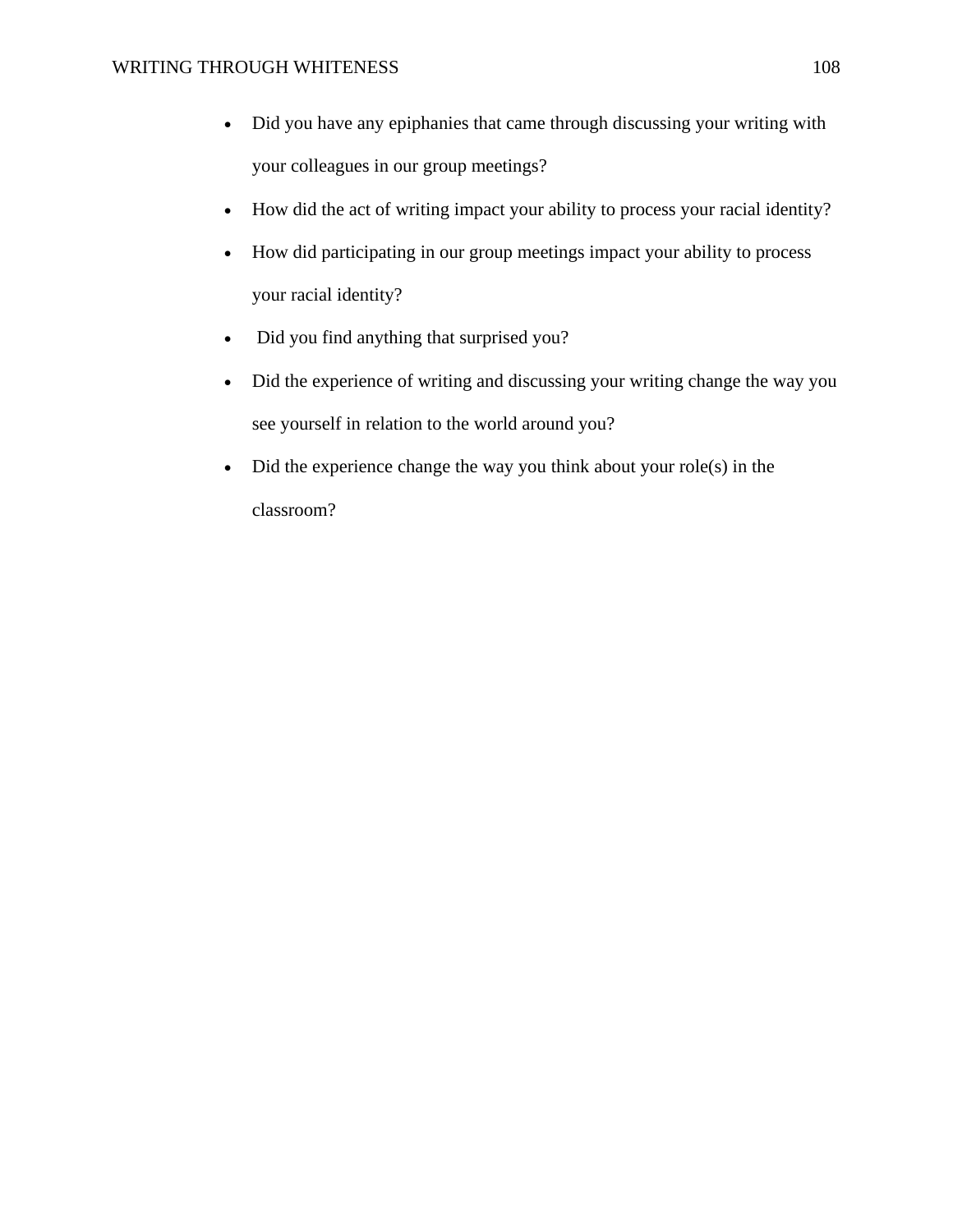- Did you have any epiphanies that came through discussing your writing with your colleagues in our group meetings?
- How did the act of writing impact your ability to process your racial identity?
- How did participating in our group meetings impact your ability to process your racial identity?
- Did you find anything that surprised you?
- Did the experience of writing and discussing your writing change the way you see yourself in relation to the world around you?
- Did the experience change the way you think about your role(s) in the classroom?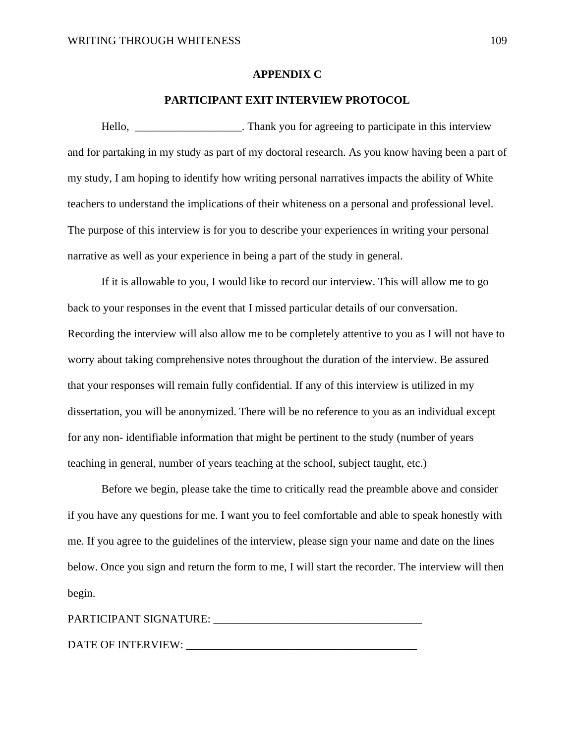# APPENDIX C

## PARTICIPANT EXIT INTERVIEW PROTOCOL

Hello, ___________________. Thank you for agreeing to participate in this interview and for partaking in my study as part of my doctoral research. As you know having been a part of my study, I am hoping to identify how writing personal narratives impacts the ability of White teachers to understand the implications of their whiteness on a personal and professional level. The purpose of this interview is for you to describe your experiences in writing your personal narrative as well as your experience in being a part of the study in general.

If it is allowable to you, I would like to record our interview. This will allow me to go back to your responses in the event that I missed particular details of our conversation. Recording the interview will also allow me to be completely attentive to you as I will not have to worry about taking comprehensive notes throughout the duration of the interview. Be assured that your responses will remain fully confidential. If any of this interview is utilized in my dissertation, you will be anonymized. There will be no reference to you as an individual except for any non- identifiable information that might be pertinent to the study (number of years teaching in general, number of years teaching at the school, subject taught, etc.)

Before we begin, please take the time to critically read the preamble above and consider if you have any questions for me. I want you to feel comfortable and able to speak honestly with me. If you agree to the guidelines of the interview, please sign your name and date on the lines below. Once you sign and return the form to me, I will start the recorder. The interview will then begin.

PARTICIPANT SIGNATURE: _____________________________________

DATE OF INTERVIEW: __________________________________________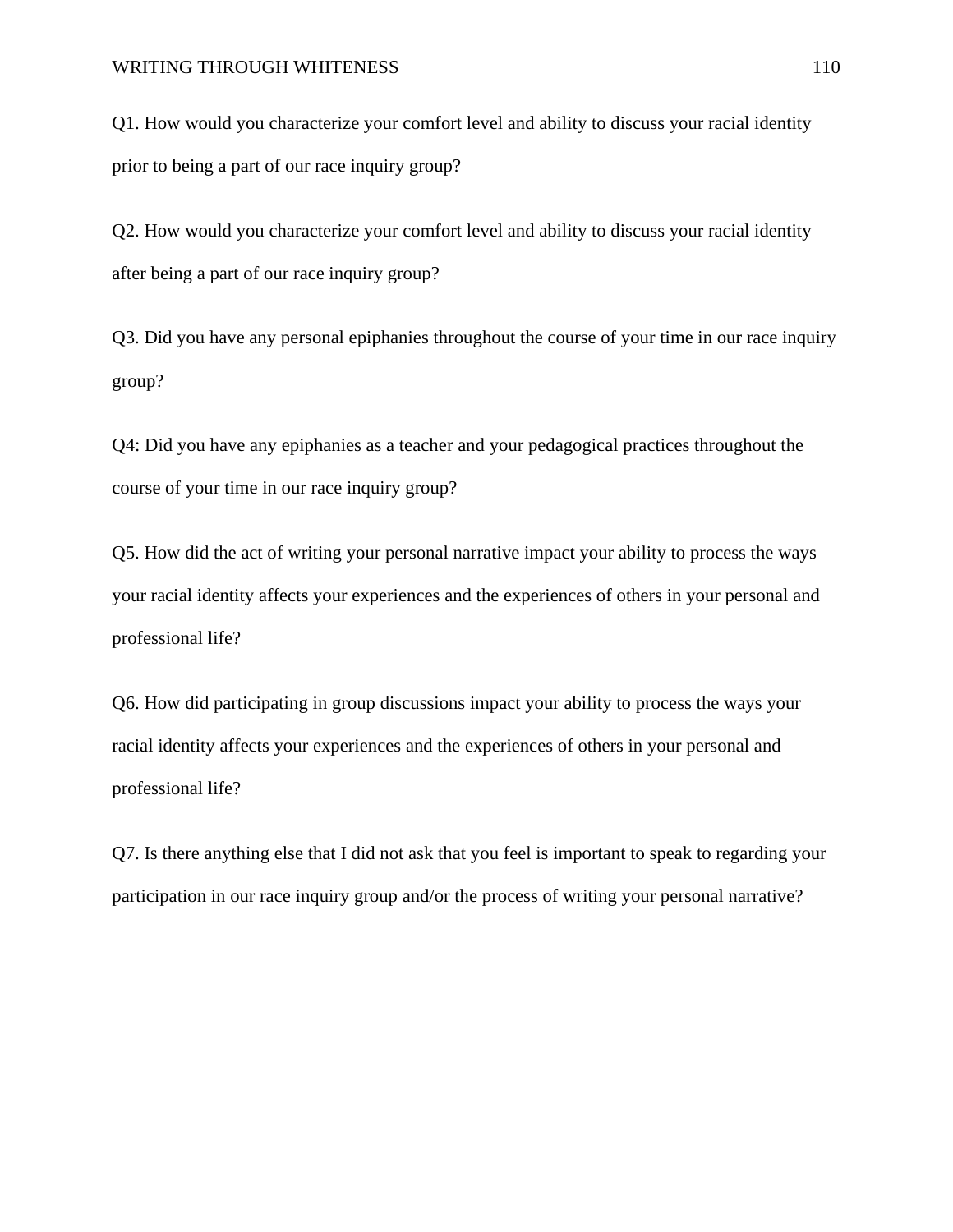Q1. How would you characterize your comfort level and ability to discuss your racial identity prior to being a part of our race inquiry group?

Q2. How would you characterize your comfort level and ability to discuss your racial identity after being a part of our race inquiry group?

Q3. Did you have any personal epiphanies throughout the course of your time in our race inquiry group?

Q4: Did you have any epiphanies as a teacher and your pedagogical practices throughout the course of your time in our race inquiry group?

Q5. How did the act of writing your personal narrative impact your ability to process the ways your racial identity affects your experiences and the experiences of others in your personal and professional life?

Q6. How did participating in group discussions impact your ability to process the ways your racial identity affects your experiences and the experiences of others in your personal and professional life?

Q7. Is there anything else that I did not ask that you feel is important to speak to regarding your participation in our race inquiry group and/or the process of writing your personal narrative?